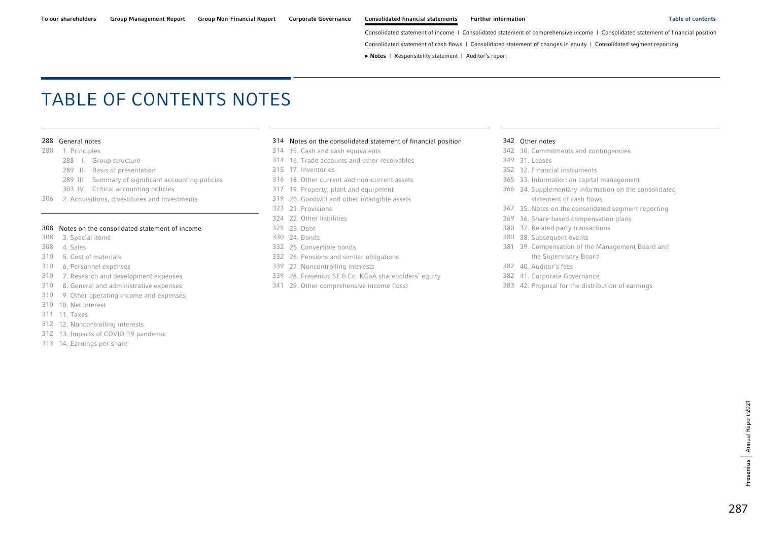# TABLE OF CONTENTS NOTES

288 General notes

288 1. Principles
- 288 I. Group structure
- 289 II. Basis of presentation
- 289 III. Summary of significant accounting policies
- 303 IV. Critical accounting policies

306 2. Acquisitions, divestitures and investments

308 Notes on the consolidated statement of income

308 3. Special items
308 4. Sales
310 5. Cost of materials
310 6. Personnel expenses
310 7. Research and development expenses
310 8. General and administrative expenses
310 9. Other operating income and expenses
310 10. Net interest
311 11. Taxes
312 12. Noncontrolling interests
312 13. Impacts of COVID-19 pandemic
313 14. Earnings per share

314 Notes on the consolidated statement of financial position

314 15. Cash and cash equivalents
314 16. Trade accounts and other receivables
315 17. Inventories
316 18. Other current and non-current assets
317 19. Property, plant and equipment
319 20. Goodwill and other intangible assets
323 21. Provisions
324 22. Other liabilities
325 23. Debt
330 24. Bonds
332 25. Convertible bonds
332 26. Pensions and similar obligations
339 27. Noncontrolling interests
339 28. Fresenius SE & Co. KGaA shareholders' equity
341 29. Other comprehensive income (loss)

342 Other notes

342 30. Commitments and contingencies
349 31. Leases
352 32. Financial instruments
365 33. Information on capital management
366 34. Supplementary information on the consolidated statement of cash flows
367 35. Notes on the consolidated segment reporting
369 36. Share-based compensation plans
380 37. Related party transactions
380 38. Subsequent events
381 39. Compensation of the Management Board and the Supervisory Board
382 40. Auditor's fees
382 41. Corporate Governance
383 42. Proposal for the distribution of earnings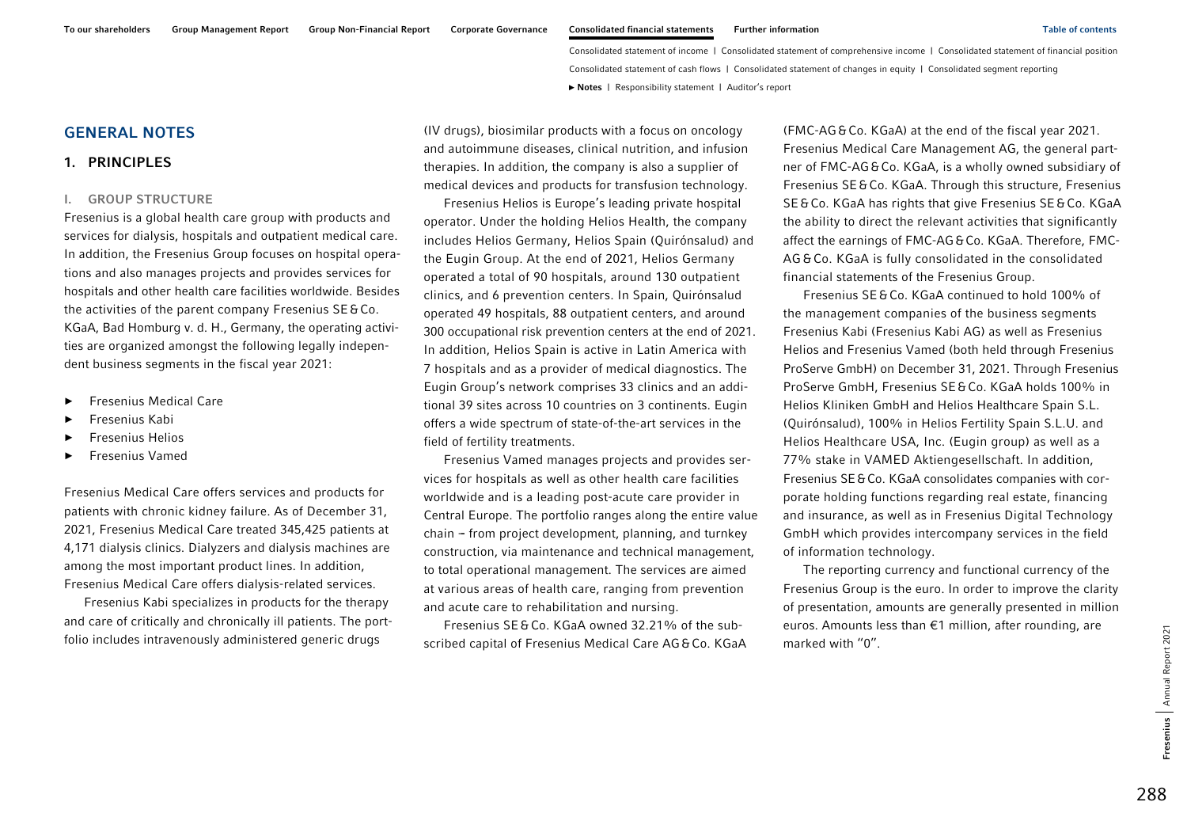## GENERAL NOTES

### 1. PRINCIPLES

#### I. GROUP STRUCTURE

Fresenius is a global health care group with products and services for dialysis, hospitals and outpatient medical care. In addition, the Fresenius Group focuses on hospital operations and also manages projects and provides services for hospitals and other health care facilities worldwide. Besides the activities of the parent company Fresenius SE & Co. KGaA, Bad Homburg v. d. H., Germany, the operating activities are organized amongst the following legally independent business segments in the fiscal year 2021:

- Fresenius Medical Care
- Fresenius Kabi
- Fresenius Helios
- Fresenius Vamed

Fresenius Medical Care offers services and products for patients with chronic kidney failure. As of December 31, 2021, Fresenius Medical Care treated 345,425 patients at 4,171 dialysis clinics. Dialyzers and dialysis machines are among the most important product lines. In addition, Fresenius Medical Care offers dialysis-related services.

Fresenius Kabi specializes in products for the therapy and care of critically and chronically ill patients. The portfolio includes intravenously administered generic drugs (IV drugs), biosimilar products with a focus on oncology and autoimmune diseases, clinical nutrition, and infusion therapies. In addition, the company is also a supplier of medical devices and products for transfusion technology.

Fresenius Helios is Europe's leading private hospital operator. Under the holding Helios Health, the company includes Helios Germany, Helios Spain (Quirónsalud) and the Eugin Group. At the end of 2021, Helios Germany operated a total of 90 hospitals, around 130 outpatient clinics, and 6 prevention centers. In Spain, Quirónsalud operated 49 hospitals, 88 outpatient centers, and around 300 occupational risk prevention centers at the end of 2021. In addition, Helios Spain is active in Latin America with 7 hospitals and as a provider of medical diagnostics. The Eugin Group's network comprises 33 clinics and an additional 39 sites across 10 countries on 3 continents. Eugin offers a wide spectrum of state-of-the-art services in the field of fertility treatments.

Fresenius Vamed manages projects and provides services for hospitals as well as other health care facilities worldwide and is a leading post-acute care provider in Central Europe. The portfolio ranges along the entire value chain – from project development, planning, and turnkey construction, via maintenance and technical management, to total operational management. The services are aimed at various areas of health care, ranging from prevention and acute care to rehabilitation and nursing.

Fresenius SE & Co. KGaA owned 32.21% of the subscribed capital of Fresenius Medical Care AG & Co. KGaA (FMC-AG & Co. KGaA) at the end of the fiscal year 2021. Fresenius Medical Care Management AG, the general partner of FMC-AG & Co. KGaA, is a wholly owned subsidiary of Fresenius SE & Co. KGaA. Through this structure, Fresenius SE & Co. KGaA has rights that give Fresenius SE & Co. KGaA the ability to direct the relevant activities that significantly affect the earnings of FMC-AG & Co. KGaA. Therefore, FMC-AG & Co. KGaA is fully consolidated in the consolidated financial statements of the Fresenius Group.

Fresenius SE & Co. KGaA continued to hold 100% of the management companies of the business segments Fresenius Kabi (Fresenius Kabi AG) as well as Fresenius Helios and Fresenius Vamed (both held through Fresenius ProServe GmbH) on December 31, 2021. Through Fresenius ProServe GmbH, Fresenius SE & Co. KGaA holds 100% in Helios Kliniken GmbH and Helios Healthcare Spain S.L. (Quirónsalud), 100% in Helios Fertility Spain S.L.U. and Helios Healthcare USA, Inc. (Eugin group) as well as a 77% stake in VAMED Aktiengesellschaft. In addition, Fresenius SE & Co. KGaA consolidates companies with corporate holding functions regarding real estate, financing and insurance, as well as in Fresenius Digital Technology GmbH which provides intercompany services in the field of information technology.

The reporting currency and functional currency of the Fresenius Group is the euro. In order to improve the clarity of presentation, amounts are generally presented in million euros. Amounts less than €1 million, after rounding, are marked with "0".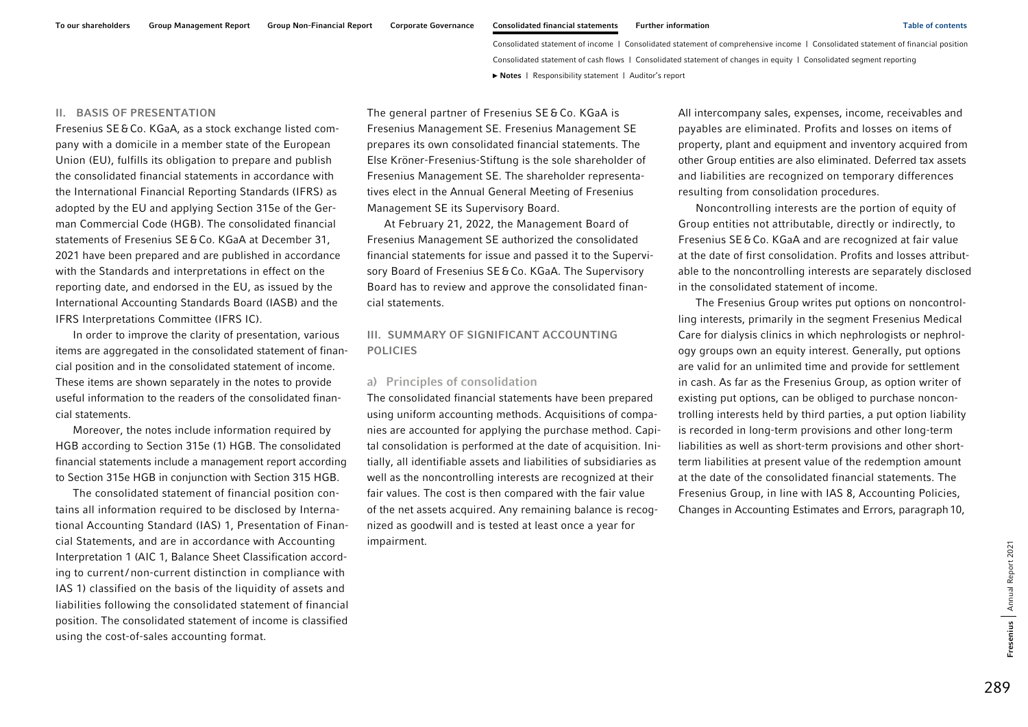## II. BASIS OF PRESENTATION

Fresenius SE & Co. KGaA, as a stock exchange listed company with a domicile in a member state of the European Union (EU), fulfills its obligation to prepare and publish the consolidated financial statements in accordance with the International Financial Reporting Standards (IFRS) as adopted by the EU and applying Section 315e of the German Commercial Code (HGB). The consolidated financial statements of Fresenius SE & Co. KGaA at December 31, 2021 have been prepared and are published in accordance with the Standards and interpretations in effect on the reporting date, and endorsed in the EU, as issued by the International Accounting Standards Board (IASB) and the IFRS Interpretations Committee (IFRS IC).

In order to improve the clarity of presentation, various items are aggregated in the consolidated statement of financial position and in the consolidated statement of income. These items are shown separately in the notes to provide useful information to the readers of the consolidated financial statements.

Moreover, the notes include information required by HGB according to Section 315e (1) HGB. The consolidated financial statements include a management report according to Section 315e HGB in conjunction with Section 315 HGB.

The consolidated statement of financial position contains all information required to be disclosed by International Accounting Standard (IAS) 1, Presentation of Financial Statements, and are in accordance with Accounting Interpretation 1 (AIC 1, Balance Sheet Classification according to current/non-current distinction in compliance with IAS 1) classified on the basis of the liquidity of assets and liabilities following the consolidated statement of financial position. The consolidated statement of income is classified using the cost-of-sales accounting format.

The general partner of Fresenius SE & Co. KGaA is Fresenius Management SE. Fresenius Management SE prepares its own consolidated financial statements. The Else Kröner-Fresenius-Stiftung is the sole shareholder of Fresenius Management SE. The shareholder representatives elect in the Annual General Meeting of Fresenius Management SE its Supervisory Board.

At February 21, 2022, the Management Board of Fresenius Management SE authorized the consolidated financial statements for issue and passed it to the Supervisory Board of Fresenius SE & Co. KGaA. The Supervisory Board has to review and approve the consolidated financial statements.

## III. SUMMARY OF SIGNIFICANT ACCOUNTING POLICIES

### a) Principles of consolidation

The consolidated financial statements have been prepared using uniform accounting methods. Acquisitions of companies are accounted for applying the purchase method. Capital consolidation is performed at the date of acquisition. Initially, all identifiable assets and liabilities of subsidiaries as well as the noncontrolling interests are recognized at their fair values. The cost is then compared with the fair value of the net assets acquired. Any remaining balance is recognized as goodwill and is tested at least once a year for impairment.

All intercompany sales, expenses, income, receivables and payables are eliminated. Profits and losses on items of property, plant and equipment and inventory acquired from other Group entities are also eliminated. Deferred tax assets and liabilities are recognized on temporary differences resulting from consolidation procedures.

Noncontrolling interests are the portion of equity of Group entities not attributable, directly or indirectly, to Fresenius SE & Co. KGaA and are recognized at fair value at the date of first consolidation. Profits and losses attributable to the noncontrolling interests are separately disclosed in the consolidated statement of income.

The Fresenius Group writes put options on noncontrolling interests, primarily in the segment Fresenius Medical Care for dialysis clinics in which nephrologists or nephrology groups own an equity interest. Generally, put options are valid for an unlimited time and provide for settlement in cash. As far as the Fresenius Group, as option writer of existing put options, can be obliged to purchase noncontrolling interests held by third parties, a put option liability is recorded in long-term provisions and other long-term liabilities as well as short-term provisions and other short-term liabilities at present value of the redemption amount at the date of the consolidated financial statements. The Fresenius Group, in line with IAS 8, Accounting Policies, Changes in Accounting Estimates and Errors, paragraph 10,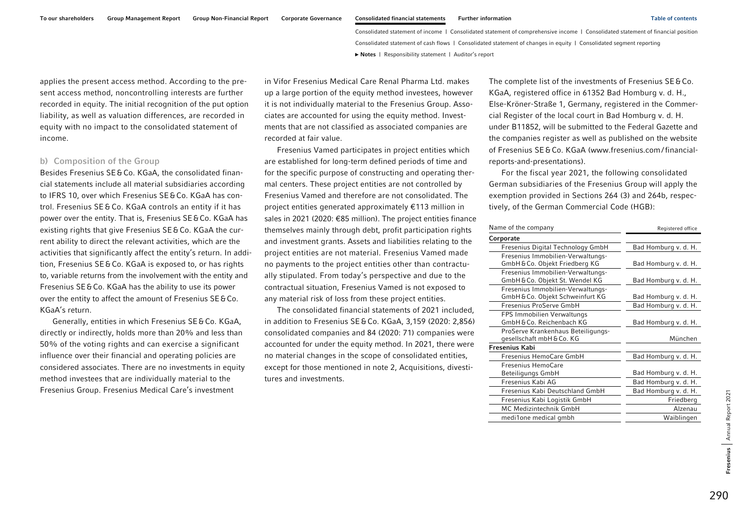applies the present access method. According to the present access method, noncontrolling interests are further recorded in equity. The initial recognition of the put option liability, as well as valuation differences, are recorded in equity with no impact to the consolidated statement of income.

### b) Composition of the Group

Besides Fresenius SE & Co. KGaA, the consolidated financial statements include all material subsidiaries according to IFRS 10, over which Fresenius SE & Co. KGaA has control. Fresenius SE & Co. KGaA controls an entity if it has power over the entity. That is, Fresenius SE & Co. KGaA has existing rights that give Fresenius SE & Co. KGaA the current ability to direct the relevant activities, which are the activities that significantly affect the entity's return. In addition, Fresenius SE & Co. KGaA is exposed to, or has rights to, variable returns from the involvement with the entity and Fresenius SE & Co. KGaA has the ability to use its power over the entity to affect the amount of Fresenius SE & Co. KGaA's return.

Generally, entities in which Fresenius SE & Co. KGaA, directly or indirectly, holds more than 20% and less than 50% of the voting rights and can exercise a significant influence over their financial and operating policies are considered associates. There are no investments in equity method investees that are individually material to the Fresenius Group. Fresenius Medical Care's investment in Vifor Fresenius Medical Care Renal Pharma Ltd. makes up a large portion of the equity method investees, however it is not individually material to the Fresenius Group. Associates are accounted for using the equity method. Investments that are not classified as associated companies are recorded at fair value.

Fresenius Vamed participates in project entities which are established for long-term defined periods of time and for the specific purpose of constructing and operating thermal centers. These project entities are not controlled by Fresenius Vamed and therefore are not consolidated. The project entities generated approximately €113 million in sales in 2021 (2020: €85 million). The project entities finance themselves mainly through debt, profit participation rights and investment grants. Assets and liabilities relating to the project entities are not material. Fresenius Vamed made no payments to the project entities other than contractually stipulated. From today's perspective and due to the contractual situation, Fresenius Vamed is not exposed to any material risk of loss from these project entities.

The consolidated financial statements of 2021 included, in addition to Fresenius SE & Co. KGaA, 3,159 (2020: 2,856) consolidated companies and 84 (2020: 71) companies were accounted for under the equity method. In 2021, there were no material changes in the scope of consolidated entities, except for those mentioned in note 2, Acquisitions, divestitures and investments.

The complete list of the investments of Fresenius SE & Co. KGaA, registered office in 61352 Bad Homburg v. d. H., Else-Kröner-Straße 1, Germany, registered in the Commercial Register of the local court in Bad Homburg v. d. H. under B11852, will be submitted to the Federal Gazette and the companies register as well as published on the website of Fresenius SE & Co. KGaA (www.fresenius.com / financial-reports-and-presentations).

For the fiscal year 2021, the following consolidated German subsidiaries of the Fresenius Group will apply the exemption provided in Sections 264 (3) and 264b, respectively, of the German Commercial Code (HGB):

| Name of the company | Registered office |
|---|---|
| **Corporate** | |
| Fresenius Digital Technology GmbH | Bad Homburg v. d. H. |
| Fresenius Immobilien-Verwaltungs-GmbH & Co. Objekt Friedberg KG | Bad Homburg v. d. H. |
| Fresenius Immobilien-Verwaltungs-GmbH & Co. Objekt St. Wendel KG | Bad Homburg v. d. H. |
| Fresenius Immobilien-Verwaltungs-GmbH & Co. Objekt Schweinfurt KG | Bad Homburg v. d. H. |
| Fresenius ProServe GmbH | Bad Homburg v. d. H. |
| FPS Immobilien Verwaltungs GmbH & Co. Reichenbach KG | Bad Homburg v. d. H. |
| ProServe Krankenhaus Beteiligungsgesellschaft mbH & Co. KG | München |
| **Fresenius Kabi** | |
| Fresenius HemoCare GmbH | Bad Homburg v. d. H. |
| Fresenius HemoCare Beteiligungs GmbH | Bad Homburg v. d. H. |
| Fresenius Kabi AG | Bad Homburg v. d. H. |
| Fresenius Kabi Deutschland GmbH | Bad Homburg v. d. H. |
| Fresenius Kabi Logistik GmbH | Friedberg |
| MC Medizintechnik GmbH | Alzenau |
| medi1one medical gmbh | Waiblingen |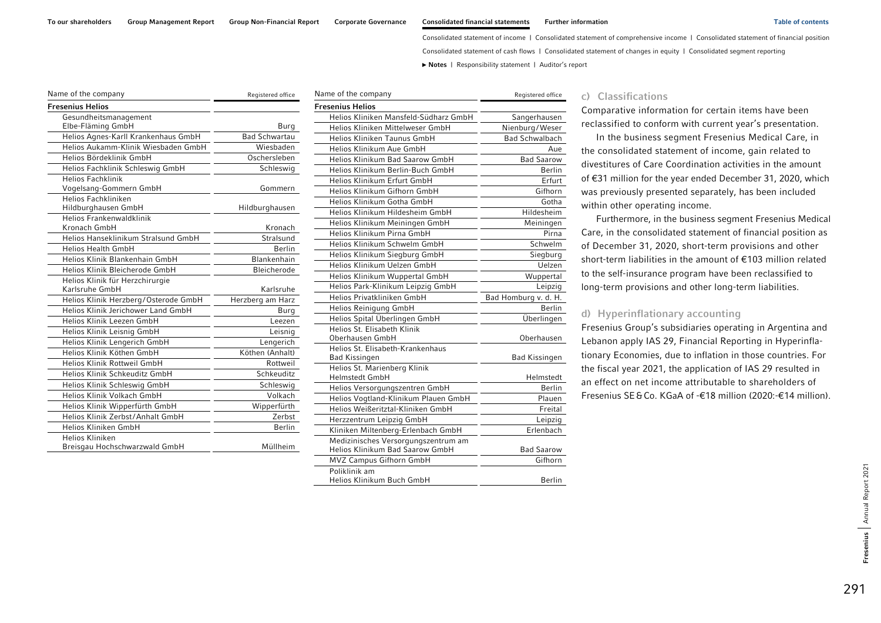| Name of the company | Registered office |
|---|---|
| **Fresenius Helios** | |
| Gesundheitsmanagement Elbe-Fläming GmbH | Burg |
| Helios Agnes-Karll Krankenhaus GmbH | Bad Schwartau |
| Helios Aukamm-Klinik Wiesbaden GmbH | Wiesbaden |
| Helios Bördeklinik GmbH | Oschersleben |
| Helios Fachklinik Schleswig GmbH | Schleswig |
| Helios Fachklinik Vogelsang-Gommern GmbH | Gommern |
| Helios Fachkliniken Hildburghausen GmbH | Hildburghausen |
| Helios Frankenwaldklinik Kronach GmbH | Kronach |
| Helios Hanseklinikum Stralsund GmbH | Stralsund |
| Helios Health GmbH | Berlin |
| Helios Klinik Blankenhain GmbH | Blankenhain |
| Helios Klinik Bleicherode GmbH | Bleicherode |
| Helios Klinik für Herzchirurgie Karlsruhe GmbH | Karlsruhe |
| Helios Klinik Herzberg/Osterode GmbH | Herzberg am Harz |
| Helios Klinik Jerichower Land GmbH | Burg |
| Helios Klinik Leezen GmbH | Leezen |
| Helios Klinik Leisnig GmbH | Leisnig |
| Helios Klinik Lengerich GmbH | Lengerich |
| Helios Klinik Köthen GmbH | Köthen (Anhalt) |
| Helios Klinik Rottweil GmbH | Rottweil |
| Helios Klinik Schkeuditz GmbH | Schkeuditz |
| Helios Klinik Schleswig GmbH | Schleswig |
| Helios Klinik Volkach GmbH | Volkach |
| Helios Klinik Wipperfürth GmbH | Wipperfürth |
| Helios Klinik Zerbst/Anhalt GmbH | Zerbst |
| Helios Kliniken GmbH | Berlin |
| Helios Kliniken Breisgau Hochschwarzwald GmbH | Müllheim |
| Helios Kliniken Mansfeld-Südharz GmbH | Sangerhausen |
| Helios Kliniken Mittelweser GmbH | Nienburg/Weser |
| Helios Kliniken Taunus GmbH | Bad Schwalbach |
| Helios Klinikum Aue GmbH | Aue |
| Helios Klinikum Bad Saarow GmbH | Bad Saarow |
| Helios Klinikum Berlin-Buch GmbH | Berlin |
| Helios Klinikum Erfurt GmbH | Erfurt |
| Helios Klinikum Gifhorn GmbH | Gifhorn |
| Helios Klinikum Gotha GmbH | Gotha |
| Helios Klinikum Hildesheim GmbH | Hildesheim |
| Helios Klinikum Meiningen GmbH | Meiningen |
| Helios Klinikum Pirna GmbH | Pirna |
| Helios Klinikum Schwelm GmbH | Schwelm |
| Helios Klinikum Siegburg GmbH | Siegburg |
| Helios Klinikum Uelzen GmbH | Uelzen |
| Helios Klinikum Wuppertal GmbH | Wuppertal |
| Helios Park-Klinikum Leipzig GmbH | Leipzig |
| Helios Privatkliniken GmbH | Bad Homburg v. d. H. |
| Helios Reinigung GmbH | Berlin |
| Helios Spital Überlingen GmbH | Überlingen |
| Helios St. Elisabeth Klinik Oberhausen GmbH | Oberhausen |
| Helios St. Elisabeth-Krankenhaus Bad Kissingen | Bad Kissingen |
| Helios St. Marienberg Klinik Helmstedt GmbH | Helmstedt |
| Helios Versorgungszentren GmbH | Berlin |
| Helios Vogtland-Klinikum Plauen GmbH | Plauen |
| Helios Weißeritztal-Kliniken GmbH | Freital |
| Herzzentrum Leipzig GmbH | Leipzig |
| Kliniken Miltenberg-Erlenbach GmbH | Erlenbach |
| Medizinisches Versorgungszentrum am Helios Klinikum Bad Saarow GmbH | Bad Saarow |
| MVZ Campus Gifhorn GmbH | Gifhorn |
| Poliklinik am Helios Klinikum Buch GmbH | Berlin |

### c) Classifications

Comparative information for certain items have been reclassified to conform with current year's presentation.

In the business segment Fresenius Medical Care, in the consolidated statement of income, gain related to divestitures of Care Coordination activities in the amount of €31 million for the year ended December 31, 2020, which was previously presented separately, has been included within other operating income.

Furthermore, in the business segment Fresenius Medical Care, in the consolidated statement of financial position as of December 31, 2020, short-term provisions and other short-term liabilities in the amount of €103 million related to the self-insurance program have been reclassified to long-term provisions and other long-term liabilities.

### d) Hyperinflationary accounting

Fresenius Group's subsidiaries operating in Argentina and Lebanon apply IAS 29, Financial Reporting in Hyperinflationary Economies, due to inflation in those countries. For the fiscal year 2021, the application of IAS 29 resulted in an effect on net income attributable to shareholders of Fresenius SE & Co. KGaA of -€18 million (2020: -€14 million).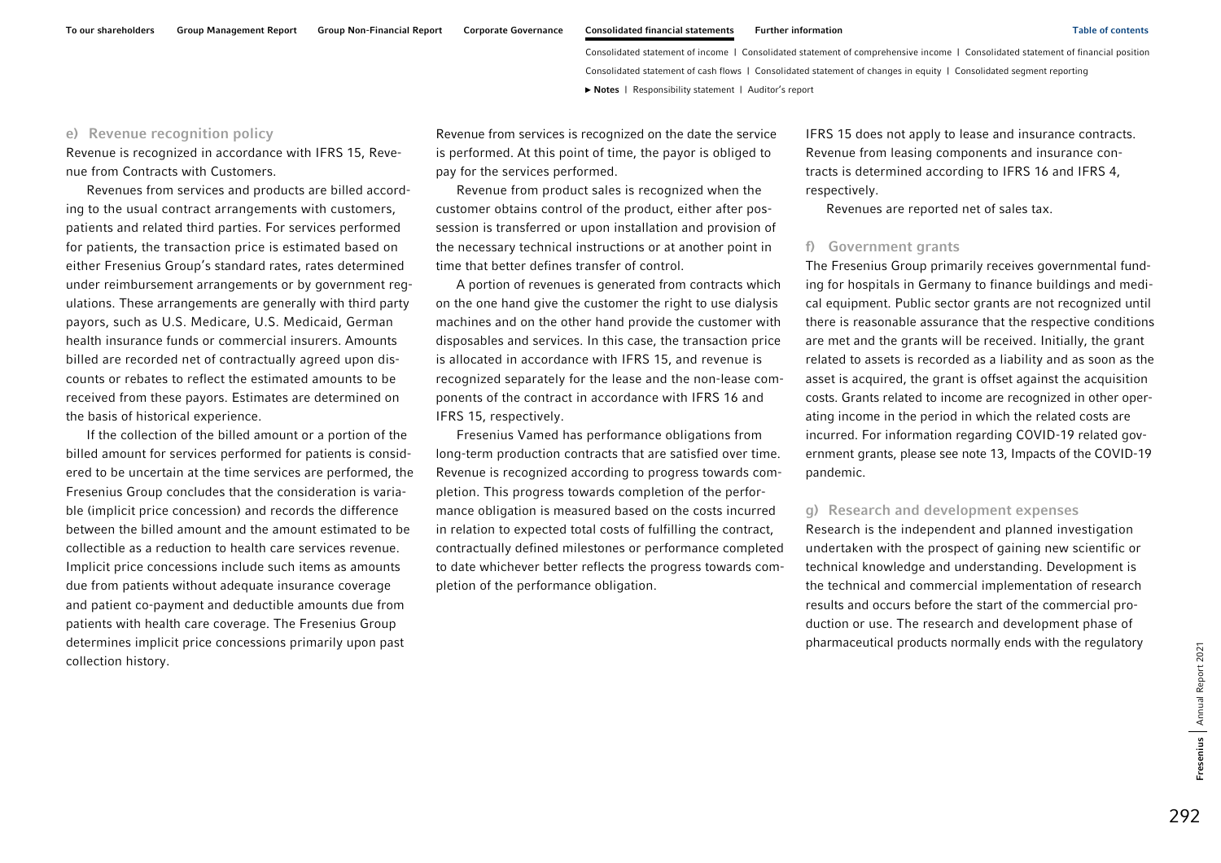### e) Revenue recognition policy

Revenue is recognized in accordance with IFRS 15, Revenue from Contracts with Customers.

Revenues from services and products are billed according to the usual contract arrangements with customers, patients and related third parties. For services performed for patients, the transaction price is estimated based on either Fresenius Group's standard rates, rates determined under reimbursement arrangements or by government regulations. These arrangements are generally with third party payors, such as U.S. Medicare, U.S. Medicaid, German health insurance funds or commercial insurers. Amounts billed are recorded net of contractually agreed upon discounts or rebates to reflect the estimated amounts to be received from these payors. Estimates are determined on the basis of historical experience.

If the collection of the billed amount or a portion of the billed amount for services performed for patients is considered to be uncertain at the time services are performed, the Fresenius Group concludes that the consideration is variable (implicit price concession) and records the difference between the billed amount and the amount estimated to be collectible as a reduction to health care services revenue. Implicit price concessions include such items as amounts due from patients without adequate insurance coverage and patient co-payment and deductible amounts due from patients with health care coverage. The Fresenius Group determines implicit price concessions primarily upon past collection history.

Revenue from services is recognized on the date the service is performed. At this point of time, the payor is obliged to pay for the services performed.

Revenue from product sales is recognized when the customer obtains control of the product, either after possession is transferred or upon installation and provision of the necessary technical instructions or at another point in time that better defines transfer of control.

A portion of revenues is generated from contracts which on the one hand give the customer the right to use dialysis machines and on the other hand provide the customer with disposables and services. In this case, the transaction price is allocated in accordance with IFRS 15, and revenue is recognized separately for the lease and the non-lease components of the contract in accordance with IFRS 16 and IFRS 15, respectively.

Fresenius Vamed has performance obligations from long-term production contracts that are satisfied over time. Revenue is recognized according to progress towards completion. This progress towards completion of the performance obligation is measured based on the costs incurred in relation to expected total costs of fulfilling the contract, contractually defined milestones or performance completed to date whichever better reflects the progress towards completion of the performance obligation.

IFRS 15 does not apply to lease and insurance contracts. Revenue from leasing components and insurance contracts is determined according to IFRS 16 and IFRS 4, respectively.

Revenues are reported net of sales tax.

### f) Government grants

The Fresenius Group primarily receives governmental funding for hospitals in Germany to finance buildings and medical equipment. Public sector grants are not recognized until there is reasonable assurance that the respective conditions are met and the grants will be received. Initially, the grant related to assets is recorded as a liability and as soon as the asset is acquired, the grant is offset against the acquisition costs. Grants related to income are recognized in other operating income in the period in which the related costs are incurred. For information regarding COVID-19 related government grants, please see note 13, Impacts of the COVID-19 pandemic.

### g) Research and development expenses

Research is the independent and planned investigation undertaken with the prospect of gaining new scientific or technical knowledge and understanding. Development is the technical and commercial implementation of research results and occurs before the start of the commercial production or use. The research and development phase of pharmaceutical products normally ends with the regulatory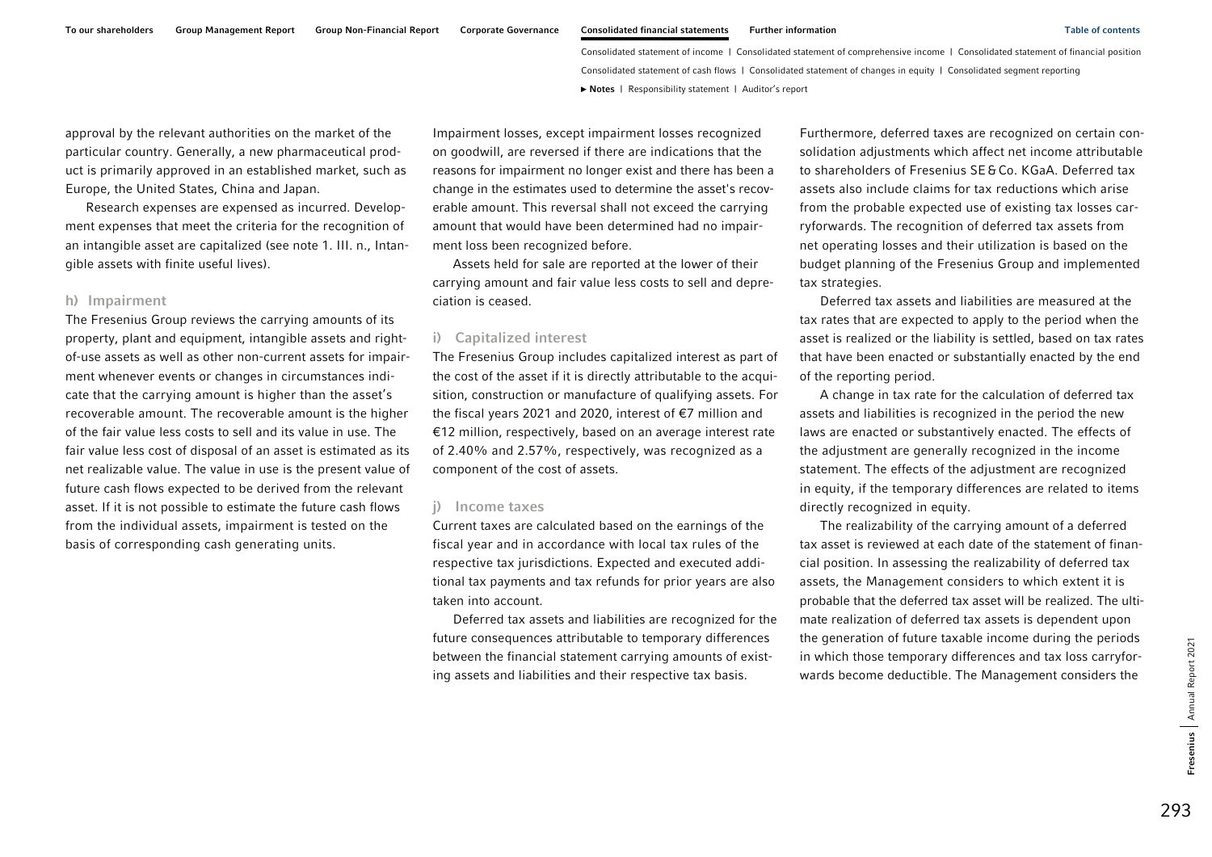approval by the relevant authorities on the market of the particular country. Generally, a new pharmaceutical product is primarily approved in an established market, such as Europe, the United States, China and Japan.

Research expenses are expensed as incurred. Development expenses that meet the criteria for the recognition of an intangible asset are capitalized (see note 1. III. n., Intangible assets with finite useful lives).

### h) Impairment

The Fresenius Group reviews the carrying amounts of its property, plant and equipment, intangible assets and right-of-use assets as well as other non-current assets for impairment whenever events or changes in circumstances indicate that the carrying amount is higher than the asset's recoverable amount. The recoverable amount is the higher of the fair value less costs to sell and its value in use. The fair value less cost of disposal of an asset is estimated as its net realizable value. The value in use is the present value of future cash flows expected to be derived from the relevant asset. If it is not possible to estimate the future cash flows from the individual assets, impairment is tested on the basis of corresponding cash generating units.

Impairment losses, except impairment losses recognized on goodwill, are reversed if there are indications that the reasons for impairment no longer exist and there has been a change in the estimates used to determine the asset's recoverable amount. This reversal shall not exceed the carrying amount that would have been determined had no impairment loss been recognized before.

Assets held for sale are reported at the lower of their carrying amount and fair value less costs to sell and depreciation is ceased.

### i) Capitalized interest

The Fresenius Group includes capitalized interest as part of the cost of the asset if it is directly attributable to the acquisition, construction or manufacture of qualifying assets. For the fiscal years 2021 and 2020, interest of €7 million and €12 million, respectively, based on an average interest rate of 2.40% and 2.57%, respectively, was recognized as a component of the cost of assets.

### j) Income taxes

Current taxes are calculated based on the earnings of the fiscal year and in accordance with local tax rules of the respective tax jurisdictions. Expected and executed additional tax payments and tax refunds for prior years are also taken into account.

Deferred tax assets and liabilities are recognized for the future consequences attributable to temporary differences between the financial statement carrying amounts of existing assets and liabilities and their respective tax basis.

Furthermore, deferred taxes are recognized on certain consolidation adjustments which affect net income attributable to shareholders of Fresenius SE & Co. KGaA. Deferred tax assets also include claims for tax reductions which arise from the probable expected use of existing tax losses carryforwards. The recognition of deferred tax assets from net operating losses and their utilization is based on the budget planning of the Fresenius Group and implemented tax strategies.

Deferred tax assets and liabilities are measured at the tax rates that are expected to apply to the period when the asset is realized or the liability is settled, based on tax rates that have been enacted or substantially enacted by the end of the reporting period.

A change in tax rate for the calculation of deferred tax assets and liabilities is recognized in the period the new laws are enacted or substantively enacted. The effects of the adjustment are generally recognized in the income statement. The effects of the adjustment are recognized in equity, if the temporary differences are related to items directly recognized in equity.

The realizability of the carrying amount of a deferred tax asset is reviewed at each date of the statement of financial position. In assessing the realizability of deferred tax assets, the Management considers to which extent it is probable that the deferred tax asset will be realized. The ultimate realization of deferred tax assets is dependent upon the generation of future taxable income during the periods in which those temporary differences and tax loss carryforwards become deductible. The Management considers the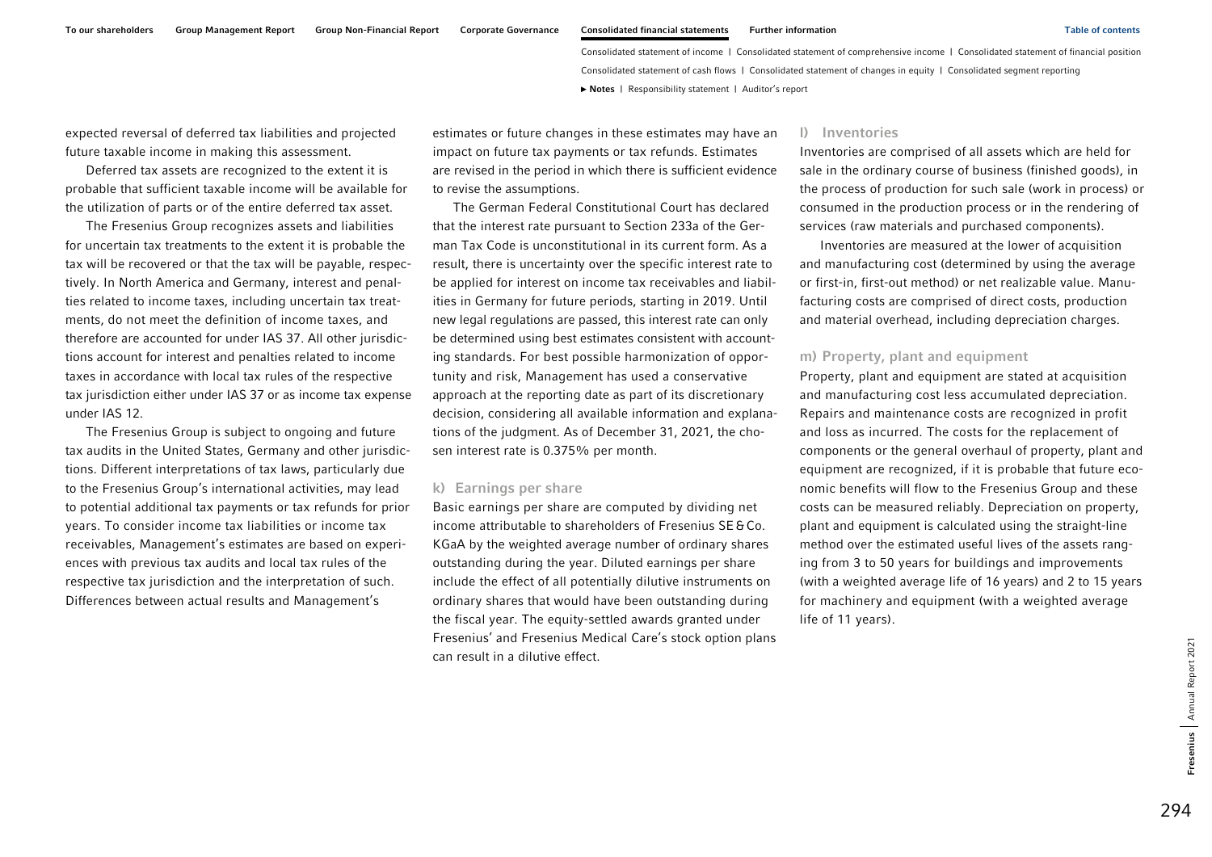expected reversal of deferred tax liabilities and projected future taxable income in making this assessment.

Deferred tax assets are recognized to the extent it is probable that sufficient taxable income will be available for the utilization of parts or of the entire deferred tax asset.

The Fresenius Group recognizes assets and liabilities for uncertain tax treatments to the extent it is probable the tax will be recovered or that the tax will be payable, respectively. In North America and Germany, interest and penalties related to income taxes, including uncertain tax treatments, do not meet the definition of income taxes, and therefore are accounted for under IAS 37. All other jurisdictions account for interest and penalties related to income taxes in accordance with local tax rules of the respective tax jurisdiction either under IAS 37 or as income tax expense under IAS 12.

The Fresenius Group is subject to ongoing and future tax audits in the United States, Germany and other jurisdictions. Different interpretations of tax laws, particularly due to the Fresenius Group's international activities, may lead to potential additional tax payments or tax refunds for prior years. To consider income tax liabilities or income tax receivables, Management's estimates are based on experiences with previous tax audits and local tax rules of the respective tax jurisdiction and the interpretation of such. Differences between actual results and Management's estimates or future changes in these estimates may have an impact on future tax payments or tax refunds. Estimates are revised in the period in which there is sufficient evidence to revise the assumptions.

The German Federal Constitutional Court has declared that the interest rate pursuant to Section 233a of the German Tax Code is unconstitutional in its current form. As a result, there is uncertainty over the specific interest rate to be applied for interest on income tax receivables and liabilities in Germany for future periods, starting in 2019. Until new legal regulations are passed, this interest rate can only be determined using best estimates consistent with accounting standards. For best possible harmonization of opportunity and risk, Management has used a conservative approach at the reporting date as part of its discretionary decision, considering all available information and explanations of the judgment. As of December 31, 2021, the chosen interest rate is 0.375% per month.

### k) Earnings per share

Basic earnings per share are computed by dividing net income attributable to shareholders of Fresenius SE & Co. KGaA by the weighted average number of ordinary shares outstanding during the year. Diluted earnings per share include the effect of all potentially dilutive instruments on ordinary shares that would have been outstanding during the fiscal year. The equity-settled awards granted under Fresenius' and Fresenius Medical Care's stock option plans can result in a dilutive effect.

### l) Inventories

Inventories are comprised of all assets which are held for sale in the ordinary course of business (finished goods), in the process of production for such sale (work in process) or consumed in the production process or in the rendering of services (raw materials and purchased components).

Inventories are measured at the lower of acquisition and manufacturing cost (determined by using the average or first-in, first-out method) or net realizable value. Manufacturing costs are comprised of direct costs, production and material overhead, including depreciation charges.

### m) Property, plant and equipment

Property, plant and equipment are stated at acquisition and manufacturing cost less accumulated depreciation. Repairs and maintenance costs are recognized in profit and loss as incurred. The costs for the replacement of components or the general overhaul of property, plant and equipment are recognized, if it is probable that future economic benefits will flow to the Fresenius Group and these costs can be measured reliably. Depreciation on property, plant and equipment is calculated using the straight-line method over the estimated useful lives of the assets ranging from 3 to 50 years for buildings and improvements (with a weighted average life of 16 years) and 2 to 15 years for machinery and equipment (with a weighted average life of 11 years).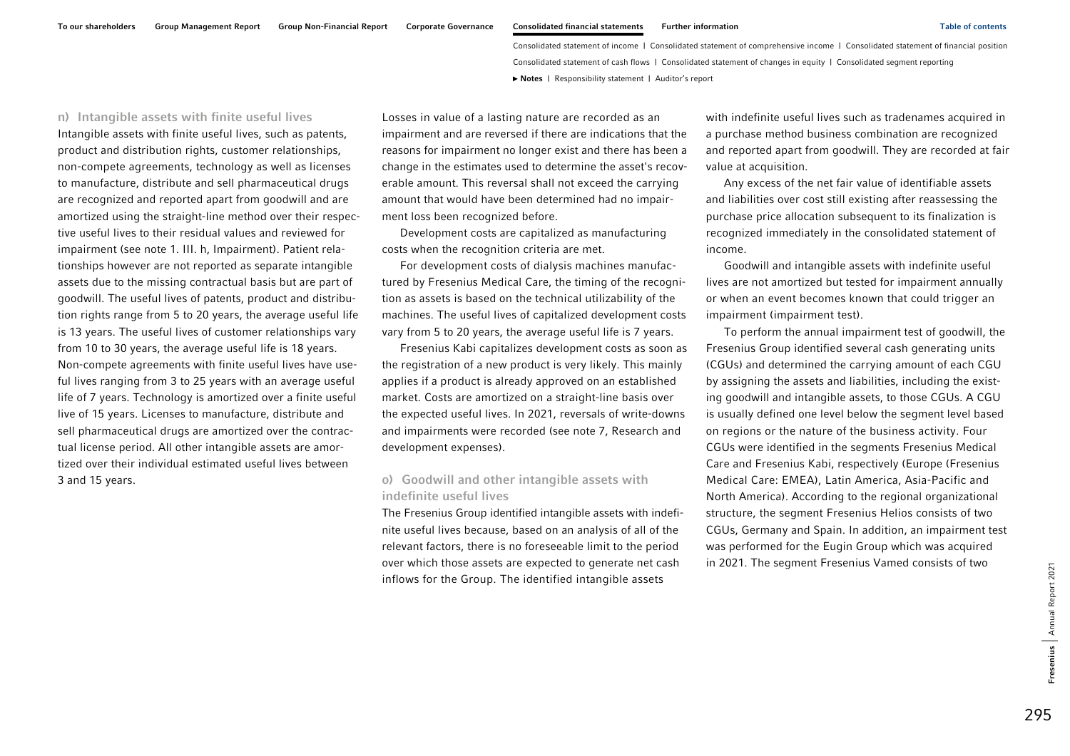### n) Intangible assets with finite useful lives

Intangible assets with finite useful lives, such as patents, product and distribution rights, customer relationships, non-compete agreements, technology as well as licenses to manufacture, distribute and sell pharmaceutical drugs are recognized and reported apart from goodwill and are amortized using the straight-line method over their respective useful lives to their residual values and reviewed for impairment (see note 1. III. h, Impairment). Patient relationships however are not reported as separate intangible assets due to the missing contractual basis but are part of goodwill. The useful lives of patents, product and distribution rights range from 5 to 20 years, the average useful life is 13 years. The useful lives of customer relationships vary from 10 to 30 years, the average useful life is 18 years. Non-compete agreements with finite useful lives have useful lives ranging from 3 to 25 years with an average useful life of 7 years. Technology is amortized over a finite useful live of 15 years. Licenses to manufacture, distribute and sell pharmaceutical drugs are amortized over the contractual license period. All other intangible assets are amortized over their individual estimated useful lives between 3 and 15 years.

Losses in value of a lasting nature are recorded as an impairment and are reversed if there are indications that the reasons for impairment no longer exist and there has been a change in the estimates used to determine the asset's recoverable amount. This reversal shall not exceed the carrying amount that would have been determined had no impairment loss been recognized before.

Development costs are capitalized as manufacturing costs when the recognition criteria are met.

For development costs of dialysis machines manufactured by Fresenius Medical Care, the timing of the recognition as assets is based on the technical utilizability of the machines. The useful lives of capitalized development costs vary from 5 to 20 years, the average useful life is 7 years.

Fresenius Kabi capitalizes development costs as soon as the registration of a new product is very likely. This mainly applies if a product is already approved on an established market. Costs are amortized on a straight-line basis over the expected useful lives. In 2021, reversals of write-downs and impairments were recorded (see note 7, Research and development expenses).

### o) Goodwill and other intangible assets with indefinite useful lives

The Fresenius Group identified intangible assets with indefinite useful lives because, based on an analysis of all of the relevant factors, there is no foreseeable limit to the period over which those assets are expected to generate net cash inflows for the Group. The identified intangible assets with indefinite useful lives such as tradenames acquired in a purchase method business combination are recognized and reported apart from goodwill. They are recorded at fair value at acquisition.

Any excess of the net fair value of identifiable assets and liabilities over cost still existing after reassessing the purchase price allocation subsequent to its finalization is recognized immediately in the consolidated statement of income.

Goodwill and intangible assets with indefinite useful lives are not amortized but tested for impairment annually or when an event becomes known that could trigger an impairment (impairment test).

To perform the annual impairment test of goodwill, the Fresenius Group identified several cash generating units (CGUs) and determined the carrying amount of each CGU by assigning the assets and liabilities, including the existing goodwill and intangible assets, to those CGUs. A CGU is usually defined one level below the segment level based on regions or the nature of the business activity. Four CGUs were identified in the segments Fresenius Medical Care and Fresenius Kabi, respectively (Europe (Fresenius Medical Care: EMEA), Latin America, Asia-Pacific and North America). According to the regional organizational structure, the segment Fresenius Helios consists of two CGUs, Germany and Spain. In addition, an impairment test was performed for the Eugin Group which was acquired in 2021. The segment Fresenius Vamed consists of two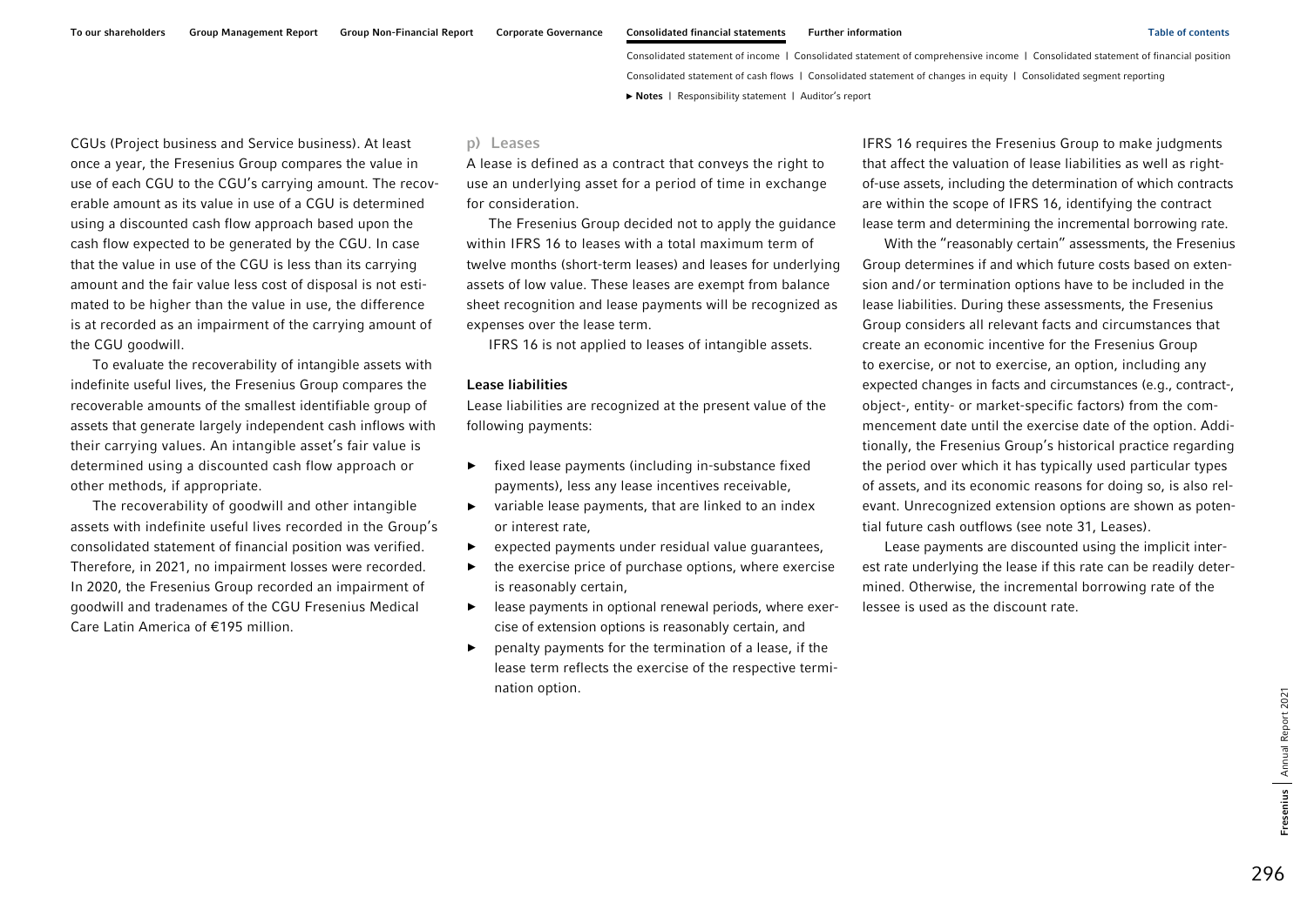CGUs (Project business and Service business). At least once a year, the Fresenius Group compares the value in use of each CGU to the CGU's carrying amount. The recoverable amount as its value in use of a CGU is determined using a discounted cash flow approach based upon the cash flow expected to be generated by the CGU. In case that the value in use of the CGU is less than its carrying amount and the fair value less cost of disposal is not estimated to be higher than the value in use, the difference is at recorded as an impairment of the carrying amount of the CGU goodwill.

To evaluate the recoverability of intangible assets with indefinite useful lives, the Fresenius Group compares the recoverable amounts of the smallest identifiable group of assets that generate largely independent cash inflows with their carrying values. An intangible asset's fair value is determined using a discounted cash flow approach or other methods, if appropriate.

The recoverability of goodwill and other intangible assets with indefinite useful lives recorded in the Group's consolidated statement of financial position was verified. Therefore, in 2021, no impairment losses were recorded. In 2020, the Fresenius Group recorded an impairment of goodwill and tradenames of the CGU Fresenius Medical Care Latin America of €195 million.

## p) Leases

A lease is defined as a contract that conveys the right to use an underlying asset for a period of time in exchange for consideration.

The Fresenius Group decided not to apply the guidance within IFRS 16 to leases with a total maximum term of twelve months (short-term leases) and leases for underlying assets of low value. These leases are exempt from balance sheet recognition and lease payments will be recognized as expenses over the lease term.

IFRS 16 is not applied to leases of intangible assets.

### Lease liabilities

Lease liabilities are recognized at the present value of the following payments:

- fixed lease payments (including in-substance fixed payments), less any lease incentives receivable,
- variable lease payments, that are linked to an index or interest rate,
- expected payments under residual value guarantees,
- the exercise price of purchase options, where exercise is reasonably certain,
- lease payments in optional renewal periods, where exercise of extension options is reasonably certain, and
- penalty payments for the termination of a lease, if the lease term reflects the exercise of the respective termination option.

IFRS 16 requires the Fresenius Group to make judgments that affect the valuation of lease liabilities as well as right-of-use assets, including the determination of which contracts are within the scope of IFRS 16, identifying the contract lease term and determining the incremental borrowing rate.

With the "reasonably certain" assessments, the Fresenius Group determines if and which future costs based on extension and / or termination options have to be included in the lease liabilities. During these assessments, the Fresenius Group considers all relevant facts and circumstances that create an economic incentive for the Fresenius Group to exercise, or not to exercise, an option, including any expected changes in facts and circumstances (e.g., contract-, object-, entity- or market-specific factors) from the commencement date until the exercise date of the option. Additionally, the Fresenius Group's historical practice regarding the period over which it has typically used particular types of assets, and its economic reasons for doing so, is also relevant. Unrecognized extension options are shown as potential future cash outflows (see note 31, Leases).

Lease payments are discounted using the implicit interest rate underlying the lease if this rate can be readily determined. Otherwise, the incremental borrowing rate of the lessee is used as the discount rate.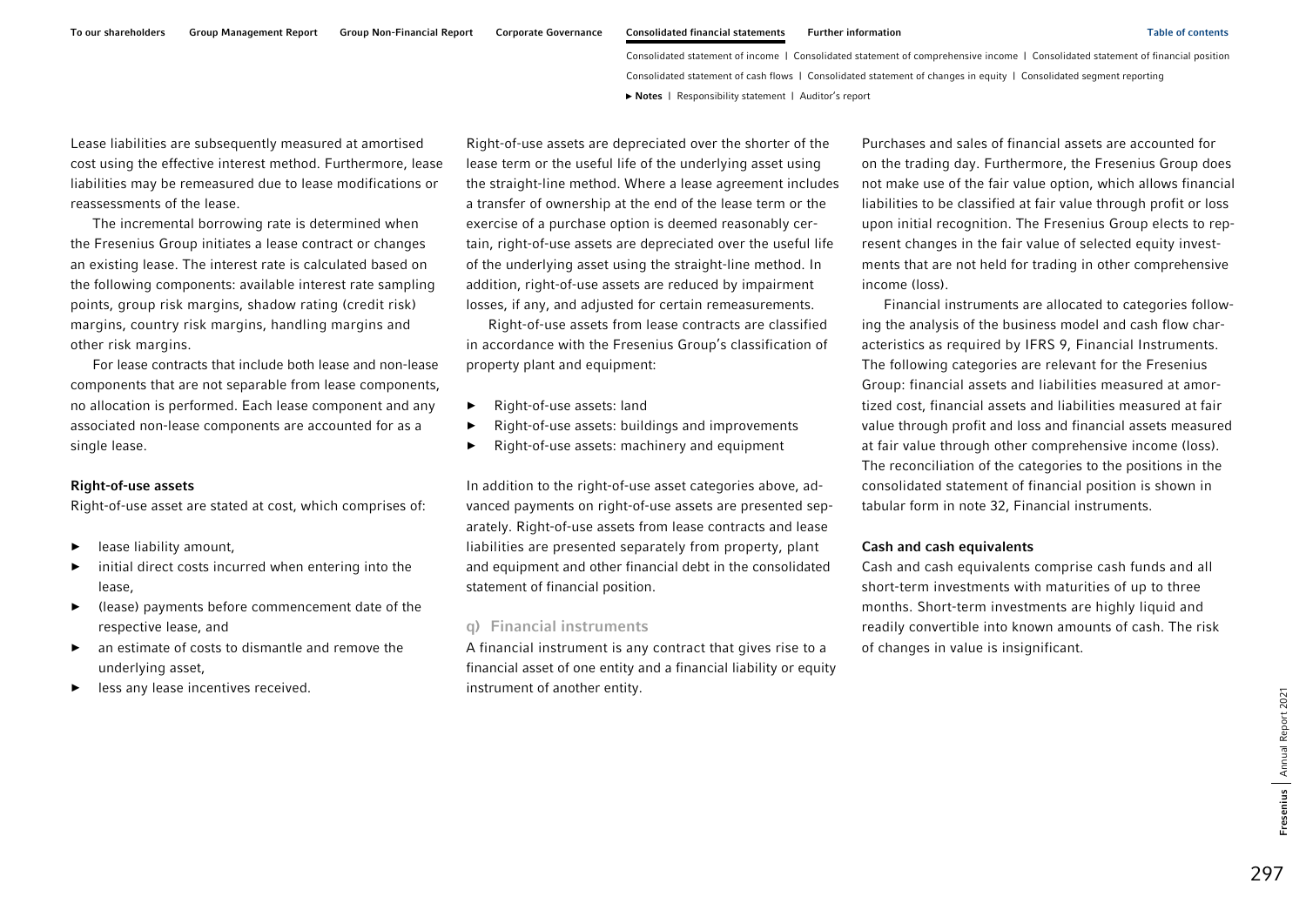Lease liabilities are subsequently measured at amortised cost using the effective interest method. Furthermore, lease liabilities may be remeasured due to lease modifications or reassessments of the lease.

The incremental borrowing rate is determined when the Fresenius Group initiates a lease contract or changes an existing lease. The interest rate is calculated based on the following components: available interest rate sampling points, group risk margins, shadow rating (credit risk) margins, country risk margins, handling margins and other risk margins.

For lease contracts that include both lease and non-lease components that are not separable from lease components, no allocation is performed. Each lease component and any associated non-lease components are accounted for as a single lease.

**Right-of-use assets**

Right-of-use asset are stated at cost, which comprises of:

- lease liability amount,
- initial direct costs incurred when entering into the lease,
- (lease) payments before commencement date of the respective lease, and
- an estimate of costs to dismantle and remove the underlying asset,
- less any lease incentives received.

Right-of-use assets are depreciated over the shorter of the lease term or the useful life of the underlying asset using the straight-line method. Where a lease agreement includes a transfer of ownership at the end of the lease term or the exercise of a purchase option is deemed reasonably certain, right-of-use assets are depreciated over the useful life of the underlying asset using the straight-line method. In addition, right-of-use assets are reduced by impairment losses, if any, and adjusted for certain remeasurements.

Right-of-use assets from lease contracts are classified in accordance with the Fresenius Group's classification of property plant and equipment:

- Right-of-use assets: land
- Right-of-use assets: buildings and improvements
- Right-of-use assets: machinery and equipment

In addition to the right-of-use asset categories above, advanced payments on right-of-use assets are presented separately. Right-of-use assets from lease contracts and lease liabilities are presented separately from property, plant and equipment and other financial debt in the consolidated statement of financial position.

## q) Financial instruments

A financial instrument is any contract that gives rise to a financial asset of one entity and a financial liability or equity instrument of another entity.

Purchases and sales of financial assets are accounted for on the trading day. Furthermore, the Fresenius Group does not make use of the fair value option, which allows financial liabilities to be classified at fair value through profit or loss upon initial recognition. The Fresenius Group elects to represent changes in the fair value of selected equity investments that are not held for trading in other comprehensive income (loss).

Financial instruments are allocated to categories following the analysis of the business model and cash flow characteristics as required by IFRS 9, Financial Instruments. The following categories are relevant for the Fresenius Group: financial assets and liabilities measured at amortized cost, financial assets and liabilities measured at fair value through profit and loss and financial assets measured at fair value through other comprehensive income (loss). The reconciliation of the categories to the positions in the consolidated statement of financial position is shown in tabular form in note 32, Financial instruments.

**Cash and cash equivalents**

Cash and cash equivalents comprise cash funds and all short-term investments with maturities of up to three months. Short-term investments are highly liquid and readily convertible into known amounts of cash. The risk of changes in value is insignificant.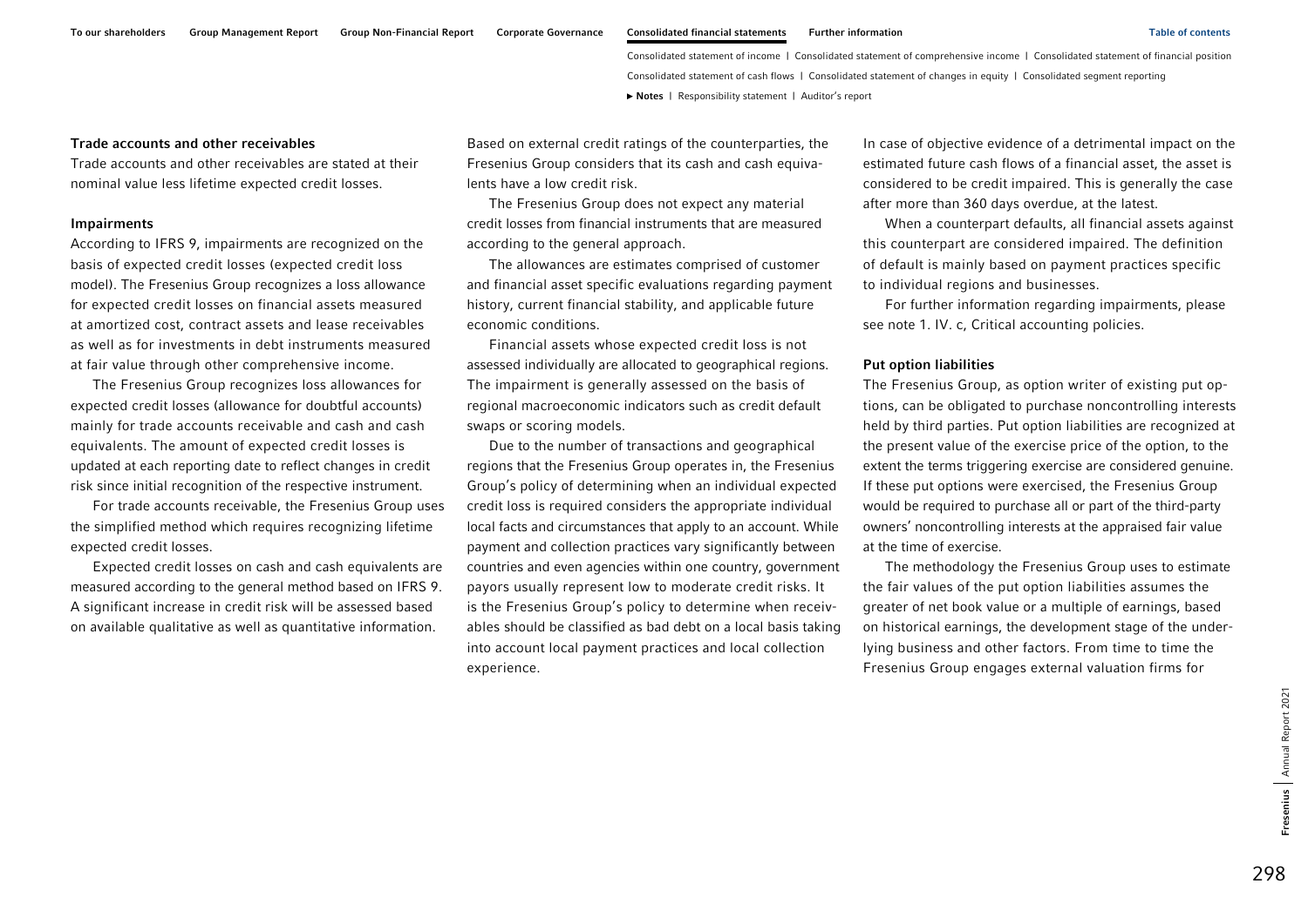### Trade accounts and other receivables

Trade accounts and other receivables are stated at their nominal value less lifetime expected credit losses.

### Impairments

According to IFRS 9, impairments are recognized on the basis of expected credit losses (expected credit loss model). The Fresenius Group recognizes a loss allowance for expected credit losses on financial assets measured at amortized cost, contract assets and lease receivables as well as for investments in debt instruments measured at fair value through other comprehensive income.

The Fresenius Group recognizes loss allowances for expected credit losses (allowance for doubtful accounts) mainly for trade accounts receivable and cash and cash equivalents. The amount of expected credit losses is updated at each reporting date to reflect changes in credit risk since initial recognition of the respective instrument.

For trade accounts receivable, the Fresenius Group uses the simplified method which requires recognizing lifetime expected credit losses.

Expected credit losses on cash and cash equivalents are measured according to the general method based on IFRS 9. A significant increase in credit risk will be assessed based on available qualitative as well as quantitative information.

Based on external credit ratings of the counterparties, the Fresenius Group considers that its cash and cash equivalents have a low credit risk.

The Fresenius Group does not expect any material credit losses from financial instruments that are measured according to the general approach.

The allowances are estimates comprised of customer and financial asset specific evaluations regarding payment history, current financial stability, and applicable future economic conditions.

Financial assets whose expected credit loss is not assessed individually are allocated to geographical regions. The impairment is generally assessed on the basis of regional macroeconomic indicators such as credit default swaps or scoring models.

Due to the number of transactions and geographical regions that the Fresenius Group operates in, the Fresenius Group's policy of determining when an individual expected credit loss is required considers the appropriate individual local facts and circumstances that apply to an account. While payment and collection practices vary significantly between countries and even agencies within one country, government payors usually represent low to moderate credit risks. It is the Fresenius Group's policy to determine when receivables should be classified as bad debt on a local basis taking into account local payment practices and local collection experience.

In case of objective evidence of a detrimental impact on the estimated future cash flows of a financial asset, the asset is considered to be credit impaired. This is generally the case after more than 360 days overdue, at the latest.

When a counterpart defaults, all financial assets against this counterpart are considered impaired. The definition of default is mainly based on payment practices specific to individual regions and businesses.

For further information regarding impairments, please see note 1. IV. c, Critical accounting policies.

### Put option liabilities

The Fresenius Group, as option writer of existing put options, can be obligated to purchase noncontrolling interests held by third parties. Put option liabilities are recognized at the present value of the exercise price of the option, to the extent the terms triggering exercise are considered genuine. If these put options were exercised, the Fresenius Group would be required to purchase all or part of the third-party owners' noncontrolling interests at the appraised fair value at the time of exercise.

The methodology the Fresenius Group uses to estimate the fair values of the put option liabilities assumes the greater of net book value or a multiple of earnings, based on historical earnings, the development stage of the underlying business and other factors. From time to time the Fresenius Group engages external valuation firms for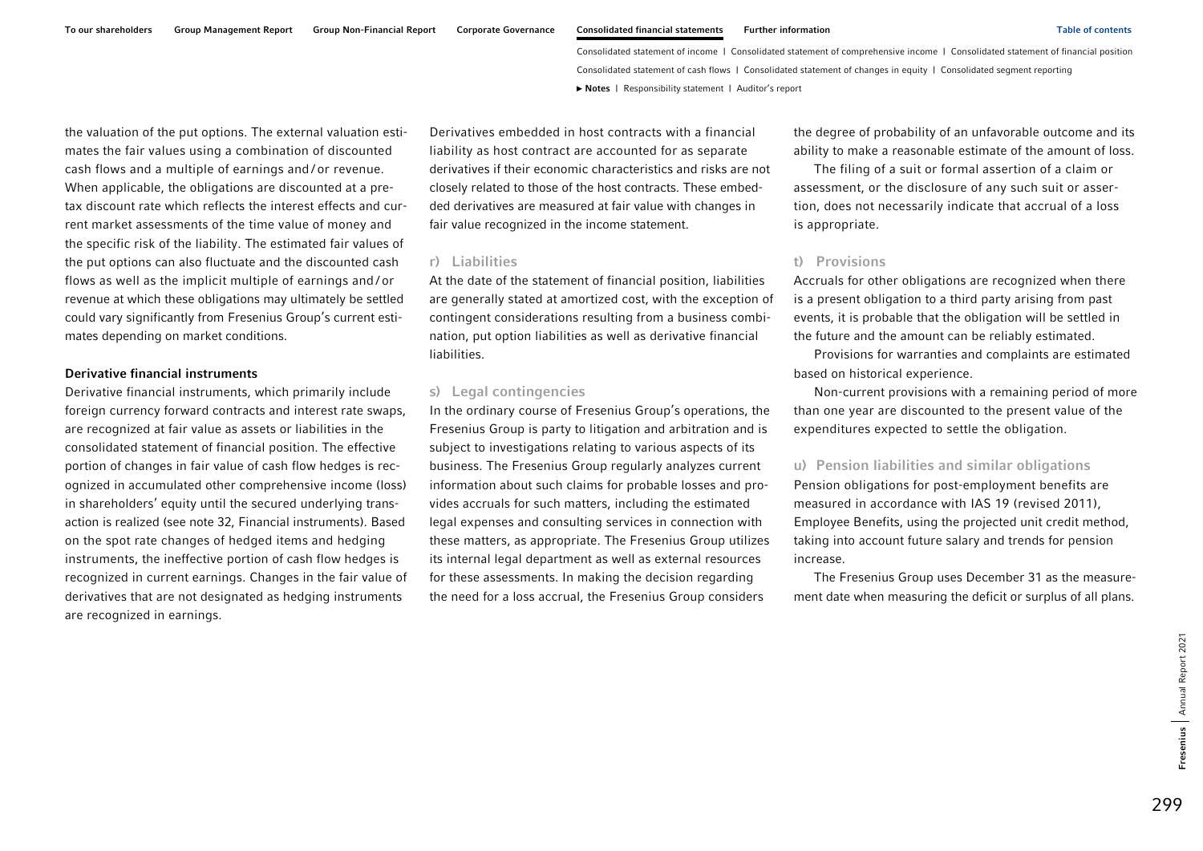the valuation of the put options. The external valuation estimates the fair values using a combination of discounted cash flows and a multiple of earnings and/or revenue. When applicable, the obligations are discounted at a pre-tax discount rate which reflects the interest effects and current market assessments of the time value of money and the specific risk of the liability. The estimated fair values of the put options can also fluctuate and the discounted cash flows as well as the implicit multiple of earnings and/or revenue at which these obligations may ultimately be settled could vary significantly from Fresenius Group's current estimates depending on market conditions.

**Derivative financial instruments**

Derivative financial instruments, which primarily include foreign currency forward contracts and interest rate swaps, are recognized at fair value as assets or liabilities in the consolidated statement of financial position. The effective portion of changes in fair value of cash flow hedges is recognized in accumulated other comprehensive income (loss) in shareholders' equity until the secured underlying transaction is realized (see note 32, Financial instruments). Based on the spot rate changes of hedged items and hedging instruments, the ineffective portion of cash flow hedges is recognized in current earnings. Changes in the fair value of derivatives that are not designated as hedging instruments are recognized in earnings.

Derivatives embedded in host contracts with a financial liability as host contract are accounted for as separate derivatives if their economic characteristics and risks are not closely related to those of the host contracts. These embedded derivatives are measured at fair value with changes in fair value recognized in the income statement.

## r) Liabilities

At the date of the statement of financial position, liabilities are generally stated at amortized cost, with the exception of contingent considerations resulting from a business combination, put option liabilities as well as derivative financial liabilities.

## s) Legal contingencies

In the ordinary course of Fresenius Group's operations, the Fresenius Group is party to litigation and arbitration and is subject to investigations relating to various aspects of its business. The Fresenius Group regularly analyzes current information about such claims for probable losses and provides accruals for such matters, including the estimated legal expenses and consulting services in connection with these matters, as appropriate. The Fresenius Group utilizes its internal legal department as well as external resources for these assessments. In making the decision regarding the need for a loss accrual, the Fresenius Group considers the degree of probability of an unfavorable outcome and its ability to make a reasonable estimate of the amount of loss.

The filing of a suit or formal assertion of a claim or assessment, or the disclosure of any such suit or assertion, does not necessarily indicate that accrual of a loss is appropriate.

## t) Provisions

Accruals for other obligations are recognized when there is a present obligation to a third party arising from past events, it is probable that the obligation will be settled in the future and the amount can be reliably estimated.

Provisions for warranties and complaints are estimated based on historical experience.

Non-current provisions with a remaining period of more than one year are discounted to the present value of the expenditures expected to settle the obligation.

## u) Pension liabilities and similar obligations

Pension obligations for post-employment benefits are measured in accordance with IAS 19 (revised 2011), Employee Benefits, using the projected unit credit method, taking into account future salary and trends for pension increase.

The Fresenius Group uses December 31 as the measurement date when measuring the deficit or surplus of all plans.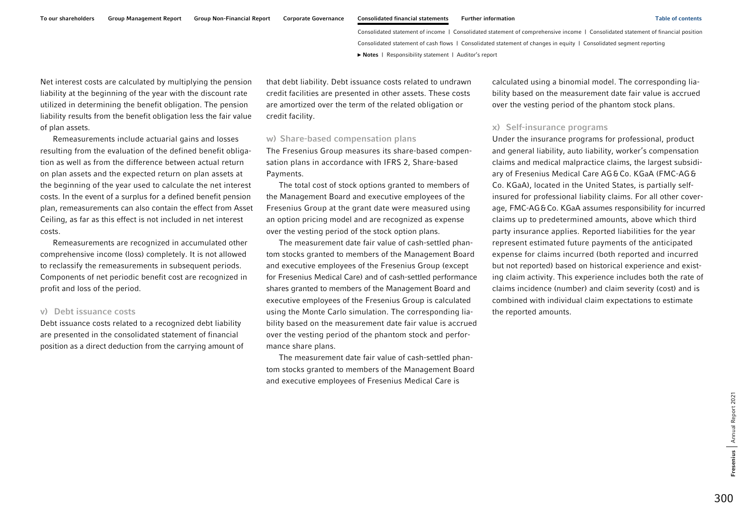Net interest costs are calculated by multiplying the pension liability at the beginning of the year with the discount rate utilized in determining the benefit obligation. The pension liability results from the benefit obligation less the fair value of plan assets.

Remeasurements include actuarial gains and losses resulting from the evaluation of the defined benefit obligation as well as from the difference between actual return on plan assets and the expected return on plan assets at the beginning of the year used to calculate the net interest costs. In the event of a surplus for a defined benefit pension plan, remeasurements can also contain the effect from Asset Ceiling, as far as this effect is not included in net interest costs.

Remeasurements are recognized in accumulated other comprehensive income (loss) completely. It is not allowed to reclassify the remeasurements in subsequent periods. Components of net periodic benefit cost are recognized in profit and loss of the period.

### v) Debt issuance costs

Debt issuance costs related to a recognized debt liability are presented in the consolidated statement of financial position as a direct deduction from the carrying amount of that debt liability. Debt issuance costs related to undrawn credit facilities are presented in other assets. These costs are amortized over the term of the related obligation or credit facility.

### w) Share-based compensation plans

The Fresenius Group measures its share-based compensation plans in accordance with IFRS 2, Share-based Payments.

The total cost of stock options granted to members of the Management Board and executive employees of the Fresenius Group at the grant date were measured using an option pricing model and are recognized as expense over the vesting period of the stock option plans.

The measurement date fair value of cash-settled phantom stocks granted to members of the Management Board and executive employees of the Fresenius Group (except for Fresenius Medical Care) and of cash-settled performance shares granted to members of the Management Board and executive employees of the Fresenius Group is calculated using the Monte Carlo simulation. The corresponding liability based on the measurement date fair value is accrued over the vesting period of the phantom stock and performance share plans.

The measurement date fair value of cash-settled phantom stocks granted to members of the Management Board and executive employees of Fresenius Medical Care is calculated using a binomial model. The corresponding liability based on the measurement date fair value is accrued over the vesting period of the phantom stock plans.

### x) Self-insurance programs

Under the insurance programs for professional, product and general liability, auto liability, worker's compensation claims and medical malpractice claims, the largest subsidiary of Fresenius Medical Care AG & Co. KGaA (FMC-AG & Co. KGaA), located in the United States, is partially self-insured for professional liability claims. For all other coverage, FMC-AG & Co. KGaA assumes responsibility for incurred claims up to predetermined amounts, above which third party insurance applies. Reported liabilities for the year represent estimated future payments of the anticipated expense for claims incurred (both reported and incurred but not reported) based on historical experience and existing claim activity. This experience includes both the rate of claims incidence (number) and claim severity (cost) and is combined with individual claim expectations to estimate the reported amounts.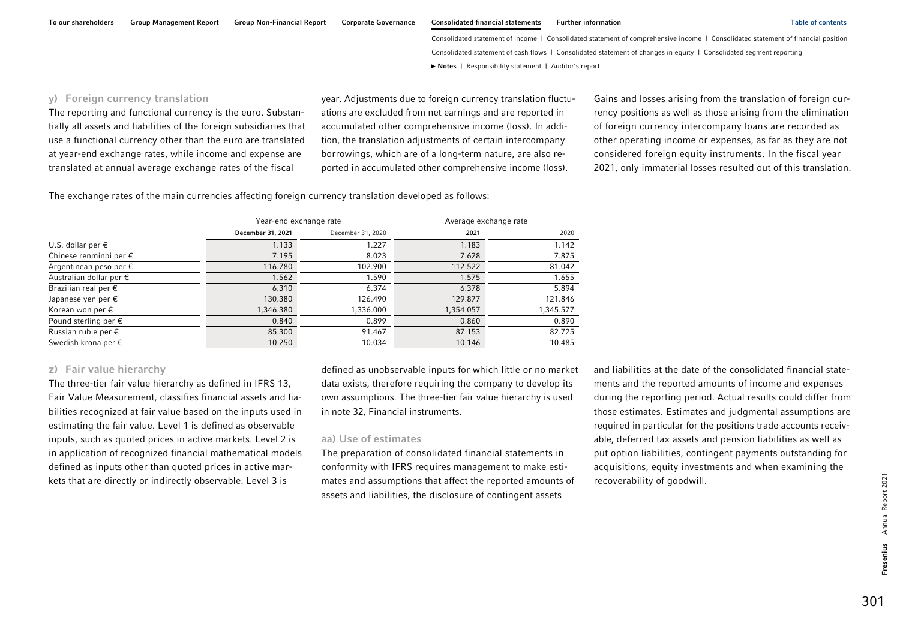## y) Foreign currency translation

The reporting and functional currency is the euro. Substantially all assets and liabilities of the foreign subsidiaries that use a functional currency other than the euro are translated at year-end exchange rates, while income and expense are translated at annual average exchange rates of the fiscal year. Adjustments due to foreign currency translation fluctuations are excluded from net earnings and are reported in accumulated other comprehensive income (loss). In addition, the translation adjustments of certain intercompany borrowings, which are of a long-term nature, are also reported in accumulated other comprehensive income (loss).

Gains and losses arising from the translation of foreign currency positions as well as those arising from the elimination of foreign currency intercompany loans are recorded as other operating income or expenses, as far as they are not considered foreign equity instruments. In the fiscal year 2021, only immaterial losses resulted out of this translation.

The exchange rates of the main currencies affecting foreign currency translation developed as follows:

| | Year-end exchange rate | | Average exchange rate | |
|---|---|---|---|---|
| | **December 31, 2021** | December 31, 2020 | **2021** | 2020 |
| U.S. dollar per € | 1.133 | 1.227 | 1.183 | 1.142 |
| Chinese renminbi per € | 7.195 | 8.023 | 7.628 | 7.875 |
| Argentinean peso per € | 116.780 | 102.900 | 112.522 | 81.042 |
| Australian dollar per € | 1.562 | 1.590 | 1.575 | 1.655 |
| Brazilian real per € | 6.310 | 6.374 | 6.378 | 5.894 |
| Japanese yen per € | 130.380 | 126.490 | 129.877 | 121.846 |
| Korean won per € | 1,346.380 | 1,336.000 | 1,354.057 | 1,345.577 |
| Pound sterling per € | 0.840 | 0.899 | 0.860 | 0.890 |
| Russian ruble per € | 85.300 | 91.467 | 87.153 | 82.725 |
| Swedish krona per € | 10.250 | 10.034 | 10.146 | 10.485 |

## z) Fair value hierarchy

The three-tier fair value hierarchy as defined in IFRS 13, Fair Value Measurement, classifies financial assets and liabilities recognized at fair value based on the inputs used in estimating the fair value. Level 1 is defined as observable inputs, such as quoted prices in active markets. Level 2 is in application of recognized financial mathematical models defined as inputs other than quoted prices in active markets that are directly or indirectly observable. Level 3 is defined as unobservable inputs for which little or no market data exists, therefore requiring the company to develop its own assumptions. The three-tier fair value hierarchy is used in note 32, Financial instruments.

## aa) Use of estimates

The preparation of consolidated financial statements in conformity with IFRS requires management to make estimates and assumptions that affect the reported amounts of assets and liabilities, the disclosure of contingent assets and liabilities at the date of the consolidated financial statements and the reported amounts of income and expenses during the reporting period. Actual results could differ from those estimates. Estimates and judgmental assumptions are required in particular for the positions trade accounts receivable, deferred tax assets and pension liabilities as well as put option liabilities, contingent payments outstanding for acquisitions, equity investments and when examining the recoverability of goodwill.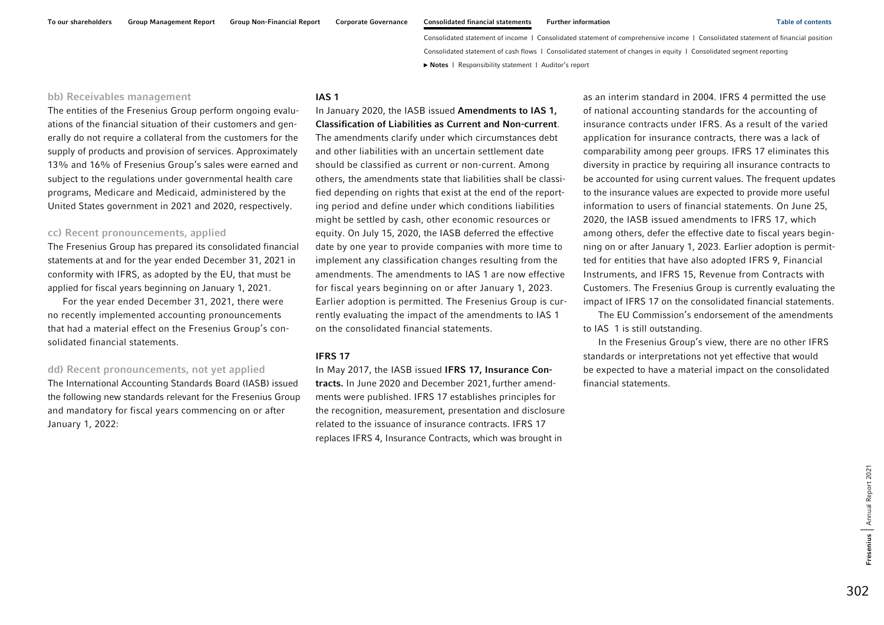#### bb) Receivables management

The entities of the Fresenius Group perform ongoing evaluations of the financial situation of their customers and generally do not require a collateral from the customers for the supply of products and provision of services. Approximately 13% and 16% of Fresenius Group's sales were earned and subject to the regulations under governmental health care programs, Medicare and Medicaid, administered by the United States government in 2021 and 2020, respectively.

#### cc) Recent pronouncements, applied

The Fresenius Group has prepared its consolidated financial statements at and for the year ended December 31, 2021 in conformity with IFRS, as adopted by the EU, that must be applied for fiscal years beginning on January 1, 2021.

For the year ended December 31, 2021, there were no recently implemented accounting pronouncements that had a material effect on the Fresenius Group's consolidated financial statements.

#### dd) Recent pronouncements, not yet applied

The International Accounting Standards Board (IASB) issued the following new standards relevant for the Fresenius Group and mandatory for fiscal years commencing on or after January 1, 2022:

**IAS 1**

In January 2020, the IASB issued **Amendments to IAS 1, Classification of Liabilities as Current and Non-current**. The amendments clarify under which circumstances debt and other liabilities with an uncertain settlement date should be classified as current or non-current. Among others, the amendments state that liabilities shall be classified depending on rights that exist at the end of the reporting period and define under which conditions liabilities might be settled by cash, other economic resources or equity. On July 15, 2020, the IASB deferred the effective date by one year to provide companies with more time to implement any classification changes resulting from the amendments. The amendments to IAS 1 are now effective for fiscal years beginning on or after January 1, 2023. Earlier adoption is permitted. The Fresenius Group is currently evaluating the impact of the amendments to IAS 1 on the consolidated financial statements.

**IFRS 17**

In May 2017, the IASB issued **IFRS 17, Insurance Contracts.** In June 2020 and December 2021, further amendments were published. IFRS 17 establishes principles for the recognition, measurement, presentation and disclosure related to the issuance of insurance contracts. IFRS 17 replaces IFRS 4, Insurance Contracts, which was brought in as an interim standard in 2004. IFRS 4 permitted the use of national accounting standards for the accounting of insurance contracts under IFRS. As a result of the varied application for insurance contracts, there was a lack of comparability among peer groups. IFRS 17 eliminates this diversity in practice by requiring all insurance contracts to be accounted for using current values. The frequent updates to the insurance values are expected to provide more useful information to users of financial statements. On June 25, 2020, the IASB issued amendments to IFRS 17, which among others, defer the effective date to fiscal years beginning on or after January 1, 2023. Earlier adoption is permitted for entities that have also adopted IFRS 9, Financial Instruments, and IFRS 15, Revenue from Contracts with Customers. The Fresenius Group is currently evaluating the impact of IFRS 17 on the consolidated financial statements.

The EU Commission's endorsement of the amendments to IAS 1 is still outstanding.

In the Fresenius Group's view, there are no other IFRS standards or interpretations not yet effective that would be expected to have a material impact on the consolidated financial statements.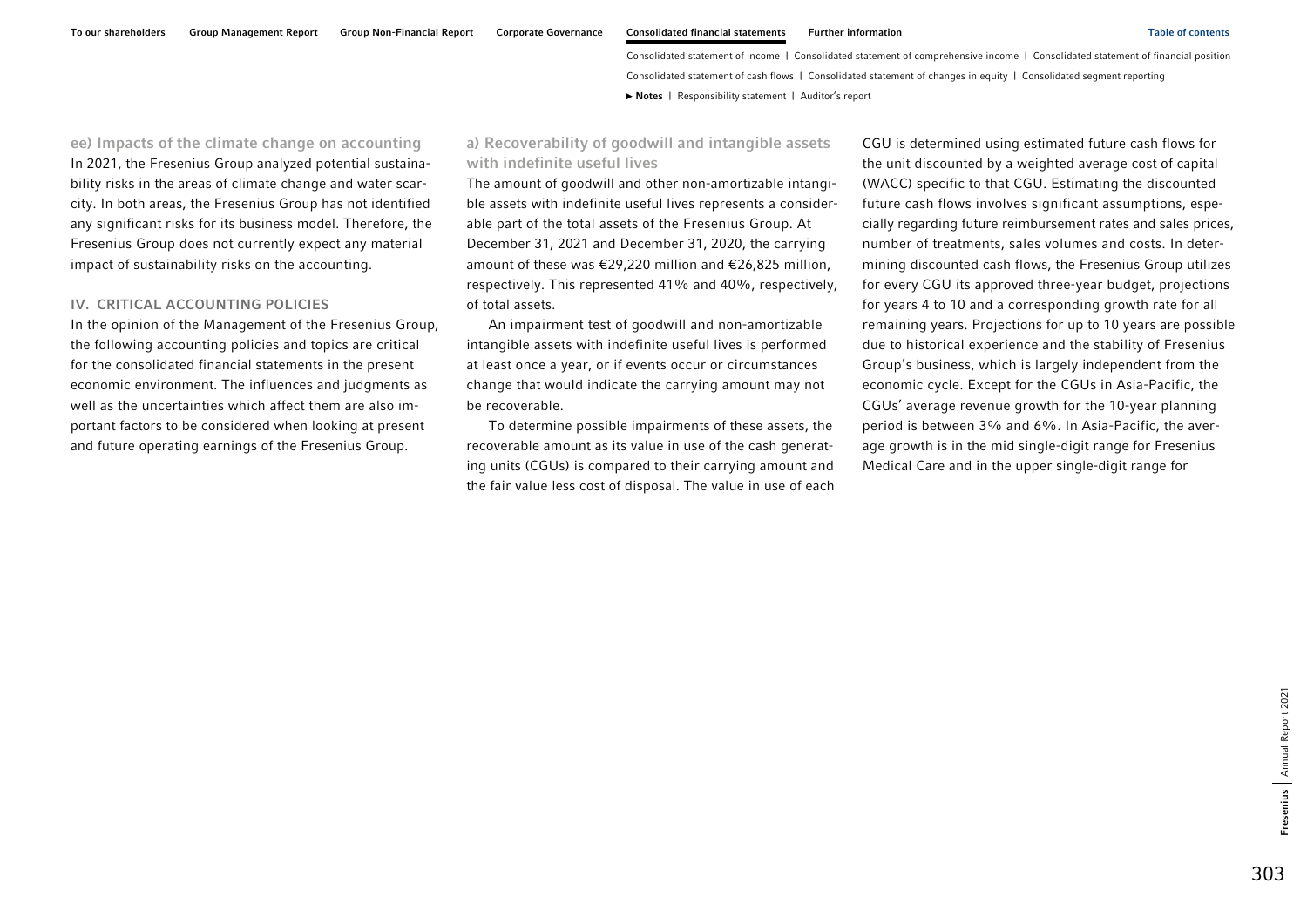### ee) Impacts of the climate change on accounting

In 2021, the Fresenius Group analyzed potential sustainability risks in the areas of climate change and water scarcity. In both areas, the Fresenius Group has not identified any significant risks for its business model. Therefore, the Fresenius Group does not currently expect any material impact of sustainability risks on the accounting.

## IV. CRITICAL ACCOUNTING POLICIES

In the opinion of the Management of the Fresenius Group, the following accounting policies and topics are critical for the consolidated financial statements in the present economic environment. The influences and judgments as well as the uncertainties which affect them are also important factors to be considered when looking at present and future operating earnings of the Fresenius Group.

### a) Recoverability of goodwill and intangible assets with indefinite useful lives

The amount of goodwill and other non-amortizable intangible assets with indefinite useful lives represents a considerable part of the total assets of the Fresenius Group. At December 31, 2021 and December 31, 2020, the carrying amount of these was €29,220 million and €26,825 million, respectively. This represented 41% and 40%, respectively, of total assets.

An impairment test of goodwill and non-amortizable intangible assets with indefinite useful lives is performed at least once a year, or if events occur or circumstances change that would indicate the carrying amount may not be recoverable.

To determine possible impairments of these assets, the recoverable amount as its value in use of the cash generating units (CGUs) is compared to their carrying amount and the fair value less cost of disposal. The value in use of each CGU is determined using estimated future cash flows for the unit discounted by a weighted average cost of capital (WACC) specific to that CGU. Estimating the discounted future cash flows involves significant assumptions, especially regarding future reimbursement rates and sales prices, number of treatments, sales volumes and costs. In determining discounted cash flows, the Fresenius Group utilizes for every CGU its approved three-year budget, projections for years 4 to 10 and a corresponding growth rate for all remaining years. Projections for up to 10 years are possible due to historical experience and the stability of Fresenius Group's business, which is largely independent from the economic cycle. Except for the CGUs in Asia-Pacific, the CGUs' average revenue growth for the 10-year planning period is between 3% and 6%. In Asia-Pacific, the average growth is in the mid single-digit range for Fresenius Medical Care and in the upper single-digit range for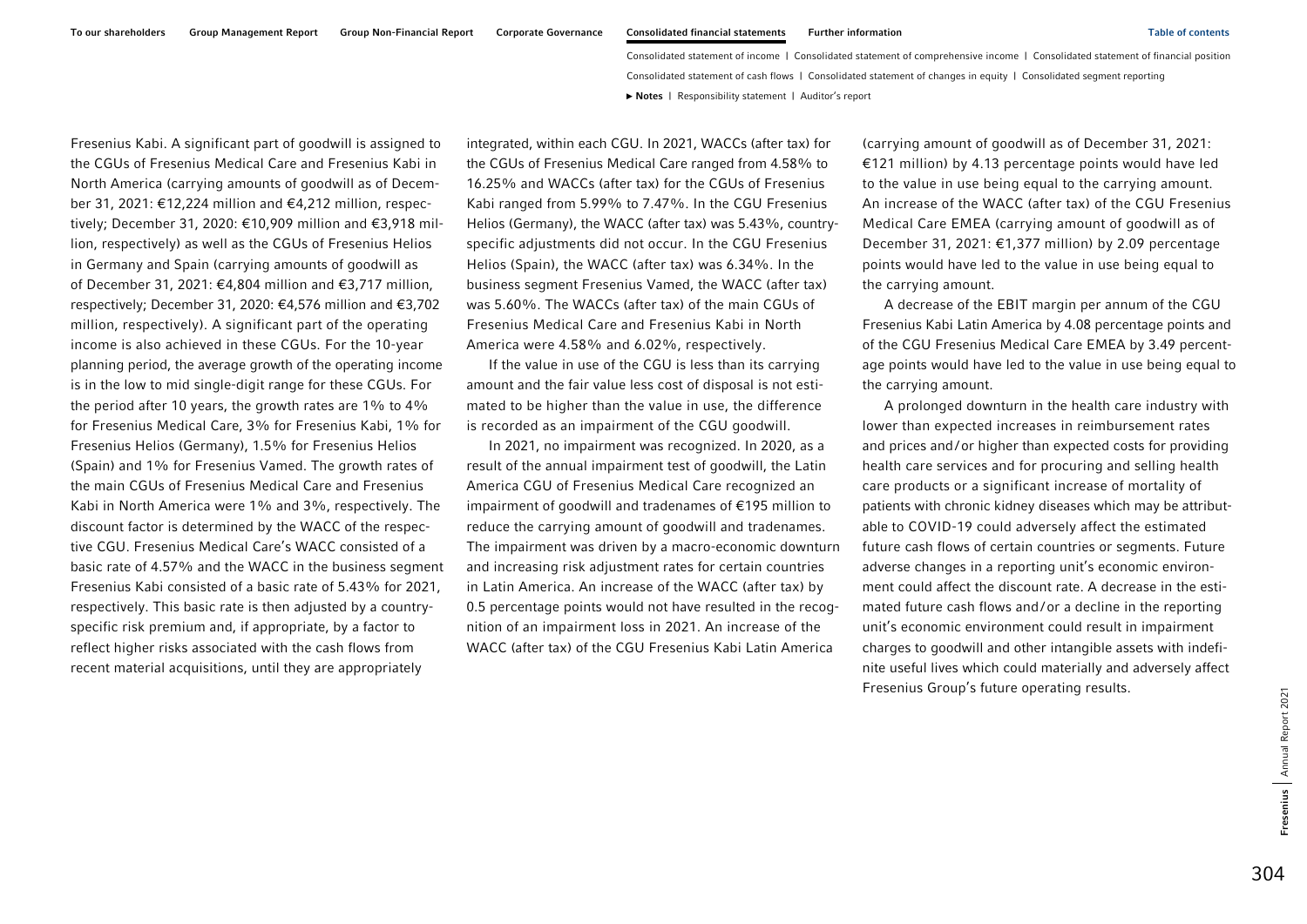Fresenius Kabi. A significant part of goodwill is assigned to the CGUs of Fresenius Medical Care and Fresenius Kabi in North America (carrying amounts of goodwill as of December 31, 2021: €12,224 million and €4,212 million, respectively; December 31, 2020: €10,909 million and €3,918 million, respectively) as well as the CGUs of Fresenius Helios in Germany and Spain (carrying amounts of goodwill as of December 31, 2021: €4,804 million and €3,717 million, respectively; December 31, 2020: €4,576 million and €3,702 million, respectively). A significant part of the operating income is also achieved in these CGUs. For the 10-year planning period, the average growth of the operating income is in the low to mid single-digit range for these CGUs. For the period after 10 years, the growth rates are 1% to 4% for Fresenius Medical Care, 3% for Fresenius Kabi, 1% for Fresenius Helios (Germany), 1.5% for Fresenius Helios (Spain) and 1% for Fresenius Vamed. The growth rates of the main CGUs of Fresenius Medical Care and Fresenius Kabi in North America were 1% and 3%, respectively. The discount factor is determined by the WACC of the respective CGU. Fresenius Medical Care's WACC consisted of a basic rate of 4.57% and the WACC in the business segment Fresenius Kabi consisted of a basic rate of 5.43% for 2021, respectively. This basic rate is then adjusted by a country-specific risk premium and, if appropriate, by a factor to reflect higher risks associated with the cash flows from recent material acquisitions, until they are appropriately integrated, within each CGU. In 2021, WACCs (after tax) for the CGUs of Fresenius Medical Care ranged from 4.58% to 16.25% and WACCs (after tax) for the CGUs of Fresenius Kabi ranged from 5.99% to 7.47%. In the CGU Fresenius Helios (Germany), the WACC (after tax) was 5.43%, country-specific adjustments did not occur. In the CGU Fresenius Helios (Spain), the WACC (after tax) was 6.34%. In the business segment Fresenius Vamed, the WACC (after tax) was 5.60%. The WACCs (after tax) of the main CGUs of Fresenius Medical Care and Fresenius Kabi in North America were 4.58% and 6.02%, respectively.

If the value in use of the CGU is less than its carrying amount and the fair value less cost of disposal is not estimated to be higher than the value in use, the difference is recorded as an impairment of the CGU goodwill.

In 2021, no impairment was recognized. In 2020, as a result of the annual impairment test of goodwill, the Latin America CGU of Fresenius Medical Care recognized an impairment of goodwill and tradenames of €195 million to reduce the carrying amount of goodwill and tradenames. The impairment was driven by a macro-economic downturn and increasing risk adjustment rates for certain countries in Latin America. An increase of the WACC (after tax) by 0.5 percentage points would not have resulted in the recognition of an impairment loss in 2021. An increase of the WACC (after tax) of the CGU Fresenius Kabi Latin America (carrying amount of goodwill as of December 31, 2021: €121 million) by 4.13 percentage points would have led to the value in use being equal to the carrying amount. An increase of the WACC (after tax) of the CGU Fresenius Medical Care EMEA (carrying amount of goodwill as of December 31, 2021: €1,377 million) by 2.09 percentage points would have led to the value in use being equal to the carrying amount.

A decrease of the EBIT margin per annum of the CGU Fresenius Kabi Latin America by 4.08 percentage points and of the CGU Fresenius Medical Care EMEA by 3.49 percentage points would have led to the value in use being equal to the carrying amount.

A prolonged downturn in the health care industry with lower than expected increases in reimbursement rates and prices and/or higher than expected costs for providing health care services and for procuring and selling health care products or a significant increase of mortality of patients with chronic kidney diseases which may be attributable to COVID-19 could adversely affect the estimated future cash flows of certain countries or segments. Future adverse changes in a reporting unit's economic environment could affect the discount rate. A decrease in the estimated future cash flows and/or a decline in the reporting unit's economic environment could result in impairment charges to goodwill and other intangible assets with indefinite useful lives which could materially and adversely affect Fresenius Group's future operating results.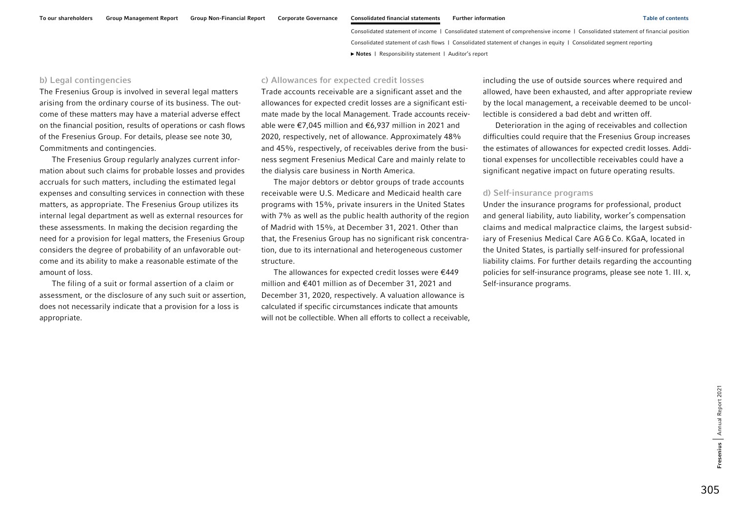### b) Legal contingencies

The Fresenius Group is involved in several legal matters arising from the ordinary course of its business. The outcome of these matters may have a material adverse effect on the financial position, results of operations or cash flows of the Fresenius Group. For details, please see note 30, Commitments and contingencies.

The Fresenius Group regularly analyzes current information about such claims for probable losses and provides accruals for such matters, including the estimated legal expenses and consulting services in connection with these matters, as appropriate. The Fresenius Group utilizes its internal legal department as well as external resources for these assessments. In making the decision regarding the need for a provision for legal matters, the Fresenius Group considers the degree of probability of an unfavorable outcome and its ability to make a reasonable estimate of the amount of loss.

The filing of a suit or formal assertion of a claim or assessment, or the disclosure of any such suit or assertion, does not necessarily indicate that a provision for a loss is appropriate.

### c) Allowances for expected credit losses

Trade accounts receivable are a significant asset and the allowances for expected credit losses are a significant estimate made by the local Management. Trade accounts receivable were €7,045 million and €6,937 million in 2021 and 2020, respectively, net of allowance. Approximately 48% and 45%, respectively, of receivables derive from the business segment Fresenius Medical Care and mainly relate to the dialysis care business in North America.

The major debtors or debtor groups of trade accounts receivable were U.S. Medicare and Medicaid health care programs with 15%, private insurers in the United States with 7% as well as the public health authority of the region of Madrid with 15%, at December 31, 2021. Other than that, the Fresenius Group has no significant risk concentration, due to its international and heterogeneous customer structure.

The allowances for expected credit losses were €449 million and €401 million as of December 31, 2021 and December 31, 2020, respectively. A valuation allowance is calculated if specific circumstances indicate that amounts will not be collectible. When all efforts to collect a receivable, including the use of outside sources where required and allowed, have been exhausted, and after appropriate review by the local management, a receivable deemed to be uncollectible is considered a bad debt and written off.

Deterioration in the aging of receivables and collection difficulties could require that the Fresenius Group increases the estimates of allowances for expected credit losses. Additional expenses for uncollectible receivables could have a significant negative impact on future operating results.

### d) Self-insurance programs

Under the insurance programs for professional, product and general liability, auto liability, worker's compensation claims and medical malpractice claims, the largest subsidiary of Fresenius Medical Care AG & Co. KGaA, located in the United States, is partially self-insured for professional liability claims. For further details regarding the accounting policies for self-insurance programs, please see note 1. III. x, Self-insurance programs.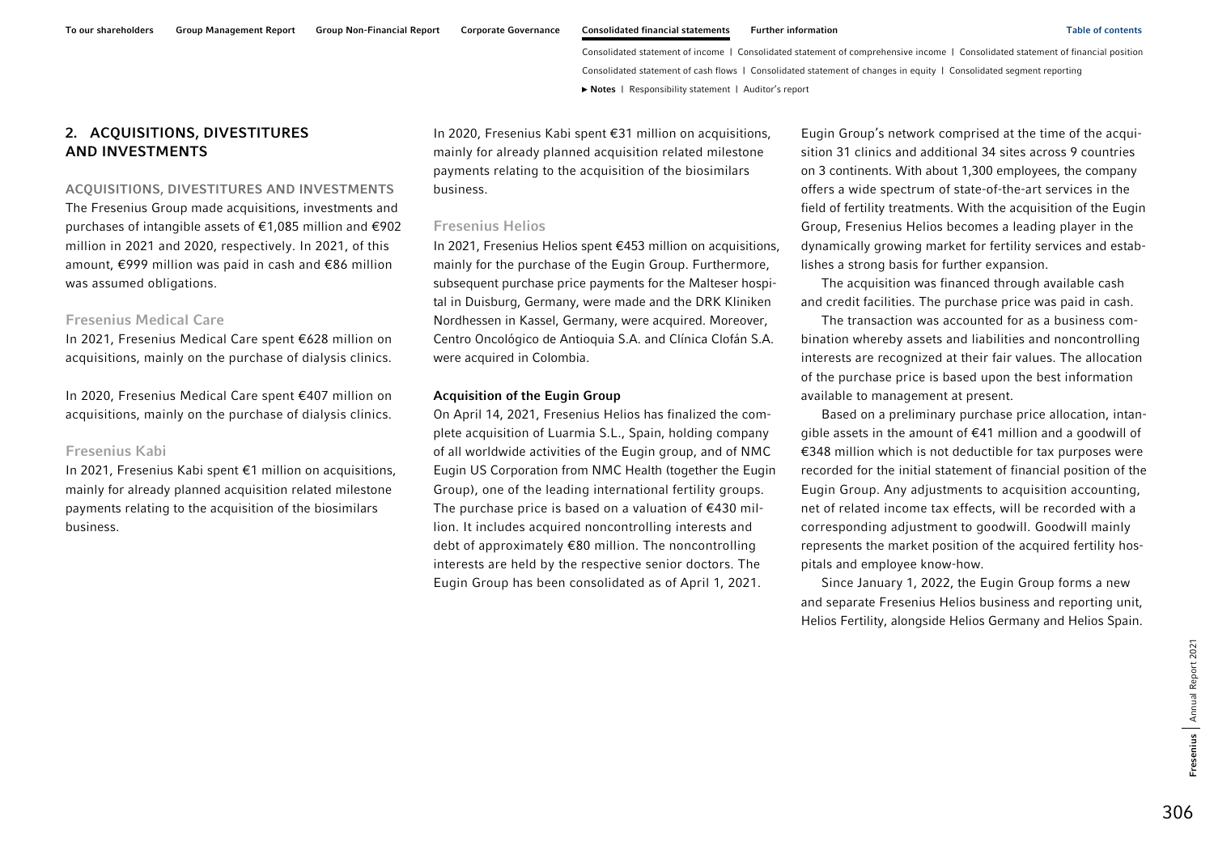## 2. ACQUISITIONS, DIVESTITURES AND INVESTMENTS

### ACQUISITIONS, DIVESTITURES AND INVESTMENTS

The Fresenius Group made acquisitions, investments and purchases of intangible assets of €1,085 million and €902 million in 2021 and 2020, respectively. In 2021, of this amount, €999 million was paid in cash and €86 million was assumed obligations.

#### Fresenius Medical Care

In 2021, Fresenius Medical Care spent €628 million on acquisitions, mainly on the purchase of dialysis clinics.

In 2020, Fresenius Medical Care spent €407 million on acquisitions, mainly on the purchase of dialysis clinics.

#### Fresenius Kabi

In 2021, Fresenius Kabi spent €1 million on acquisitions, mainly for already planned acquisition related milestone payments relating to the acquisition of the biosimilars business.

In 2020, Fresenius Kabi spent €31 million on acquisitions, mainly for already planned acquisition related milestone payments relating to the acquisition of the biosimilars business.

#### Fresenius Helios

In 2021, Fresenius Helios spent €453 million on acquisitions, mainly for the purchase of the Eugin Group. Furthermore, subsequent purchase price payments for the Malteser hospital in Duisburg, Germany, were made and the DRK Kliniken Nordhessen in Kassel, Germany, were acquired. Moreover, Centro Oncológico de Antioquia S.A. and Clínica Clofán S.A. were acquired in Colombia.

**Acquisition of the Eugin Group**

On April 14, 2021, Fresenius Helios has finalized the complete acquisition of Luarmia S.L., Spain, holding company of all worldwide activities of the Eugin group, and of NMC Eugin US Corporation from NMC Health (together the Eugin Group), one of the leading international fertility groups. The purchase price is based on a valuation of €430 million. It includes acquired noncontrolling interests and debt of approximately €80 million. The noncontrolling interests are held by the respective senior doctors. The Eugin Group has been consolidated as of April 1, 2021.

Eugin Group's network comprised at the time of the acquisition 31 clinics and additional 34 sites across 9 countries on 3 continents. With about 1,300 employees, the company offers a wide spectrum of state-of-the-art services in the field of fertility treatments. With the acquisition of the Eugin Group, Fresenius Helios becomes a leading player in the dynamically growing market for fertility services and establishes a strong basis for further expansion.

The acquisition was financed through available cash and credit facilities. The purchase price was paid in cash.

The transaction was accounted for as a business combination whereby assets and liabilities and noncontrolling interests are recognized at their fair values. The allocation of the purchase price is based upon the best information available to management at present.

Based on a preliminary purchase price allocation, intangible assets in the amount of €41 million and a goodwill of €348 million which is not deductible for tax purposes were recorded for the initial statement of financial position of the Eugin Group. Any adjustments to acquisition accounting, net of related income tax effects, will be recorded with a corresponding adjustment to goodwill. Goodwill mainly represents the market position of the acquired fertility hospitals and employee know-how.

Since January 1, 2022, the Eugin Group forms a new and separate Fresenius Helios business and reporting unit, Helios Fertility, alongside Helios Germany and Helios Spain.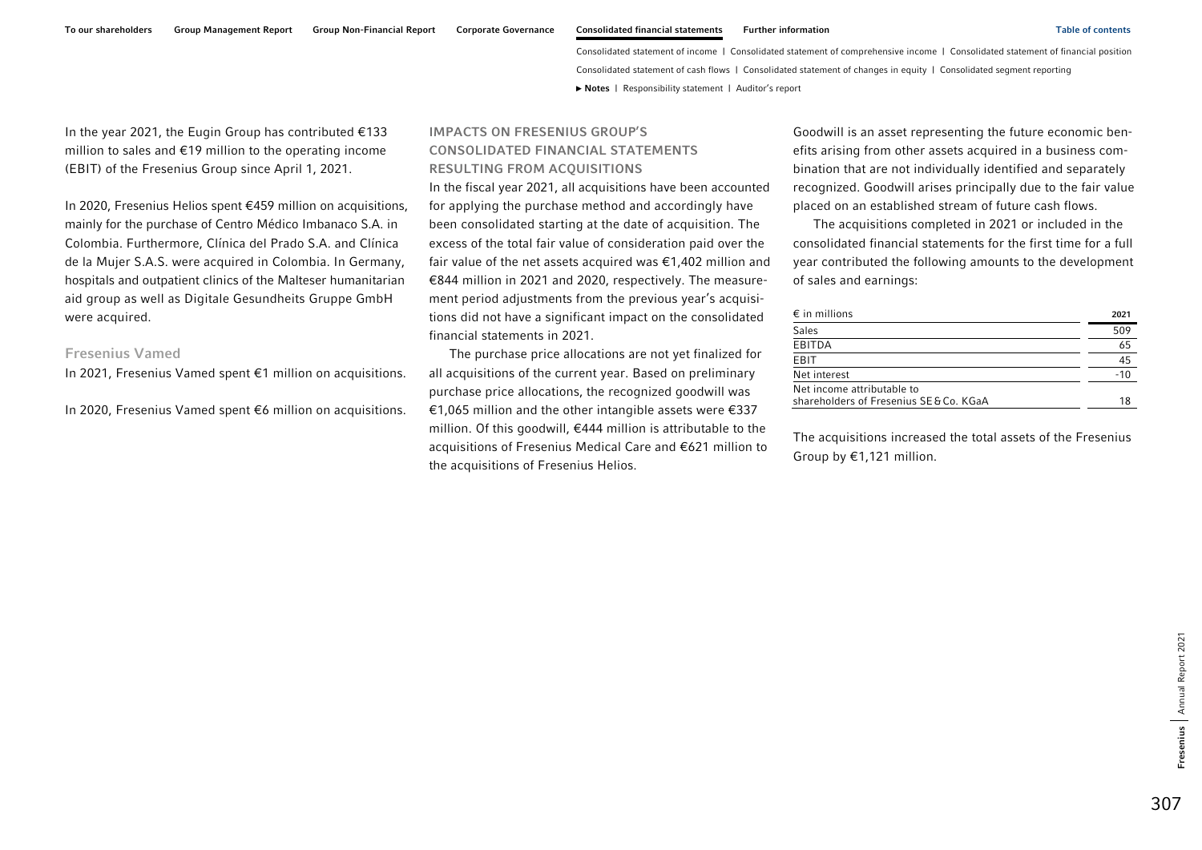In the year 2021, the Eugin Group has contributed €133 million to sales and €19 million to the operating income (EBIT) of the Fresenius Group since April 1, 2021.

In 2020, Fresenius Helios spent €459 million on acquisitions, mainly for the purchase of Centro Médico Imbanaco S.A. in Colombia. Furthermore, Clínica del Prado S.A. and Clínica de la Mujer S.A.S. were acquired in Colombia. In Germany, hospitals and outpatient clinics of the Malteser humanitarian aid group as well as Digitale Gesundheits Gruppe GmbH were acquired.

### Fresenius Vamed

In 2021, Fresenius Vamed spent €1 million on acquisitions.

In 2020, Fresenius Vamed spent €6 million on acquisitions.

## IMPACTS ON FRESENIUS GROUP'S CONSOLIDATED FINANCIAL STATEMENTS RESULTING FROM ACQUISITIONS

In the fiscal year 2021, all acquisitions have been accounted for applying the purchase method and accordingly have been consolidated starting at the date of acquisition. The excess of the total fair value of consideration paid over the fair value of the net assets acquired was €1,402 million and €844 million in 2021 and 2020, respectively. The measurement period adjustments from the previous year's acquisitions did not have a significant impact on the consolidated financial statements in 2021.

The purchase price allocations are not yet finalized for all acquisitions of the current year. Based on preliminary purchase price allocations, the recognized goodwill was €1,065 million and the other intangible assets were €337 million. Of this goodwill, €444 million is attributable to the acquisitions of Fresenius Medical Care and €621 million to the acquisitions of Fresenius Helios.

Goodwill is an asset representing the future economic benefits arising from other assets acquired in a business combination that are not individually identified and separately recognized. Goodwill arises principally due to the fair value placed on an established stream of future cash flows.

The acquisitions completed in 2021 or included in the consolidated financial statements for the first time for a full year contributed the following amounts to the development of sales and earnings:

| € in millions | 2021 |
|---|---|
| Sales | 509 |
| EBITDA | 65 |
| EBIT | 45 |
| Net interest | -10 |
| Net income attributable to shareholders of Fresenius SE & Co. KGaA | 18 |

The acquisitions increased the total assets of the Fresenius Group by €1,121 million.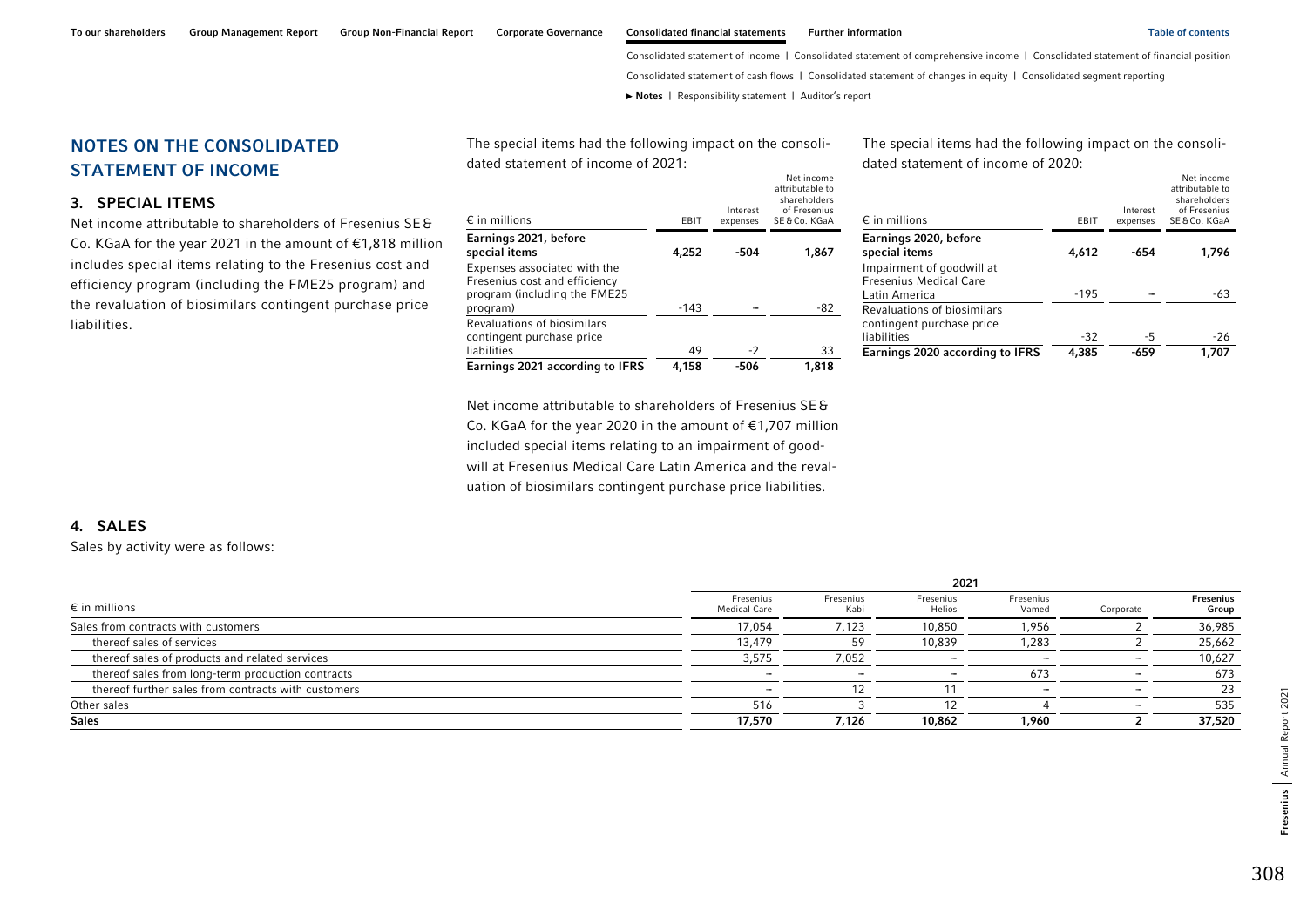## NOTES ON THE CONSOLIDATED STATEMENT OF INCOME

### 3. SPECIAL ITEMS

Net income attributable to shareholders of Fresenius SE & Co. KGaA for the year 2021 in the amount of €1,818 million includes special items relating to the Fresenius cost and efficiency program (including the FME25 program) and the revaluation of biosimilars contingent purchase price liabilities.

The special items had the following impact on the consolidated statement of income of 2021:

| € in millions | EBIT | Interest expenses | Net income attributable to shareholders of Fresenius SE & Co. KGaA |
|---|---|---|---|
| **Earnings 2021, before special items** | **4,252** | **-504** | **1,867** |
| Expenses associated with the Fresenius cost and efficiency program (including the FME25 program) | -143 | – | -82 |
| Revaluations of biosimilars contingent purchase price liabilities | 49 | -2 | 33 |
| **Earnings 2021 according to IFRS** | **4,158** | **-506** | **1,818** |

Net income attributable to shareholders of Fresenius SE & Co. KGaA for the year 2020 in the amount of €1,707 million included special items relating to an impairment of goodwill at Fresenius Medical Care Latin America and the revaluation of biosimilars contingent purchase price liabilities.

The special items had the following impact on the consolidated statement of income of 2020:

| € in millions | EBIT | Interest expenses | Net income attributable to shareholders of Fresenius SE & Co. KGaA |
|---|---|---|---|
| **Earnings 2020, before special items** | **4,612** | **-654** | **1,796** |
| Impairment of goodwill at Fresenius Medical Care Latin America | -195 | – | -63 |
| Revaluations of biosimilars contingent purchase price liabilities | -32 | -5 | -26 |
| **Earnings 2020 according to IFRS** | **4,385** | **-659** | **1,707** |

### 4. SALES

Sales by activity were as follows:

| € in millions | 2021 | | | | | |
|---|---|---|---|---|---|---|
| | Fresenius Medical Care | Fresenius Kabi | Fresenius Helios | Fresenius Vamed | Corporate | **Fresenius Group** |
| Sales from contracts with customers | 17,054 | 7,123 | 10,850 | 1,956 | 2 | 36,985 |
| thereof sales of services | 13,479 | 59 | 10,839 | 1,283 | 2 | 25,662 |
| thereof sales of products and related services | 3,575 | 7,052 | – | – | – | 10,627 |
| thereof sales from long-term production contracts | – | – | – | 673 | – | 673 |
| thereof further sales from contracts with customers | – | 12 | 11 | – | – | 23 |
| Other sales | 516 | 3 | 12 | 4 | – | 535 |
| **Sales** | **17,570** | **7,126** | **10,862** | **1,960** | **2** | **37,520** |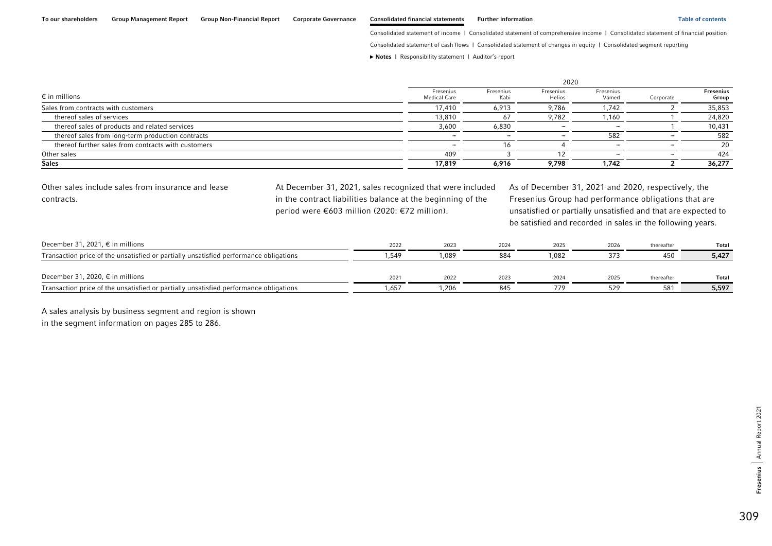| € in millions | 2020 | | | | | |
|---|---|---|---|---|---|---|
| | Fresenius Medical Care | Fresenius Kabi | Fresenius Helios | Fresenius Vamed | Corporate | **Fresenius Group** |
| Sales from contracts with customers | 17,410 | 6,913 | 9,786 | 1,742 | 2 | 35,853 |
| thereof sales of services | 13,810 | 67 | 9,782 | 1,160 | 1 | 24,820 |
| thereof sales of products and related services | 3,600 | 6,830 | – | – | 1 | 10,431 |
| thereof sales from long-term production contracts | – | – | – | 582 | – | 582 |
| thereof further sales from contracts with customers | – | 16 | 4 | – | – | 20 |
| Other sales | 409 | 3 | 12 | – | – | 424 |
| **Sales** | **17,819** | **6,916** | **9,798** | **1,742** | **2** | **36,277** |

Other sales include sales from insurance and lease contracts.

At December 31, 2021, sales recognized that were included in the contract liabilities balance at the beginning of the period were €603 million (2020: €72 million).

As of December 31, 2021 and 2020, respectively, the Fresenius Group had performance obligations that are unsatisfied or partially unsatisfied and that are expected to be satisfied and recorded in sales in the following years.

| December 31, 2021, € in millions | 2022 | 2023 | 2024 | 2025 | 2026 | thereafter | **Total** |
|---|---|---|---|---|---|---|---|
| Transaction price of the unsatisfied or partially unsatisfied performance obligations | 1,549 | 1,089 | 884 | 1,082 | 373 | 450 | **5,427** |

| December 31, 2020, € in millions | 2021 | 2022 | 2023 | 2024 | 2025 | thereafter | **Total** |
|---|---|---|---|---|---|---|---|
| Transaction price of the unsatisfied or partially unsatisfied performance obligations | 1,657 | 1,206 | 845 | 779 | 529 | 581 | **5,597** |

A sales analysis by business segment and region is shown in the segment information on pages 285 to 286.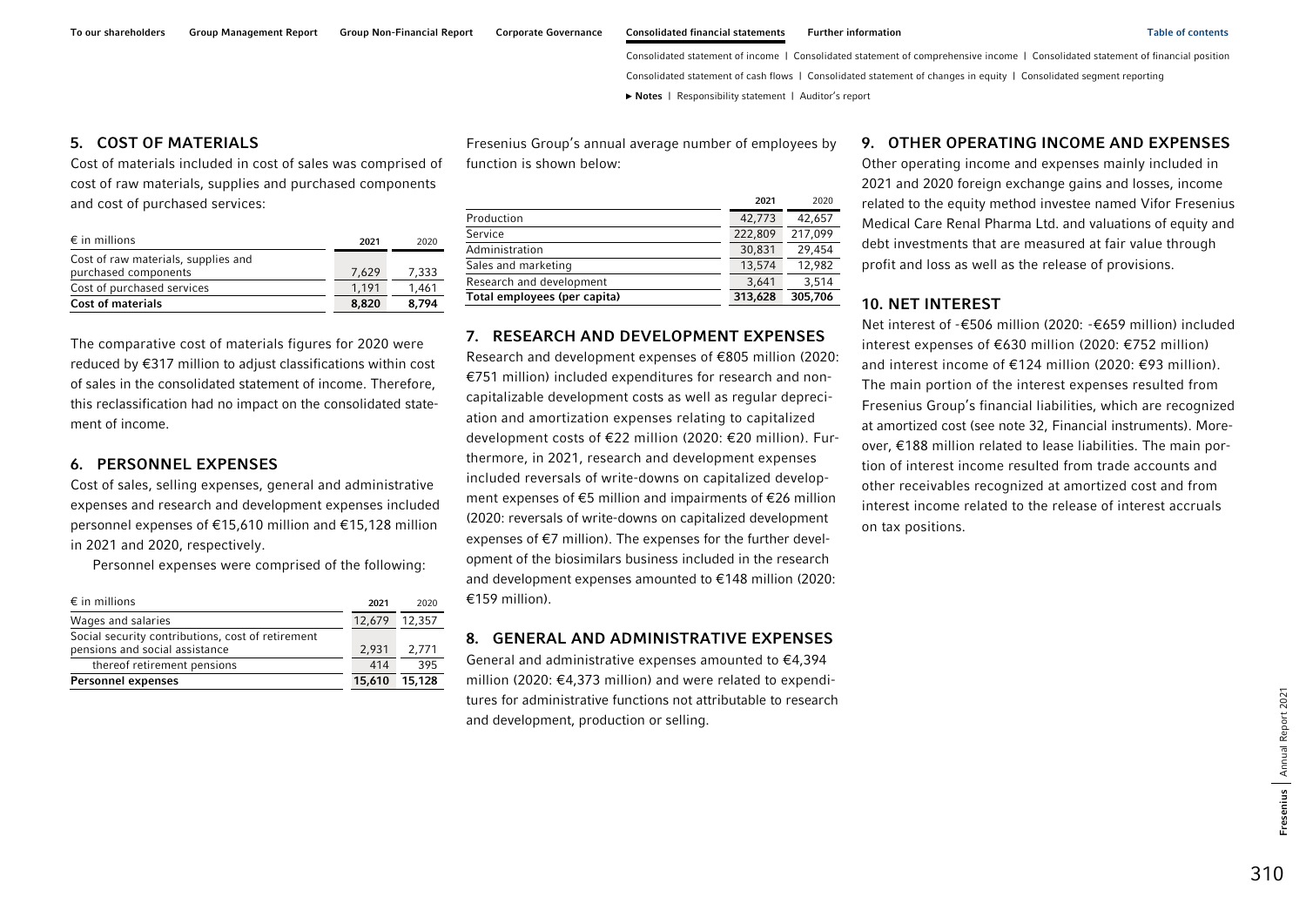## 5. COST OF MATERIALS

Cost of materials included in cost of sales was comprised of cost of raw materials, supplies and purchased components and cost of purchased services:

| € in millions | 2021 | 2020 |
|---|---|---|
| Cost of raw materials, supplies and purchased components | 7,629 | 7,333 |
| Cost of purchased services | 1,191 | 1,461 |
| **Cost of materials** | **8,820** | **8,794** |

The comparative cost of materials figures for 2020 were reduced by €317 million to adjust classifications within cost of sales in the consolidated statement of income. Therefore, this reclassification had no impact on the consolidated statement of income.

## 6. PERSONNEL EXPENSES

Cost of sales, selling expenses, general and administrative expenses and research and development expenses included personnel expenses of €15,610 million and €15,128 million in 2021 and 2020, respectively.

Personnel expenses were comprised of the following:

| € in millions | 2021 | 2020 |
|---|---|---|
| Wages and salaries | 12,679 | 12,357 |
| Social security contributions, cost of retirement pensions and social assistance | 2,931 | 2,771 |
| thereof retirement pensions | 414 | 395 |
| **Personnel expenses** | **15,610** | **15,128** |

Fresenius Group's annual average number of employees by function is shown below:

| | 2021 | 2020 |
|---|---|---|
| Production | 42,773 | 42,657 |
| Service | 222,809 | 217,099 |
| Administration | 30,831 | 29,454 |
| Sales and marketing | 13,574 | 12,982 |
| Research and development | 3,641 | 3,514 |
| **Total employees (per capita)** | **313,628** | **305,706** |

## 7. RESEARCH AND DEVELOPMENT EXPENSES

Research and development expenses of €805 million (2020: €751 million) included expenditures for research and non-capitalizable development costs as well as regular depreciation and amortization expenses relating to capitalized development costs of €22 million (2020: €20 million). Furthermore, in 2021, research and development expenses included reversals of write-downs on capitalized development expenses of €5 million and impairments of €26 million (2020: reversals of write-downs on capitalized development expenses of €7 million). The expenses for the further development of the biosimilars business included in the research and development expenses amounted to €148 million (2020: €159 million).

## 8. GENERAL AND ADMINISTRATIVE EXPENSES

General and administrative expenses amounted to €4,394 million (2020: €4,373 million) and were related to expenditures for administrative functions not attributable to research and development, production or selling.

## 9. OTHER OPERATING INCOME AND EXPENSES

Other operating income and expenses mainly included in 2021 and 2020 foreign exchange gains and losses, income related to the equity method investee named Vifor Fresenius Medical Care Renal Pharma Ltd. and valuations of equity and debt investments that are measured at fair value through profit and loss as well as the release of provisions.

## 10. NET INTEREST

Net interest of -€506 million (2020: -€659 million) included interest expenses of €630 million (2020: €752 million) and interest income of €124 million (2020: €93 million). The main portion of the interest expenses resulted from Fresenius Group's financial liabilities, which are recognized at amortized cost (see note 32, Financial instruments). Moreover, €188 million related to lease liabilities. The main portion of interest income resulted from trade accounts and other receivables recognized at amortized cost and from interest income related to the release of interest accruals on tax positions.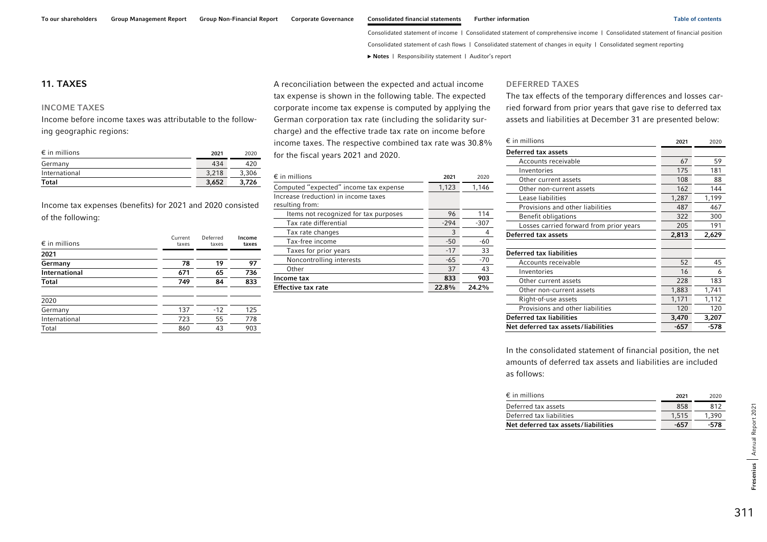## 11. TAXES

### INCOME TAXES

Income before income taxes was attributable to the following geographic regions:

| € in millions | 2021 | 2020 |
|---|---|---|
| Germany | 434 | 420 |
| International | 3,218 | 3,306 |
| **Total** | **3,652** | **3,726** |

Income tax expenses (benefits) for 2021 and 2020 consisted of the following:

| € in millions | Current taxes | Deferred taxes | Income taxes |
|---|---|---|---|
| **2021** | | | |
| **Germany** | **78** | **19** | **97** |
| **International** | **671** | **65** | **736** |
| **Total** | **749** | **84** | **833** |
| 2020 | | | |
| Germany | 137 | -12 | 125 |
| International | 723 | 55 | 778 |
| Total | 860 | 43 | 903 |

A reconciliation between the expected and actual income tax expense is shown in the following table. The expected corporate income tax expense is computed by applying the German corporation tax rate (including the solidarity surcharge) and the effective trade tax rate on income before income taxes. The respective combined tax rate was 30.8% for the fiscal years 2021 and 2020.

| € in millions | 2021 | 2020 |
|---|---|---|
| Computed "expected" income tax expense | 1,123 | 1,146 |
| Increase (reduction) in income taxes resulting from: | | |
| Items not recognized for tax purposes | 96 | 114 |
| Tax rate differential | -294 | -307 |
| Tax rate changes | 3 | 4 |
| Tax-free income | -50 | -60 |
| Taxes for prior years | -17 | 33 |
| Noncontrolling interests | -65 | -70 |
| Other | 37 | 43 |
| **Income tax** | **833** | **903** |
| **Effective tax rate** | **22.8%** | **24.2%** |

### DEFERRED TAXES

The tax effects of the temporary differences and losses carried forward from prior years that gave rise to deferred tax assets and liabilities at December 31 are presented below:

| € in millions | 2021 | 2020 |
|---|---|---|
| **Deferred tax assets** | | |
| Accounts receivable | 67 | 59 |
| Inventories | 175 | 181 |
| Other current assets | 108 | 88 |
| Other non-current assets | 162 | 144 |
| Lease liabilities | 1,287 | 1,199 |
| Provisions and other liabilities | 487 | 467 |
| Benefit obligations | 322 | 300 |
| Losses carried forward from prior years | 205 | 191 |
| **Deferred tax assets** | **2,813** | **2,629** |
| **Deferred tax liabilities** | | |
| Accounts receivable | 52 | 45 |
| Inventories | 16 | 6 |
| Other current assets | 228 | 183 |
| Other non-current assets | 1,883 | 1,741 |
| Right-of-use assets | 1,171 | 1,112 |
| Provisions and other liabilities | 120 | 120 |
| **Deferred tax liabilities** | **3,470** | **3,207** |
| **Net deferred tax assets/liabilities** | **-657** | **-578** |

In the consolidated statement of financial position, the net amounts of deferred tax assets and liabilities are included as follows:

| € in millions | 2021 | 2020 |
|---|---|---|
| Deferred tax assets | 858 | 812 |
| Deferred tax liabilities | 1,515 | 1,390 |
| **Net deferred tax assets/liabilities** | **-657** | **-578** |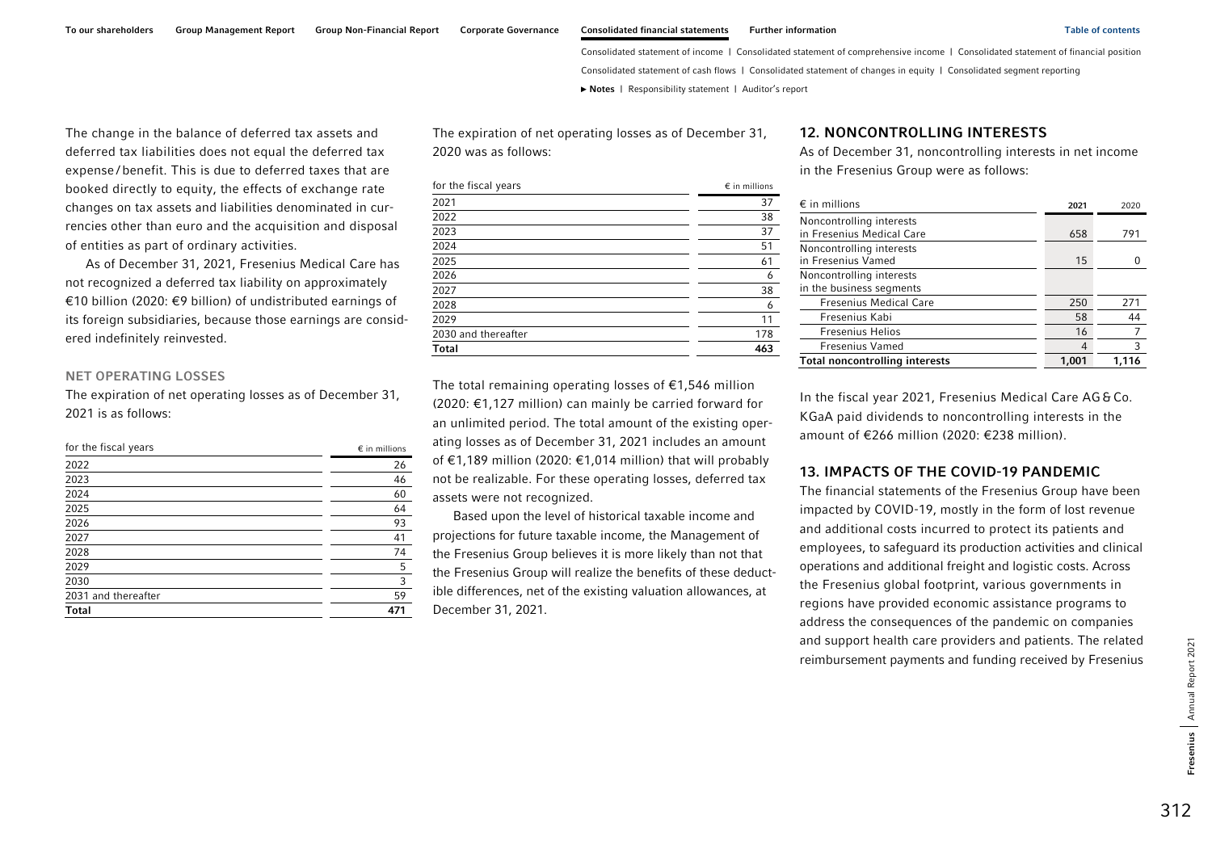The change in the balance of deferred tax assets and deferred tax liabilities does not equal the deferred tax expense/benefit. This is due to deferred taxes that are booked directly to equity, the effects of exchange rate changes on tax assets and liabilities denominated in currencies other than euro and the acquisition and disposal of entities as part of ordinary activities.

As of December 31, 2021, Fresenius Medical Care has not recognized a deferred tax liability on approximately €10 billion (2020: €9 billion) of undistributed earnings of its foreign subsidiaries, because those earnings are considered indefinitely reinvested.

### NET OPERATING LOSSES

The expiration of net operating losses as of December 31, 2021 is as follows:

| for the fiscal years | € in millions |
|---|---|
| 2022 | 26 |
| 2023 | 46 |
| 2024 | 60 |
| 2025 | 64 |
| 2026 | 93 |
| 2027 | 41 |
| 2028 | 74 |
| 2029 | 5 |
| 2030 | 3 |
| 2031 and thereafter | 59 |
| **Total** | **471** |

The expiration of net operating losses as of December 31, 2020 was as follows:

| for the fiscal years | € in millions |
|---|---|
| 2021 | 37 |
| 2022 | 38 |
| 2023 | 37 |
| 2024 | 51 |
| 2025 | 61 |
| 2026 | 6 |
| 2027 | 38 |
| 2028 | 6 |
| 2029 | 11 |
| 2030 and thereafter | 178 |
| **Total** | **463** |

The total remaining operating losses of €1,546 million (2020: €1,127 million) can mainly be carried forward for an unlimited period. The total amount of the existing operating losses as of December 31, 2021 includes an amount of €1,189 million (2020: €1,014 million) that will probably not be realizable. For these operating losses, deferred tax assets were not recognized.

Based upon the level of historical taxable income and projections for future taxable income, the Management of the Fresenius Group believes it is more likely than not that the Fresenius Group will realize the benefits of these deductible differences, net of the existing valuation allowances, at December 31, 2021.

## 12. NONCONTROLLING INTERESTS

As of December 31, noncontrolling interests in net income in the Fresenius Group were as follows:

| € in millions | 2021 | 2020 |
|---|---|---|
| Noncontrolling interests in Fresenius Medical Care | 658 | 791 |
| Noncontrolling interests in Fresenius Vamed | 15 | 0 |
| Noncontrolling interests in the business segments | | |
| Fresenius Medical Care | 250 | 271 |
| Fresenius Kabi | 58 | 44 |
| Fresenius Helios | 16 | 7 |
| Fresenius Vamed | 4 | 3 |
| **Total noncontrolling interests** | **1,001** | **1,116** |

In the fiscal year 2021, Fresenius Medical Care AG & Co. KGaA paid dividends to noncontrolling interests in the amount of €266 million (2020: €238 million).

## 13. IMPACTS OF THE COVID-19 PANDEMIC

The financial statements of the Fresenius Group have been impacted by COVID-19, mostly in the form of lost revenue and additional costs incurred to protect its patients and employees, to safeguard its production activities and clinical operations and additional freight and logistic costs. Across the Fresenius global footprint, various governments in regions have provided economic assistance programs to address the consequences of the pandemic on companies and support health care providers and patients. The related reimbursement payments and funding received by Fresenius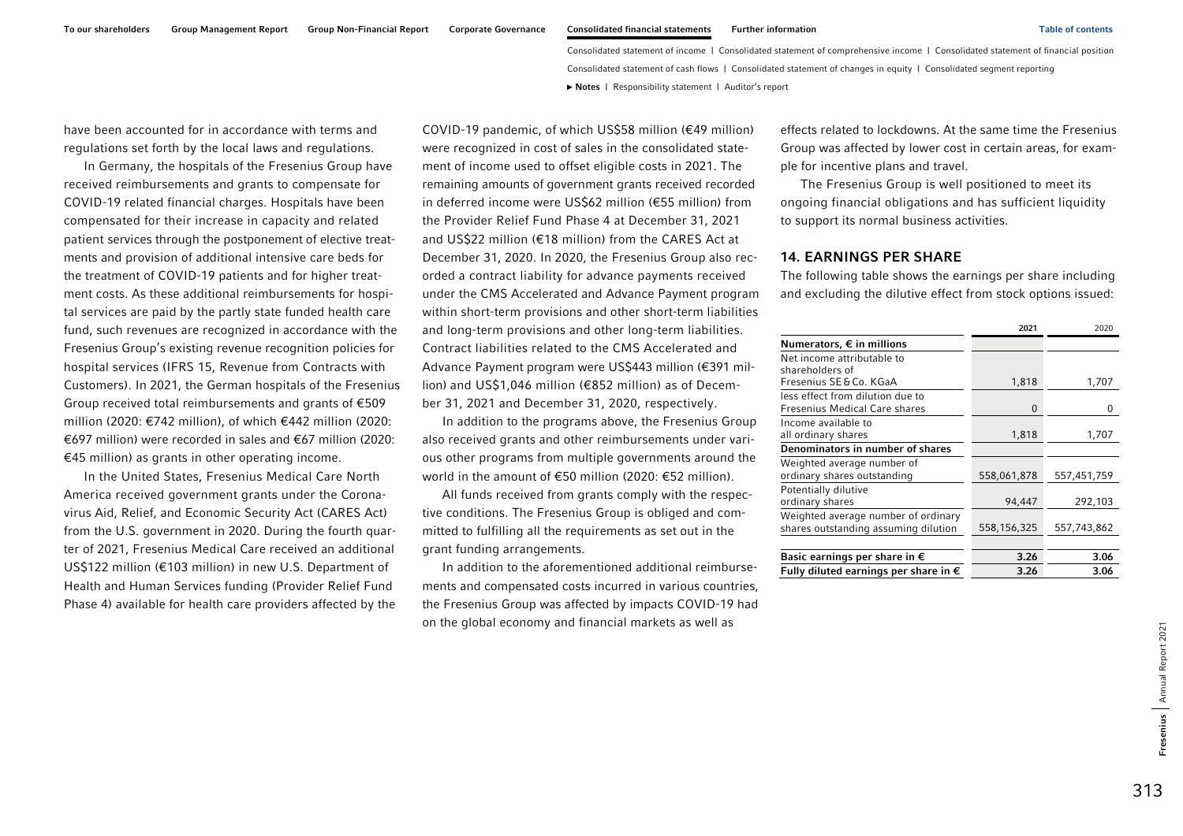have been accounted for in accordance with terms and regulations set forth by the local laws and regulations.

In Germany, the hospitals of the Fresenius Group have received reimbursements and grants to compensate for COVID-19 related financial charges. Hospitals have been compensated for their increase in capacity and related patient services through the postponement of elective treatments and provision of additional intensive care beds for the treatment of COVID-19 patients and for higher treatment costs. As these additional reimbursements for hospital services are paid by the partly state funded health care fund, such revenues are recognized in accordance with the Fresenius Group's existing revenue recognition policies for hospital services (IFRS 15, Revenue from Contracts with Customers). In 2021, the German hospitals of the Fresenius Group received total reimbursements and grants of €509 million (2020: €742 million), of which €442 million (2020: €697 million) were recorded in sales and €67 million (2020: €45 million) as grants in other operating income.

In the United States, Fresenius Medical Care North America received government grants under the Coronavirus Aid, Relief, and Economic Security Act (CARES Act) from the U.S. government in 2020. During the fourth quarter of 2021, Fresenius Medical Care received an additional US$122 million (€103 million) in new U.S. Department of Health and Human Services funding (Provider Relief Fund Phase 4) available for health care providers affected by the COVID-19 pandemic, of which US$58 million (€49 million) were recognized in cost of sales in the consolidated statement of income used to offset eligible costs in 2021. The remaining amounts of government grants received recorded in deferred income were US$62 million (€55 million) from the Provider Relief Fund Phase 4 at December 31, 2021 and US$22 million (€18 million) from the CARES Act at December 31, 2020. In 2020, the Fresenius Group also recorded a contract liability for advance payments received under the CMS Accelerated and Advance Payment program within short-term provisions and other short-term liabilities and long-term provisions and other long-term liabilities. Contract liabilities related to the CMS Accelerated and Advance Payment program were US$443 million (€391 million) and US$1,046 million (€852 million) as of December 31, 2021 and December 31, 2020, respectively.

In addition to the programs above, the Fresenius Group also received grants and other reimbursements under various other programs from multiple governments around the world in the amount of €50 million (2020: €52 million).

All funds received from grants comply with the respective conditions. The Fresenius Group is obliged and committed to fulfilling all the requirements as set out in the grant funding arrangements.

In addition to the aforementioned additional reimbursements and compensated costs incurred in various countries, the Fresenius Group was affected by impacts COVID-19 had on the global economy and financial markets as well as effects related to lockdowns. At the same time the Fresenius Group was affected by lower cost in certain areas, for example for incentive plans and travel.

The Fresenius Group is well positioned to meet its ongoing financial obligations and has sufficient liquidity to support its normal business activities.

## 14. EARNINGS PER SHARE

The following table shows the earnings per share including and excluding the dilutive effect from stock options issued:

| | 2021 | 2020 |
|---|---|---|
| **Numerators, € in millions** | | |
| Net income attributable to shareholders of Fresenius SE & Co. KGaA | 1,818 | 1,707 |
| less effect from dilution due to Fresenius Medical Care shares | 0 | 0 |
| Income available to all ordinary shares | 1,818 | 1,707 |
| **Denominators in number of shares** | | |
| Weighted average number of ordinary shares outstanding | 558,061,878 | 557,451,759 |
| Potentially dilutive ordinary shares | 94,447 | 292,103 |
| Weighted average number of ordinary shares outstanding assuming dilution | 558,156,325 | 557,743,862 |
| **Basic earnings per share in €** | **3.26** | **3.06** |
| **Fully diluted earnings per share in €** | **3.26** | **3.06** |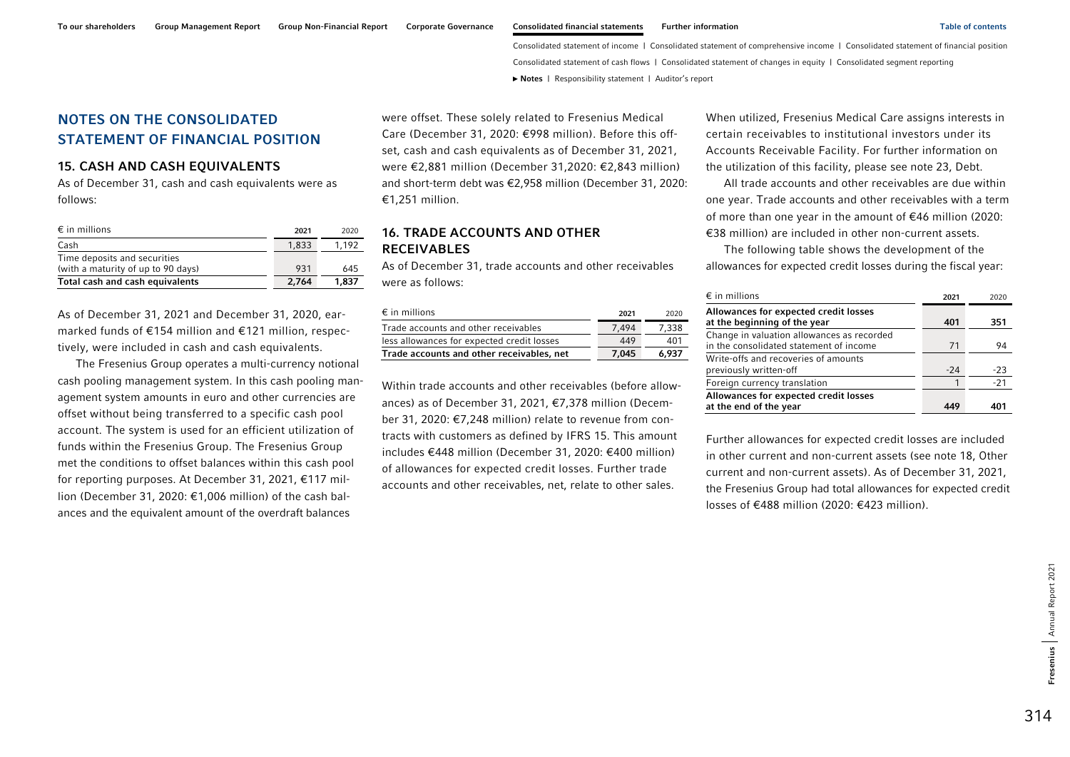## NOTES ON THE CONSOLIDATED STATEMENT OF FINANCIAL POSITION

### 15. CASH AND CASH EQUIVALENTS

As of December 31, cash and cash equivalents were as follows:

| € in millions | 2021 | 2020 |
|---|---|---|
| Cash | 1,833 | 1,192 |
| Time deposits and securities (with a maturity of up to 90 days) | 931 | 645 |
| **Total cash and cash equivalents** | **2,764** | **1,837** |

As of December 31, 2021 and December 31, 2020, earmarked funds of €154 million and €121 million, respectively, were included in cash and cash equivalents.

The Fresenius Group operates a multi-currency notional cash pooling management system. In this cash pooling management system amounts in euro and other currencies are offset without being transferred to a specific cash pool account. The system is used for an efficient utilization of funds within the Fresenius Group. The Fresenius Group met the conditions to offset balances within this cash pool for reporting purposes. At December 31, 2021, €117 million (December 31, 2020: €1,006 million) of the cash balances and the equivalent amount of the overdraft balances were offset. These solely related to Fresenius Medical Care (December 31, 2020: €998 million). Before this offset, cash and cash equivalents as of December 31, 2021, were €2,881 million (December 31,2020: €2,843 million) and short-term debt was €2,958 million (December 31, 2020: €1,251 million.

### 16. TRADE ACCOUNTS AND OTHER RECEIVABLES

As of December 31, trade accounts and other receivables were as follows:

| € in millions | 2021 | 2020 |
|---|---|---|
| Trade accounts and other receivables | 7,494 | 7,338 |
| less allowances for expected credit losses | 449 | 401 |
| **Trade accounts and other receivables, net** | **7,045** | **6,937** |

Within trade accounts and other receivables (before allowances) as of December 31, 2021, €7,378 million (December 31, 2020: €7,248 million) relate to revenue from contracts with customers as defined by IFRS 15. This amount includes €448 million (December 31, 2020: €400 million) of allowances for expected credit losses. Further trade accounts and other receivables, net, relate to other sales.

When utilized, Fresenius Medical Care assigns interests in certain receivables to institutional investors under its Accounts Receivable Facility. For further information on the utilization of this facility, please see note 23, Debt.

All trade accounts and other receivables are due within one year. Trade accounts and other receivables with a term of more than one year in the amount of €46 million (2020: €38 million) are included in other non-current assets.

The following table shows the development of the allowances for expected credit losses during the fiscal year:

| € in millions | 2021 | 2020 |
|---|---|---|
| **Allowances for expected credit losses at the beginning of the year** | **401** | **351** |
| Change in valuation allowances as recorded in the consolidated statement of income | 71 | 94 |
| Write-offs and recoveries of amounts previously written-off | -24 | -23 |
| Foreign currency translation | 1 | -21 |
| **Allowances for expected credit losses at the end of the year** | **449** | **401** |

Further allowances for expected credit losses are included in other current and non-current assets (see note 18, Other current and non-current assets). As of December 31, 2021, the Fresenius Group had total allowances for expected credit losses of €488 million (2020: €423 million).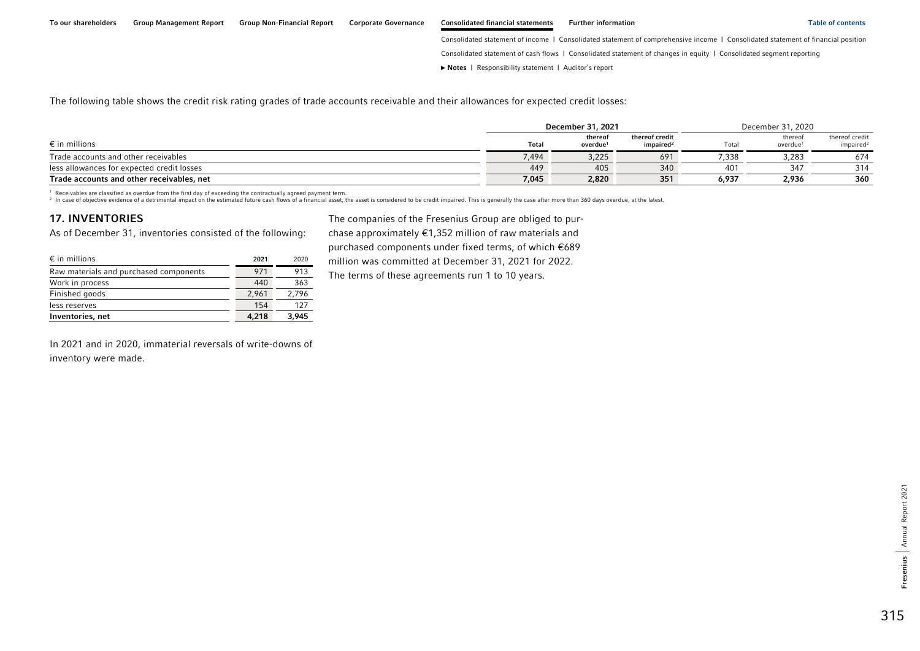The following table shows the credit risk rating grades of trade accounts receivable and their allowances for expected credit losses:

| € in millions | December 31, 2021 | | | December 31, 2020 | | |
|---|---|---|---|---|---|---|
| | Total | thereof overdue[1] | thereof credit impaired[2] | Total | thereof overdue[1] | thereof credit impaired[2] |
| Trade accounts and other receivables | 7,494 | 3,225 | 691 | 7,338 | 3,283 | 674 |
| less allowances for expected credit losses | 449 | 405 | 340 | 401 | 347 | 314 |
| **Trade accounts and other receivables, net** | **7,045** | **2,820** | **351** | **6,937** | **2,936** | **360** |

[1] Receivables are classified as overdue from the first day of exceeding the contractually agreed payment term.
[2] In case of objective evidence of a detrimental impact on the estimated future cash flows of a financial asset, the asset is considered to be credit impaired. This is generally the case after more than 360 days overdue, at the latest.

## 17. INVENTORIES

As of December 31, inventories consisted of the following:

| € in millions | 2021 | 2020 |
|---|---|---|
| Raw materials and purchased components | 971 | 913 |
| Work in process | 440 | 363 |
| Finished goods | 2,961 | 2,796 |
| less reserves | 154 | 127 |
| **Inventories, net** | **4,218** | **3,945** |

In 2021 and in 2020, immaterial reversals of write-downs of inventory were made.

The companies of the Fresenius Group are obliged to purchase approximately €1,352 million of raw materials and purchased components under fixed terms, of which €689 million was committed at December 31, 2021 for 2022. The terms of these agreements run 1 to 10 years.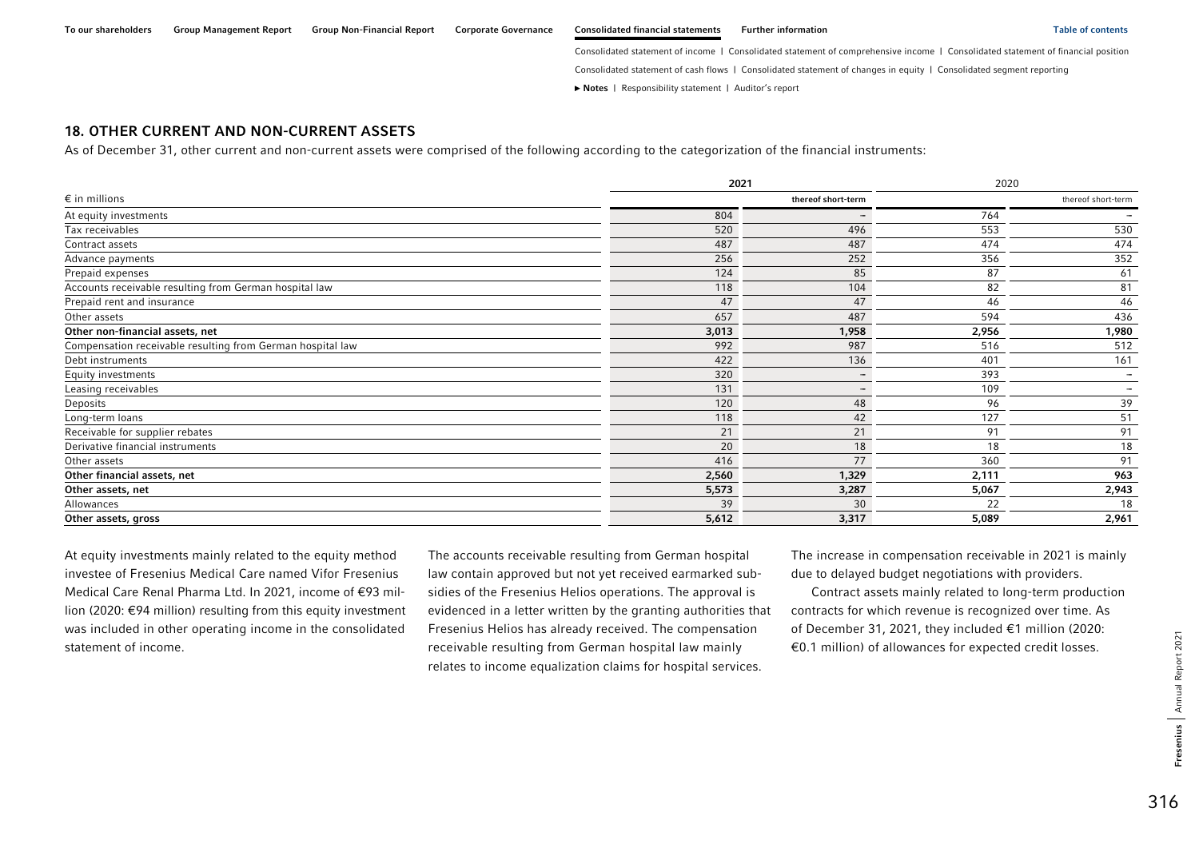## 18. OTHER CURRENT AND NON-CURRENT ASSETS

As of December 31, other current and non-current assets were comprised of the following according to the categorization of the financial instruments:

| € in millions | 2021 | | 2020 | |
|---|---|---|---|---|
| | | thereof short-term | | thereof short-term |
| At equity investments | 804 | – | 764 | – |
| Tax receivables | 520 | 496 | 553 | 530 |
| Contract assets | 487 | 487 | 474 | 474 |
| Advance payments | 256 | 252 | 356 | 352 |
| Prepaid expenses | 124 | 85 | 87 | 61 |
| Accounts receivable resulting from German hospital law | 118 | 104 | 82 | 81 |
| Prepaid rent and insurance | 47 | 47 | 46 | 46 |
| Other assets | 657 | 487 | 594 | 436 |
| **Other non-financial assets, net** | **3,013** | **1,958** | **2,956** | **1,980** |
| Compensation receivable resulting from German hospital law | 992 | 987 | 516 | 512 |
| Debt instruments | 422 | 136 | 401 | 161 |
| Equity investments | 320 | – | 393 | – |
| Leasing receivables | 131 | – | 109 | – |
| Deposits | 120 | 48 | 96 | 39 |
| Long-term loans | 118 | 42 | 127 | 51 |
| Receivable for supplier rebates | 21 | 21 | 91 | 91 |
| Derivative financial instruments | 20 | 18 | 18 | 18 |
| Other assets | 416 | 77 | 360 | 91 |
| **Other financial assets, net** | **2,560** | **1,329** | **2,111** | **963** |
| **Other assets, net** | **5,573** | **3,287** | **5,067** | **2,943** |
| Allowances | 39 | 30 | 22 | 18 |
| **Other assets, gross** | **5,612** | **3,317** | **5,089** | **2,961** |

At equity investments mainly related to the equity method investee of Fresenius Medical Care named Vifor Fresenius Medical Care Renal Pharma Ltd. In 2021, income of €93 million (2020: €94 million) resulting from this equity investment was included in other operating income in the consolidated statement of income.

The accounts receivable resulting from German hospital law contain approved but not yet received earmarked subsidies of the Fresenius Helios operations. The approval is evidenced in a letter written by the granting authorities that Fresenius Helios has already received. The compensation receivable resulting from German hospital law mainly relates to income equalization claims for hospital services. The increase in compensation receivable in 2021 is mainly due to delayed budget negotiations with providers.

Contract assets mainly related to long-term production contracts for which revenue is recognized over time. As of December 31, 2021, they included €1 million (2020: €0.1 million) of allowances for expected credit losses.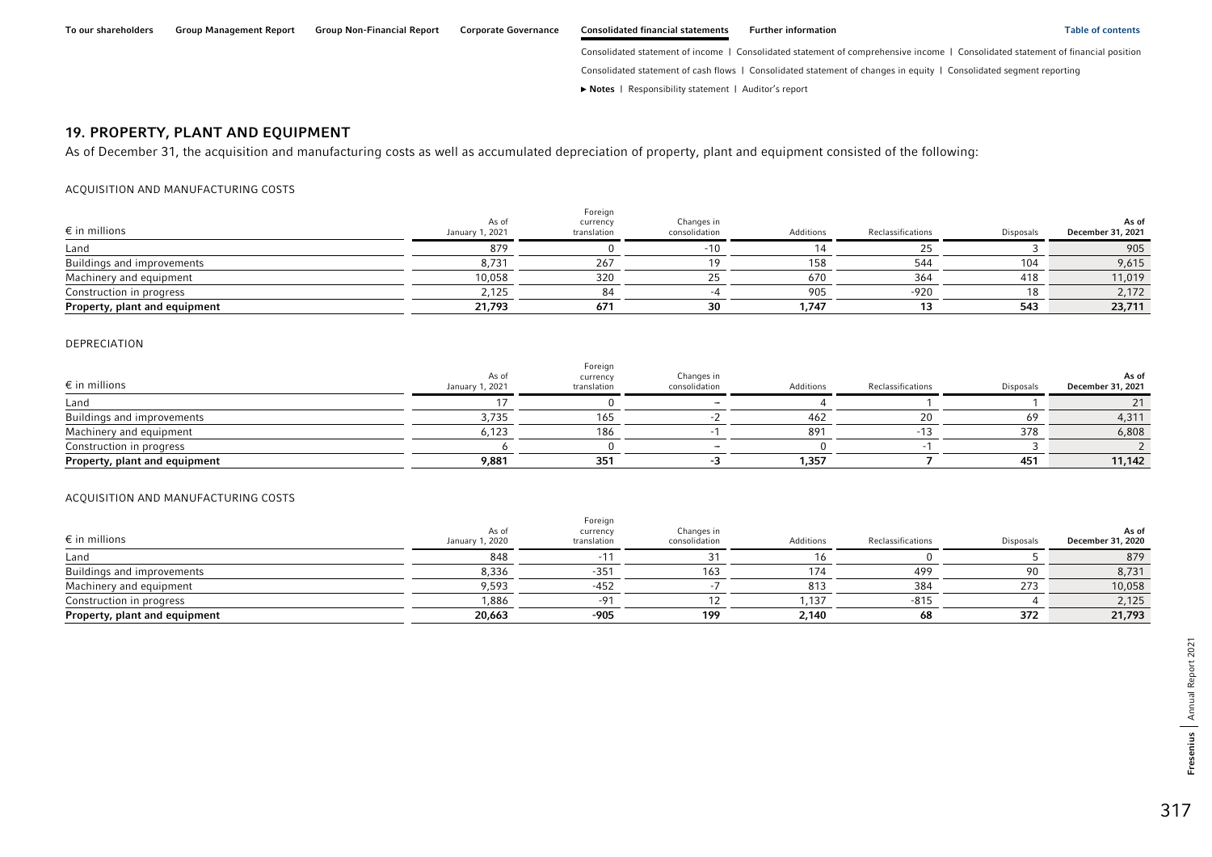## 19. PROPERTY, PLANT AND EQUIPMENT

As of December 31, the acquisition and manufacturing costs as well as accumulated depreciation of property, plant and equipment consisted of the following:

ACQUISITION AND MANUFACTURING COSTS

| € in millions | As of January 1, 2021 | Foreign currency translation | Changes in consolidation | Additions | Reclassifications | Disposals | As of December 31, 2021 |
|---|---|---|---|---|---|---|---|
| Land | 879 | 0 | -10 | 14 | 25 | 3 | 905 |
| Buildings and improvements | 8,731 | 267 | 19 | 158 | 544 | 104 | 9,615 |
| Machinery and equipment | 10,058 | 320 | 25 | 670 | 364 | 418 | 11,019 |
| Construction in progress | 2,125 | 84 | -4 | 905 | -920 | 18 | 2,172 |
| **Property, plant and equipment** | **21,793** | **671** | **30** | **1,747** | **13** | **543** | **23,711** |

DEPRECIATION

| € in millions | As of January 1, 2021 | Foreign currency translation | Changes in consolidation | Additions | Reclassifications | Disposals | As of December 31, 2021 |
|---|---|---|---|---|---|---|---|
| Land | 17 | 0 | – | 4 | 1 | 1 | 21 |
| Buildings and improvements | 3,735 | 165 | -2 | 462 | 20 | 69 | 4,311 |
| Machinery and equipment | 6,123 | 186 | -1 | 891 | -13 | 378 | 6,808 |
| Construction in progress | 6 | 0 | – | 0 | -1 | 3 | 2 |
| **Property, plant and equipment** | **9,881** | **351** | **-3** | **1,357** | **7** | **451** | **11,142** |

ACQUISITION AND MANUFACTURING COSTS

| € in millions | As of January 1, 2020 | Foreign currency translation | Changes in consolidation | Additions | Reclassifications | Disposals | As of December 31, 2020 |
|---|---|---|---|---|---|---|---|
| Land | 848 | -11 | 31 | 16 | 0 | 5 | 879 |
| Buildings and improvements | 8,336 | -351 | 163 | 174 | 499 | 90 | 8,731 |
| Machinery and equipment | 9,593 | -452 | -7 | 813 | 384 | 273 | 10,058 |
| Construction in progress | 1,886 | -91 | 12 | 1,137 | -815 | 4 | 2,125 |
| **Property, plant and equipment** | **20,663** | **-905** | **199** | **2,140** | **68** | **372** | **21,793** |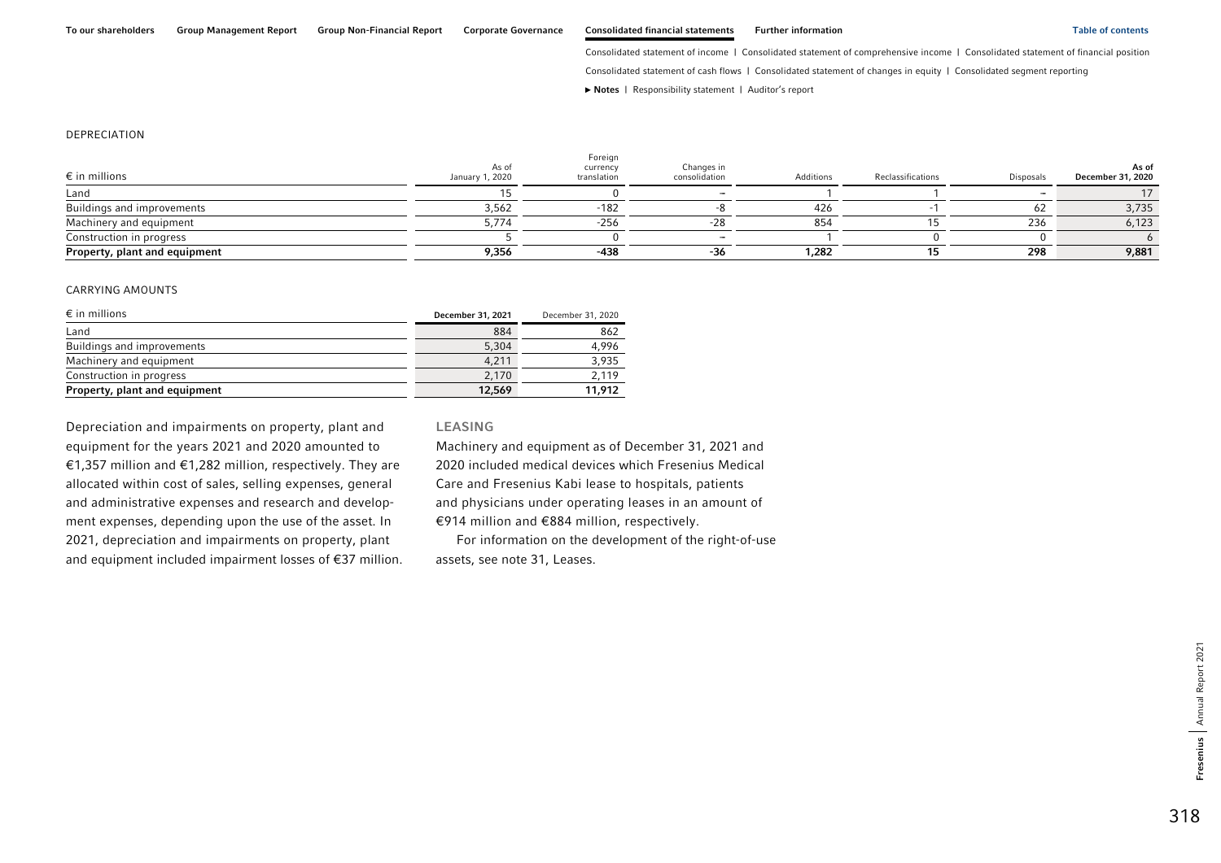DEPRECIATION

| € in millions | As of January 1, 2020 | Foreign currency translation | Changes in consolidation | Additions | Reclassifications | Disposals | As of December 31, 2020 |
|---|---|---|---|---|---|---|---|
| Land | 15 | 0 | – | 1 | 1 | – | 17 |
| Buildings and improvements | 3,562 | -182 | -8 | 426 | -1 | 62 | 3,735 |
| Machinery and equipment | 5,774 | -256 | -28 | 854 | 15 | 236 | 6,123 |
| Construction in progress | 5 | 0 | – | 1 | 0 | 0 | 6 |
| **Property, plant and equipment** | **9,356** | **-438** | **-36** | **1,282** | **15** | **298** | **9,881** |

CARRYING AMOUNTS

| € in millions | December 31, 2021 | December 31, 2020 |
|---|---|---|
| Land | 884 | 862 |
| Buildings and improvements | 5,304 | 4,996 |
| Machinery and equipment | 4,211 | 3,935 |
| Construction in progress | 2,170 | 2,119 |
| **Property, plant and equipment** | **12,569** | **11,912** |

Depreciation and impairments on property, plant and equipment for the years 2021 and 2020 amounted to €1,357 million and €1,282 million, respectively. They are allocated within cost of sales, selling expenses, general and administrative expenses and research and development expenses, depending upon the use of the asset. In 2021, depreciation and impairments on property, plant and equipment included impairment losses of €37 million.

### LEASING

Machinery and equipment as of December 31, 2021 and 2020 included medical devices which Fresenius Medical Care and Fresenius Kabi lease to hospitals, patients and physicians under operating leases in an amount of €914 million and €884 million, respectively.

For information on the development of the right-of-use assets, see note 31, Leases.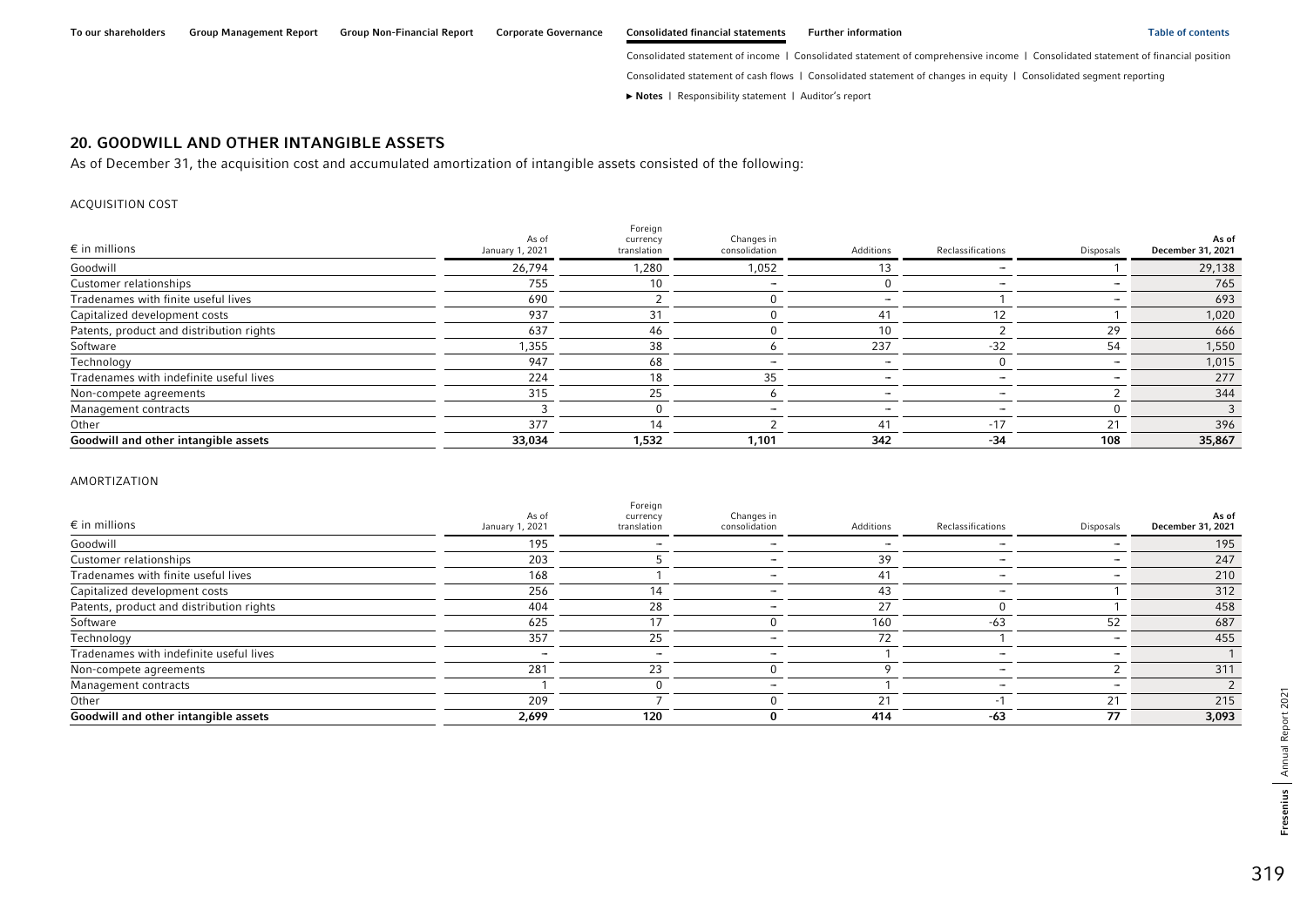## 20. GOODWILL AND OTHER INTANGIBLE ASSETS

As of December 31, the acquisition cost and accumulated amortization of intangible assets consisted of the following:

ACQUISITION COST

| € in millions | As of January 1, 2021 | Foreign currency translation | Changes in consolidation | Additions | Reclassifications | Disposals | As of December 31, 2021 |
|---|---|---|---|---|---|---|---|
| Goodwill | 26,794 | 1,280 | 1,052 | 13 | – | 1 | 29,138 |
| Customer relationships | 755 | 10 | – | 0 | – | – | 765 |
| Tradenames with finite useful lives | 690 | 2 | 0 | – | 1 | – | 693 |
| Capitalized development costs | 937 | 31 | 0 | 41 | 12 | 1 | 1,020 |
| Patents, product and distribution rights | 637 | 46 | 0 | 10 | 2 | 29 | 666 |
| Software | 1,355 | 38 | 6 | 237 | -32 | 54 | 1,550 |
| Technology | 947 | 68 | – | – | 0 | – | 1,015 |
| Tradenames with indefinite useful lives | 224 | 18 | 35 | – | – | – | 277 |
| Non-compete agreements | 315 | 25 | 6 | – | – | 2 | 344 |
| Management contracts | 3 | 0 | – | – | – | 0 | 3 |
| Other | 377 | 14 | 2 | 41 | -17 | 21 | 396 |
| **Goodwill and other intangible assets** | **33,034** | **1,532** | **1,101** | **342** | **-34** | **108** | **35,867** |

AMORTIZATION

| € in millions | As of January 1, 2021 | Foreign currency translation | Changes in consolidation | Additions | Reclassifications | Disposals | As of December 31, 2021 |
|---|---|---|---|---|---|---|---|
| Goodwill | 195 | – | – | – | – | – | 195 |
| Customer relationships | 203 | 5 | – | 39 | – | – | 247 |
| Tradenames with finite useful lives | 168 | 1 | – | 41 | – | – | 210 |
| Capitalized development costs | 256 | 14 | – | 43 | – | 1 | 312 |
| Patents, product and distribution rights | 404 | 28 | – | 27 | 0 | 1 | 458 |
| Software | 625 | 17 | 0 | 160 | -63 | 52 | 687 |
| Technology | 357 | 25 | – | 72 | 1 | – | 455 |
| Tradenames with indefinite useful lives | – | – | – | 1 | – | – | 1 |
| Non-compete agreements | 281 | 23 | 0 | 9 | – | 2 | 311 |
| Management contracts | 1 | 0 | – | 1 | – | – | 2 |
| Other | 209 | 7 | 0 | 21 | -1 | 21 | 215 |
| **Goodwill and other intangible assets** | **2,699** | **120** | **0** | **414** | **-63** | **77** | **3,093** |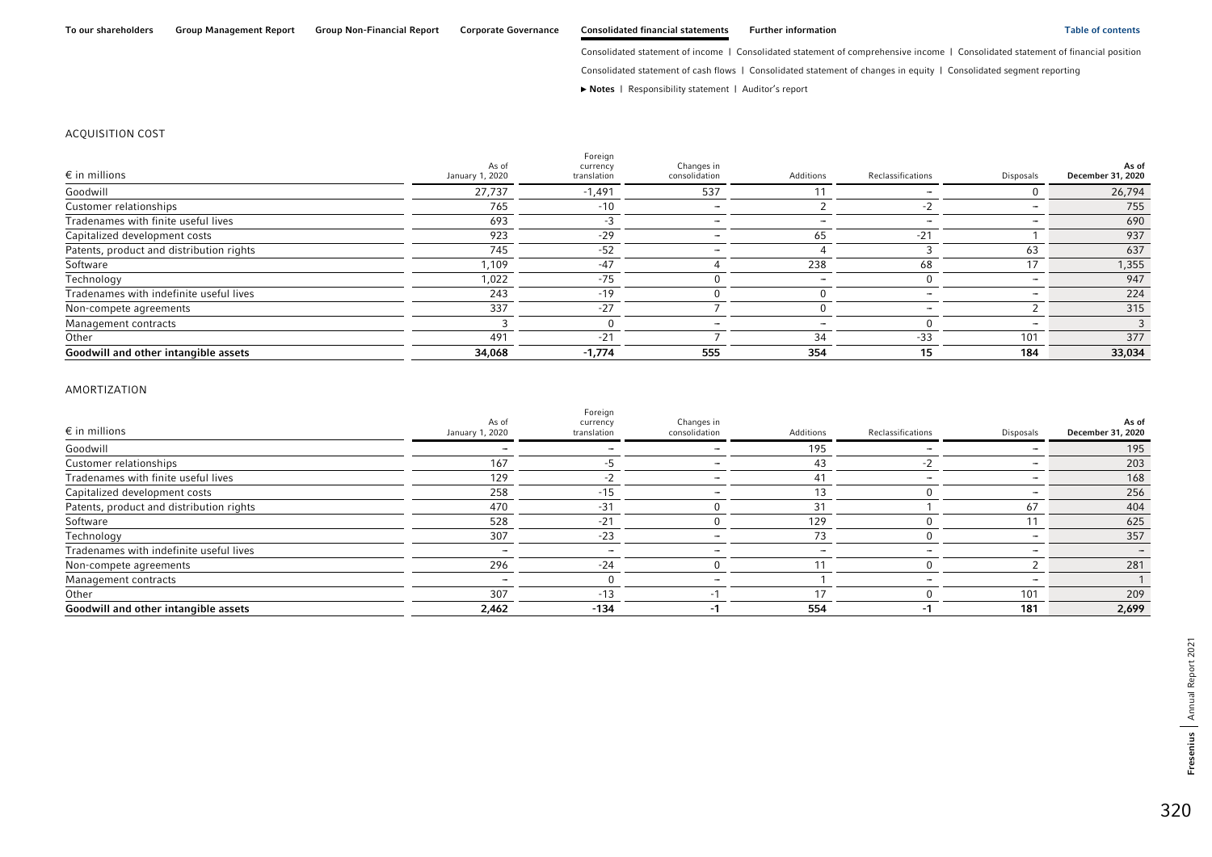ACQUISITION COST

| € in millions | As of January 1, 2020 | Foreign currency translation | Changes in consolidation | Additions | Reclassifications | Disposals | As of December 31, 2020 |
|---|---|---|---|---|---|---|---|
| Goodwill | 27,737 | -1,491 | 537 | 11 | – | 0 | 26,794 |
| Customer relationships | 765 | -10 | – | 2 | -2 | – | 755 |
| Tradenames with finite useful lives | 693 | -3 | – | – | – | – | 690 |
| Capitalized development costs | 923 | -29 | – | 65 | -21 | 1 | 937 |
| Patents, product and distribution rights | 745 | -52 | – | 4 | 3 | 63 | 637 |
| Software | 1,109 | -47 | 4 | 238 | 68 | 17 | 1,355 |
| Technology | 1,022 | -75 | 0 | – | 0 | – | 947 |
| Tradenames with indefinite useful lives | 243 | -19 | 0 | 0 | – | – | 224 |
| Non-compete agreements | 337 | -27 | 7 | 0 | – | 2 | 315 |
| Management contracts | 3 | 0 | – | – | 0 | – | 3 |
| Other | 491 | -21 | 7 | 34 | -33 | 101 | 377 |
| **Goodwill and other intangible assets** | **34,068** | **-1,774** | **555** | **354** | **15** | **184** | **33,034** |

AMORTIZATION

| € in millions | As of January 1, 2020 | Foreign currency translation | Changes in consolidation | Additions | Reclassifications | Disposals | As of December 31, 2020 |
|---|---|---|---|---|---|---|---|
| Goodwill | – | – | – | 195 | – | – | 195 |
| Customer relationships | 167 | -5 | – | 43 | -2 | – | 203 |
| Tradenames with finite useful lives | 129 | -2 | – | 41 | – | – | 168 |
| Capitalized development costs | 258 | -15 | – | 13 | 0 | – | 256 |
| Patents, product and distribution rights | 470 | -31 | 0 | 31 | 1 | 67 | 404 |
| Software | 528 | -21 | 0 | 129 | 0 | 11 | 625 |
| Technology | 307 | -23 | – | 73 | 0 | – | 357 |
| Tradenames with indefinite useful lives | – | – | – | – | – | – | – |
| Non-compete agreements | 296 | -24 | 0 | 11 | 0 | 2 | 281 |
| Management contracts | – | 0 | – | 1 | – | – | 1 |
| Other | 307 | -13 | -1 | 17 | 0 | 101 | 209 |
| **Goodwill and other intangible assets** | **2,462** | **-134** | **-1** | **554** | **-1** | **181** | **2,699** |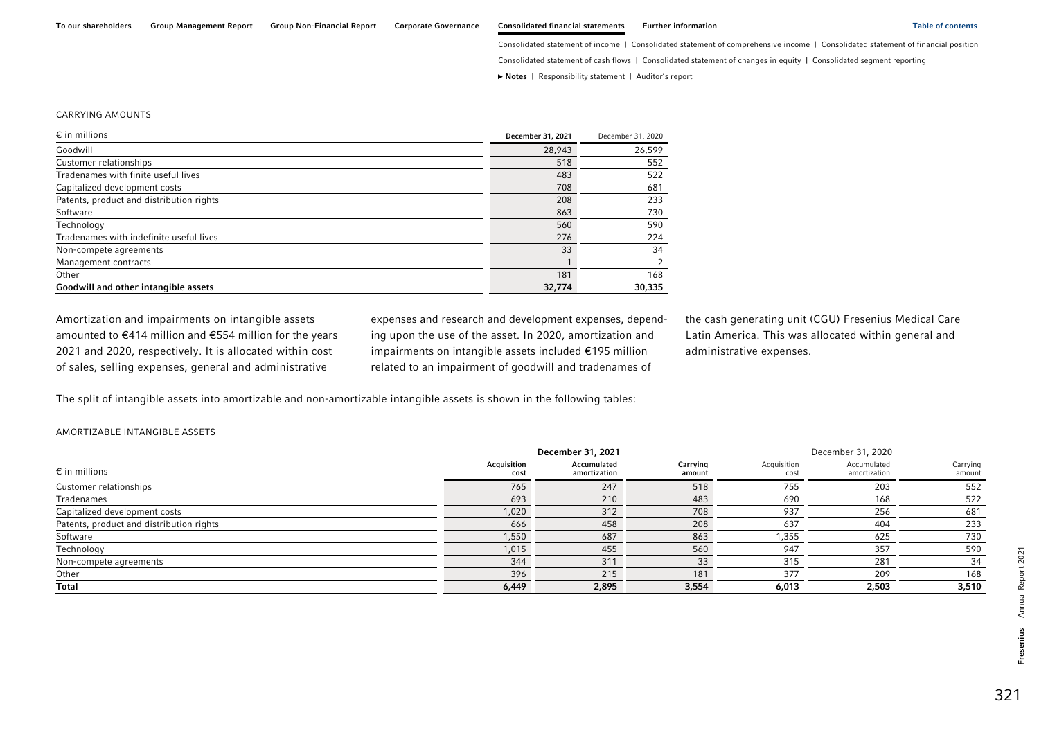CARRYING AMOUNTS

| € in millions | December 31, 2021 | December 31, 2020 |
|---|---|---|
| Goodwill | 28,943 | 26,599 |
| Customer relationships | 518 | 552 |
| Tradenames with finite useful lives | 483 | 522 |
| Capitalized development costs | 708 | 681 |
| Patents, product and distribution rights | 208 | 233 |
| Software | 863 | 730 |
| Technology | 560 | 590 |
| Tradenames with indefinite useful lives | 276 | 224 |
| Non-compete agreements | 33 | 34 |
| Management contracts | 1 | 2 |
| Other | 181 | 168 |
| **Goodwill and other intangible assets** | **32,774** | **30,335** |

Amortization and impairments on intangible assets amounted to €414 million and €554 million for the years 2021 and 2020, respectively. It is allocated within cost of sales, selling expenses, general and administrative expenses and research and development expenses, depending upon the use of the asset. In 2020, amortization and impairments on intangible assets included €195 million related to an impairment of goodwill and tradenames of the cash generating unit (CGU) Fresenius Medical Care Latin America. This was allocated within general and administrative expenses.

The split of intangible assets into amortizable and non-amortizable intangible assets is shown in the following tables:

AMORTIZABLE INTANGIBLE ASSETS

| | December 31, 2021 | | | December 31, 2020 | | |
|---|---|---|---|---|---|---|
| € in millions | Acquisition cost | Accumulated amortization | Carrying amount | Acquisition cost | Accumulated amortization | Carrying amount |
| Customer relationships | 765 | 247 | 518 | 755 | 203 | 552 |
| Tradenames | 693 | 210 | 483 | 690 | 168 | 522 |
| Capitalized development costs | 1,020 | 312 | 708 | 937 | 256 | 681 |
| Patents, product and distribution rights | 666 | 458 | 208 | 637 | 404 | 233 |
| Software | 1,550 | 687 | 863 | 1,355 | 625 | 730 |
| Technology | 1,015 | 455 | 560 | 947 | 357 | 590 |
| Non-compete agreements | 344 | 311 | 33 | 315 | 281 | 34 |
| Other | 396 | 215 | 181 | 377 | 209 | 168 |
| **Total** | **6,449** | **2,895** | **3,554** | **6,013** | **2,503** | **3,510** |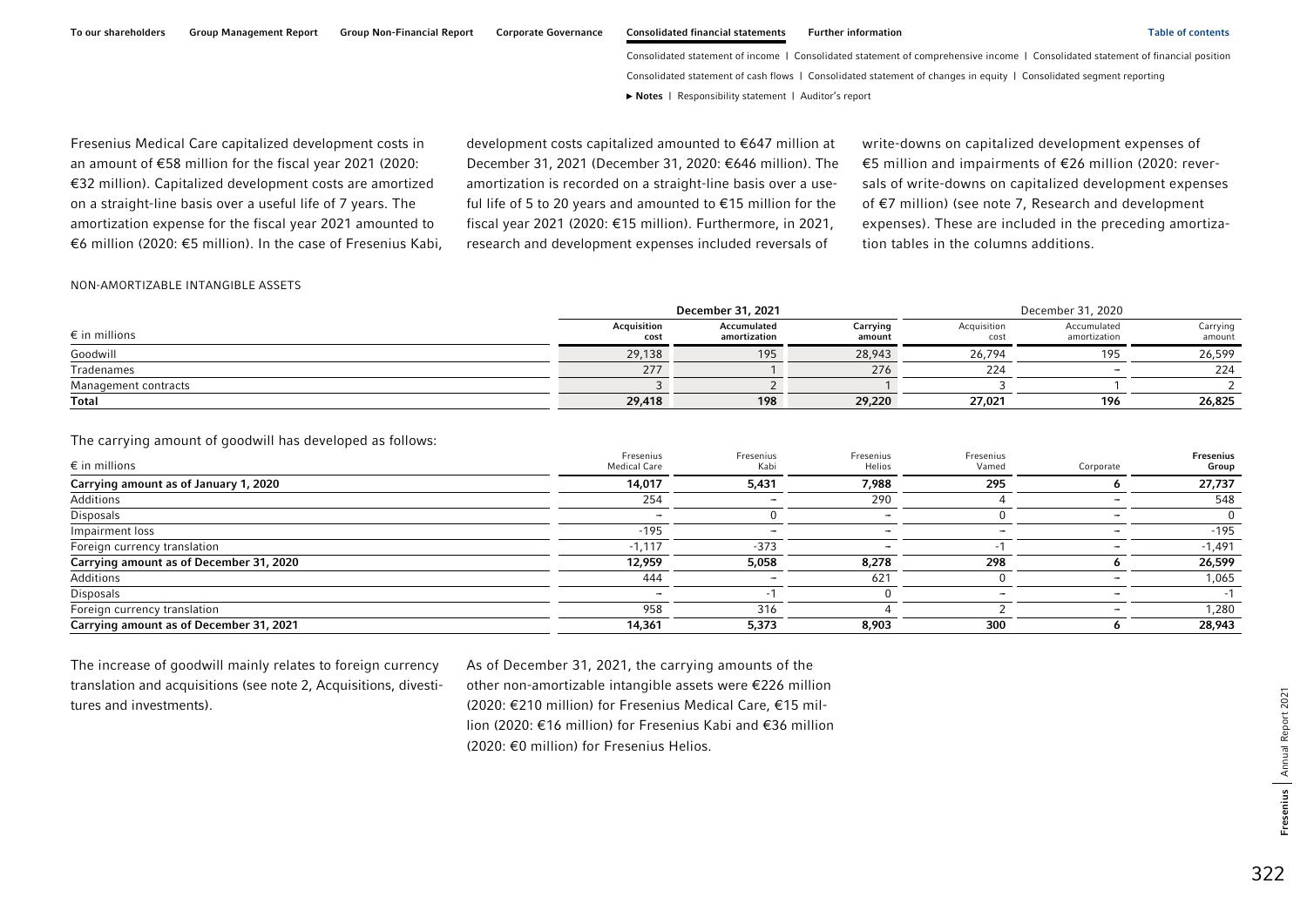Fresenius Medical Care capitalized development costs in an amount of €58 million for the fiscal year 2021 (2020: €32 million). Capitalized development costs are amortized on a straight-line basis over a useful life of 7 years. The amortization expense for the fiscal year 2021 amounted to €6 million (2020: €5 million). In the case of Fresenius Kabi, development costs capitalized amounted to €647 million at December 31, 2021 (December 31, 2020: €646 million). The amortization is recorded on a straight-line basis over a useful life of 5 to 20 years and amounted to €15 million for the fiscal year 2021 (2020: €15 million). Furthermore, in 2021, research and development expenses included reversals of write-downs on capitalized development expenses of €5 million and impairments of €26 million (2020: reversals of write-downs on capitalized development expenses of €7 million) (see note 7, Research and development expenses). These are included in the preceding amortization tables in the columns additions.

NON-AMORTIZABLE INTANGIBLE ASSETS

| € in millions | December 31, 2021 | | | December 31, 2020 | | |
|---|---|---|---|---|---|---|
| | Acquisition cost | Accumulated amortization | Carrying amount | Acquisition cost | Accumulated amortization | Carrying amount |
| Goodwill | 29,138 | 195 | 28,943 | 26,794 | 195 | 26,599 |
| Tradenames | 277 | 1 | 276 | 224 | – | 224 |
| Management contracts | 3 | 2 | 1 | 3 | 1 | 2 |
| **Total** | **29,418** | **198** | **29,220** | **27,021** | **196** | **26,825** |

The carrying amount of goodwill has developed as follows:

| € in millions | Fresenius Medical Care | Fresenius Kabi | Fresenius Helios | Fresenius Vamed | Corporate | **Fresenius Group** |
|---|---|---|---|---|---|---|
| **Carrying amount as of January 1, 2020** | **14,017** | **5,431** | **7,988** | **295** | **6** | **27,737** |
| Additions | 254 | – | 290 | 4 | – | 548 |
| Disposals | – | 0 | – | 0 | – | 0 |
| Impairment loss | -195 | – | – | – | – | -195 |
| Foreign currency translation | -1,117 | -373 | – | -1 | – | -1,491 |
| **Carrying amount as of December 31, 2020** | **12,959** | **5,058** | **8,278** | **298** | **6** | **26,599** |
| Additions | 444 | – | 621 | 0 | – | 1,065 |
| Disposals | – | -1 | 0 | – | – | -1 |
| Foreign currency translation | 958 | 316 | 4 | 2 | – | 1,280 |
| **Carrying amount as of December 31, 2021** | **14,361** | **5,373** | **8,903** | **300** | **6** | **28,943** |

The increase of goodwill mainly relates to foreign currency translation and acquisitions (see note 2, Acquisitions, divestitures and investments).

As of December 31, 2021, the carrying amounts of the other non-amortizable intangible assets were €226 million (2020: €210 million) for Fresenius Medical Care, €15 million (2020: €16 million) for Fresenius Kabi and €36 million (2020: €0 million) for Fresenius Helios.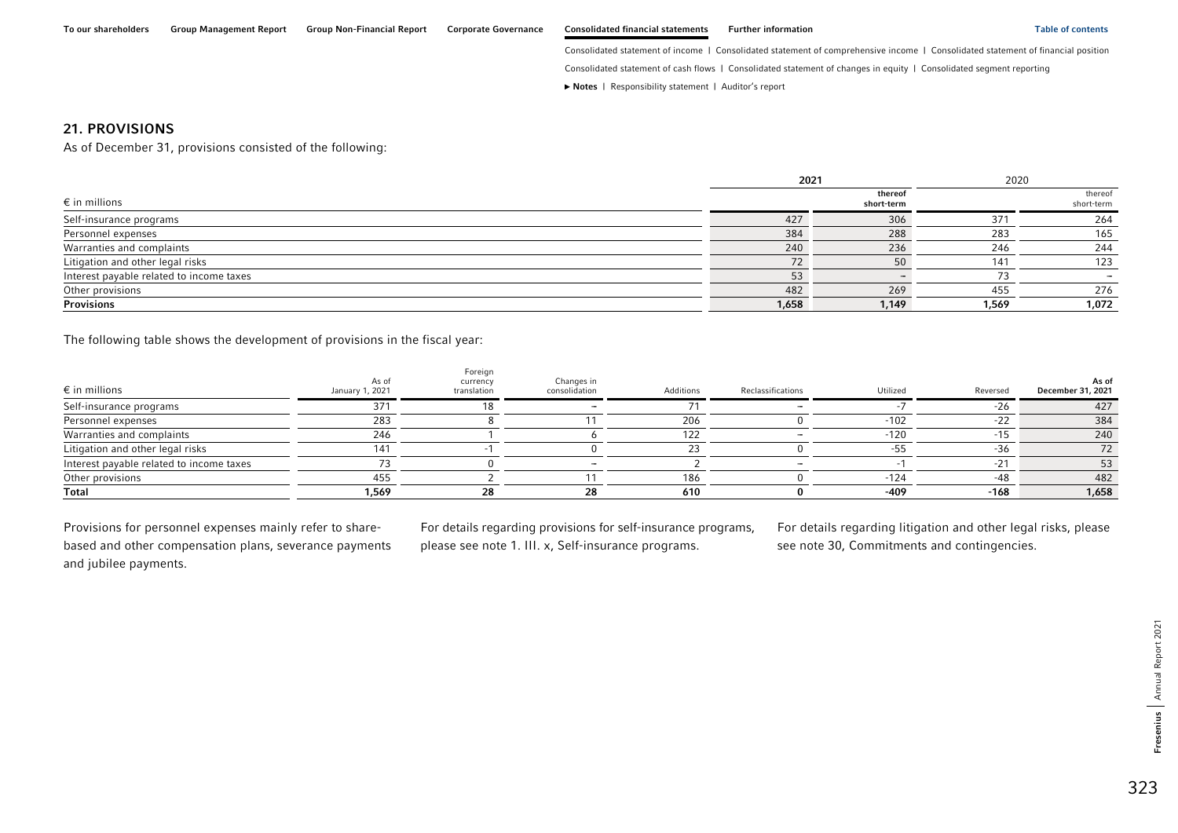## 21. PROVISIONS

As of December 31, provisions consisted of the following:

| € in millions | 2021 | thereof short-term | 2020 | thereof short-term |
|---|---|---|---|---|
| Self-insurance programs | 427 | 306 | 371 | 264 |
| Personnel expenses | 384 | 288 | 283 | 165 |
| Warranties and complaints | 240 | 236 | 246 | 244 |
| Litigation and other legal risks | 72 | 50 | 141 | 123 |
| Interest payable related to income taxes | 53 | – | 73 | – |
| Other provisions | 482 | 269 | 455 | 276 |
| **Provisions** | **1,658** | **1,149** | **1,569** | **1,072** |

The following table shows the development of provisions in the fiscal year:

| € in millions | As of January 1, 2021 | Foreign currency translation | Changes in consolidation | Additions | Reclassifications | Utilized | Reversed | As of December 31, 2021 |
|---|---|---|---|---|---|---|---|---|
| Self-insurance programs | 371 | 18 | – | 71 | – | -7 | -26 | 427 |
| Personnel expenses | 283 | 8 | 11 | 206 | 0 | -102 | -22 | 384 |
| Warranties and complaints | 246 | 1 | 6 | 122 | – | -120 | -15 | 240 |
| Litigation and other legal risks | 141 | -1 | 0 | 23 | 0 | -55 | -36 | 72 |
| Interest payable related to income taxes | 73 | 0 | – | 2 | – | -1 | -21 | 53 |
| Other provisions | 455 | 2 | 11 | 186 | 0 | -124 | -48 | 482 |
| **Total** | **1,569** | **28** | **28** | **610** | **0** | **-409** | **-168** | **1,658** |

Provisions for personnel expenses mainly refer to share-based and other compensation plans, severance payments and jubilee payments.

For details regarding provisions for self-insurance programs, please see note 1. III. x, Self-insurance programs.

For details regarding litigation and other legal risks, please see note 30, Commitments and contingencies.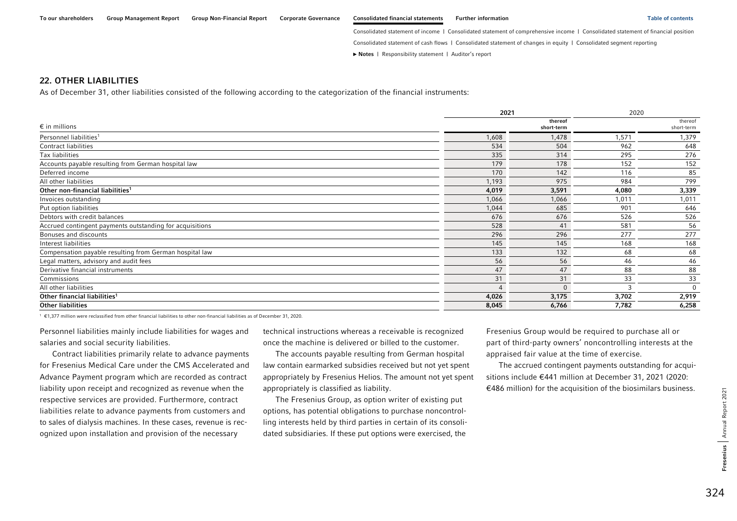## 22. OTHER LIABILITIES

As of December 31, other liabilities consisted of the following according to the categorization of the financial instruments:

| € in millions | 2021 | 2021 thereof short-term | 2020 | 2020 thereof short-term |
|---|---|---|---|---|
| Personnel liabilities[1] | 1,608 | 1,478 | 1,571 | 1,379 |
| Contract liabilities | 534 | 504 | 962 | 648 |
| Tax liabilities | 335 | 314 | 295 | 276 |
| Accounts payable resulting from German hospital law | 179 | 178 | 152 | 152 |
| Deferred income | 170 | 142 | 116 | 85 |
| All other liabilities | 1,193 | 975 | 984 | 799 |
| **Other non-financial liabilities[1]** | **4,019** | **3,591** | **4,080** | **3,339** |
| Invoices outstanding | 1,066 | 1,066 | 1,011 | 1,011 |
| Put option liabilities | 1,044 | 685 | 901 | 646 |
| Debtors with credit balances | 676 | 676 | 526 | 526 |
| Accrued contingent payments outstanding for acquisitions | 528 | 41 | 581 | 56 |
| Bonuses and discounts | 296 | 296 | 277 | 277 |
| Interest liabilities | 145 | 145 | 168 | 168 |
| Compensation payable resulting from German hospital law | 133 | 132 | 68 | 68 |
| Legal matters, advisory and audit fees | 56 | 56 | 46 | 46 |
| Derivative financial instruments | 47 | 47 | 88 | 88 |
| Commissions | 31 | 31 | 33 | 33 |
| All other liabilities | 4 | 0 | 3 | 0 |
| **Other financial liabilities[1]** | **4,026** | **3,175** | **3,702** | **2,919** |
| **Other liabilities** | **8,045** | **6,766** | **7,782** | **6,258** |

[1] €1,377 million were reclassified from other financial liabilities to other non-financial liabilities as of December 31, 2020.

Personnel liabilities mainly include liabilities for wages and salaries and social security liabilities.

Contract liabilities primarily relate to advance payments for Fresenius Medical Care under the CMS Accelerated and Advance Payment program which are recorded as contract liability upon receipt and recognized as revenue when the respective services are provided. Furthermore, contract liabilities relate to advance payments from customers and to sales of dialysis machines. In these cases, revenue is recognized upon installation and provision of the necessary technical instructions whereas a receivable is recognized once the machine is delivered or billed to the customer.

The accounts payable resulting from German hospital law contain earmarked subsidies received but not yet spent appropriately by Fresenius Helios. The amount not yet spent appropriately is classified as liability.

The Fresenius Group, as option writer of existing put options, has potential obligations to purchase noncontrolling interests held by third parties in certain of its consolidated subsidiaries. If these put options were exercised, the Fresenius Group would be required to purchase all or part of third-party owners' noncontrolling interests at the appraised fair value at the time of exercise.

The accrued contingent payments outstanding for acquisitions include €441 million at December 31, 2021 (2020: €486 million) for the acquisition of the biosimilars business.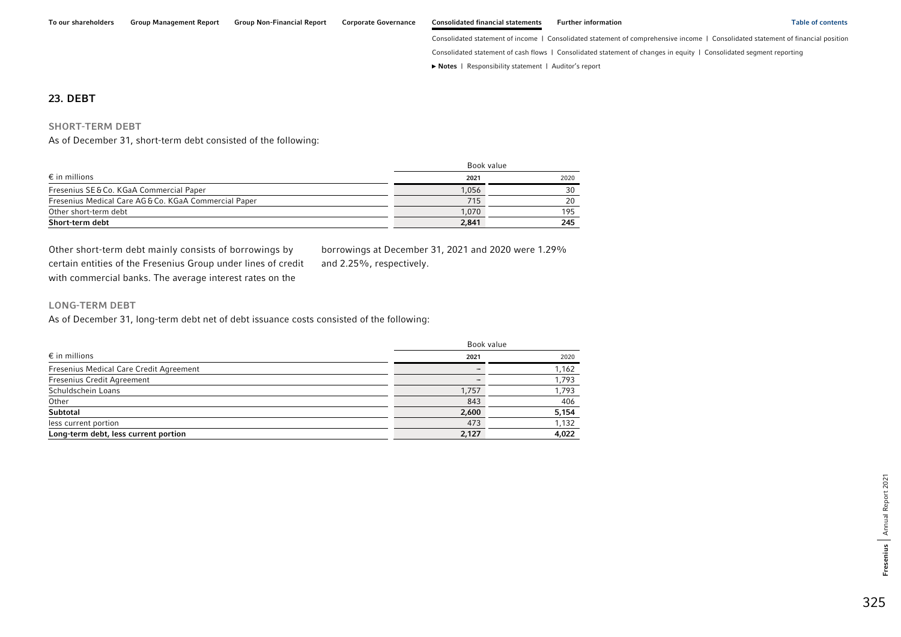## 23. DEBT

### SHORT-TERM DEBT

As of December 31, short-term debt consisted of the following:

| € in millions | Book value 2021 | 2020 |
|---|---|---|
| Fresenius SE & Co. KGaA Commercial Paper | 1,056 | 30 |
| Fresenius Medical Care AG & Co. KGaA Commercial Paper | 715 | 20 |
| Other short-term debt | 1,070 | 195 |
| **Short-term debt** | **2,841** | **245** |

Other short-term debt mainly consists of borrowings by certain entities of the Fresenius Group under lines of credit with commercial banks. The average interest rates on the borrowings at December 31, 2021 and 2020 were 1.29% and 2.25%, respectively.

### LONG-TERM DEBT

As of December 31, long-term debt net of debt issuance costs consisted of the following:

| € in millions | Book value 2021 | 2020 |
|---|---|---|
| Fresenius Medical Care Credit Agreement | – | 1,162 |
| Fresenius Credit Agreement | – | 1,793 |
| Schuldschein Loans | 1,757 | 1,793 |
| Other | 843 | 406 |
| **Subtotal** | **2,600** | **5,154** |
| less current portion | 473 | 1,132 |
| **Long-term debt, less current portion** | **2,127** | **4,022** |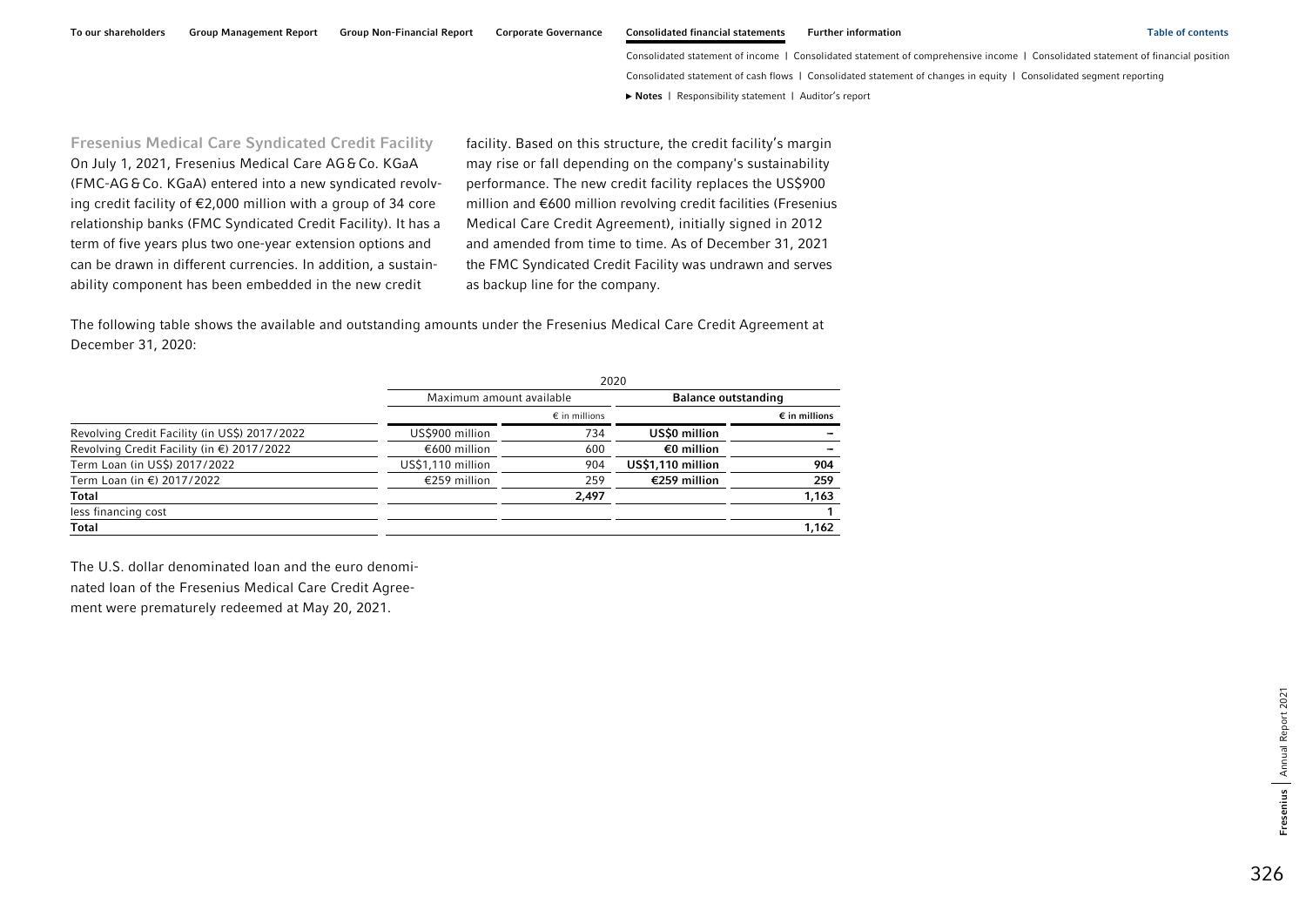### Fresenius Medical Care Syndicated Credit Facility

On July 1, 2021, Fresenius Medical Care AG & Co. KGaA (FMC-AG & Co. KGaA) entered into a new syndicated revolving credit facility of €2,000 million with a group of 34 core relationship banks (FMC Syndicated Credit Facility). It has a term of five years plus two one-year extension options and can be drawn in different currencies. In addition, a sustainability component has been embedded in the new credit facility. Based on this structure, the credit facility's margin may rise or fall depending on the company's sustainability performance. The new credit facility replaces the US$900 million and €600 million revolving credit facilities (Fresenius Medical Care Credit Agreement), initially signed in 2012 and amended from time to time. As of December 31, 2021 the FMC Syndicated Credit Facility was undrawn and serves as backup line for the company.

The following table shows the available and outstanding amounts under the Fresenius Medical Care Credit Agreement at December 31, 2020:

| | 2020 | | | |
|---|---|---|---|---|
| | Maximum amount available | | **Balance outstanding** | |
| | | € in millions | | **€ in millions** |
| Revolving Credit Facility (in US$) 2017/2022 | US$900 million | 734 | **US$0 million** | **–** |
| Revolving Credit Facility (in €) 2017/2022 | €600 million | 600 | **€0 million** | **–** |
| Term Loan (in US$) 2017/2022 | US$1,110 million | 904 | **US$1,110 million** | **904** |
| Term Loan (in €) 2017/2022 | €259 million | 259 | **€259 million** | **259** |
| **Total** | | **2,497** | | **1,163** |
| less financing cost | | | | **1** |
| **Total** | | | | **1,162** |

The U.S. dollar denominated loan and the euro denominated loan of the Fresenius Medical Care Credit Agreement were prematurely redeemed at May 20, 2021.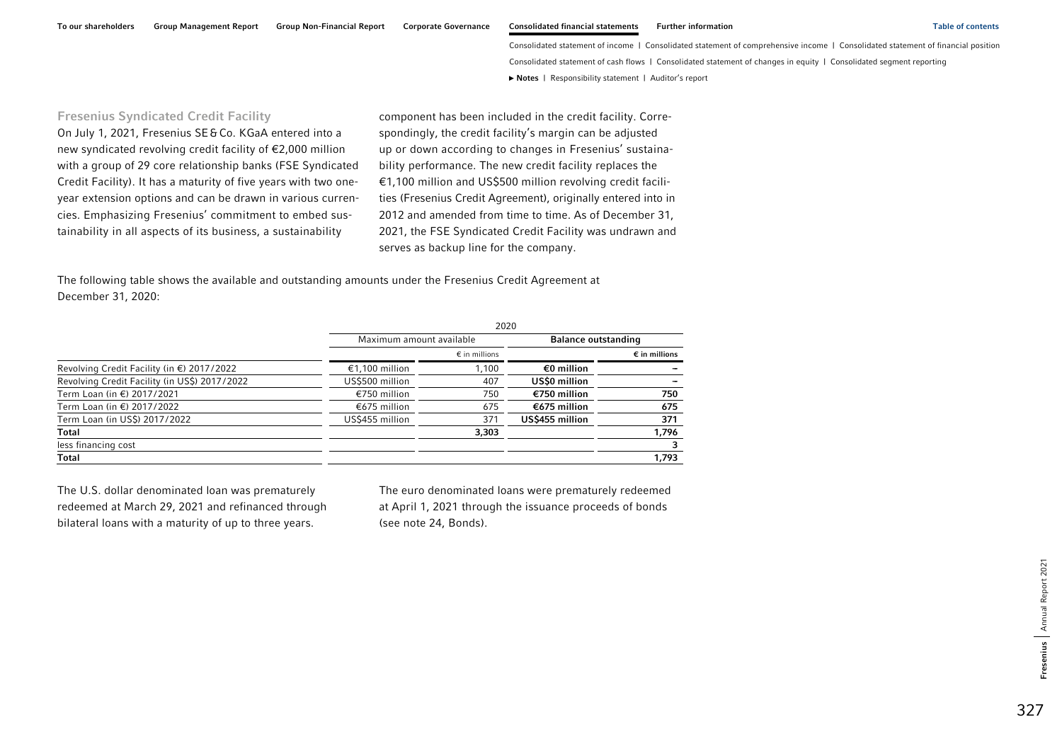### Fresenius Syndicated Credit Facility

On July 1, 2021, Fresenius SE & Co. KGaA entered into a new syndicated revolving credit facility of €2,000 million with a group of 29 core relationship banks (FSE Syndicated Credit Facility). It has a maturity of five years with two one-year extension options and can be drawn in various currencies. Emphasizing Fresenius' commitment to embed sustainability in all aspects of its business, a sustainability component has been included in the credit facility. Correspondingly, the credit facility's margin can be adjusted up or down according to changes in Fresenius' sustainability performance. The new credit facility replaces the €1,100 million and US$500 million revolving credit facilities (Fresenius Credit Agreement), originally entered into in 2012 and amended from time to time. As of December 31, 2021, the FSE Syndicated Credit Facility was undrawn and serves as backup line for the company.

The following table shows the available and outstanding amounts under the Fresenius Credit Agreement at December 31, 2020:

| | 2020 | | | |
|---|---|---|---|---|
| | Maximum amount available | | **Balance outstanding** | |
| | | € in millions | | **€ in millions** |
| Revolving Credit Facility (in €) 2017/2022 | €1,100 million | 1,100 | **€0 million** | **–** |
| Revolving Credit Facility (in US$) 2017/2022 | US$500 million | 407 | **US$0 million** | **–** |
| Term Loan (in €) 2017/2021 | €750 million | 750 | **€750 million** | **750** |
| Term Loan (in €) 2017/2022 | €675 million | 675 | **€675 million** | **675** |
| Term Loan (in US$) 2017/2022 | US$455 million | 371 | **US$455 million** | **371** |
| **Total** | | **3,303** | | **1,796** |
| less financing cost | | | | **3** |
| **Total** | | | | **1,793** |

The U.S. dollar denominated loan was prematurely redeemed at March 29, 2021 and refinanced through bilateral loans with a maturity of up to three years.

The euro denominated loans were prematurely redeemed at April 1, 2021 through the issuance proceeds of bonds (see note 24, Bonds).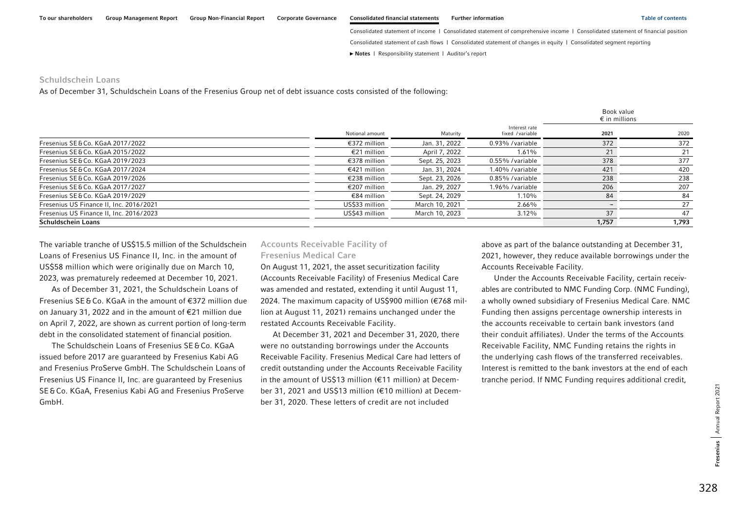## Schuldschein Loans

As of December 31, Schuldschein Loans of the Fresenius Group net of debt issuance costs consisted of the following:

| | Notional amount | Maturity | Interest rate fixed / variable | Book value € in millions 2021 | 2020 |
|---|---|---|---|---|---|
| Fresenius SE & Co. KGaA 2017/2022 | €372 million | Jan. 31, 2022 | 0.93% / variable | 372 | 372 |
| Fresenius SE & Co. KGaA 2015/2022 | €21 million | April 7, 2022 | 1.61% | 21 | 21 |
| Fresenius SE & Co. KGaA 2019/2023 | €378 million | Sept. 25, 2023 | 0.55% / variable | 378 | 377 |
| Fresenius SE & Co. KGaA 2017/2024 | €421 million | Jan. 31, 2024 | 1.40% / variable | 421 | 420 |
| Fresenius SE & Co. KGaA 2019/2026 | €238 million | Sept. 23, 2026 | 0.85% / variable | 238 | 238 |
| Fresenius SE & Co. KGaA 2017/2027 | €207 million | Jan. 29, 2027 | 1.96% / variable | 206 | 207 |
| Fresenius SE & Co. KGaA 2019/2029 | €84 million | Sept. 24, 2029 | 1.10% | 84 | 84 |
| Fresenius US Finance II, Inc. 2016/2021 | US$33 million | March 10, 2021 | 2.66% | – | 27 |
| Fresenius US Finance II, Inc. 2016/2023 | US$43 million | March 10, 2023 | 3.12% | 37 | 47 |
| **Schuldschein Loans** | | | | **1,757** | **1,793** |

The variable tranche of US$15.5 million of the Schuldschein Loans of Fresenius US Finance II, Inc. in the amount of US$58 million which were originally due on March 10, 2023, was prematurely redeemed at December 10, 2021.

As of December 31, 2021, the Schuldschein Loans of Fresenius SE & Co. KGaA in the amount of €372 million due on January 31, 2022 and in the amount of €21 million due on April 7, 2022, are shown as current portion of long-term debt in the consolidated statement of financial position.

The Schuldschein Loans of Fresenius SE & Co. KGaA issued before 2017 are guaranteed by Fresenius Kabi AG and Fresenius ProServe GmbH. The Schuldschein Loans of Fresenius US Finance II, Inc. are guaranteed by Fresenius SE & Co. KGaA, Fresenius Kabi AG and Fresenius ProServe GmbH.

## Accounts Receivable Facility of Fresenius Medical Care

On August 11, 2021, the asset securitization facility (Accounts Receivable Facility) of Fresenius Medical Care was amended and restated, extending it until August 11, 2024. The maximum capacity of US$900 million (€768 million at August 11, 2021) remains unchanged under the restated Accounts Receivable Facility.

At December 31, 2021 and December 31, 2020, there were no outstanding borrowings under the Accounts Receivable Facility. Fresenius Medical Care had letters of credit outstanding under the Accounts Receivable Facility in the amount of US$13 million (€11 million) at December 31, 2021 and US$13 million (€10 million) at December 31, 2020. These letters of credit are not included above as part of the balance outstanding at December 31, 2021, however, they reduce available borrowings under the Accounts Receivable Facility.

Under the Accounts Receivable Facility, certain receivables are contributed to NMC Funding Corp. (NMC Funding), a wholly owned subsidiary of Fresenius Medical Care. NMC Funding then assigns percentage ownership interests in the accounts receivable to certain bank investors (and their conduit affiliates). Under the terms of the Accounts Receivable Facility, NMC Funding retains the rights in the underlying cash flows of the transferred receivables. Interest is remitted to the bank investors at the end of each tranche period. If NMC Funding requires additional credit,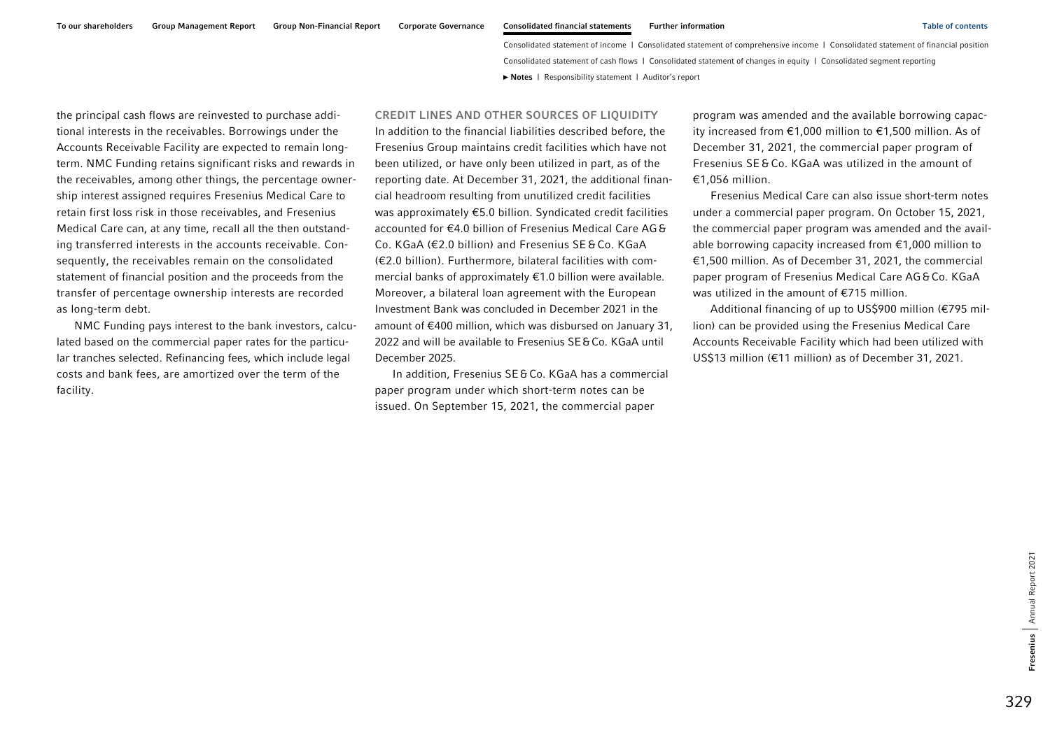the principal cash flows are reinvested to purchase additional interests in the receivables. Borrowings under the Accounts Receivable Facility are expected to remain long-term. NMC Funding retains significant risks and rewards in the receivables, among other things, the percentage ownership interest assigned requires Fresenius Medical Care to retain first loss risk in those receivables, and Fresenius Medical Care can, at any time, recall all the then outstanding transferred interests in the accounts receivable. Consequently, the receivables remain on the consolidated statement of financial position and the proceeds from the transfer of percentage ownership interests are recorded as long-term debt.

NMC Funding pays interest to the bank investors, calculated based on the commercial paper rates for the particular tranches selected. Refinancing fees, which include legal costs and bank fees, are amortized over the term of the facility.

### CREDIT LINES AND OTHER SOURCES OF LIQUIDITY

In addition to the financial liabilities described before, the Fresenius Group maintains credit facilities which have not been utilized, or have only been utilized in part, as of the reporting date. At December 31, 2021, the additional financial headroom resulting from unutilized credit facilities was approximately €5.0 billion. Syndicated credit facilities accounted for €4.0 billion of Fresenius Medical Care AG & Co. KGaA (€2.0 billion) and Fresenius SE & Co. KGaA (€2.0 billion). Furthermore, bilateral facilities with commercial banks of approximately €1.0 billion were available. Moreover, a bilateral loan agreement with the European Investment Bank was concluded in December 2021 in the amount of €400 million, which was disbursed on January 31, 2022 and will be available to Fresenius SE & Co. KGaA until December 2025.

In addition, Fresenius SE & Co. KGaA has a commercial paper program under which short-term notes can be issued. On September 15, 2021, the commercial paper program was amended and the available borrowing capacity increased from €1,000 million to €1,500 million. As of December 31, 2021, the commercial paper program of Fresenius SE & Co. KGaA was utilized in the amount of €1,056 million.

Fresenius Medical Care can also issue short-term notes under a commercial paper program. On October 15, 2021, the commercial paper program was amended and the available borrowing capacity increased from €1,000 million to €1,500 million. As of December 31, 2021, the commercial paper program of Fresenius Medical Care AG & Co. KGaA was utilized in the amount of €715 million.

Additional financing of up to US$900 million (€795 million) can be provided using the Fresenius Medical Care Accounts Receivable Facility which had been utilized with US$13 million (€11 million) as of December 31, 2021.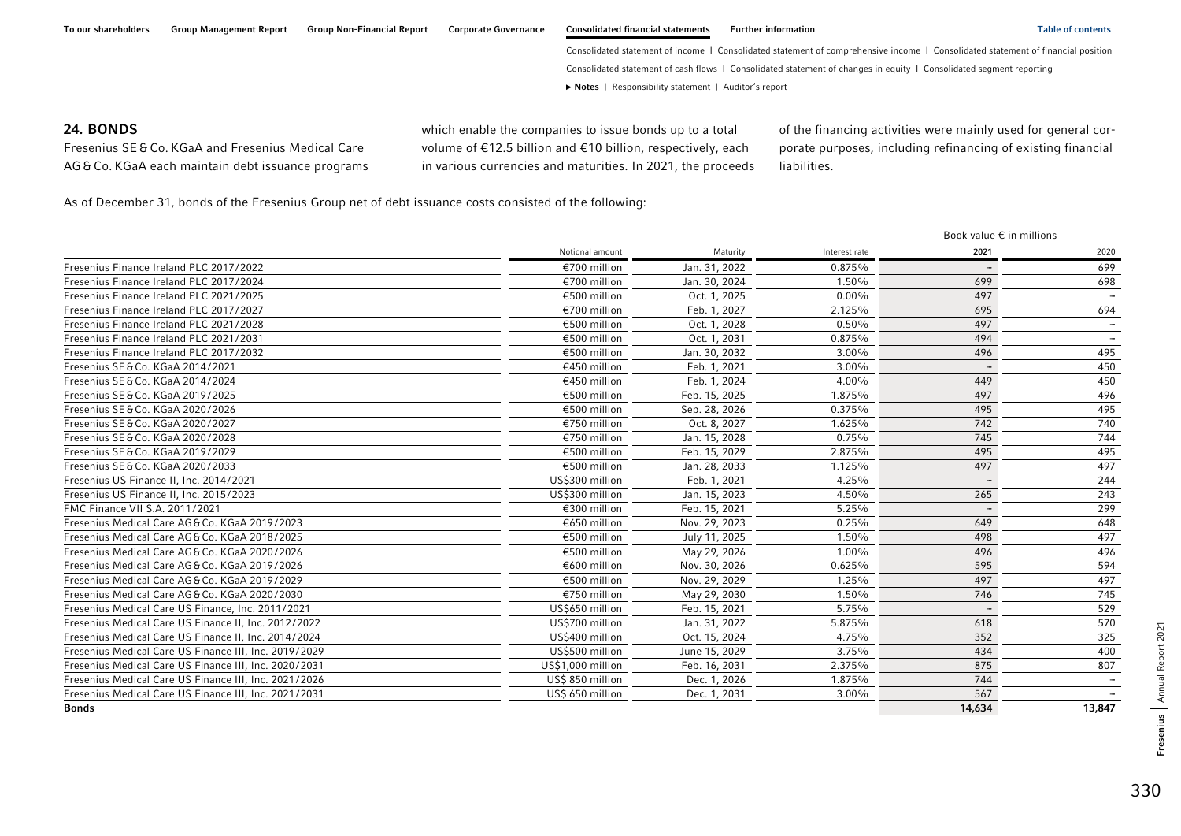## 24. BONDS

Fresenius SE & Co. KGaA and Fresenius Medical Care AG & Co. KGaA each maintain debt issuance programs which enable the companies to issue bonds up to a total volume of €12.5 billion and €10 billion, respectively, each in various currencies and maturities. In 2021, the proceeds of the financing activities were mainly used for general corporate purposes, including refinancing of existing financial liabilities.

As of December 31, bonds of the Fresenius Group net of debt issuance costs consisted of the following:

| | | | | Book value € in millions | |
|---|---|---|---|---|---|
| | Notional amount | Maturity | Interest rate | 2021 | 2020 |
| Fresenius Finance Ireland PLC 2017/2022 | €700 million | Jan. 31, 2022 | 0.875% | – | 699 |
| Fresenius Finance Ireland PLC 2017/2024 | €700 million | Jan. 30, 2024 | 1.50% | 699 | 698 |
| Fresenius Finance Ireland PLC 2021/2025 | €500 million | Oct. 1, 2025 | 0.00% | 497 | – |
| Fresenius Finance Ireland PLC 2017/2027 | €700 million | Feb. 1, 2027 | 2.125% | 695 | 694 |
| Fresenius Finance Ireland PLC 2021/2028 | €500 million | Oct. 1, 2028 | 0.50% | 497 | – |
| Fresenius Finance Ireland PLC 2021/2031 | €500 million | Oct. 1, 2031 | 0.875% | 494 | – |
| Fresenius Finance Ireland PLC 2017/2032 | €500 million | Jan. 30, 2032 | 3.00% | 496 | 495 |
| Fresenius SE & Co. KGaA 2014/2021 | €450 million | Feb. 1, 2021 | 3.00% | – | 450 |
| Fresenius SE & Co. KGaA 2014/2024 | €450 million | Feb. 1, 2024 | 4.00% | 449 | 450 |
| Fresenius SE & Co. KGaA 2019/2025 | €500 million | Feb. 15, 2025 | 1.875% | 497 | 496 |
| Fresenius SE & Co. KGaA 2020/2026 | €500 million | Sep. 28, 2026 | 0.375% | 495 | 495 |
| Fresenius SE & Co. KGaA 2020/2027 | €750 million | Oct. 8, 2027 | 1.625% | 742 | 740 |
| Fresenius SE & Co. KGaA 2020/2028 | €750 million | Jan. 15, 2028 | 0.75% | 745 | 744 |
| Fresenius SE & Co. KGaA 2019/2029 | €500 million | Feb. 15, 2029 | 2.875% | 495 | 495 |
| Fresenius SE & Co. KGaA 2020/2033 | €500 million | Jan. 28, 2033 | 1.125% | 497 | 497 |
| Fresenius US Finance II, Inc. 2014/2021 | US$300 million | Feb. 1, 2021 | 4.25% | – | 244 |
| Fresenius US Finance II, Inc. 2015/2023 | US$300 million | Jan. 15, 2023 | 4.50% | 265 | 243 |
| FMC Finance VII S.A. 2011/2021 | €300 million | Feb. 15, 2021 | 5.25% | – | 299 |
| Fresenius Medical Care AG & Co. KGaA 2019/2023 | €650 million | Nov. 29, 2023 | 0.25% | 649 | 648 |
| Fresenius Medical Care AG & Co. KGaA 2018/2025 | €500 million | July 11, 2025 | 1.50% | 498 | 497 |
| Fresenius Medical Care AG & Co. KGaA 2020/2026 | €500 million | May 29, 2026 | 1.00% | 496 | 496 |
| Fresenius Medical Care AG & Co. KGaA 2019/2026 | €600 million | Nov. 30, 2026 | 0.625% | 595 | 594 |
| Fresenius Medical Care AG & Co. KGaA 2019/2029 | €500 million | Nov. 29, 2029 | 1.25% | 497 | 497 |
| Fresenius Medical Care AG & Co. KGaA 2020/2030 | €750 million | May 29, 2030 | 1.50% | 746 | 745 |
| Fresenius Medical Care US Finance, Inc. 2011/2021 | US$650 million | Feb. 15, 2021 | 5.75% | – | 529 |
| Fresenius Medical Care US Finance II, Inc. 2012/2022 | US$700 million | Jan. 31, 2022 | 5.875% | 618 | 570 |
| Fresenius Medical Care US Finance II, Inc. 2014/2024 | US$400 million | Oct. 15, 2024 | 4.75% | 352 | 325 |
| Fresenius Medical Care US Finance III, Inc. 2019/2029 | US$500 million | June 15, 2029 | 3.75% | 434 | 400 |
| Fresenius Medical Care US Finance III, Inc. 2020/2031 | US$1,000 million | Feb. 16, 2031 | 2.375% | 875 | 807 |
| Fresenius Medical Care US Finance III, Inc. 2021/2026 | US$ 850 million | Dec. 1, 2026 | 1.875% | 744 | – |
| Fresenius Medical Care US Finance III, Inc. 2021/2031 | US$ 650 million | Dec. 1, 2031 | 3.00% | 567 | – |
| **Bonds** | | | | **14,634** | **13,847** |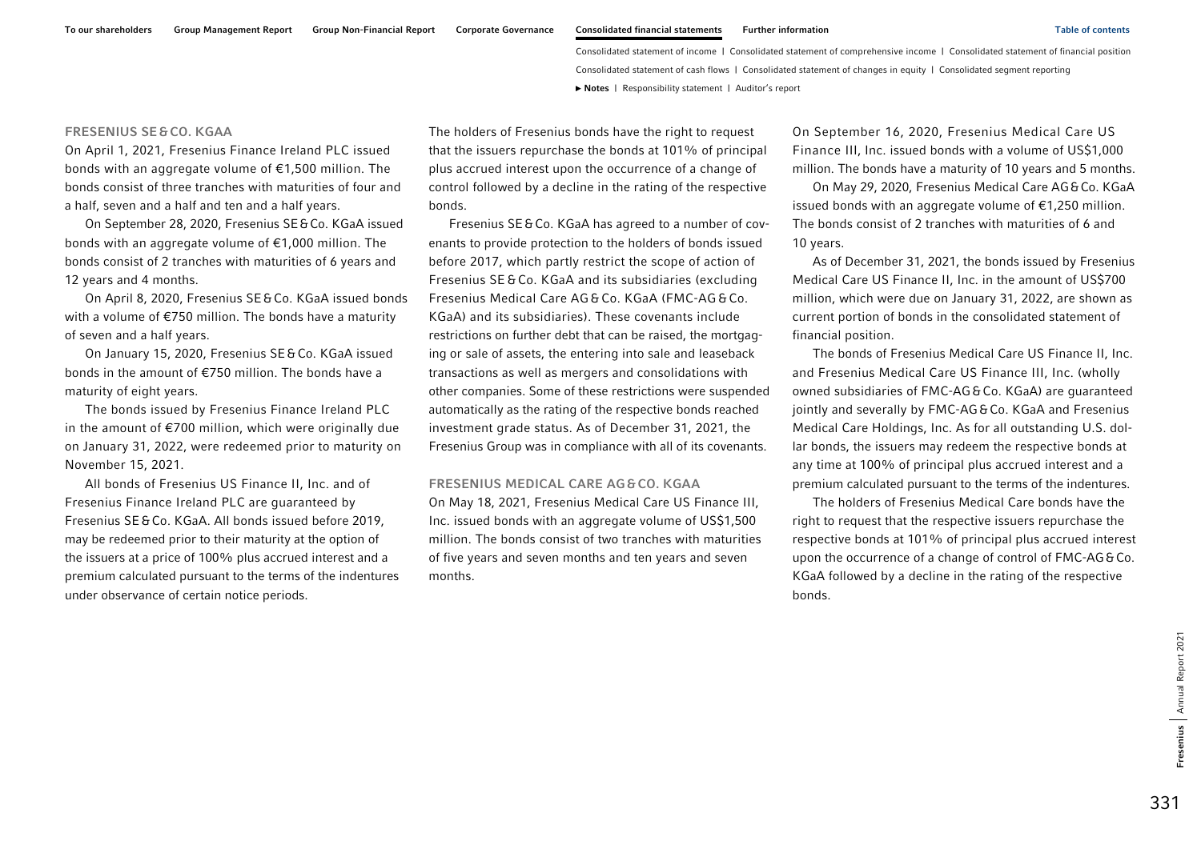### FRESENIUS SE & CO. KGAA

On April 1, 2021, Fresenius Finance Ireland PLC issued bonds with an aggregate volume of €1,500 million. The bonds consist of three tranches with maturities of four and a half, seven and a half and ten and a half years.

On September 28, 2020, Fresenius SE & Co. KGaA issued bonds with an aggregate volume of €1,000 million. The bonds consist of 2 tranches with maturities of 6 years and 12 years and 4 months.

On April 8, 2020, Fresenius SE & Co. KGaA issued bonds with a volume of €750 million. The bonds have a maturity of seven and a half years.

On January 15, 2020, Fresenius SE & Co. KGaA issued bonds in the amount of €750 million. The bonds have a maturity of eight years.

The bonds issued by Fresenius Finance Ireland PLC in the amount of €700 million, which were originally due on January 31, 2022, were redeemed prior to maturity on November 15, 2021.

All bonds of Fresenius US Finance II, Inc. and of Fresenius Finance Ireland PLC are guaranteed by Fresenius SE & Co. KGaA. All bonds issued before 2019, may be redeemed prior to their maturity at the option of the issuers at a price of 100% plus accrued interest and a premium calculated pursuant to the terms of the indentures under observance of certain notice periods.

The holders of Fresenius bonds have the right to request that the issuers repurchase the bonds at 101% of principal plus accrued interest upon the occurrence of a change of control followed by a decline in the rating of the respective bonds.

Fresenius SE & Co. KGaA has agreed to a number of covenants to provide protection to the holders of bonds issued before 2017, which partly restrict the scope of action of Fresenius SE & Co. KGaA and its subsidiaries (excluding Fresenius Medical Care AG & Co. KGaA (FMC-AG & Co. KGaA) and its subsidiaries). These covenants include restrictions on further debt that can be raised, the mortgaging or sale of assets, the entering into sale and leaseback transactions as well as mergers and consolidations with other companies. Some of these restrictions were suspended automatically as the rating of the respective bonds reached investment grade status. As of December 31, 2021, the Fresenius Group was in compliance with all of its covenants.

### FRESENIUS MEDICAL CARE AG & CO. KGAA

On May 18, 2021, Fresenius Medical Care US Finance III, Inc. issued bonds with an aggregate volume of US$1,500 million. The bonds consist of two tranches with maturities of five years and seven months and ten years and seven months.

On September 16, 2020, Fresenius Medical Care US Finance III, Inc. issued bonds with a volume of US$1,000 million. The bonds have a maturity of 10 years and 5 months.

On May 29, 2020, Fresenius Medical Care AG & Co. KGaA issued bonds with an aggregate volume of €1,250 million. The bonds consist of 2 tranches with maturities of 6 and 10 years.

As of December 31, 2021, the bonds issued by Fresenius Medical Care US Finance II, Inc. in the amount of US$700 million, which were due on January 31, 2022, are shown as current portion of bonds in the consolidated statement of financial position.

The bonds of Fresenius Medical Care US Finance II, Inc. and Fresenius Medical Care US Finance III, Inc. (wholly owned subsidiaries of FMC-AG & Co. KGaA) are guaranteed jointly and severally by FMC-AG & Co. KGaA and Fresenius Medical Care Holdings, Inc. As for all outstanding U.S. dollar bonds, the issuers may redeem the respective bonds at any time at 100% of principal plus accrued interest and a premium calculated pursuant to the terms of the indentures.

The holders of Fresenius Medical Care bonds have the right to request that the respective issuers repurchase the respective bonds at 101% of principal plus accrued interest upon the occurrence of a change of control of FMC-AG & Co. KGaA followed by a decline in the rating of the respective bonds.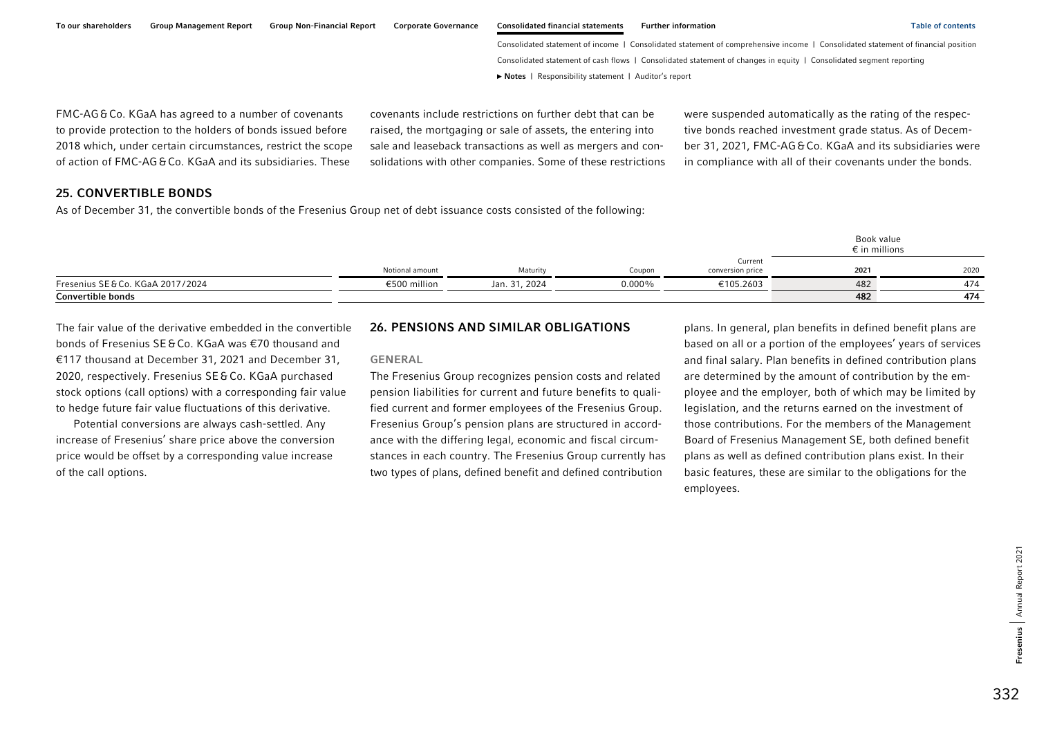FMC-AG & Co. KGaA has agreed to a number of covenants to provide protection to the holders of bonds issued before 2018 which, under certain circumstances, restrict the scope of action of FMC-AG & Co. KGaA and its subsidiaries. These covenants include restrictions on further debt that can be raised, the mortgaging or sale of assets, the entering into sale and leaseback transactions as well as mergers and consolidations with other companies. Some of these restrictions were suspended automatically as the rating of the respective bonds reached investment grade status. As of December 31, 2021, FMC-AG & Co. KGaA and its subsidiaries were in compliance with all of their covenants under the bonds.

## 25. CONVERTIBLE BONDS

As of December 31, the convertible bonds of the Fresenius Group net of debt issuance costs consisted of the following:

| | | | | | Book value € in millions | |
|---|---|---|---|---|---|---|
| | Notional amount | Maturity | Coupon | Current conversion price | 2021 | 2020 |
| Fresenius SE & Co. KGaA 2017/2024 | €500 million | Jan. 31, 2024 | 0.000% | €105.2603 | 482 | 474 |
| **Convertible bonds** | | | | | **482** | **474** |

The fair value of the derivative embedded in the convertible bonds of Fresenius SE & Co. KGaA was €70 thousand and €117 thousand at December 31, 2021 and December 31, 2020, respectively. Fresenius SE & Co. KGaA purchased stock options (call options) with a corresponding fair value to hedge future fair value fluctuations of this derivative.

Potential conversions are always cash-settled. Any increase of Fresenius' share price above the conversion price would be offset by a corresponding value increase of the call options.

## 26. PENSIONS AND SIMILAR OBLIGATIONS

### GENERAL

The Fresenius Group recognizes pension costs and related pension liabilities for current and future benefits to qualified current and former employees of the Fresenius Group. Fresenius Group's pension plans are structured in accordance with the differing legal, economic and fiscal circumstances in each country. The Fresenius Group currently has two types of plans, defined benefit and defined contribution plans. In general, plan benefits in defined benefit plans are based on all or a portion of the employees' years of services and final salary. Plan benefits in defined contribution plans are determined by the amount of contribution by the employee and the employer, both of which may be limited by legislation, and the returns earned on the investment of those contributions. For the members of the Management Board of Fresenius Management SE, both defined benefit plans as well as defined contribution plans exist. In their basic features, these are similar to the obligations for the employees.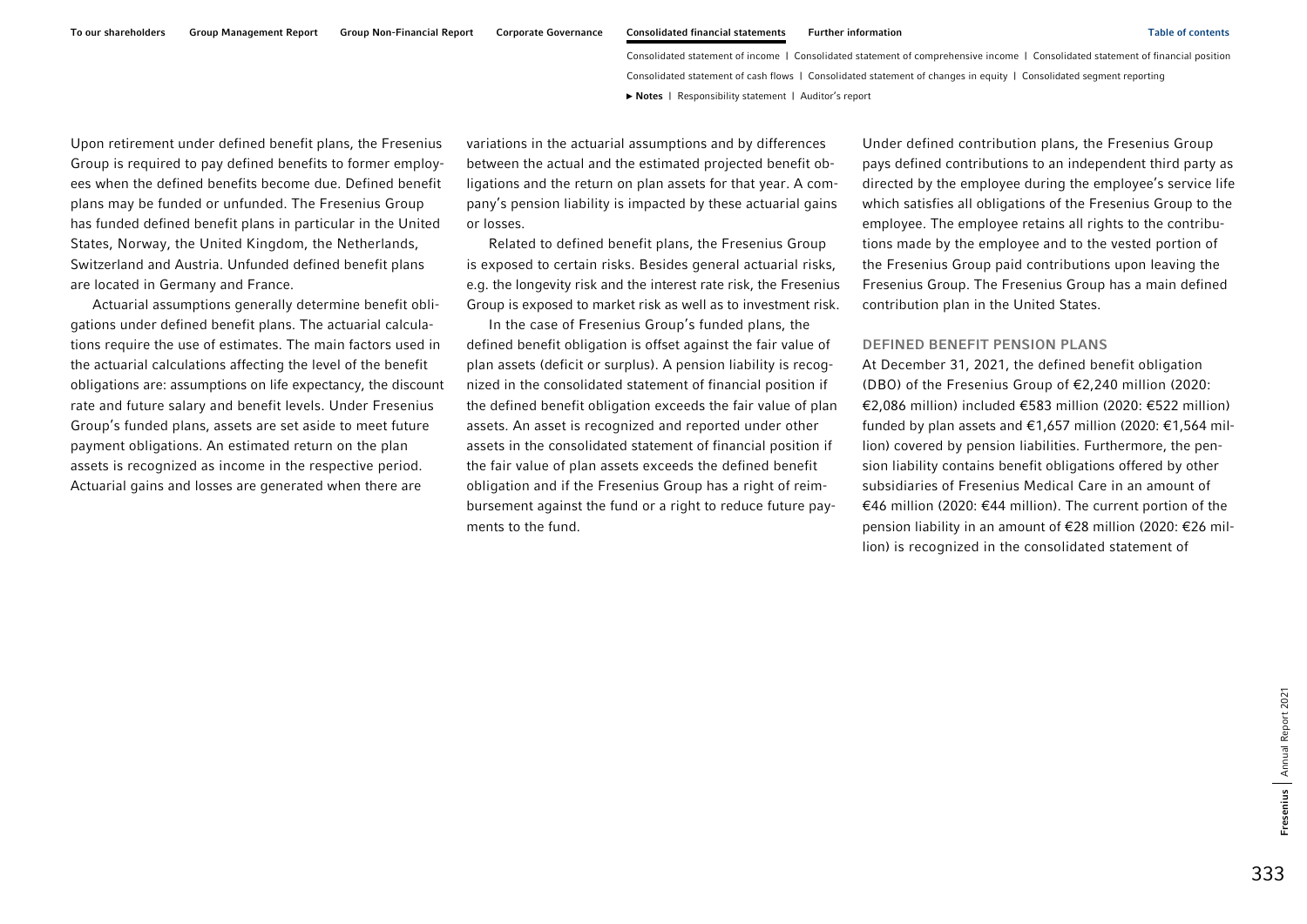Upon retirement under defined benefit plans, the Fresenius Group is required to pay defined benefits to former employees when the defined benefits become due. Defined benefit plans may be funded or unfunded. The Fresenius Group has funded defined benefit plans in particular in the United States, Norway, the United Kingdom, the Netherlands, Switzerland and Austria. Unfunded defined benefit plans are located in Germany and France.

Actuarial assumptions generally determine benefit obligations under defined benefit plans. The actuarial calculations require the use of estimates. The main factors used in the actuarial calculations affecting the level of the benefit obligations are: assumptions on life expectancy, the discount rate and future salary and benefit levels. Under Fresenius Group's funded plans, assets are set aside to meet future payment obligations. An estimated return on the plan assets is recognized as income in the respective period. Actuarial gains and losses are generated when there are variations in the actuarial assumptions and by differences between the actual and the estimated projected benefit obligations and the return on plan assets for that year. A company's pension liability is impacted by these actuarial gains or losses.

Related to defined benefit plans, the Fresenius Group is exposed to certain risks. Besides general actuarial risks, e.g. the longevity risk and the interest rate risk, the Fresenius Group is exposed to market risk as well as to investment risk.

In the case of Fresenius Group's funded plans, the defined benefit obligation is offset against the fair value of plan assets (deficit or surplus). A pension liability is recognized in the consolidated statement of financial position if the defined benefit obligation exceeds the fair value of plan assets. An asset is recognized and reported under other assets in the consolidated statement of financial position if the fair value of plan assets exceeds the defined benefit obligation and if the Fresenius Group has a right of reimbursement against the fund or a right to reduce future payments to the fund.

Under defined contribution plans, the Fresenius Group pays defined contributions to an independent third party as directed by the employee during the employee's service life which satisfies all obligations of the Fresenius Group to the employee. The employee retains all rights to the contributions made by the employee and to the vested portion of the Fresenius Group paid contributions upon leaving the Fresenius Group. The Fresenius Group has a main defined contribution plan in the United States.

## DEFINED BENEFIT PENSION PLANS

At December 31, 2021, the defined benefit obligation (DBO) of the Fresenius Group of €2,240 million (2020: €2,086 million) included €583 million (2020: €522 million) funded by plan assets and €1,657 million (2020: €1,564 million) covered by pension liabilities. Furthermore, the pension liability contains benefit obligations offered by other subsidiaries of Fresenius Medical Care in an amount of €46 million (2020: €44 million). The current portion of the pension liability in an amount of €28 million (2020: €26 million) is recognized in the consolidated statement of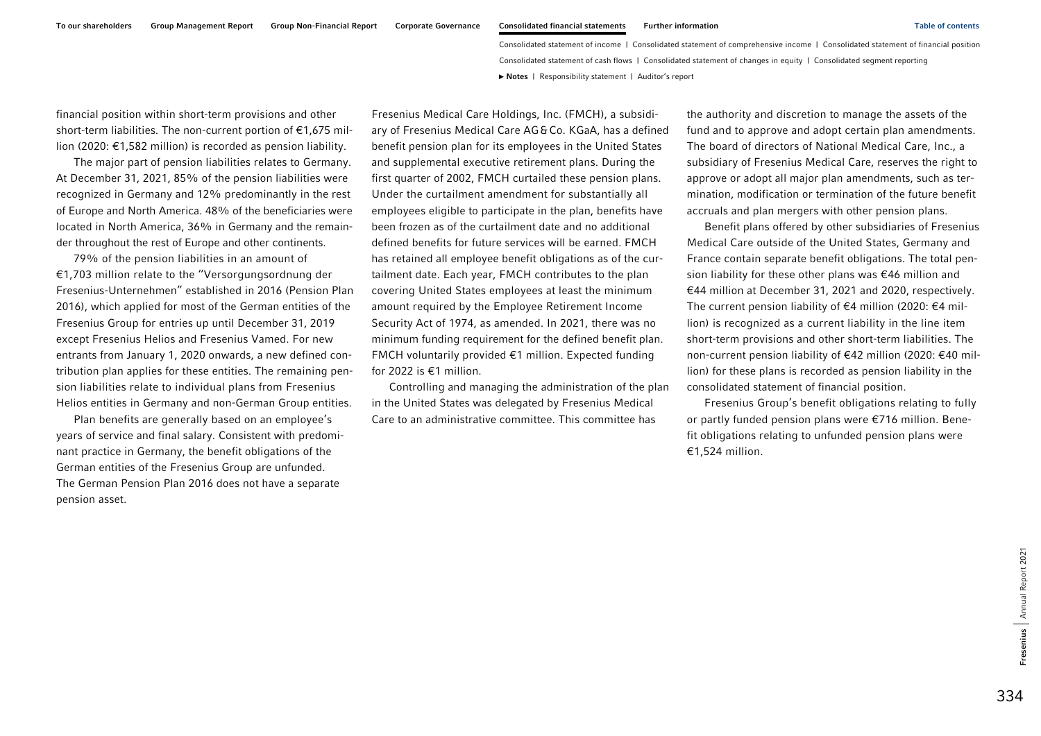financial position within short-term provisions and other short-term liabilities. The non-current portion of €1,675 million (2020: €1,582 million) is recorded as pension liability.

The major part of pension liabilities relates to Germany. At December 31, 2021, 85% of the pension liabilities were recognized in Germany and 12% predominantly in the rest of Europe and North America. 48% of the beneficiaries were located in North America, 36% in Germany and the remainder throughout the rest of Europe and other continents.

79% of the pension liabilities in an amount of €1,703 million relate to the "Versorgungsordnung der Fresenius-Unternehmen" established in 2016 (Pension Plan 2016), which applied for most of the German entities of the Fresenius Group for entries up until December 31, 2019 except Fresenius Helios and Fresenius Vamed. For new entrants from January 1, 2020 onwards, a new defined contribution plan applies for these entities. The remaining pension liabilities relate to individual plans from Fresenius Helios entities in Germany and non-German Group entities.

Plan benefits are generally based on an employee's years of service and final salary. Consistent with predominant practice in Germany, the benefit obligations of the German entities of the Fresenius Group are unfunded. The German Pension Plan 2016 does not have a separate pension asset.

Fresenius Medical Care Holdings, Inc. (FMCH), a subsidiary of Fresenius Medical Care AG & Co. KGaA, has a defined benefit pension plan for its employees in the United States and supplemental executive retirement plans. During the first quarter of 2002, FMCH curtailed these pension plans. Under the curtailment amendment for substantially all employees eligible to participate in the plan, benefits have been frozen as of the curtailment date and no additional defined benefits for future services will be earned. FMCH has retained all employee benefit obligations as of the curtailment date. Each year, FMCH contributes to the plan covering United States employees at least the minimum amount required by the Employee Retirement Income Security Act of 1974, as amended. In 2021, there was no minimum funding requirement for the defined benefit plan. FMCH voluntarily provided €1 million. Expected funding for 2022 is €1 million.

Controlling and managing the administration of the plan in the United States was delegated by Fresenius Medical Care to an administrative committee. This committee has the authority and discretion to manage the assets of the fund and to approve and adopt certain plan amendments. The board of directors of National Medical Care, Inc., a subsidiary of Fresenius Medical Care, reserves the right to approve or adopt all major plan amendments, such as termination, modification or termination of the future benefit accruals and plan mergers with other pension plans.

Benefit plans offered by other subsidiaries of Fresenius Medical Care outside of the United States, Germany and France contain separate benefit obligations. The total pension liability for these other plans was €46 million and €44 million at December 31, 2021 and 2020, respectively. The current pension liability of €4 million (2020: €4 million) is recognized as a current liability in the line item short-term provisions and other short-term liabilities. The non-current pension liability of €42 million (2020: €40 million) for these plans is recorded as pension liability in the consolidated statement of financial position.

Fresenius Group's benefit obligations relating to fully or partly funded pension plans were €716 million. Benefit obligations relating to unfunded pension plans were €1,524 million.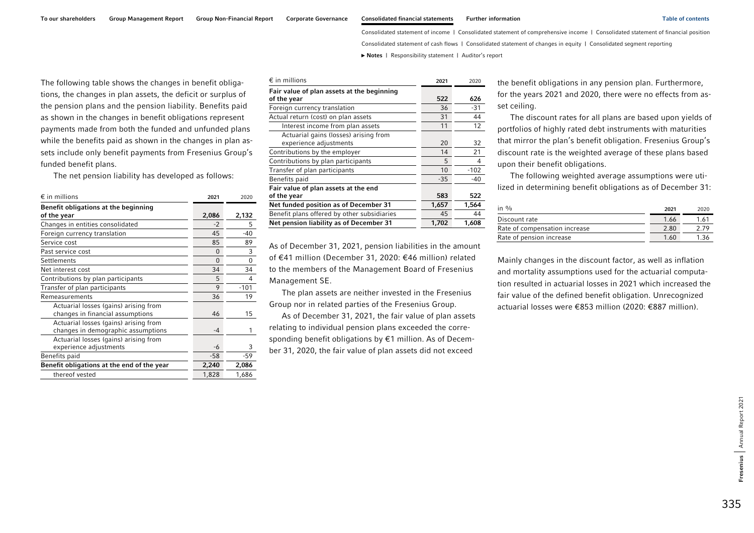The following table shows the changes in benefit obligations, the changes in plan assets, the deficit or surplus of the pension plans and the pension liability. Benefits paid as shown in the changes in benefit obligations represent payments made from both the funded and unfunded plans while the benefits paid as shown in the changes in plan assets include only benefit payments from Fresenius Group's funded benefit plans.

The net pension liability has developed as follows:

| € in millions | 2021 | 2020 |
|---|---|---|
| **Benefit obligations at the beginning of the year** | **2,086** | **2,132** |
| Changes in entities consolidated | -2 | 5 |
| Foreign currency translation | 45 | -40 |
| Service cost | 85 | 89 |
| Past service cost | 0 | 3 |
| Settlements | 0 | 0 |
| Net interest cost | 34 | 34 |
| Contributions by plan participants | 5 | 4 |
| Transfer of plan participants | 9 | -101 |
| Remeasurements | 36 | 19 |
| Actuarial losses (gains) arising from changes in financial assumptions | 46 | 15 |
| Actuarial losses (gains) arising from changes in demographic assumptions | -4 | 1 |
| Actuarial losses (gains) arising from experience adjustments | -6 | 3 |
| Benefits paid | -58 | -59 |
| **Benefit obligations at the end of the year** | **2,240** | **2,086** |
| thereof vested | 1,828 | 1,686 |

| € in millions | 2021 | 2020 |
|---|---|---|
| **Fair value of plan assets at the beginning of the year** | **522** | **626** |
| Foreign currency translation | 36 | -31 |
| Actual return (cost) on plan assets | 31 | 44 |
| Interest income from plan assets | 11 | 12 |
| Actuarial gains (losses) arising from experience adjustments | 20 | 32 |
| Contributions by the employer | 14 | 21 |
| Contributions by plan participants | 5 | 4 |
| Transfer of plan participants | 10 | -102 |
| Benefits paid | -35 | -40 |
| **Fair value of plan assets at the end of the year** | **583** | **522** |
| **Net funded position as of December 31** | **1,657** | **1,564** |
| Benefit plans offered by other subsidiaries | 45 | 44 |
| **Net pension liability as of December 31** | **1,702** | **1,608** |

As of December 31, 2021, pension liabilities in the amount of €41 million (December 31, 2020: €46 million) related to the members of the Management Board of Fresenius Management SE.

The plan assets are neither invested in the Fresenius Group nor in related parties of the Fresenius Group.

As of December 31, 2021, the fair value of plan assets relating to individual pension plans exceeded the corresponding benefit obligations by €1 million. As of December 31, 2020, the fair value of plan assets did not exceed the benefit obligations in any pension plan. Furthermore, for the years 2021 and 2020, there were no effects from asset ceiling.

The discount rates for all plans are based upon yields of portfolios of highly rated debt instruments with maturities that mirror the plan's benefit obligation. Fresenius Group's discount rate is the weighted average of these plans based upon their benefit obligations.

The following weighted average assumptions were utilized in determining benefit obligations as of December 31:

| in % | 2021 | 2020 |
|---|---|---|
| Discount rate | 1.66 | 1.61 |
| Rate of compensation increase | 2.80 | 2.79 |
| Rate of pension increase | 1.60 | 1.36 |

Mainly changes in the discount factor, as well as inflation and mortality assumptions used for the actuarial computation resulted in actuarial losses in 2021 which increased the fair value of the defined benefit obligation. Unrecognized actuarial losses were €853 million (2020: €887 million).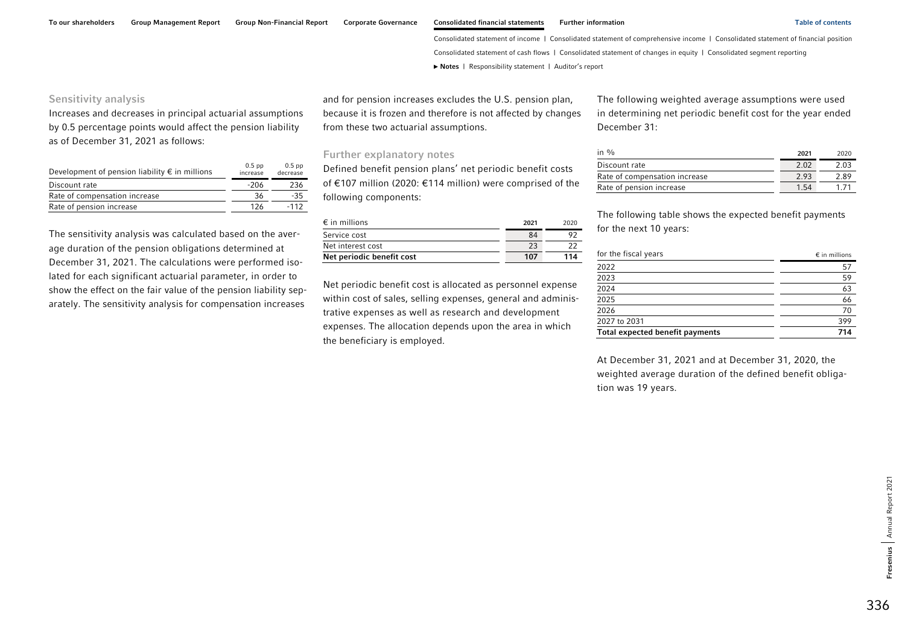### Sensitivity analysis

Increases and decreases in principal actuarial assumptions by 0.5 percentage points would affect the pension liability as of December 31, 2021 as follows:

| Development of pension liability € in millions | 0.5 pp increase | 0.5 pp decrease |
|---|---|---|
| Discount rate | -206 | 236 |
| Rate of compensation increase | 36 | -35 |
| Rate of pension increase | 126 | -112 |

The sensitivity analysis was calculated based on the average duration of the pension obligations determined at December 31, 2021. The calculations were performed isolated for each significant actuarial parameter, in order to show the effect on the fair value of the pension liability separately. The sensitivity analysis for compensation increases and for pension increases excludes the U.S. pension plan, because it is frozen and therefore is not affected by changes from these two actuarial assumptions.

### Further explanatory notes

Defined benefit pension plans' net periodic benefit costs of €107 million (2020: €114 million) were comprised of the following components:

| € in millions | 2021 | 2020 |
|---|---|---|
| Service cost | 84 | 92 |
| Net interest cost | 23 | 22 |
| **Net periodic benefit cost** | **107** | **114** |

Net periodic benefit cost is allocated as personnel expense within cost of sales, selling expenses, general and administrative expenses as well as research and development expenses. The allocation depends upon the area in which the beneficiary is employed.

The following weighted average assumptions were used in determining net periodic benefit cost for the year ended December 31:

| in % | 2021 | 2020 |
|---|---|---|
| Discount rate | 2.02 | 2.03 |
| Rate of compensation increase | 2.93 | 2.89 |
| Rate of pension increase | 1.54 | 1.71 |

The following table shows the expected benefit payments for the next 10 years:

| for the fiscal years | € in millions |
|---|---|
| 2022 | 57 |
| 2023 | 59 |
| 2024 | 63 |
| 2025 | 66 |
| 2026 | 70 |
| 2027 to 2031 | 399 |
| **Total expected benefit payments** | **714** |

At December 31, 2021 and at December 31, 2020, the weighted average duration of the defined benefit obligation was 19 years.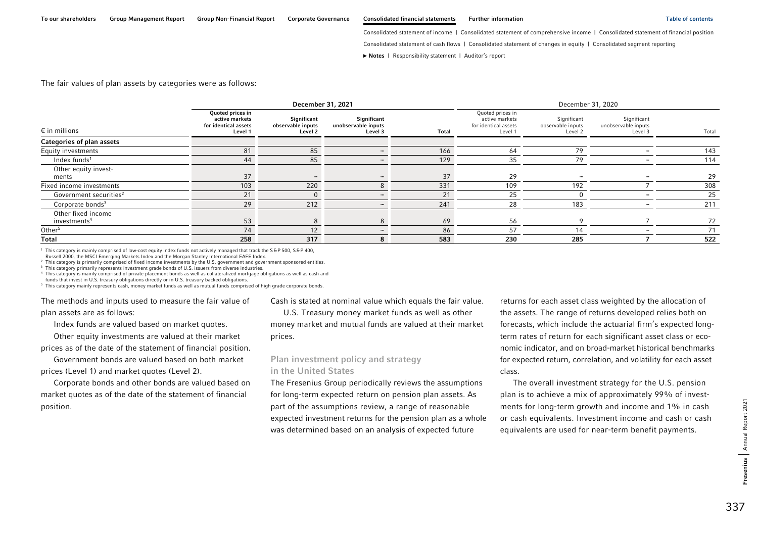The fair values of plan assets by categories were as follows:

| € in millions | December 31, 2021 | | | | December 31, 2020 | | | |
|---|---|---|---|---|---|---|---|---|
| | Quoted prices in active markets for identical assets Level 1 | Significant observable inputs Level 2 | Significant unobservable inputs Level 3 | Total | Quoted prices in active markets for identical assets Level 1 | Significant observable inputs Level 2 | Significant unobservable inputs Level 3 | Total |
| **Categories of plan assets** | | | | | | | | |
| Equity investments | 81 | 85 | – | 166 | 64 | 79 | – | 143 |
| Index funds[1] | 44 | 85 | – | 129 | 35 | 79 | – | 114 |
| Other equity investments | 37 | – | – | 37 | 29 | – | – | 29 |
| Fixed income investments | 103 | 220 | 8 | 331 | 109 | 192 | 7 | 308 |
| Government securities[2] | 21 | 0 | – | 21 | 25 | 0 | – | 25 |
| Corporate bonds[3] | 29 | 212 | – | 241 | 28 | 183 | – | 211 |
| Other fixed income investments[4] | 53 | 8 | 8 | 69 | 56 | 9 | 7 | 72 |
| Other[5] | 74 | 12 | – | 86 | 57 | 14 | – | 71 |
| **Total** | **258** | **317** | **8** | **583** | **230** | **285** | **7** | **522** |

[1] This category is mainly comprised of low-cost equity index funds not actively managed that track the S&P 500, S&P 400, Russell 2000, the MSCI Emerging Markets Index and the Morgan Stanley International EAFE Index.
[2] This category is primarily comprised of fixed income investments by the U.S. government and government sponsored entities.
[3] This category primarily represents investment grade bonds of U.S. issuers from diverse industries.
[4] This category is mainly comprised of private placement bonds as well as collateralized mortgage obligations as well as cash and funds that invest in U.S. treasury obligations directly or in U.S. treasury backed obligations.
[5] This category mainly represents cash, money market funds as well as mutual funds comprised of high grade corporate bonds.

The methods and inputs used to measure the fair value of plan assets are as follows:

Index funds are valued based on market quotes.

Other equity investments are valued at their market prices as of the date of the statement of financial position.

Government bonds are valued based on both market prices (Level 1) and market quotes (Level 2).

Corporate bonds and other bonds are valued based on market quotes as of the date of the statement of financial position.

Cash is stated at nominal value which equals the fair value.

U.S. Treasury money market funds as well as other money market and mutual funds are valued at their market prices.

### Plan investment policy and strategy in the United States

The Fresenius Group periodically reviews the assumptions for long-term expected return on pension plan assets. As part of the assumptions review, a range of reasonable expected investment returns for the pension plan as a whole was determined based on an analysis of expected future returns for each asset class weighted by the allocation of the assets. The range of returns developed relies both on forecasts, which include the actuarial firm's expected long-term rates of return for each significant asset class or economic indicator, and on broad-market historical benchmarks for expected return, correlation, and volatility for each asset class.

The overall investment strategy for the U.S. pension plan is to achieve a mix of approximately 99% of investments for long-term growth and income and 1% in cash or cash equivalents. Investment income and cash or cash equivalents are used for near-term benefit payments.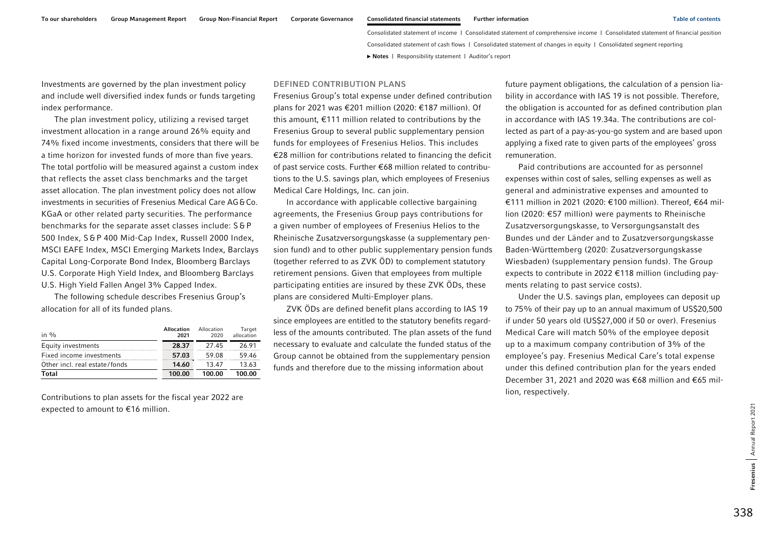Investments are governed by the plan investment policy and include well diversified index funds or funds targeting index performance.

The plan investment policy, utilizing a revised target investment allocation in a range around 26% equity and 74% fixed income investments, considers that there will be a time horizon for invested funds of more than five years. The total portfolio will be measured against a custom index that reflects the asset class benchmarks and the target asset allocation. The plan investment policy does not allow investments in securities of Fresenius Medical Care AG & Co. KGaA or other related party securities. The performance benchmarks for the separate asset classes include: S & P 500 Index, S & P 400 Mid-Cap Index, Russell 2000 Index, MSCI EAFE Index, MSCI Emerging Markets Index, Barclays Capital Long-Corporate Bond Index, Bloomberg Barclays U.S. Corporate High Yield Index, and Bloomberg Barclays U.S. High Yield Fallen Angel 3% Capped Index.

The following schedule describes Fresenius Group's allocation for all of its funded plans.

| in % | **Allocation 2021** | Allocation 2020 | Target allocation |
|---|---|---|---|
| Equity investments | **28.37** | 27.45 | 26.91 |
| Fixed income investments | **57.03** | 59.08 | 59.46 |
| Other incl. real estate / fonds | **14.60** | 13.47 | 13.63 |
| **Total** | **100.00** | **100.00** | **100.00** |

Contributions to plan assets for the fiscal year 2022 are expected to amount to €16 million.

## DEFINED CONTRIBUTION PLANS

Fresenius Group's total expense under defined contribution plans for 2021 was €201 million (2020: €187 million). Of this amount, €111 million related to contributions by the Fresenius Group to several public supplementary pension funds for employees of Fresenius Helios. This includes €28 million for contributions related to financing the deficit of past service costs. Further €68 million related to contributions to the U.S. savings plan, which employees of Fresenius Medical Care Holdings, Inc. can join.

In accordance with applicable collective bargaining agreements, the Fresenius Group pays contributions for a given number of employees of Fresenius Helios to the Rheinische Zusatzversorgungskasse (a supplementary pension fund) and to other public supplementary pension funds (together referred to as ZVK ÖD) to complement statutory retirement pensions. Given that employees from multiple participating entities are insured by these ZVK ÖDs, these plans are considered Multi-Employer plans.

ZVK ÖDs are defined benefit plans according to IAS 19 since employees are entitled to the statutory benefits regardless of the amounts contributed. The plan assets of the fund necessary to evaluate and calculate the funded status of the Group cannot be obtained from the supplementary pension funds and therefore due to the missing information about future payment obligations, the calculation of a pension liability in accordance with IAS 19 is not possible. Therefore, the obligation is accounted for as defined contribution plan in accordance with IAS 19.34a. The contributions are collected as part of a pay-as-you-go system and are based upon applying a fixed rate to given parts of the employees' gross remuneration.

Paid contributions are accounted for as personnel expenses within cost of sales, selling expenses as well as general and administrative expenses and amounted to €111 million in 2021 (2020: €100 million). Thereof, €64 million (2020: €57 million) were payments to Rheinische Zusatzversorgungskasse, to Versorgungsanstalt des Bundes und der Länder and to Zusatzversorgungskasse Baden-Württemberg (2020: Zusatzversorgungskasse Wiesbaden) (supplementary pension funds). The Group expects to contribute in 2022 €118 million (including payments relating to past service costs).

Under the U.S. savings plan, employees can deposit up to 75% of their pay up to an annual maximum of US$20,500 if under 50 years old (US$27,000 if 50 or over). Fresenius Medical Care will match 50% of the employee deposit up to a maximum company contribution of 3% of the employee's pay. Fresenius Medical Care's total expense under this defined contribution plan for the years ended December 31, 2021 and 2020 was €68 million and €65 million, respectively.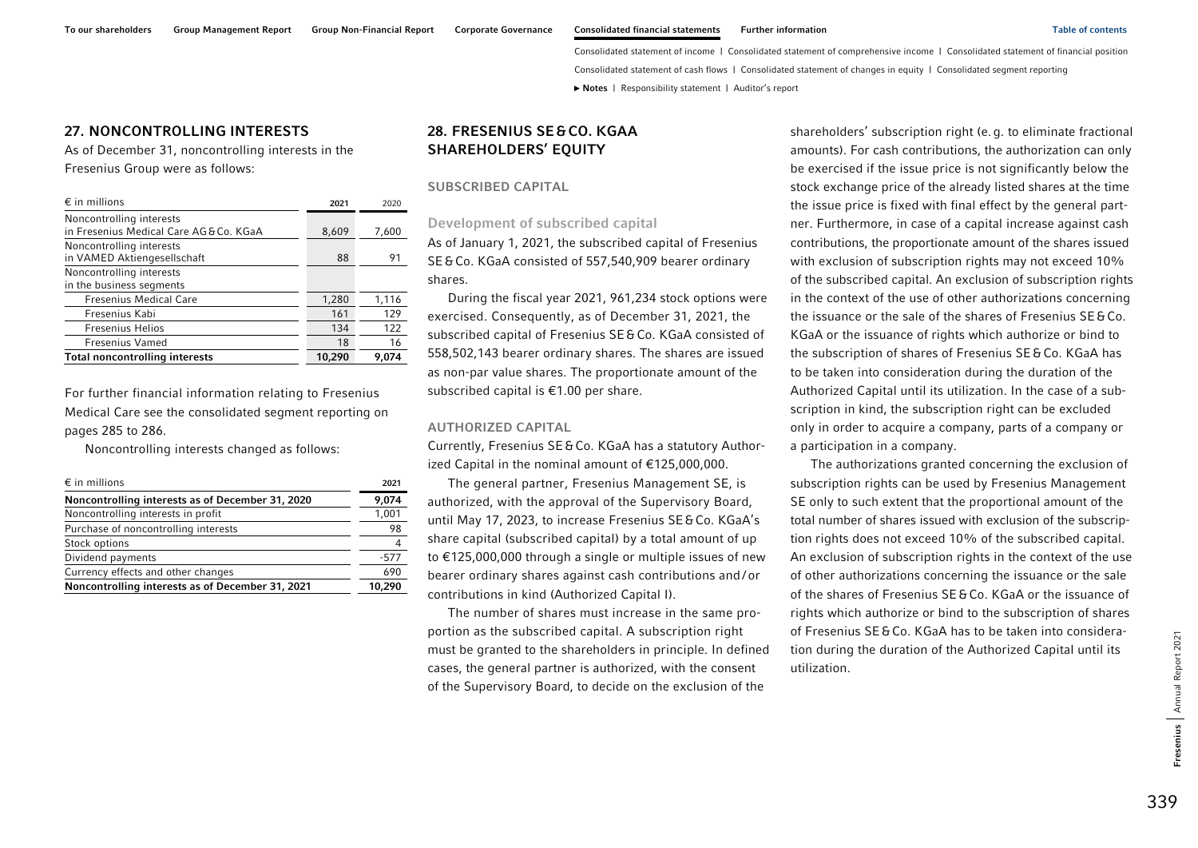## 27. NONCONTROLLING INTERESTS

As of December 31, noncontrolling interests in the Fresenius Group were as follows:

| € in millions | 2021 | 2020 |
|---|---|---|
| Noncontrolling interests in Fresenius Medical Care AG & Co. KGaA | 8,609 | 7,600 |
| Noncontrolling interests in VAMED Aktiengesellschaft | 88 | 91 |
| Noncontrolling interests in the business segments | | |
| Fresenius Medical Care | 1,280 | 1,116 |
| Fresenius Kabi | 161 | 129 |
| Fresenius Helios | 134 | 122 |
| Fresenius Vamed | 18 | 16 |
| **Total noncontrolling interests** | **10,290** | **9,074** |

For further financial information relating to Fresenius Medical Care see the consolidated segment reporting on pages 285 to 286.

Noncontrolling interests changed as follows:

| € in millions | 2021 |
|---|---|
| **Noncontrolling interests as of December 31, 2020** | **9,074** |
| Noncontrolling interests in profit | 1,001 |
| Purchase of noncontrolling interests | 98 |
| Stock options | 4 |
| Dividend payments | -577 |
| Currency effects and other changes | 690 |
| **Noncontrolling interests as of December 31, 2021** | **10,290** |

## 28. FRESENIUS SE & CO. KGAA SHAREHOLDERS' EQUITY

### SUBSCRIBED CAPITAL

#### Development of subscribed capital

As of January 1, 2021, the subscribed capital of Fresenius SE & Co. KGaA consisted of 557,540,909 bearer ordinary shares.

During the fiscal year 2021, 961,234 stock options were exercised. Consequently, as of December 31, 2021, the subscribed capital of Fresenius SE & Co. KGaA consisted of 558,502,143 bearer ordinary shares. The shares are issued as non-par value shares. The proportionate amount of the subscribed capital is €1.00 per share.

### AUTHORIZED CAPITAL

Currently, Fresenius SE & Co. KGaA has a statutory Authorized Capital in the nominal amount of €125,000,000.

The general partner, Fresenius Management SE, is authorized, with the approval of the Supervisory Board, until May 17, 2023, to increase Fresenius SE & Co. KGaA's share capital (subscribed capital) by a total amount of up to €125,000,000 through a single or multiple issues of new bearer ordinary shares against cash contributions and/or contributions in kind (Authorized Capital I).

The number of shares must increase in the same proportion as the subscribed capital. A subscription right must be granted to the shareholders in principle. In defined cases, the general partner is authorized, with the consent of the Supervisory Board, to decide on the exclusion of the shareholders' subscription right (e.g. to eliminate fractional amounts). For cash contributions, the authorization can only be exercised if the issue price is not significantly below the stock exchange price of the already listed shares at the time the issue price is fixed with final effect by the general partner. Furthermore, in case of a capital increase against cash contributions, the proportionate amount of the shares issued with exclusion of subscription rights may not exceed 10% of the subscribed capital. An exclusion of subscription rights in the context of the use of other authorizations concerning the issuance or the sale of the shares of Fresenius SE & Co. KGaA or the issuance of rights which authorize or bind to the subscription of shares of Fresenius SE & Co. KGaA has to be taken into consideration during the duration of the Authorized Capital until its utilization. In the case of a subscription in kind, the subscription right can be excluded only in order to acquire a company, parts of a company or a participation in a company.

The authorizations granted concerning the exclusion of subscription rights can be used by Fresenius Management SE only to such extent that the proportional amount of the total number of shares issued with exclusion of the subscription rights does not exceed 10% of the subscribed capital. An exclusion of subscription rights in the context of the use of other authorizations concerning the issuance or the sale of the shares of Fresenius SE & Co. KGaA or the issuance of rights which authorize or bind to the subscription of shares of Fresenius SE & Co. KGaA has to be taken into consideration during the duration of the Authorized Capital until its utilization.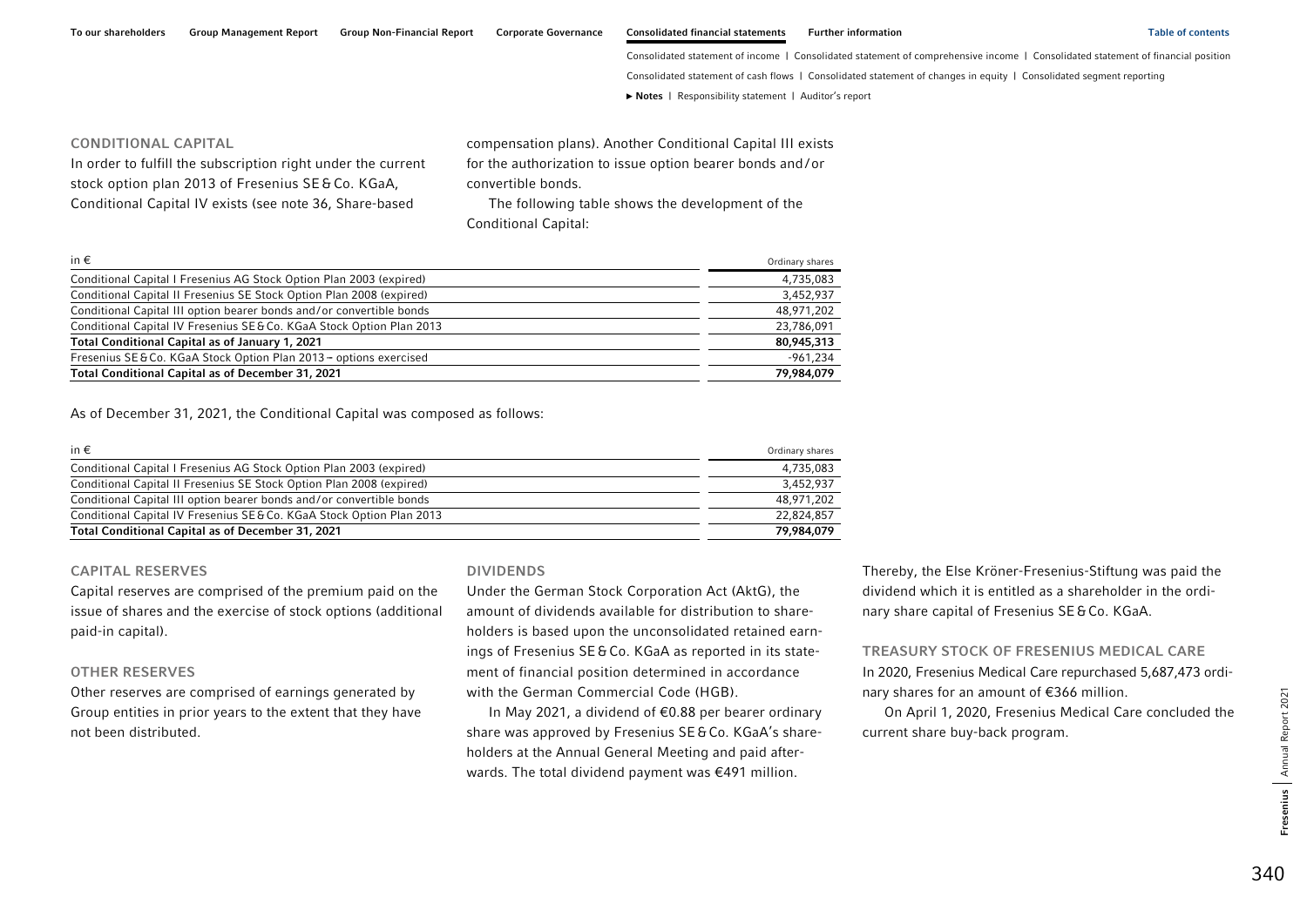### CONDITIONAL CAPITAL

In order to fulfill the subscription right under the current stock option plan 2013 of Fresenius SE & Co. KGaA, Conditional Capital IV exists (see note 36, Share-based compensation plans). Another Conditional Capital III exists for the authorization to issue option bearer bonds and/or convertible bonds.

The following table shows the development of the Conditional Capital:

| in € | Ordinary shares |
|---|---|
| Conditional Capital I Fresenius AG Stock Option Plan 2003 (expired) | 4,735,083 |
| Conditional Capital II Fresenius SE Stock Option Plan 2008 (expired) | 3,452,937 |
| Conditional Capital III option bearer bonds and/or convertible bonds | 48,971,202 |
| Conditional Capital IV Fresenius SE & Co. KGaA Stock Option Plan 2013 | 23,786,091 |
| **Total Conditional Capital as of January 1, 2021** | **80,945,313** |
| Fresenius SE & Co. KGaA Stock Option Plan 2013 – options exercised | -961,234 |
| **Total Conditional Capital as of December 31, 2021** | **79,984,079** |

As of December 31, 2021, the Conditional Capital was composed as follows:

| in € | Ordinary shares |
|---|---|
| Conditional Capital I Fresenius AG Stock Option Plan 2003 (expired) | 4,735,083 |
| Conditional Capital II Fresenius SE Stock Option Plan 2008 (expired) | 3,452,937 |
| Conditional Capital III option bearer bonds and/or convertible bonds | 48,971,202 |
| Conditional Capital IV Fresenius SE & Co. KGaA Stock Option Plan 2013 | 22,824,857 |
| **Total Conditional Capital as of December 31, 2021** | **79,984,079** |

### CAPITAL RESERVES

Capital reserves are comprised of the premium paid on the issue of shares and the exercise of stock options (additional paid-in capital).

### OTHER RESERVES

Other reserves are comprised of earnings generated by Group entities in prior years to the extent that they have not been distributed.

### DIVIDENDS

Under the German Stock Corporation Act (AktG), the amount of dividends available for distribution to shareholders is based upon the unconsolidated retained earnings of Fresenius SE & Co. KGaA as reported in its statement of financial position determined in accordance with the German Commercial Code (HGB).

In May 2021, a dividend of €0.88 per bearer ordinary share was approved by Fresenius SE & Co. KGaA's shareholders at the Annual General Meeting and paid afterwards. The total dividend payment was €491 million. Thereby, the Else Kröner-Fresenius-Stiftung was paid the dividend which it is entitled as a shareholder in the ordinary share capital of Fresenius SE & Co. KGaA.

### TREASURY STOCK OF FRESENIUS MEDICAL CARE

In 2020, Fresenius Medical Care repurchased 5,687,473 ordinary shares for an amount of €366 million.

On April 1, 2020, Fresenius Medical Care concluded the current share buy-back program.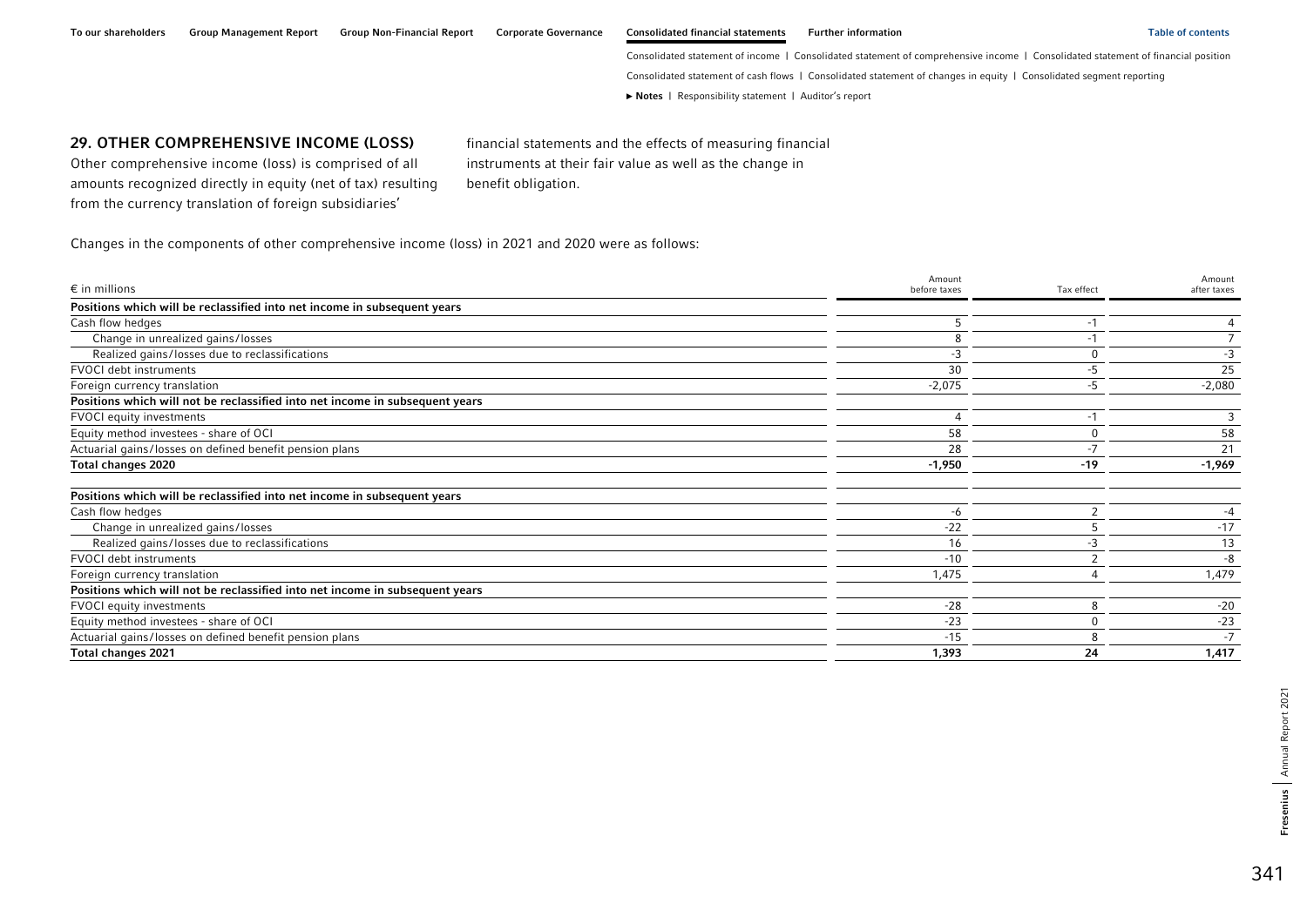## 29. OTHER COMPREHENSIVE INCOME (LOSS)

Other comprehensive income (loss) is comprised of all amounts recognized directly in equity (net of tax) resulting from the currency translation of foreign subsidiaries' financial statements and the effects of measuring financial instruments at their fair value as well as the change in benefit obligation.

Changes in the components of other comprehensive income (loss) in 2021 and 2020 were as follows:

| € in millions | Amount before taxes | Tax effect | Amount after taxes |
|---|---|---|---|
| **Positions which will be reclassified into net income in subsequent years** | | | |
| Cash flow hedges | 5 | -1 | 4 |
| Change in unrealized gains/losses | 8 | -1 | 7 |
| Realized gains/losses due to reclassifications | -3 | 0 | -3 |
| FVOCI debt instruments | 30 | -5 | 25 |
| Foreign currency translation | -2,075 | -5 | -2,080 |
| **Positions which will not be reclassified into net income in subsequent years** | | | |
| FVOCI equity investments | 4 | -1 | 3 |
| Equity method investees - share of OCI | 58 | 0 | 58 |
| Actuarial gains/losses on defined benefit pension plans | 28 | -7 | 21 |
| **Total changes 2020** | **-1,950** | **-19** | **-1,969** |
| **Positions which will be reclassified into net income in subsequent years** | | | |
| Cash flow hedges | -6 | 2 | -4 |
| Change in unrealized gains/losses | -22 | 5 | -17 |
| Realized gains/losses due to reclassifications | 16 | -3 | 13 |
| FVOCI debt instruments | -10 | 2 | -8 |
| Foreign currency translation | 1,475 | 4 | 1,479 |
| **Positions which will not be reclassified into net income in subsequent years** | | | |
| FVOCI equity investments | -28 | 8 | -20 |
| Equity method investees - share of OCI | -23 | 0 | -23 |
| Actuarial gains/losses on defined benefit pension plans | -15 | 8 | -7 |
| **Total changes 2021** | **1,393** | **24** | **1,417** |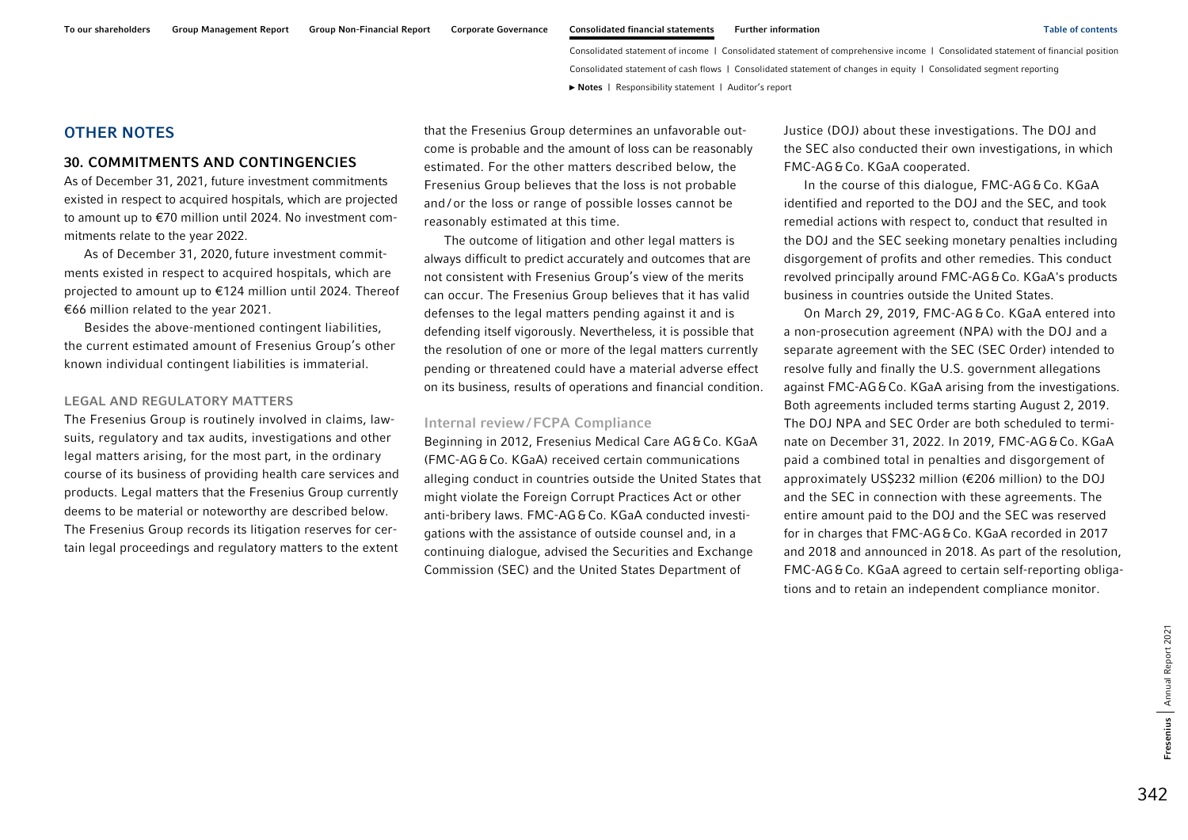## OTHER NOTES

### 30. COMMITMENTS AND CONTINGENCIES

As of December 31, 2021, future investment commitments existed in respect to acquired hospitals, which are projected to amount up to €70 million until 2024. No investment commitments relate to the year 2022.

As of December 31, 2020, future investment commitments existed in respect to acquired hospitals, which are projected to amount up to €124 million until 2024. Thereof €66 million related to the year 2021.

Besides the above-mentioned contingent liabilities, the current estimated amount of Fresenius Group's other known individual contingent liabilities is immaterial.

#### LEGAL AND REGULATORY MATTERS

The Fresenius Group is routinely involved in claims, lawsuits, regulatory and tax audits, investigations and other legal matters arising, for the most part, in the ordinary course of its business of providing health care services and products. Legal matters that the Fresenius Group currently deems to be material or noteworthy are described below. The Fresenius Group records its litigation reserves for certain legal proceedings and regulatory matters to the extent that the Fresenius Group determines an unfavorable outcome is probable and the amount of loss can be reasonably estimated. For the other matters described below, the Fresenius Group believes that the loss is not probable and / or the loss or range of possible losses cannot be reasonably estimated at this time.

The outcome of litigation and other legal matters is always difficult to predict accurately and outcomes that are not consistent with Fresenius Group's view of the merits can occur. The Fresenius Group believes that it has valid defenses to the legal matters pending against it and is defending itself vigorously. Nevertheless, it is possible that the resolution of one or more of the legal matters currently pending or threatened could have a material adverse effect on its business, results of operations and financial condition.

#### Internal review / FCPA Compliance

Beginning in 2012, Fresenius Medical Care AG & Co. KGaA (FMC-AG & Co. KGaA) received certain communications alleging conduct in countries outside the United States that might violate the Foreign Corrupt Practices Act or other anti-bribery laws. FMC-AG & Co. KGaA conducted investigations with the assistance of outside counsel and, in a continuing dialogue, advised the Securities and Exchange Commission (SEC) and the United States Department of Justice (DOJ) about these investigations. The DOJ and the SEC also conducted their own investigations, in which FMC-AG & Co. KGaA cooperated.

In the course of this dialogue, FMC-AG & Co. KGaA identified and reported to the DOJ and the SEC, and took remedial actions with respect to, conduct that resulted in the DOJ and the SEC seeking monetary penalties including disgorgement of profits and other remedies. This conduct revolved principally around FMC-AG & Co. KGaA's products business in countries outside the United States.

On March 29, 2019, FMC-AG & Co. KGaA entered into a non-prosecution agreement (NPA) with the DOJ and a separate agreement with the SEC (SEC Order) intended to resolve fully and finally the U.S. government allegations against FMC-AG & Co. KGaA arising from the investigations. Both agreements included terms starting August 2, 2019. The DOJ NPA and SEC Order are both scheduled to terminate on December 31, 2022. In 2019, FMC-AG & Co. KGaA paid a combined total in penalties and disgorgement of approximately US$232 million (€206 million) to the DOJ and the SEC in connection with these agreements. The entire amount paid to the DOJ and the SEC was reserved for in charges that FMC-AG & Co. KGaA recorded in 2017 and 2018 and announced in 2018. As part of the resolution, FMC-AG & Co. KGaA agreed to certain self-reporting obligations and to retain an independent compliance monitor.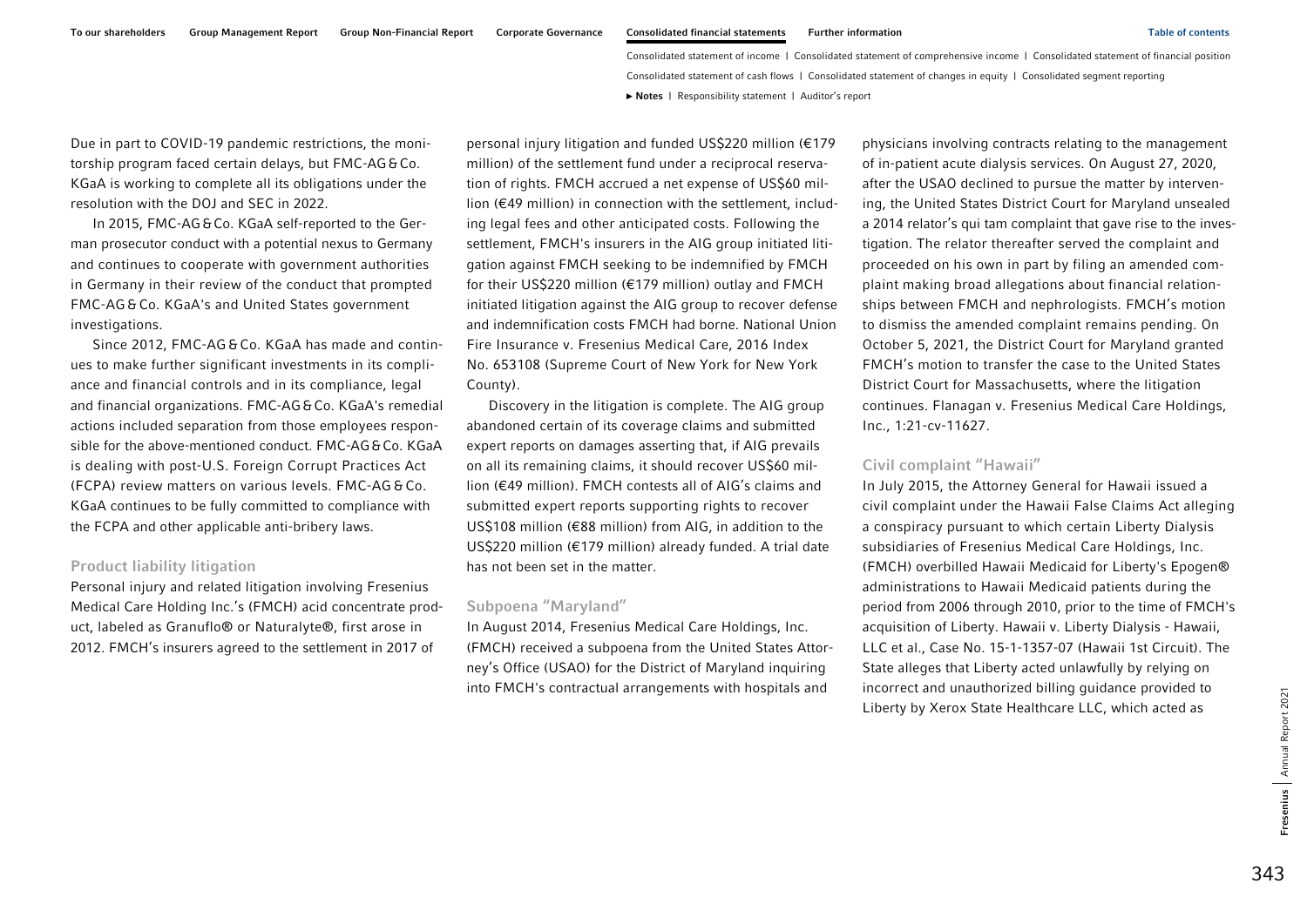Due in part to COVID-19 pandemic restrictions, the monitorship program faced certain delays, but FMC-AG & Co. KGaA is working to complete all its obligations under the resolution with the DOJ and SEC in 2022.

In 2015, FMC-AG & Co. KGaA self-reported to the German prosecutor conduct with a potential nexus to Germany and continues to cooperate with government authorities in Germany in their review of the conduct that prompted FMC-AG & Co. KGaA's and United States government investigations.

Since 2012, FMC-AG & Co. KGaA has made and continues to make further significant investments in its compliance and financial controls and in its compliance, legal and financial organizations. FMC-AG & Co. KGaA's remedial actions included separation from those employees responsible for the above-mentioned conduct. FMC-AG & Co. KGaA is dealing with post-U.S. Foreign Corrupt Practices Act (FCPA) review matters on various levels. FMC-AG & Co. KGaA continues to be fully committed to compliance with the FCPA and other applicable anti-bribery laws.

### Product liability litigation

Personal injury and related litigation involving Fresenius Medical Care Holding Inc.'s (FMCH) acid concentrate product, labeled as Granuflo® or Naturalyte®, first arose in 2012. FMCH's insurers agreed to the settlement in 2017 of personal injury litigation and funded US$220 million (€179 million) of the settlement fund under a reciprocal reservation of rights. FMCH accrued a net expense of US$60 million (€49 million) in connection with the settlement, including legal fees and other anticipated costs. Following the settlement, FMCH's insurers in the AIG group initiated litigation against FMCH seeking to be indemnified by FMCH for their US$220 million (€179 million) outlay and FMCH initiated litigation against the AIG group to recover defense and indemnification costs FMCH had borne. National Union Fire Insurance v. Fresenius Medical Care, 2016 Index No. 653108 (Supreme Court of New York for New York County).

Discovery in the litigation is complete. The AIG group abandoned certain of its coverage claims and submitted expert reports on damages asserting that, if AIG prevails on all its remaining claims, it should recover US$60 million (€49 million). FMCH contests all of AIG's claims and submitted expert reports supporting rights to recover US$108 million (€88 million) from AIG, in addition to the US$220 million (€179 million) already funded. A trial date has not been set in the matter.

### Subpoena "Maryland"

In August 2014, Fresenius Medical Care Holdings, Inc. (FMCH) received a subpoena from the United States Attorney's Office (USAO) for the District of Maryland inquiring into FMCH's contractual arrangements with hospitals and physicians involving contracts relating to the management of in-patient acute dialysis services. On August 27, 2020, after the USAO declined to pursue the matter by intervening, the United States District Court for Maryland unsealed a 2014 relator's qui tam complaint that gave rise to the investigation. The relator thereafter served the complaint and proceeded on his own in part by filing an amended complaint making broad allegations about financial relationships between FMCH and nephrologists. FMCH's motion to dismiss the amended complaint remains pending. On October 5, 2021, the District Court for Maryland granted FMCH's motion to transfer the case to the United States District Court for Massachusetts, where the litigation continues. Flanagan v. Fresenius Medical Care Holdings, Inc., 1:21-cv-11627.

### Civil complaint "Hawaii"

In July 2015, the Attorney General for Hawaii issued a civil complaint under the Hawaii False Claims Act alleging a conspiracy pursuant to which certain Liberty Dialysis subsidiaries of Fresenius Medical Care Holdings, Inc. (FMCH) overbilled Hawaii Medicaid for Liberty's Epogen® administrations to Hawaii Medicaid patients during the period from 2006 through 2010, prior to the time of FMCH's acquisition of Liberty. Hawaii v. Liberty Dialysis - Hawaii, LLC et al., Case No. 15-1-1357-07 (Hawaii 1st Circuit). The State alleges that Liberty acted unlawfully by relying on incorrect and unauthorized billing guidance provided to Liberty by Xerox State Healthcare LLC, which acted as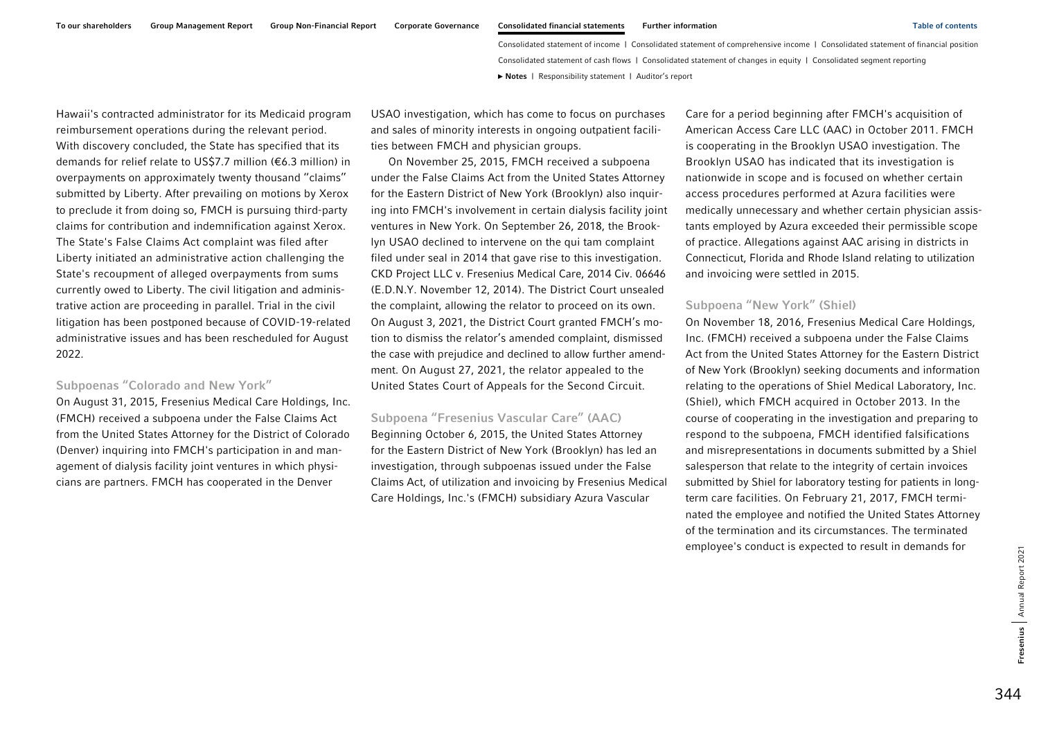Hawaii's contracted administrator for its Medicaid program reimbursement operations during the relevant period. With discovery concluded, the State has specified that its demands for relief relate to US$7.7 million (€6.3 million) in overpayments on approximately twenty thousand "claims" submitted by Liberty. After prevailing on motions by Xerox to preclude it from doing so, FMCH is pursuing third-party claims for contribution and indemnification against Xerox. The State's False Claims Act complaint was filed after Liberty initiated an administrative action challenging the State's recoupment of alleged overpayments from sums currently owed to Liberty. The civil litigation and administrative action are proceeding in parallel. Trial in the civil litigation has been postponed because of COVID-19-related administrative issues and has been rescheduled for August 2022.

### Subpoenas "Colorado and New York"

On August 31, 2015, Fresenius Medical Care Holdings, Inc. (FMCH) received a subpoena under the False Claims Act from the United States Attorney for the District of Colorado (Denver) inquiring into FMCH's participation in and management of dialysis facility joint ventures in which physicians are partners. FMCH has cooperated in the Denver USAO investigation, which has come to focus on purchases and sales of minority interests in ongoing outpatient facilities between FMCH and physician groups.

On November 25, 2015, FMCH received a subpoena under the False Claims Act from the United States Attorney for the Eastern District of New York (Brooklyn) also inquiring into FMCH's involvement in certain dialysis facility joint ventures in New York. On September 26, 2018, the Brooklyn USAO declined to intervene on the qui tam complaint filed under seal in 2014 that gave rise to this investigation. CKD Project LLC v. Fresenius Medical Care, 2014 Civ. 06646 (E.D.N.Y. November 12, 2014). The District Court unsealed the complaint, allowing the relator to proceed on its own. On August 3, 2021, the District Court granted FMCH's motion to dismiss the relator's amended complaint, dismissed the case with prejudice and declined to allow further amendment. On August 27, 2021, the relator appealed to the United States Court of Appeals for the Second Circuit.

### Subpoena "Fresenius Vascular Care" (AAC)

Beginning October 6, 2015, the United States Attorney for the Eastern District of New York (Brooklyn) has led an investigation, through subpoenas issued under the False Claims Act, of utilization and invoicing by Fresenius Medical Care Holdings, Inc.'s (FMCH) subsidiary Azura Vascular Care for a period beginning after FMCH's acquisition of American Access Care LLC (AAC) in October 2011. FMCH is cooperating in the Brooklyn USAO investigation. The Brooklyn USAO has indicated that its investigation is nationwide in scope and is focused on whether certain access procedures performed at Azura facilities were medically unnecessary and whether certain physician assistants employed by Azura exceeded their permissible scope of practice. Allegations against AAC arising in districts in Connecticut, Florida and Rhode Island relating to utilization and invoicing were settled in 2015.

### Subpoena "New York" (Shiel)

On November 18, 2016, Fresenius Medical Care Holdings, Inc. (FMCH) received a subpoena under the False Claims Act from the United States Attorney for the Eastern District of New York (Brooklyn) seeking documents and information relating to the operations of Shiel Medical Laboratory, Inc. (Shiel), which FMCH acquired in October 2013. In the course of cooperating in the investigation and preparing to respond to the subpoena, FMCH identified falsifications and misrepresentations in documents submitted by a Shiel salesperson that relate to the integrity of certain invoices submitted by Shiel for laboratory testing for patients in long-term care facilities. On February 21, 2017, FMCH terminated the employee and notified the United States Attorney of the termination and its circumstances. The terminated employee's conduct is expected to result in demands for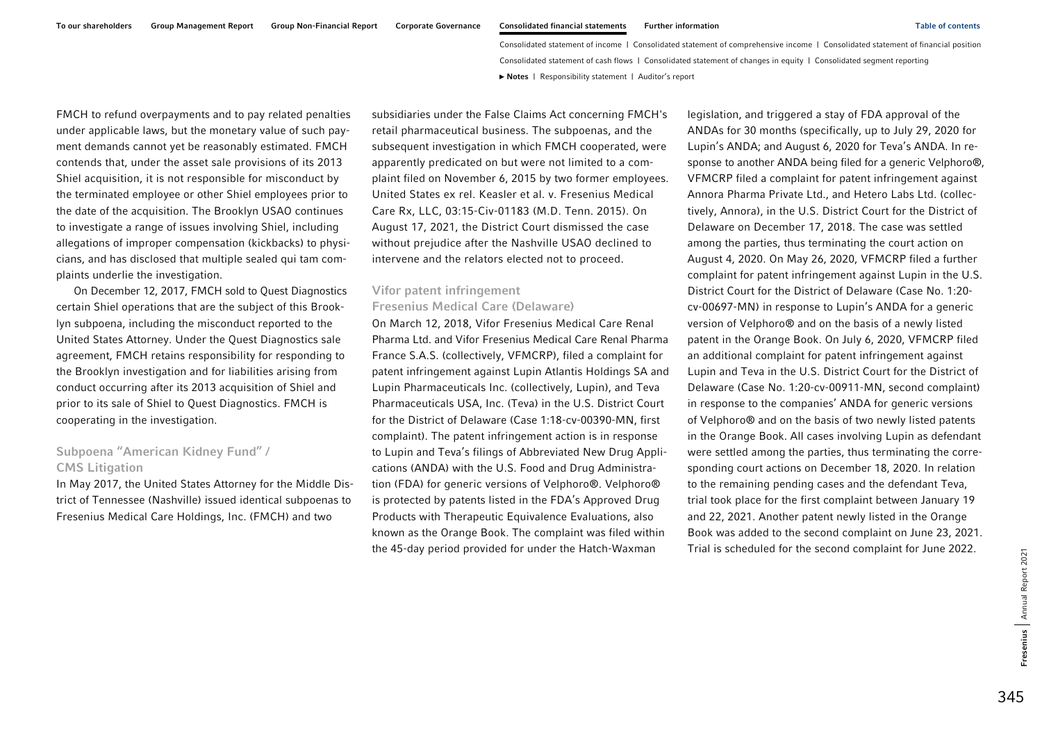FMCH to refund overpayments and to pay related penalties under applicable laws, but the monetary value of such payment demands cannot yet be reasonably estimated. FMCH contends that, under the asset sale provisions of its 2013 Shiel acquisition, it is not responsible for misconduct by the terminated employee or other Shiel employees prior to the date of the acquisition. The Brooklyn USAO continues to investigate a range of issues involving Shiel, including allegations of improper compensation (kickbacks) to physicians, and has disclosed that multiple sealed qui tam complaints underlie the investigation.

On December 12, 2017, FMCH sold to Quest Diagnostics certain Shiel operations that are the subject of this Brooklyn subpoena, including the misconduct reported to the United States Attorney. Under the Quest Diagnostics sale agreement, FMCH retains responsibility for responding to the Brooklyn investigation and for liabilities arising from conduct occurring after its 2013 acquisition of Shiel and prior to its sale of Shiel to Quest Diagnostics. FMCH is cooperating in the investigation.

### Subpoena "American Kidney Fund" / CMS Litigation

In May 2017, the United States Attorney for the Middle District of Tennessee (Nashville) issued identical subpoenas to Fresenius Medical Care Holdings, Inc. (FMCH) and two subsidiaries under the False Claims Act concerning FMCH's retail pharmaceutical business. The subpoenas, and the subsequent investigation in which FMCH cooperated, were apparently predicated on but were not limited to a complaint filed on November 6, 2015 by two former employees. United States ex rel. Keasler et al. v. Fresenius Medical Care Rx, LLC, 03:15-Civ-01183 (M.D. Tenn. 2015). On August 17, 2021, the District Court dismissed the case without prejudice after the Nashville USAO declined to intervene and the relators elected not to proceed.

### Vifor patent infringement Fresenius Medical Care (Delaware)

On March 12, 2018, Vifor Fresenius Medical Care Renal Pharma Ltd. and Vifor Fresenius Medical Care Renal Pharma France S.A.S. (collectively, VFMCRP), filed a complaint for patent infringement against Lupin Atlantis Holdings SA and Lupin Pharmaceuticals Inc. (collectively, Lupin), and Teva Pharmaceuticals USA, Inc. (Teva) in the U.S. District Court for the District of Delaware (Case 1:18-cv-00390-MN, first complaint). The patent infringement action is in response to Lupin and Teva's filings of Abbreviated New Drug Applications (ANDA) with the U.S. Food and Drug Administration (FDA) for generic versions of Velphoro®. Velphoro® is protected by patents listed in the FDA's Approved Drug Products with Therapeutic Equivalence Evaluations, also known as the Orange Book. The complaint was filed within the 45-day period provided for under the Hatch-Waxman legislation, and triggered a stay of FDA approval of the ANDAs for 30 months (specifically, up to July 29, 2020 for Lupin's ANDA; and August 6, 2020 for Teva's ANDA. In response to another ANDA being filed for a generic Velphoro®, VFMCRP filed a complaint for patent infringement against Annora Pharma Private Ltd., and Hetero Labs Ltd. (collectively, Annora), in the U.S. District Court for the District of Delaware on December 17, 2018. The case was settled among the parties, thus terminating the court action on August 4, 2020. On May 26, 2020, VFMCRP filed a further complaint for patent infringement against Lupin in the U.S. District Court for the District of Delaware (Case No. 1:20-cv-00697-MN) in response to Lupin's ANDA for a generic version of Velphoro® and on the basis of a newly listed patent in the Orange Book. On July 6, 2020, VFMCRP filed an additional complaint for patent infringement against Lupin and Teva in the U.S. District Court for the District of Delaware (Case No. 1:20-cv-00911-MN, second complaint) in response to the companies' ANDA for generic versions of Velphoro® and on the basis of two newly listed patents in the Orange Book. All cases involving Lupin as defendant were settled among the parties, thus terminating the corresponding court actions on December 18, 2020. In relation to the remaining pending cases and the defendant Teva, trial took place for the first complaint between January 19 and 22, 2021. Another patent newly listed in the Orange Book was added to the second complaint on June 23, 2021. Trial is scheduled for the second complaint for June 2022.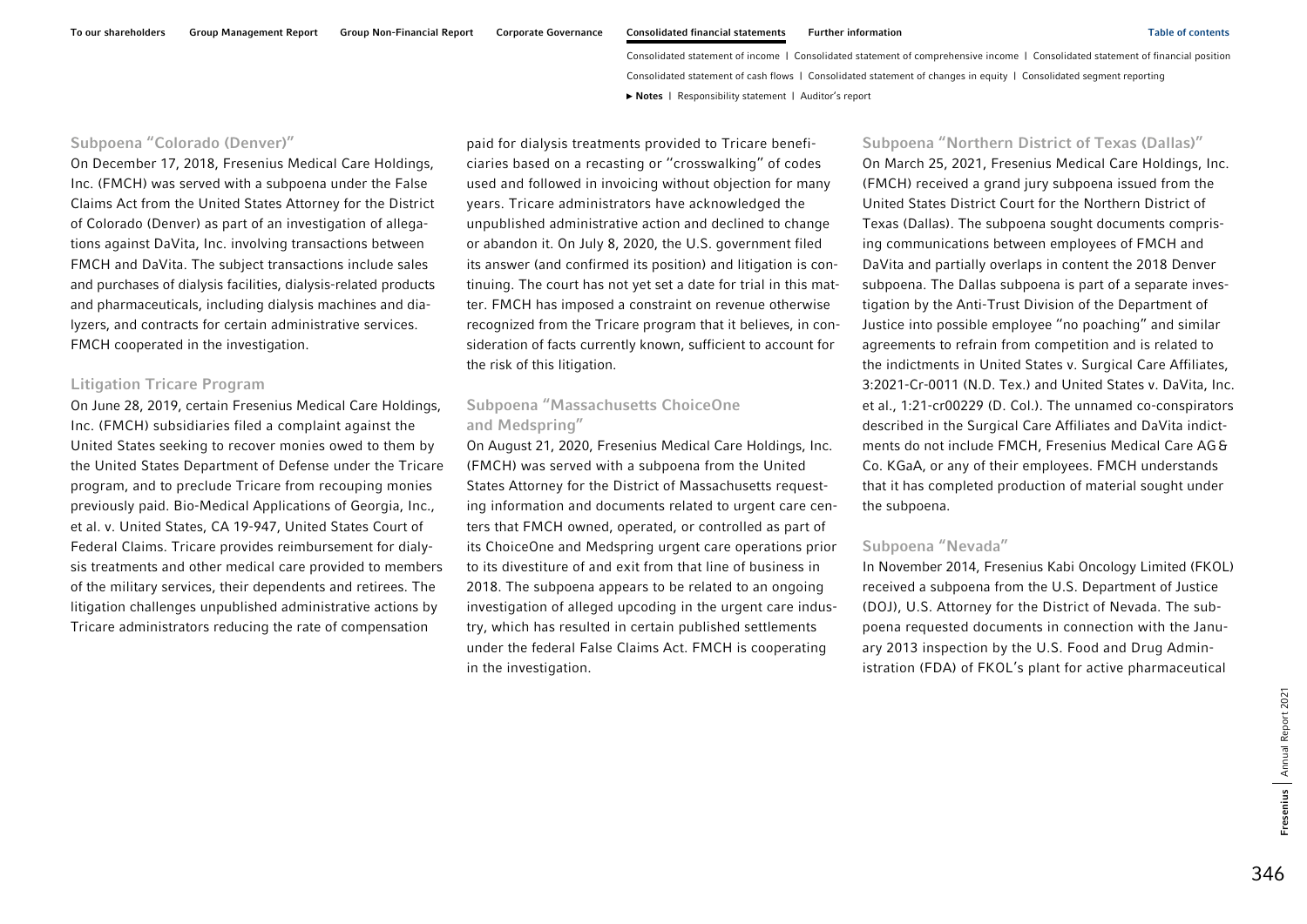### Subpoena "Colorado (Denver)"

On December 17, 2018, Fresenius Medical Care Holdings, Inc. (FMCH) was served with a subpoena under the False Claims Act from the United States Attorney for the District of Colorado (Denver) as part of an investigation of allegations against DaVita, Inc. involving transactions between FMCH and DaVita. The subject transactions include sales and purchases of dialysis facilities, dialysis-related products and pharmaceuticals, including dialysis machines and dialyzers, and contracts for certain administrative services. FMCH cooperated in the investigation.

### Litigation Tricare Program

On June 28, 2019, certain Fresenius Medical Care Holdings, Inc. (FMCH) subsidiaries filed a complaint against the United States seeking to recover monies owed to them by the United States Department of Defense under the Tricare program, and to preclude Tricare from recouping monies previously paid. Bio-Medical Applications of Georgia, Inc., et al. v. United States, CA 19-947, United States Court of Federal Claims. Tricare provides reimbursement for dialysis treatments and other medical care provided to members of the military services, their dependents and retirees. The litigation challenges unpublished administrative actions by Tricare administrators reducing the rate of compensation paid for dialysis treatments provided to Tricare beneficiaries based on a recasting or "crosswalking" of codes used and followed in invoicing without objection for many years. Tricare administrators have acknowledged the unpublished administrative action and declined to change or abandon it. On July 8, 2020, the U.S. government filed its answer (and confirmed its position) and litigation is continuing. The court has not yet set a date for trial in this matter. FMCH has imposed a constraint on revenue otherwise recognized from the Tricare program that it believes, in consideration of facts currently known, sufficient to account for the risk of this litigation.

### Subpoena "Massachusetts ChoiceOne and Medspring"

On August 21, 2020, Fresenius Medical Care Holdings, Inc. (FMCH) was served with a subpoena from the United States Attorney for the District of Massachusetts requesting information and documents related to urgent care centers that FMCH owned, operated, or controlled as part of its ChoiceOne and Medspring urgent care operations prior to its divestiture of and exit from that line of business in 2018. The subpoena appears to be related to an ongoing investigation of alleged upcoding in the urgent care industry, which has resulted in certain published settlements under the federal False Claims Act. FMCH is cooperating in the investigation.

### Subpoena "Northern District of Texas (Dallas)"

On March 25, 2021, Fresenius Medical Care Holdings, Inc. (FMCH) received a grand jury subpoena issued from the United States District Court for the Northern District of Texas (Dallas). The subpoena sought documents comprising communications between employees of FMCH and DaVita and partially overlaps in content the 2018 Denver subpoena. The Dallas subpoena is part of a separate investigation by the Anti-Trust Division of the Department of Justice into possible employee "no poaching" and similar agreements to refrain from competition and is related to the indictments in United States v. Surgical Care Affiliates, 3:2021-Cr-0011 (N.D. Tex.) and United States v. DaVita, Inc. et al., 1:21-cr00229 (D. Col.). The unnamed co-conspirators described in the Surgical Care Affiliates and DaVita indictments do not include FMCH, Fresenius Medical Care AG & Co. KGaA, or any of their employees. FMCH understands that it has completed production of material sought under the subpoena.

### Subpoena "Nevada"

In November 2014, Fresenius Kabi Oncology Limited (FKOL) received a subpoena from the U.S. Department of Justice (DOJ), U.S. Attorney for the District of Nevada. The subpoena requested documents in connection with the January 2013 inspection by the U.S. Food and Drug Administration (FDA) of FKOL's plant for active pharmaceutical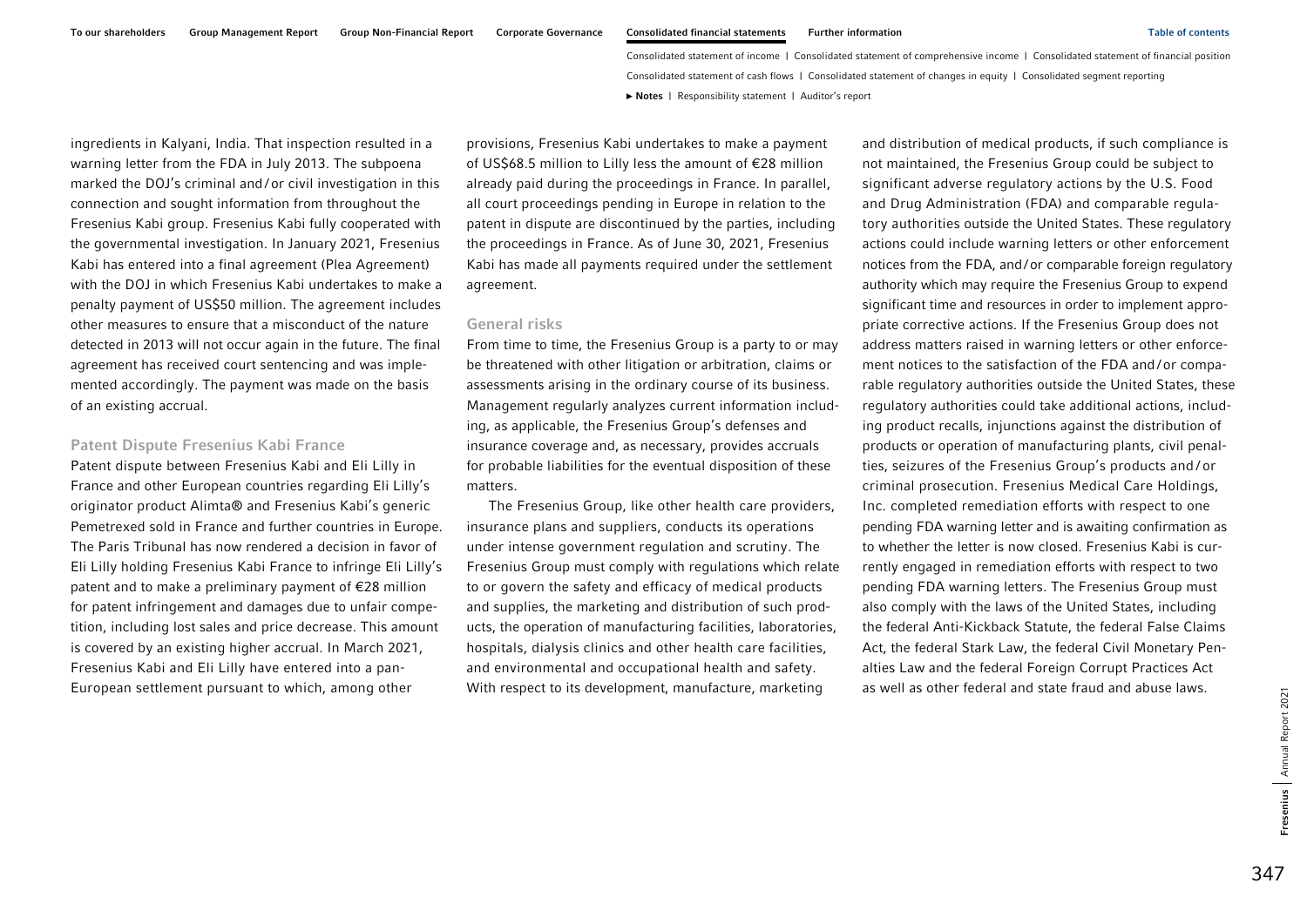ingredients in Kalyani, India. That inspection resulted in a warning letter from the FDA in July 2013. The subpoena marked the DOJ's criminal and/or civil investigation in this connection and sought information from throughout the Fresenius Kabi group. Fresenius Kabi fully cooperated with the governmental investigation. In January 2021, Fresenius Kabi has entered into a final agreement (Plea Agreement) with the DOJ in which Fresenius Kabi undertakes to make a penalty payment of US$50 million. The agreement includes other measures to ensure that a misconduct of the nature detected in 2013 will not occur again in the future. The final agreement has received court sentencing and was implemented accordingly. The payment was made on the basis of an existing accrual.

### Patent Dispute Fresenius Kabi France

Patent dispute between Fresenius Kabi and Eli Lilly in France and other European countries regarding Eli Lilly's originator product Alimta® and Fresenius Kabi's generic Pemetrexed sold in France and further countries in Europe. The Paris Tribunal has now rendered a decision in favor of Eli Lilly holding Fresenius Kabi France to infringe Eli Lilly's patent and to make a preliminary payment of €28 million for patent infringement and damages due to unfair competition, including lost sales and price decrease. This amount is covered by an existing higher accrual. In March 2021, Fresenius Kabi and Eli Lilly have entered into a pan-European settlement pursuant to which, among other provisions, Fresenius Kabi undertakes to make a payment of US$68.5 million to Lilly less the amount of €28 million already paid during the proceedings in France. In parallel, all court proceedings pending in Europe in relation to the patent in dispute are discontinued by the parties, including the proceedings in France. As of June 30, 2021, Fresenius Kabi has made all payments required under the settlement agreement.

### General risks

From time to time, the Fresenius Group is a party to or may be threatened with other litigation or arbitration, claims or assessments arising in the ordinary course of its business. Management regularly analyzes current information including, as applicable, the Fresenius Group's defenses and insurance coverage and, as necessary, provides accruals for probable liabilities for the eventual disposition of these matters.

The Fresenius Group, like other health care providers, insurance plans and suppliers, conducts its operations under intense government regulation and scrutiny. The Fresenius Group must comply with regulations which relate to or govern the safety and efficacy of medical products and supplies, the marketing and distribution of such products, the operation of manufacturing facilities, laboratories, hospitals, dialysis clinics and other health care facilities, and environmental and occupational health and safety. With respect to its development, manufacture, marketing and distribution of medical products, if such compliance is not maintained, the Fresenius Group could be subject to significant adverse regulatory actions by the U.S. Food and Drug Administration (FDA) and comparable regulatory authorities outside the United States. These regulatory actions could include warning letters or other enforcement notices from the FDA, and/or comparable foreign regulatory authority which may require the Fresenius Group to expend significant time and resources in order to implement appropriate corrective actions. If the Fresenius Group does not address matters raised in warning letters or other enforcement notices to the satisfaction of the FDA and/or comparable regulatory authorities outside the United States, these regulatory authorities could take additional actions, including product recalls, injunctions against the distribution of products or operation of manufacturing plants, civil penalties, seizures of the Fresenius Group's products and/or criminal prosecution. Fresenius Medical Care Holdings, Inc. completed remediation efforts with respect to one pending FDA warning letter and is awaiting confirmation as to whether the letter is now closed. Fresenius Kabi is currently engaged in remediation efforts with respect to two pending FDA warning letters. The Fresenius Group must also comply with the laws of the United States, including the federal Anti-Kickback Statute, the federal False Claims Act, the federal Stark Law, the federal Civil Monetary Penalties Law and the federal Foreign Corrupt Practices Act as well as other federal and state fraud and abuse laws.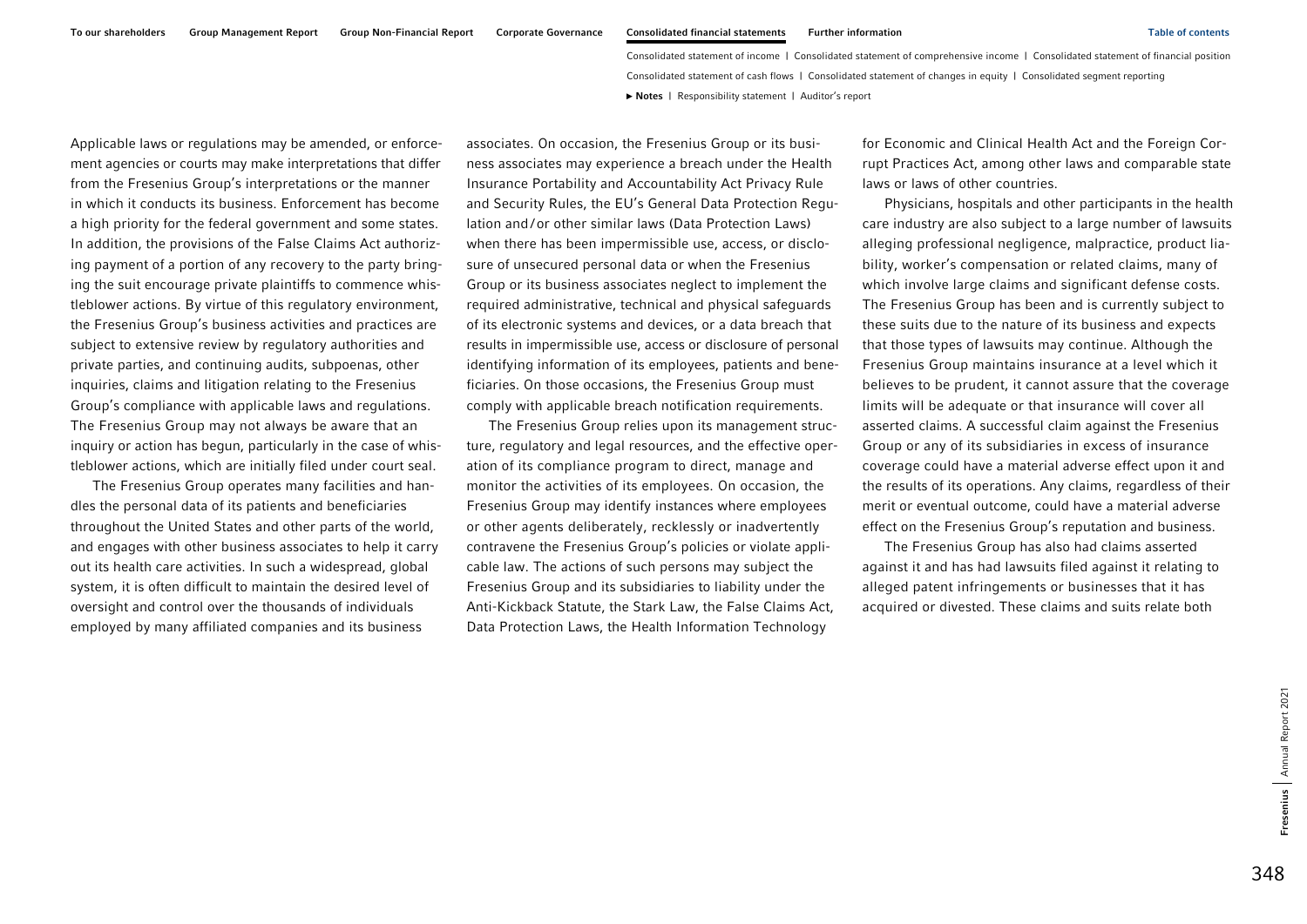Applicable laws or regulations may be amended, or enforcement agencies or courts may make interpretations that differ from the Fresenius Group's interpretations or the manner in which it conducts its business. Enforcement has become a high priority for the federal government and some states. In addition, the provisions of the False Claims Act authorizing payment of a portion of any recovery to the party bringing the suit encourage private plaintiffs to commence whistleblower actions. By virtue of this regulatory environment, the Fresenius Group's business activities and practices are subject to extensive review by regulatory authorities and private parties, and continuing audits, subpoenas, other inquiries, claims and litigation relating to the Fresenius Group's compliance with applicable laws and regulations. The Fresenius Group may not always be aware that an inquiry or action has begun, particularly in the case of whistleblower actions, which are initially filed under court seal.

The Fresenius Group operates many facilities and handles the personal data of its patients and beneficiaries throughout the United States and other parts of the world, and engages with other business associates to help it carry out its health care activities. In such a widespread, global system, it is often difficult to maintain the desired level of oversight and control over the thousands of individuals employed by many affiliated companies and its business associates. On occasion, the Fresenius Group or its business associates may experience a breach under the Health Insurance Portability and Accountability Act Privacy Rule and Security Rules, the EU's General Data Protection Regulation and/or other similar laws (Data Protection Laws) when there has been impermissible use, access, or disclosure of unsecured personal data or when the Fresenius Group or its business associates neglect to implement the required administrative, technical and physical safeguards of its electronic systems and devices, or a data breach that results in impermissible use, access or disclosure of personal identifying information of its employees, patients and beneficiaries. On those occasions, the Fresenius Group must comply with applicable breach notification requirements.

The Fresenius Group relies upon its management structure, regulatory and legal resources, and the effective operation of its compliance program to direct, manage and monitor the activities of its employees. On occasion, the Fresenius Group may identify instances where employees or other agents deliberately, recklessly or inadvertently contravene the Fresenius Group's policies or violate applicable law. The actions of such persons may subject the Fresenius Group and its subsidiaries to liability under the Anti-Kickback Statute, the Stark Law, the False Claims Act, Data Protection Laws, the Health Information Technology for Economic and Clinical Health Act and the Foreign Corrupt Practices Act, among other laws and comparable state laws or laws of other countries.

Physicians, hospitals and other participants in the health care industry are also subject to a large number of lawsuits alleging professional negligence, malpractice, product liability, worker's compensation or related claims, many of which involve large claims and significant defense costs. The Fresenius Group has been and is currently subject to these suits due to the nature of its business and expects that those types of lawsuits may continue. Although the Fresenius Group maintains insurance at a level which it believes to be prudent, it cannot assure that the coverage limits will be adequate or that insurance will cover all asserted claims. A successful claim against the Fresenius Group or any of its subsidiaries in excess of insurance coverage could have a material adverse effect upon it and the results of its operations. Any claims, regardless of their merit or eventual outcome, could have a material adverse effect on the Fresenius Group's reputation and business.

The Fresenius Group has also had claims asserted against it and has had lawsuits filed against it relating to alleged patent infringements or businesses that it has acquired or divested. These claims and suits relate both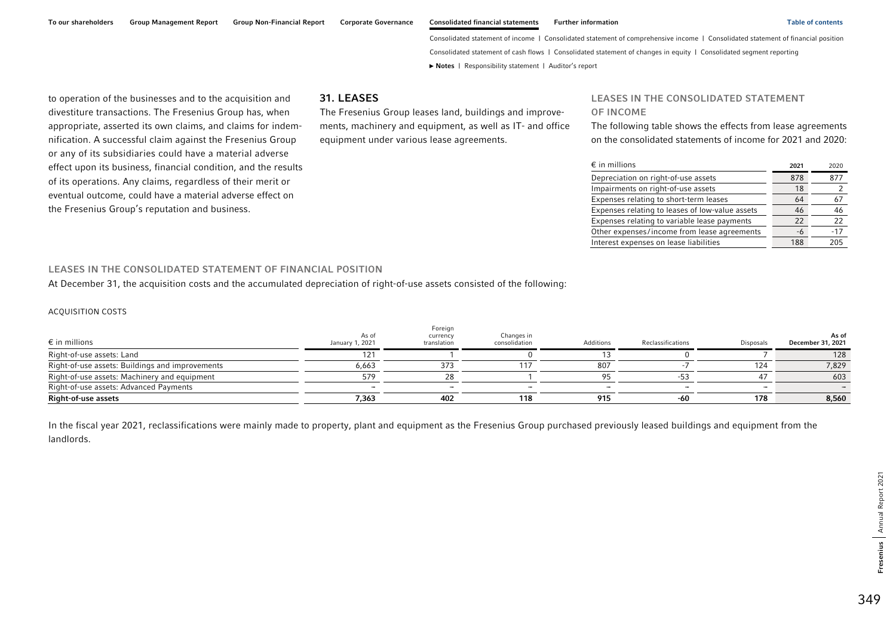to operation of the businesses and to the acquisition and divestiture transactions. The Fresenius Group has, when appropriate, asserted its own claims, and claims for indemnification. A successful claim against the Fresenius Group or any of its subsidiaries could have a material adverse effect upon its business, financial condition, and the results of its operations. Any claims, regardless of their merit or eventual outcome, could have a material adverse effect on the Fresenius Group's reputation and business.

## 31. LEASES

The Fresenius Group leases land, buildings and improvements, machinery and equipment, as well as IT- and office equipment under various lease agreements.

### LEASES IN THE CONSOLIDATED STATEMENT OF INCOME

The following table shows the effects from lease agreements on the consolidated statements of income for 2021 and 2020:

| € in millions | 2021 | 2020 |
|---|---|---|
| Depreciation on right-of-use assets | 878 | 877 |
| Impairments on right-of-use assets | 18 | 2 |
| Expenses relating to short-term leases | 64 | 67 |
| Expenses relating to leases of low-value assets | 46 | 46 |
| Expenses relating to variable lease payments | 22 | 22 |
| Other expenses/income from lease agreements | -6 | -17 |
| Interest expenses on lease liabilities | 188 | 205 |

### LEASES IN THE CONSOLIDATED STATEMENT OF FINANCIAL POSITION

At December 31, the acquisition costs and the accumulated depreciation of right-of-use assets consisted of the following:

ACQUISITION COSTS

| € in millions | As of January 1, 2021 | Foreign currency translation | Changes in consolidation | Additions | Reclassifications | Disposals | As of December 31, 2021 |
|---|---|---|---|---|---|---|---|
| Right-of-use assets: Land | 121 | 1 | 0 | 13 | 0 | 7 | 128 |
| Right-of-use assets: Buildings and improvements | 6,663 | 373 | 117 | 807 | -7 | 124 | 7,829 |
| Right-of-use assets: Machinery and equipment | 579 | 28 | 1 | 95 | -53 | 47 | 603 |
| Right-of-use assets: Advanced Payments | – | – | – | – | – | – | – |
| **Right-of-use assets** | **7,363** | **402** | **118** | **915** | **-60** | **178** | **8,560** |

In the fiscal year 2021, reclassifications were mainly made to property, plant and equipment as the Fresenius Group purchased previously leased buildings and equipment from the landlords.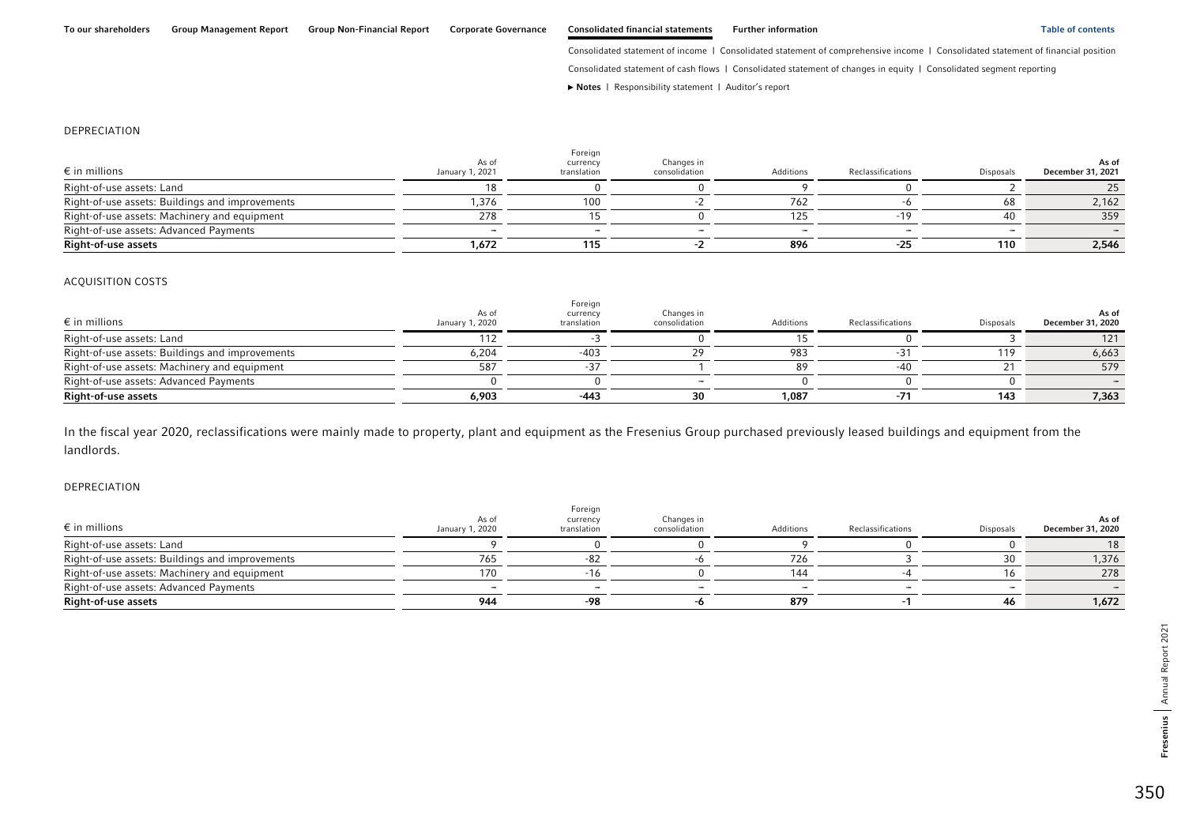DEPRECIATION

| € in millions | As of January 1, 2021 | Foreign currency translation | Changes in consolidation | Additions | Reclassifications | Disposals | As of December 31, 2021 |
|---|---|---|---|---|---|---|---|
| Right-of-use assets: Land | 18 | 0 | 0 | 9 | 0 | 2 | 25 |
| Right-of-use assets: Buildings and improvements | 1,376 | 100 | -2 | 762 | -6 | 68 | 2,162 |
| Right-of-use assets: Machinery and equipment | 278 | 15 | 0 | 125 | -19 | 40 | 359 |
| Right-of-use assets: Advanced Payments | – | – | – | – | – | – | – |
| **Right-of-use assets** | **1,672** | **115** | **-2** | **896** | **-25** | **110** | **2,546** |

ACQUISITION COSTS

| € in millions | As of January 1, 2020 | Foreign currency translation | Changes in consolidation | Additions | Reclassifications | Disposals | As of December 31, 2020 |
|---|---|---|---|---|---|---|---|
| Right-of-use assets: Land | 112 | -3 | 0 | 15 | 0 | 3 | 121 |
| Right-of-use assets: Buildings and improvements | 6,204 | -403 | 29 | 983 | -31 | 119 | 6,663 |
| Right-of-use assets: Machinery and equipment | 587 | -37 | 1 | 89 | -40 | 21 | 579 |
| Right-of-use assets: Advanced Payments | 0 | 0 | – | 0 | 0 | 0 | – |
| **Right-of-use assets** | **6,903** | **-443** | **30** | **1,087** | **-71** | **143** | **7,363** |

In the fiscal year 2020, reclassifications were mainly made to property, plant and equipment as the Fresenius Group purchased previously leased buildings and equipment from the landlords.

DEPRECIATION

| € in millions | As of January 1, 2020 | Foreign currency translation | Changes in consolidation | Additions | Reclassifications | Disposals | As of December 31, 2020 |
|---|---|---|---|---|---|---|---|
| Right-of-use assets: Land | 9 | 0 | 0 | 9 | 0 | 0 | 18 |
| Right-of-use assets: Buildings and improvements | 765 | -82 | -6 | 726 | 3 | 30 | 1,376 |
| Right-of-use assets: Machinery and equipment | 170 | -16 | 0 | 144 | -4 | 16 | 278 |
| Right-of-use assets: Advanced Payments | – | – | – | – | – | – | – |
| **Right-of-use assets** | **944** | **-98** | **-6** | **879** | **-1** | **46** | **1,672** |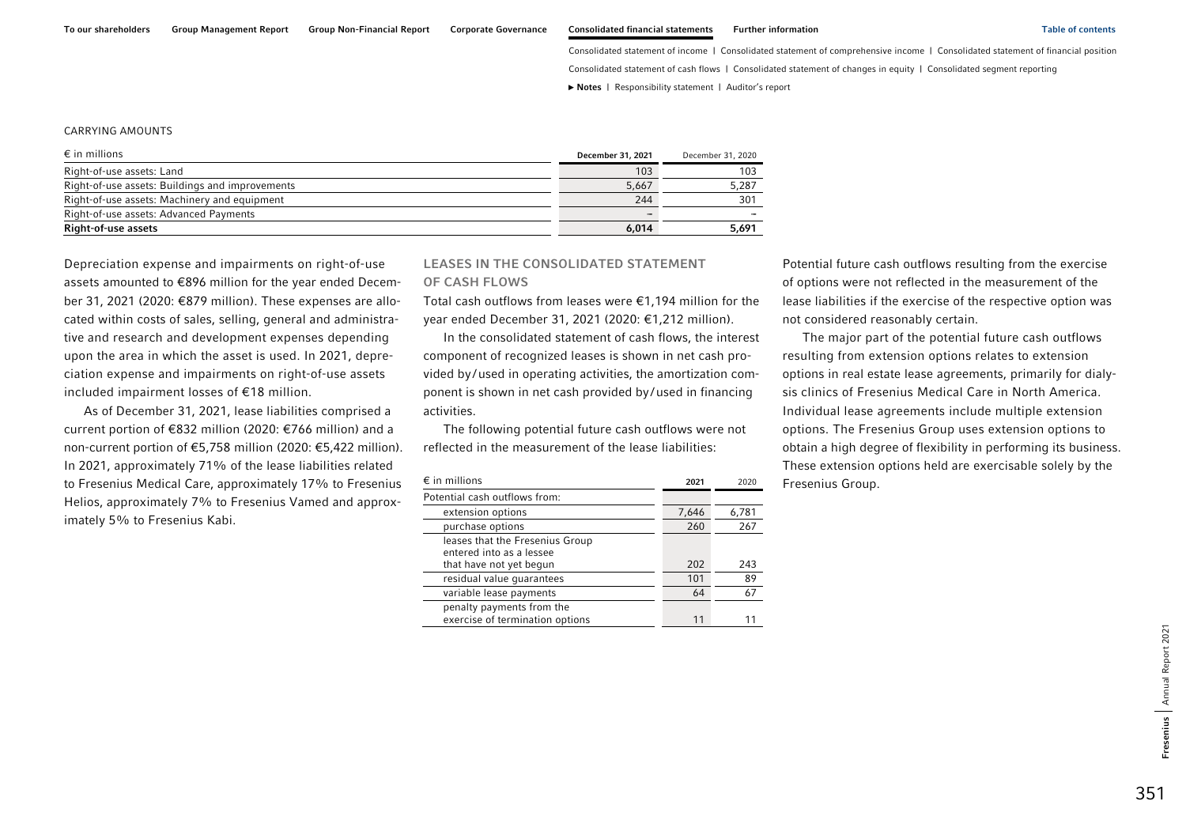CARRYING AMOUNTS

| € in millions | December 31, 2021 | December 31, 2020 |
|---|---|---|
| Right-of-use assets: Land | 103 | 103 |
| Right-of-use assets: Buildings and improvements | 5,667 | 5,287 |
| Right-of-use assets: Machinery and equipment | 244 | 301 |
| Right-of-use assets: Advanced Payments | – | – |
| **Right-of-use assets** | **6,014** | **5,691** |

Depreciation expense and impairments on right-of-use assets amounted to €896 million for the year ended December 31, 2021 (2020: €879 million). These expenses are allocated within costs of sales, selling, general and administrative and research and development expenses depending upon the area in which the asset is used. In 2021, depreciation expense and impairments on right-of-use assets included impairment losses of €18 million.

As of December 31, 2021, lease liabilities comprised a current portion of €832 million (2020: €766 million) and a non-current portion of €5,758 million (2020: €5,422 million). In 2021, approximately 71% of the lease liabilities related to Fresenius Medical Care, approximately 17% to Fresenius Helios, approximately 7% to Fresenius Vamed and approximately 5% to Fresenius Kabi.

## LEASES IN THE CONSOLIDATED STATEMENT OF CASH FLOWS

Total cash outflows from leases were €1,194 million for the year ended December 31, 2021 (2020: €1,212 million).

In the consolidated statement of cash flows, the interest component of recognized leases is shown in net cash provided by/used in operating activities, the amortization component is shown in net cash provided by/used in financing activities.

The following potential future cash outflows were not reflected in the measurement of the lease liabilities:

| € in millions | 2021 | 2020 |
|---|---|---|
| Potential cash outflows from: | | |
| extension options | 7,646 | 6,781 |
| purchase options | 260 | 267 |
| leases that the Fresenius Group entered into as a lessee that have not yet begun | 202 | 243 |
| residual value guarantees | 101 | 89 |
| variable lease payments | 64 | 67 |
| penalty payments from the exercise of termination options | 11 | 11 |

Potential future cash outflows resulting from the exercise of options were not reflected in the measurement of the lease liabilities if the exercise of the respective option was not considered reasonably certain.

The major part of the potential future cash outflows resulting from extension options relates to extension options in real estate lease agreements, primarily for dialysis clinics of Fresenius Medical Care in North America. Individual lease agreements include multiple extension options. The Fresenius Group uses extension options to obtain a high degree of flexibility in performing its business. These extension options held are exercisable solely by the Fresenius Group.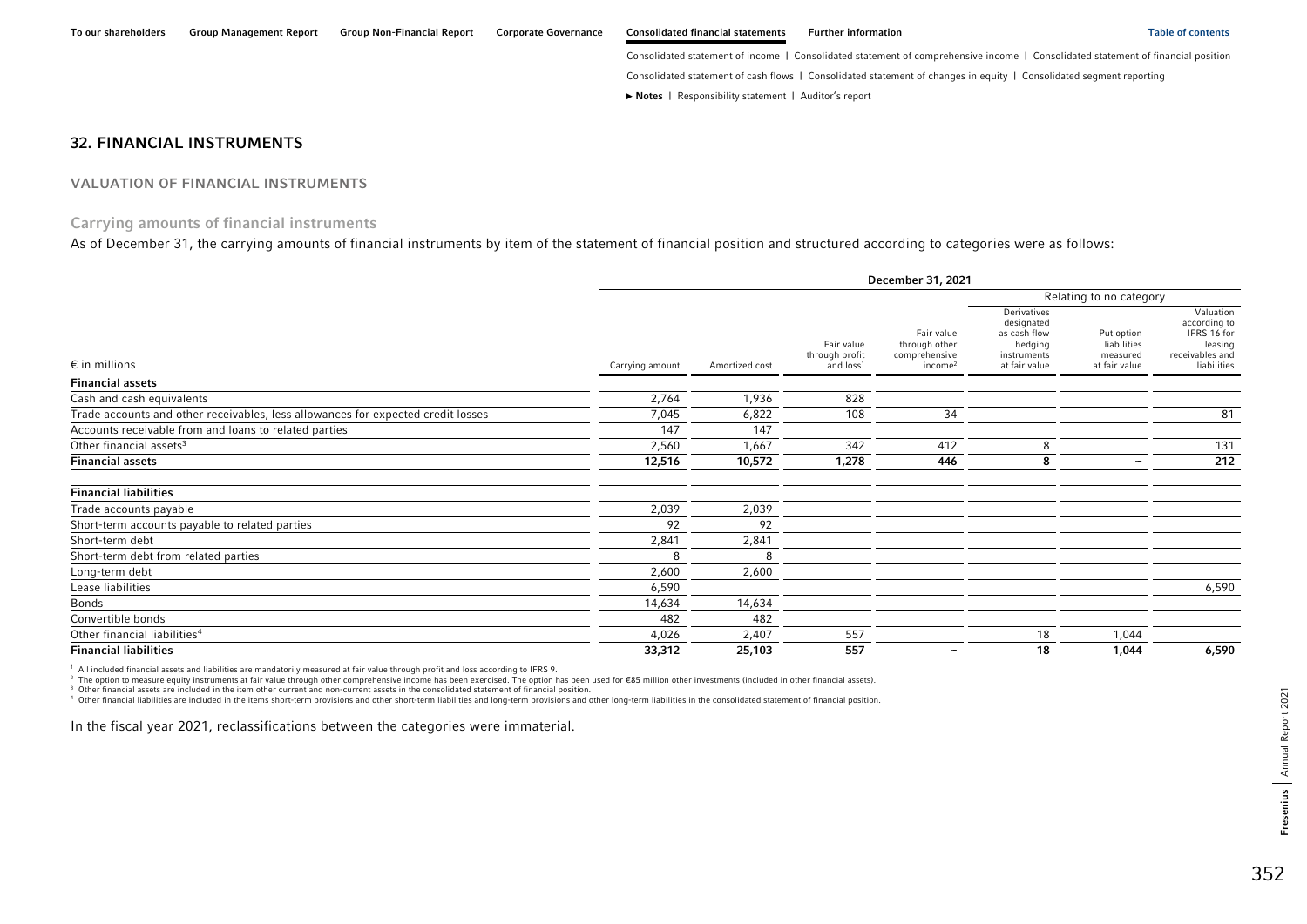## 32. FINANCIAL INSTRUMENTS

### VALUATION OF FINANCIAL INSTRUMENTS

#### Carrying amounts of financial instruments

As of December 31, the carrying amounts of financial instruments by item of the statement of financial position and structured according to categories were as follows:

| € in millions | December 31, 2021 | | | | | | |
|---|---|---|---|---|---|---|---|
| | | | | | Relating to no category | | |
| | Carrying amount | Amortized cost | Fair value through profit and loss[1] | Fair value through other comprehensive income[2] | Derivatives designated as cash flow hedging instruments at fair value | Put option liabilities measured at fair value | Valuation according to IFRS 16 for leasing receivables and liabilities |
| **Financial assets** | | | | | | | |
| Cash and cash equivalents | 2,764 | 1,936 | 828 | | | | |
| Trade accounts and other receivables, less allowances for expected credit losses | 7,045 | 6,822 | 108 | 34 | | | 81 |
| Accounts receivable from and loans to related parties | 147 | 147 | | | | | |
| Other financial assets[3] | 2,560 | 1,667 | 342 | 412 | 8 | | 131 |
| **Financial assets** | **12,516** | **10,572** | **1,278** | **446** | **8** | **–** | **212** |
| **Financial liabilities** | | | | | | | |
| Trade accounts payable | 2,039 | 2,039 | | | | | |
| Short-term accounts payable to related parties | 92 | 92 | | | | | |
| Short-term debt | 2,841 | 2,841 | | | | | |
| Short-term debt from related parties | 8 | 8 | | | | | |
| Long-term debt | 2,600 | 2,600 | | | | | |
| Lease liabilities | 6,590 | | | | | | 6,590 |
| Bonds | 14,634 | 14,634 | | | | | |
| Convertible bonds | 482 | 482 | | | | | |
| Other financial liabilities[4] | 4,026 | 2,407 | 557 | | 18 | 1,044 | |
| **Financial liabilities** | **33,312** | **25,103** | **557** | **–** | **18** | **1,044** | **6,590** |

[1] All included financial assets and liabilities are mandatorily measured at fair value through profit and loss according to IFRS 9.
[2] The option to measure equity instruments at fair value through other comprehensive income has been exercised. The option has been used for €85 million other investments (included in other financial assets).
[3] Other financial assets are included in the item other current and non-current assets in the consolidated statement of financial position.
[4] Other financial liabilities are included in the items short-term provisions and other short-term liabilities and long-term provisions and other long-term liabilities in the consolidated statement of financial position.

In the fiscal year 2021, reclassifications between the categories were immaterial.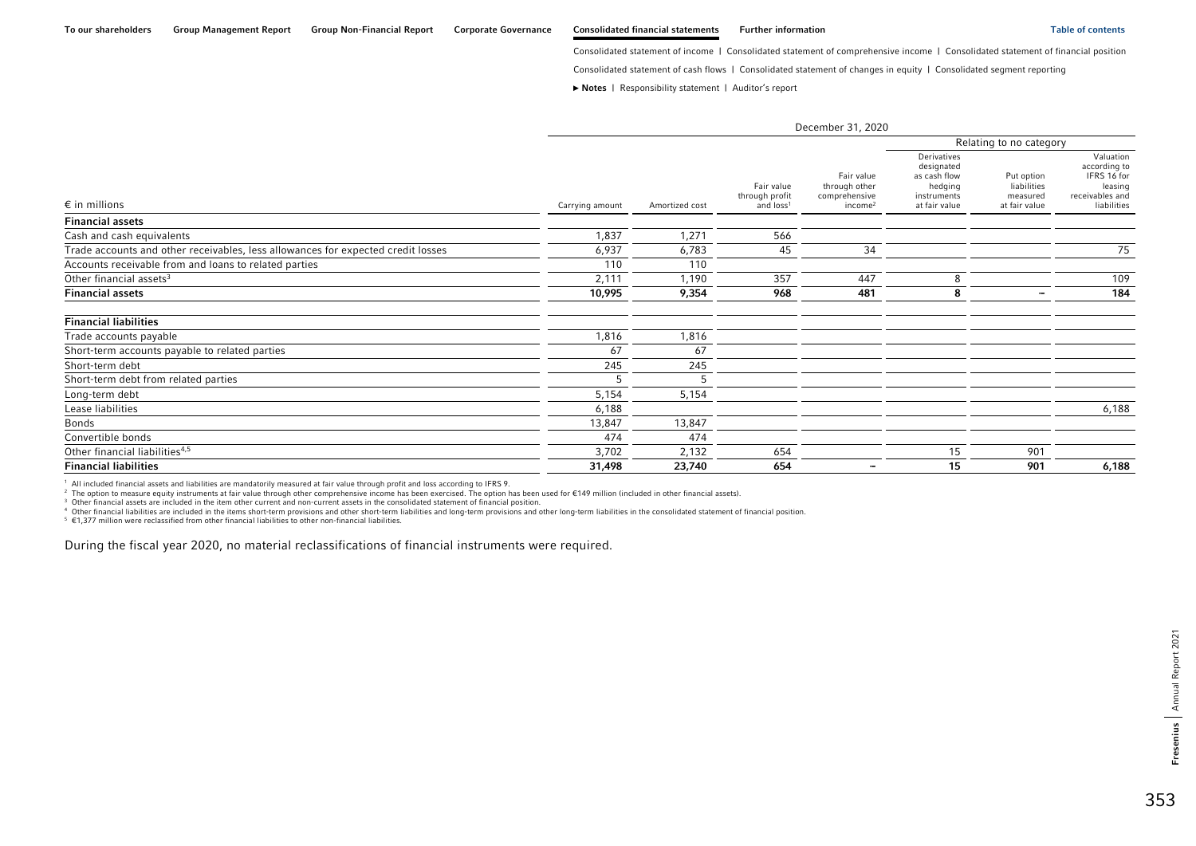| € in millions | December 31, 2020 | | | | | | |
|---|---|---|---|---|---|---|---|
| | | | | | Relating to no category | | |
| | Carrying amount | Amortized cost | Fair value through profit and loss[1] | Fair value through other comprehensive income[2] | Derivatives designated as cash flow hedging instruments at fair value | Put option liabilities measured at fair value | Valuation according to IFRS 16 for leasing receivables and liabilities |
| **Financial assets** | | | | | | | |
| Cash and cash equivalents | 1,837 | 1,271 | 566 | | | | |
| Trade accounts and other receivables, less allowances for expected credit losses | 6,937 | 6,783 | 45 | 34 | | | 75 |
| Accounts receivable from and loans to related parties | 110 | 110 | | | | | |
| Other financial assets[3] | 2,111 | 1,190 | 357 | 447 | 8 | | 109 |
| **Financial assets** | **10,995** | **9,354** | **968** | **481** | **8** | **–** | **184** |
| **Financial liabilities** | | | | | | | |
| Trade accounts payable | 1,816 | 1,816 | | | | | |
| Short-term accounts payable to related parties | 67 | 67 | | | | | |
| Short-term debt | 245 | 245 | | | | | |
| Short-term debt from related parties | 5 | 5 | | | | | |
| Long-term debt | 5,154 | 5,154 | | | | | |
| Lease liabilities | 6,188 | | | | | | 6,188 |
| Bonds | 13,847 | 13,847 | | | | | |
| Convertible bonds | 474 | 474 | | | | | |
| Other financial liabilities[4,5] | 3,702 | 2,132 | 654 | | 15 | 901 | |
| **Financial liabilities** | **31,498** | **23,740** | **654** | **–** | **15** | **901** | **6,188** |

[1] All included financial assets and liabilities are mandatorily measured at fair value through profit and loss according to IFRS 9.
[2] The option to measure equity instruments at fair value through other comprehensive income has been exercised. The option has been used for €149 million (included in other financial assets).
[3] Other financial assets are included in the item other current and non-current assets in the consolidated statement of financial position.
[4] Other financial liabilities are included in the items short-term provisions and other short-term liabilities and long-term provisions and other long-term liabilities in the consolidated statement of financial position.
[5] €1,377 million were reclassified from other financial liabilities to other non-financial liabilities.

During the fiscal year 2020, no material reclassifications of financial instruments were required.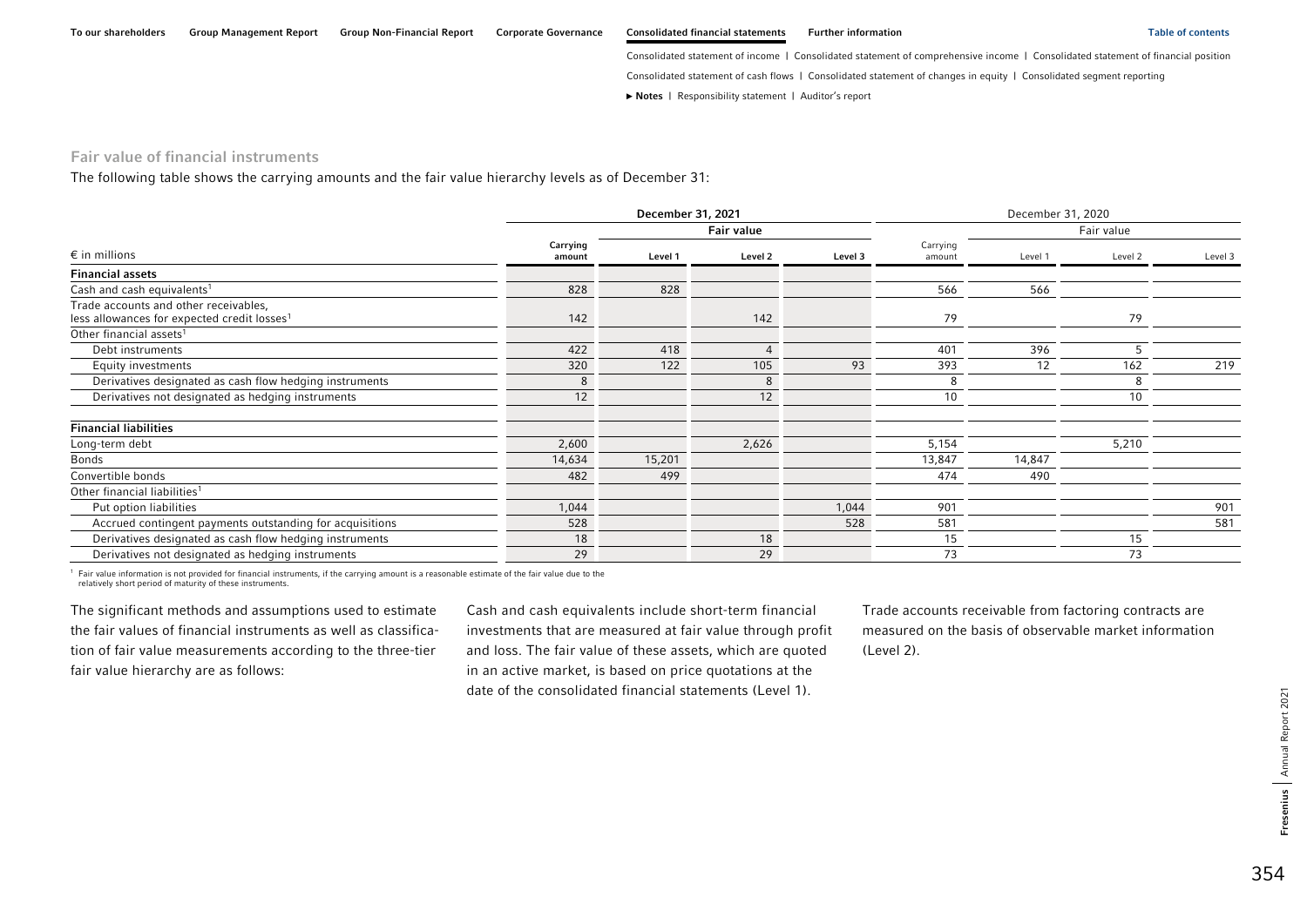### Fair value of financial instruments

The following table shows the carrying amounts and the fair value hierarchy levels as of December 31:

| € in millions | December 31, 2021 | | | | December 31, 2020 | | | |
|---|---|---|---|---|---|---|---|---|
| | | Fair value | | | | Fair value | | |
| | Carrying amount | Level 1 | Level 2 | Level 3 | Carrying amount | Level 1 | Level 2 | Level 3 |
| **Financial assets** | | | | | | | | |
| Cash and cash equivalents[1] | 828 | 828 | | | 566 | 566 | | |
| Trade accounts and other receivables, less allowances for expected credit losses[1] | 142 | | 142 | | 79 | | 79 | |
| Other financial assets[1] | | | | | | | | |
| Debt instruments | 422 | 418 | 4 | | 401 | 396 | 5 | |
| Equity investments | 320 | 122 | 105 | 93 | 393 | 12 | 162 | 219 |
| Derivatives designated as cash flow hedging instruments | 8 | | 8 | | 8 | | 8 | |
| Derivatives not designated as hedging instruments | 12 | | 12 | | 10 | | 10 | |
| **Financial liabilities** | | | | | | | | |
| Long-term debt | 2,600 | | 2,626 | | 5,154 | | 5,210 | |
| Bonds | 14,634 | 15,201 | | | 13,847 | 14,847 | | |
| Convertible bonds | 482 | 499 | | | 474 | 490 | | |
| Other financial liabilities[1] | | | | | | | | |
| Put option liabilities | 1,044 | | | 1,044 | 901 | | | 901 |
| Accrued contingent payments outstanding for acquisitions | 528 | | | 528 | 581 | | | 581 |
| Derivatives designated as cash flow hedging instruments | 18 | | 18 | | 15 | | 15 | |
| Derivatives not designated as hedging instruments | 29 | | 29 | | 73 | | 73 | |

[1] Fair value information is not provided for financial instruments, if the carrying amount is a reasonable estimate of the fair value due to the relatively short period of maturity of these instruments.

The significant methods and assumptions used to estimate the fair values of financial instruments as well as classification of fair value measurements according to the three-tier fair value hierarchy are as follows:

Cash and cash equivalents include short-term financial investments that are measured at fair value through profit and loss. The fair value of these assets, which are quoted in an active market, is based on price quotations at the date of the consolidated financial statements (Level 1).

Trade accounts receivable from factoring contracts are measured on the basis of observable market information (Level 2).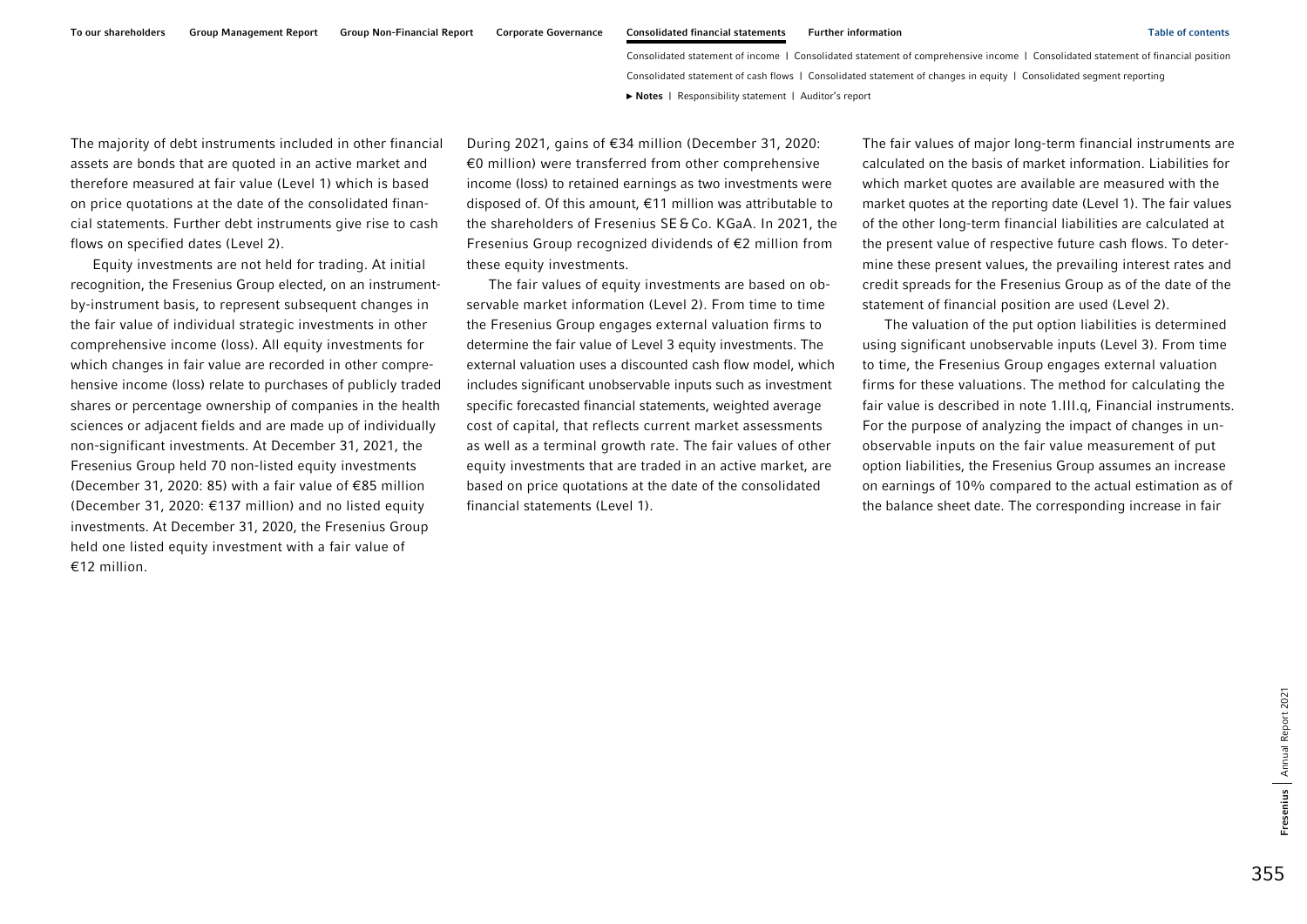The majority of debt instruments included in other financial assets are bonds that are quoted in an active market and therefore measured at fair value (Level 1) which is based on price quotations at the date of the consolidated financial statements. Further debt instruments give rise to cash flows on specified dates (Level 2).

Equity investments are not held for trading. At initial recognition, the Fresenius Group elected, on an instrument-by-instrument basis, to represent subsequent changes in the fair value of individual strategic investments in other comprehensive income (loss). All equity investments for which changes in fair value are recorded in other comprehensive income (loss) relate to purchases of publicly traded shares or percentage ownership of companies in the health sciences or adjacent fields and are made up of individually non-significant investments. At December 31, 2021, the Fresenius Group held 70 non-listed equity investments (December 31, 2020: 85) with a fair value of €85 million (December 31, 2020: €137 million) and no listed equity investments. At December 31, 2020, the Fresenius Group held one listed equity investment with a fair value of €12 million.

During 2021, gains of €34 million (December 31, 2020: €0 million) were transferred from other comprehensive income (loss) to retained earnings as two investments were disposed of. Of this amount, €11 million was attributable to the shareholders of Fresenius SE & Co. KGaA. In 2021, the Fresenius Group recognized dividends of €2 million from these equity investments.

The fair values of equity investments are based on observable market information (Level 2). From time to time the Fresenius Group engages external valuation firms to determine the fair value of Level 3 equity investments. The external valuation uses a discounted cash flow model, which includes significant unobservable inputs such as investment specific forecasted financial statements, weighted average cost of capital, that reflects current market assessments as well as a terminal growth rate. The fair values of other equity investments that are traded in an active market, are based on price quotations at the date of the consolidated financial statements (Level 1).

The fair values of major long-term financial instruments are calculated on the basis of market information. Liabilities for which market quotes are available are measured with the market quotes at the reporting date (Level 1). The fair values of the other long-term financial liabilities are calculated at the present value of respective future cash flows. To determine these present values, the prevailing interest rates and credit spreads for the Fresenius Group as of the date of the statement of financial position are used (Level 2).

The valuation of the put option liabilities is determined using significant unobservable inputs (Level 3). From time to time, the Fresenius Group engages external valuation firms for these valuations. The method for calculating the fair value is described in note 1.III.q, Financial instruments. For the purpose of analyzing the impact of changes in unobservable inputs on the fair value measurement of put option liabilities, the Fresenius Group assumes an increase on earnings of 10% compared to the actual estimation as of the balance sheet date. The corresponding increase in fair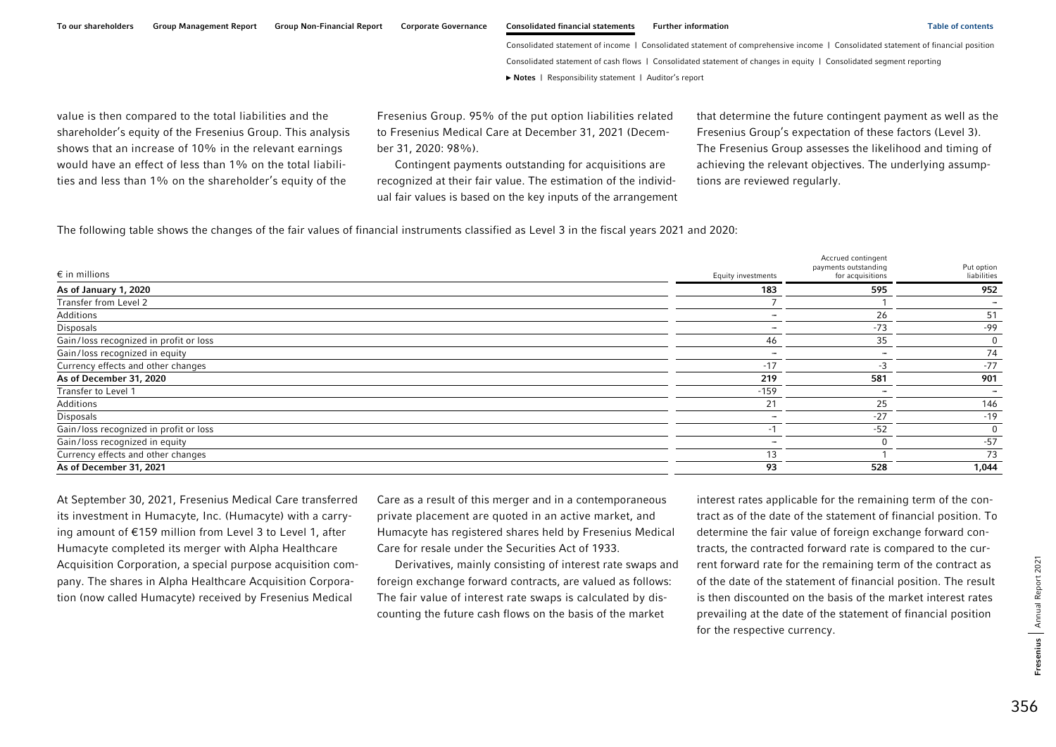value is then compared to the total liabilities and the shareholder's equity of the Fresenius Group. This analysis shows that an increase of 10% in the relevant earnings would have an effect of less than 1% on the total liabilities and less than 1% on the shareholder's equity of the Fresenius Group. 95% of the put option liabilities related to Fresenius Medical Care at December 31, 2021 (December 31, 2020: 98%).

Contingent payments outstanding for acquisitions are recognized at their fair value. The estimation of the individual fair values is based on the key inputs of the arrangement that determine the future contingent payment as well as the Fresenius Group's expectation of these factors (Level 3). The Fresenius Group assesses the likelihood and timing of achieving the relevant objectives. The underlying assumptions are reviewed regularly.

The following table shows the changes of the fair values of financial instruments classified as Level 3 in the fiscal years 2021 and 2020:

| € in millions | Equity investments | Accrued contingent payments outstanding for acquisitions | Put option liabilities |
|---|---|---|---|
| **As of January 1, 2020** | **183** | **595** | **952** |
| Transfer from Level 2 | 7 | 1 | – |
| Additions | – | 26 | 51 |
| Disposals | – | -73 | -99 |
| Gain/loss recognized in profit or loss | 46 | 35 | 0 |
| Gain/loss recognized in equity | – | – | 74 |
| Currency effects and other changes | -17 | -3 | -77 |
| **As of December 31, 2020** | **219** | **581** | **901** |
| Transfer to Level 1 | -159 | – | – |
| Additions | 21 | 25 | 146 |
| Disposals | – | -27 | -19 |
| Gain/loss recognized in profit or loss | -1 | -52 | 0 |
| Gain/loss recognized in equity | – | 0 | -57 |
| Currency effects and other changes | 13 | 1 | 73 |
| **As of December 31, 2021** | **93** | **528** | **1,044** |

At September 30, 2021, Fresenius Medical Care transferred its investment in Humacyte, Inc. (Humacyte) with a carrying amount of €159 million from Level 3 to Level 1, after Humacyte completed its merger with Alpha Healthcare Acquisition Corporation, a special purpose acquisition company. The shares in Alpha Healthcare Acquisition Corporation (now called Humacyte) received by Fresenius Medical Care as a result of this merger and in a contemporaneous private placement are quoted in an active market, and Humacyte has registered shares held by Fresenius Medical Care for resale under the Securities Act of 1933.

Derivatives, mainly consisting of interest rate swaps and foreign exchange forward contracts, are valued as follows: The fair value of interest rate swaps is calculated by discounting the future cash flows on the basis of the market interest rates applicable for the remaining term of the contract as of the date of the statement of financial position. To determine the fair value of foreign exchange forward contracts, the contracted forward rate is compared to the current forward rate for the remaining term of the contract as of the date of the statement of financial position. The result is then discounted on the basis of the market interest rates prevailing at the date of the statement of financial position for the respective currency.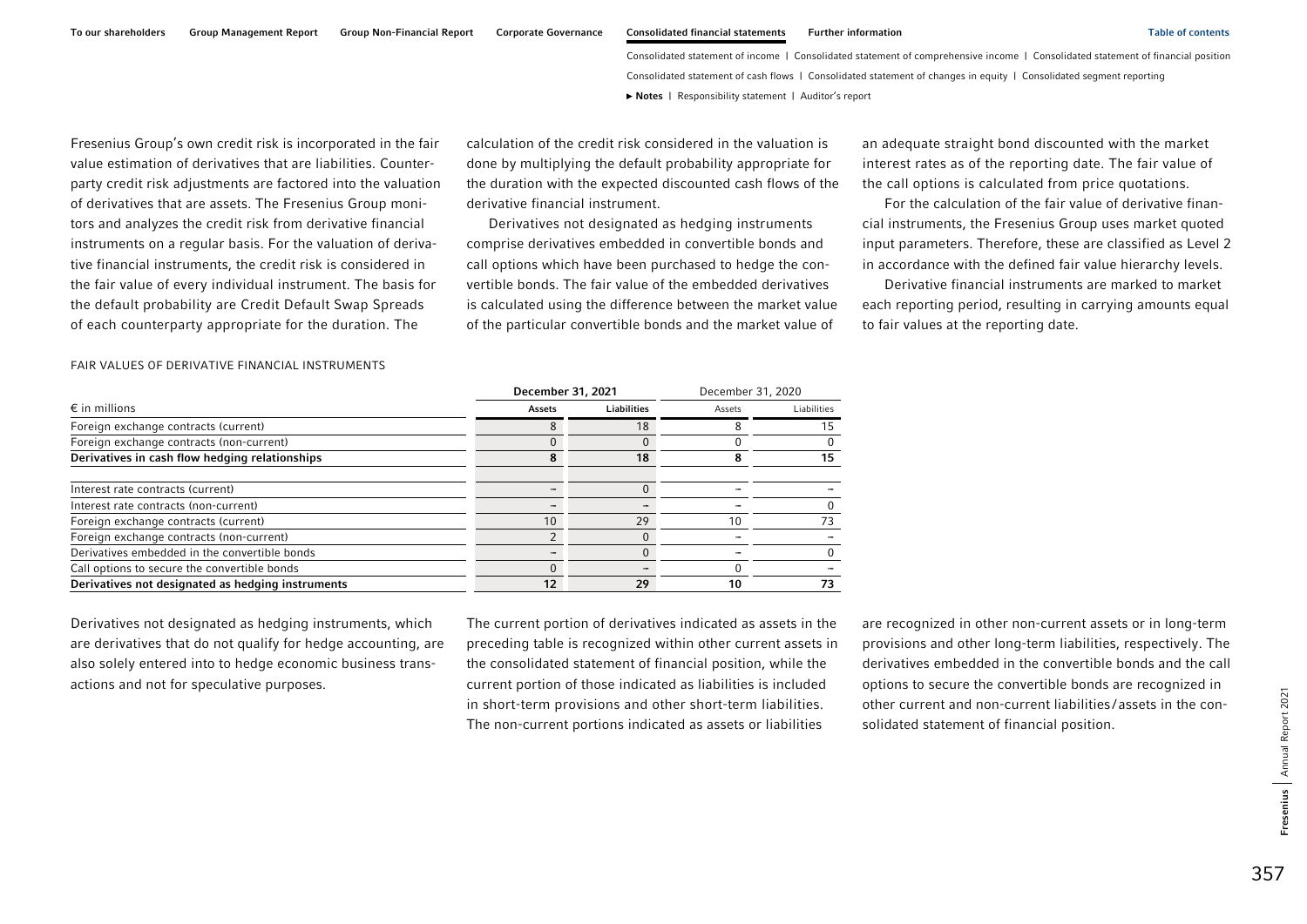Fresenius Group's own credit risk is incorporated in the fair value estimation of derivatives that are liabilities. Counterparty credit risk adjustments are factored into the valuation of derivatives that are assets. The Fresenius Group monitors and analyzes the credit risk from derivative financial instruments on a regular basis. For the valuation of derivative financial instruments, the credit risk is considered in the fair value of every individual instrument. The basis for the default probability are Credit Default Swap Spreads of each counterparty appropriate for the duration. The calculation of the credit risk considered in the valuation is done by multiplying the default probability appropriate for the duration with the expected discounted cash flows of the derivative financial instrument.

Derivatives not designated as hedging instruments comprise derivatives embedded in convertible bonds and call options which have been purchased to hedge the convertible bonds. The fair value of the embedded derivatives is calculated using the difference between the market value of the particular convertible bonds and the market value of an adequate straight bond discounted with the market interest rates as of the reporting date. The fair value of the call options is calculated from price quotations.

For the calculation of the fair value of derivative financial instruments, the Fresenius Group uses market quoted input parameters. Therefore, these are classified as Level 2 in accordance with the defined fair value hierarchy levels.

Derivative financial instruments are marked to market each reporting period, resulting in carrying amounts equal to fair values at the reporting date.

FAIR VALUES OF DERIVATIVE FINANCIAL INSTRUMENTS

| € in millions | December 31, 2021 | | December 31, 2020 | |
|---|---|---|---|---|
| | **Assets** | **Liabilities** | Assets | Liabilities |
| Foreign exchange contracts (current) | 8 | 18 | 8 | 15 |
| Foreign exchange contracts (non-current) | 0 | 0 | 0 | 0 |
| **Derivatives in cash flow hedging relationships** | **8** | **18** | **8** | **15** |
| Interest rate contracts (current) | – | 0 | – | – |
| Interest rate contracts (non-current) | – | – | – | 0 |
| Foreign exchange contracts (current) | 10 | 29 | 10 | 73 |
| Foreign exchange contracts (non-current) | 2 | 0 | – | – |
| Derivatives embedded in the convertible bonds | – | 0 | – | 0 |
| Call options to secure the convertible bonds | 0 | – | 0 | – |
| **Derivatives not designated as hedging instruments** | **12** | **29** | **10** | **73** |

Derivatives not designated as hedging instruments, which are derivatives that do not qualify for hedge accounting, are also solely entered into to hedge economic business transactions and not for speculative purposes.

The current portion of derivatives indicated as assets in the preceding table is recognized within other current assets in the consolidated statement of financial position, while the current portion of those indicated as liabilities is included in short-term provisions and other short-term liabilities. The non-current portions indicated as assets or liabilities are recognized in other non-current assets or in long-term provisions and other long-term liabilities, respectively. The derivatives embedded in the convertible bonds and the call options to secure the convertible bonds are recognized in other current and non-current liabilities/assets in the consolidated statement of financial position.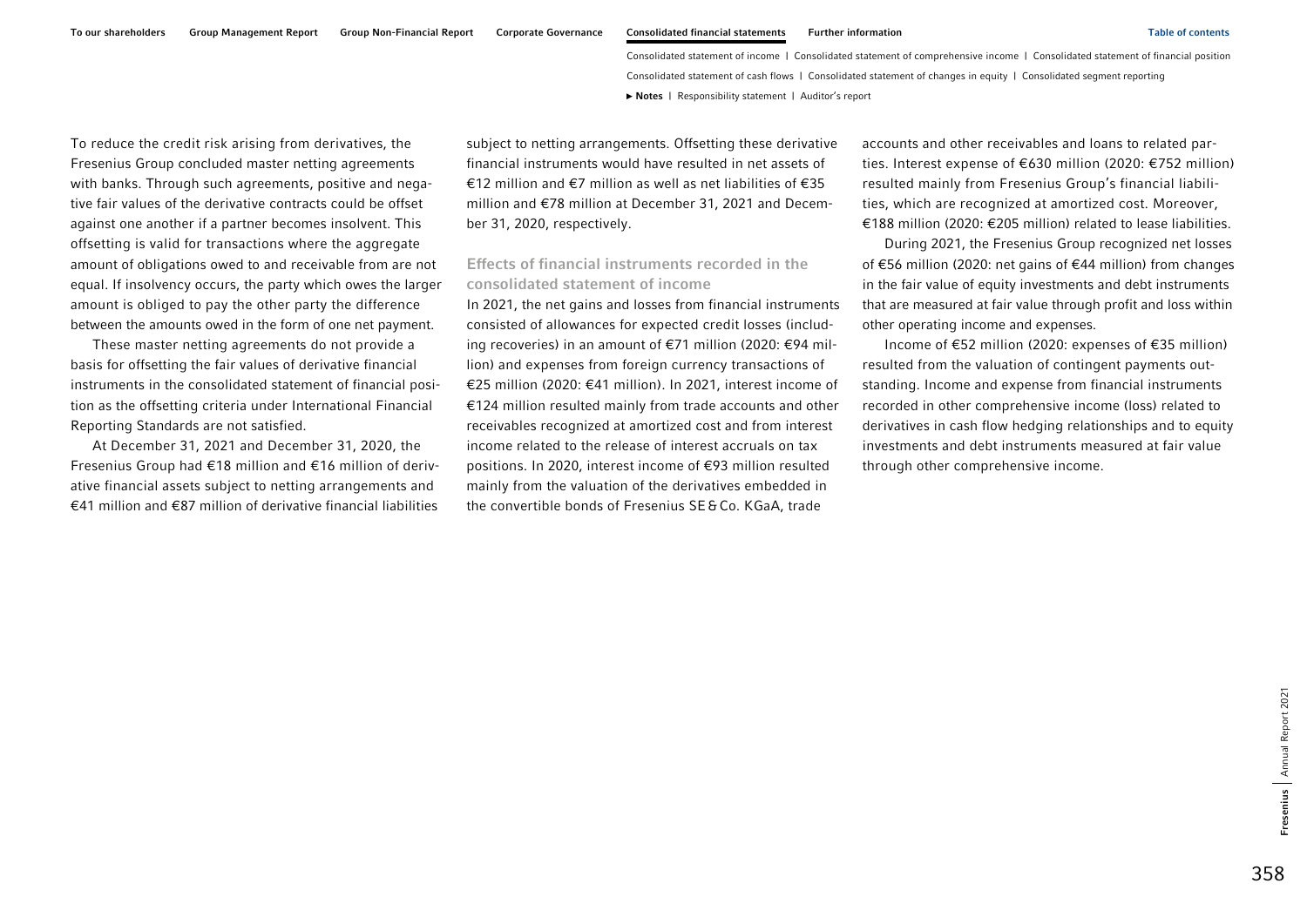To reduce the credit risk arising from derivatives, the Fresenius Group concluded master netting agreements with banks. Through such agreements, positive and negative fair values of the derivative contracts could be offset against one another if a partner becomes insolvent. This offsetting is valid for transactions where the aggregate amount of obligations owed to and receivable from are not equal. If insolvency occurs, the party which owes the larger amount is obliged to pay the other party the difference between the amounts owed in the form of one net payment.

These master netting agreements do not provide a basis for offsetting the fair values of derivative financial instruments in the consolidated statement of financial position as the offsetting criteria under International Financial Reporting Standards are not satisfied.

At December 31, 2021 and December 31, 2020, the Fresenius Group had €18 million and €16 million of derivative financial assets subject to netting arrangements and €41 million and €87 million of derivative financial liabilities subject to netting arrangements. Offsetting these derivative financial instruments would have resulted in net assets of €12 million and €7 million as well as net liabilities of €35 million and €78 million at December 31, 2021 and December 31, 2020, respectively.

### Effects of financial instruments recorded in the consolidated statement of income

In 2021, the net gains and losses from financial instruments consisted of allowances for expected credit losses (including recoveries) in an amount of €71 million (2020: €94 million) and expenses from foreign currency transactions of €25 million (2020: €41 million). In 2021, interest income of €124 million resulted mainly from trade accounts and other receivables recognized at amortized cost and from interest income related to the release of interest accruals on tax positions. In 2020, interest income of €93 million resulted mainly from the valuation of the derivatives embedded in the convertible bonds of Fresenius SE & Co. KGaA, trade accounts and other receivables and loans to related parties. Interest expense of €630 million (2020: €752 million) resulted mainly from Fresenius Group's financial liabilities, which are recognized at amortized cost. Moreover, €188 million (2020: €205 million) related to lease liabilities.

During 2021, the Fresenius Group recognized net losses of €56 million (2020: net gains of €44 million) from changes in the fair value of equity investments and debt instruments that are measured at fair value through profit and loss within other operating income and expenses.

Income of €52 million (2020: expenses of €35 million) resulted from the valuation of contingent payments outstanding. Income and expense from financial instruments recorded in other comprehensive income (loss) related to derivatives in cash flow hedging relationships and to equity investments and debt instruments measured at fair value through other comprehensive income.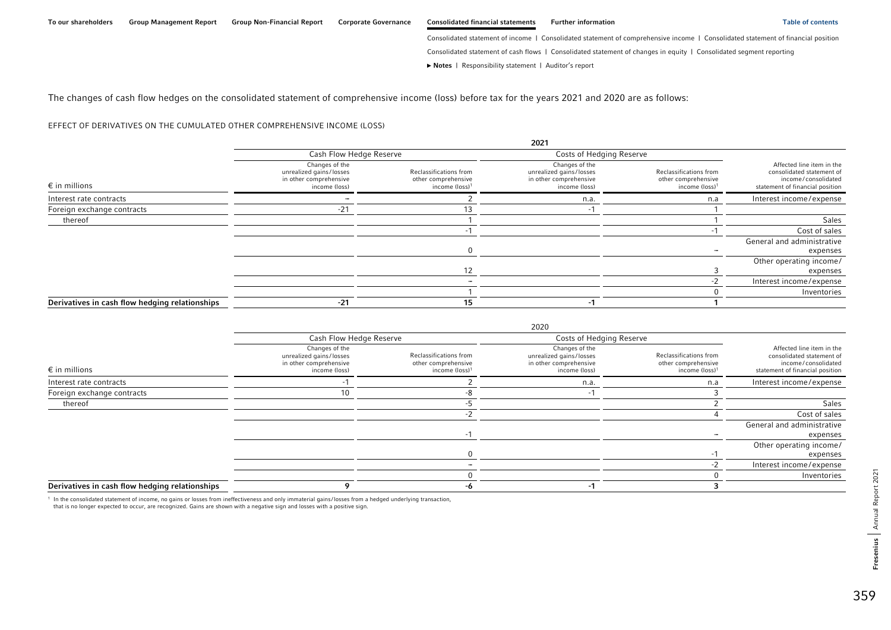The changes of cash flow hedges on the consolidated statement of comprehensive income (loss) before tax for the years 2021 and 2020 are as follows:

EFFECT OF DERIVATIVES ON THE CUMULATED OTHER COMPREHENSIVE INCOME (LOSS)

| | 2021 | | | | |
|---|---|---|---|---|---|
| | Cash Flow Hedge Reserve | | Costs of Hedging Reserve | | |
| € in millions | Changes of the unrealized gains/losses in other comprehensive income (loss) | Reclassifications from other comprehensive income (loss)[1] | Changes of the unrealized gains/losses in other comprehensive income (loss) | Reclassifications from other comprehensive income (loss)[1] | Affected line item in the consolidated statement of income/consolidated statement of financial position |
| Interest rate contracts | – | 2 | n.a. | n.a | Interest income/expense |
| Foreign exchange contracts | -21 | 13 | -1 | 1 | |
| thereof | | 1 | | 1 | Sales |
| | | -1 | | -1 | Cost of sales |
| | | 0 | | – | General and administrative expenses |
| | | 12 | | 3 | Other operating income/expenses |
| | | – | | -2 | Interest income/expense |
| | | 1 | | 0 | Inventories |
| **Derivatives in cash flow hedging relationships** | **-21** | **15** | **-1** | **1** | |

| | 2020 | | | | |
|---|---|---|---|---|---|
| | Cash Flow Hedge Reserve | | Costs of Hedging Reserve | | |
| € in millions | Changes of the unrealized gains/losses in other comprehensive income (loss) | Reclassifications from other comprehensive income (loss)[1] | Changes of the unrealized gains/losses in other comprehensive income (loss) | Reclassifications from other comprehensive income (loss)[1] | Affected line item in the consolidated statement of income/consolidated statement of financial position |
| Interest rate contracts | -1 | 2 | n.a. | n.a | Interest income/expense |
| Foreign exchange contracts | 10 | -8 | -1 | 3 | |
| thereof | | -5 | | 2 | Sales |
| | | -2 | | 4 | Cost of sales |
| | | -1 | | – | General and administrative expenses |
| | | 0 | | -1 | Other operating income/expenses |
| | | – | | -2 | Interest income/expense |
| | | 0 | | 0 | Inventories |
| **Derivatives in cash flow hedging relationships** | **9** | **-6** | **-1** | **3** | |

[1] In the consolidated statement of income, no gains or losses from ineffectiveness and only immaterial gains/losses from a hedged underlying transaction, that is no longer expected to occur, are recognized. Gains are shown with a negative sign and losses with a positive sign.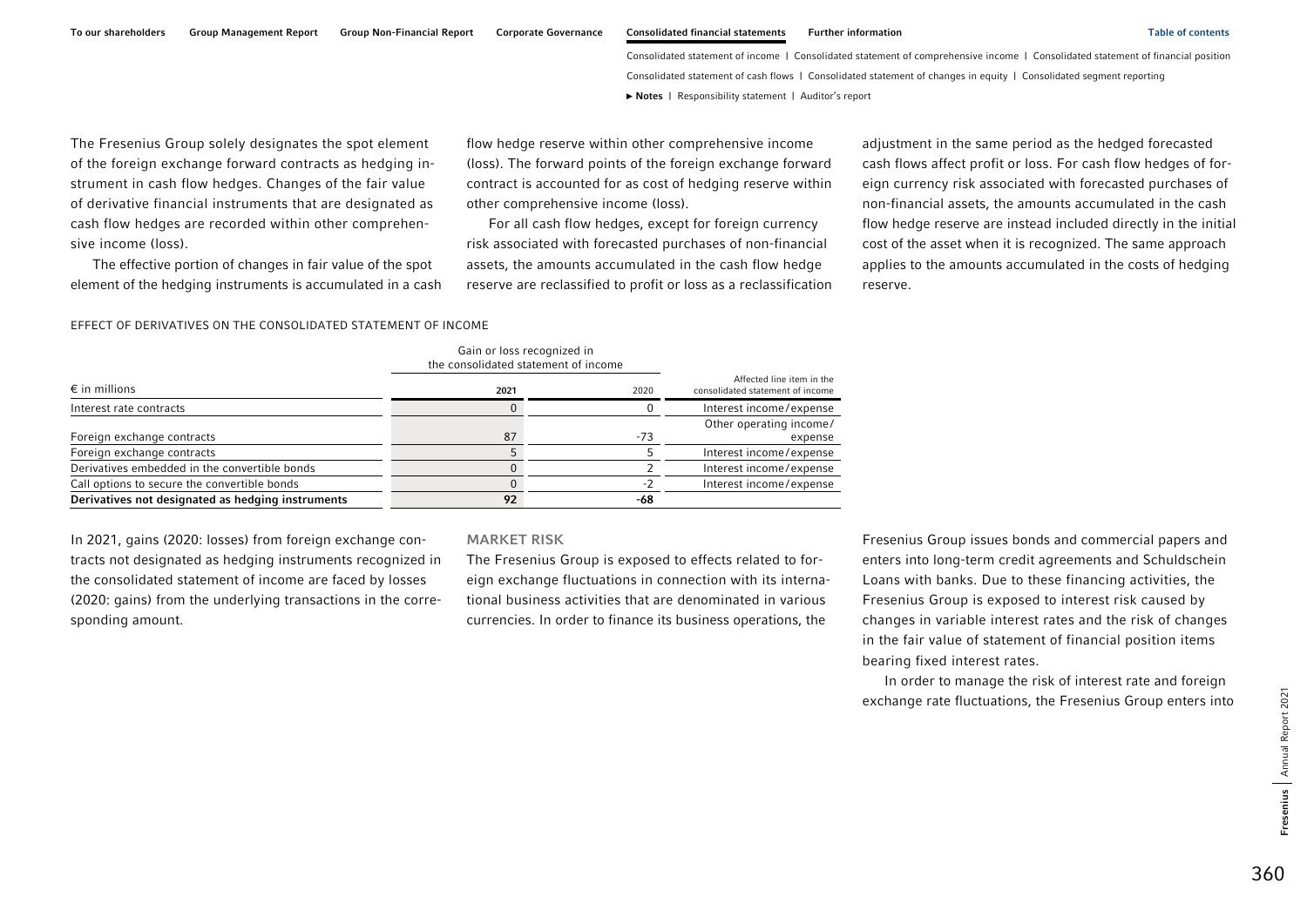The Fresenius Group solely designates the spot element of the foreign exchange forward contracts as hedging instrument in cash flow hedges. Changes of the fair value of derivative financial instruments that are designated as cash flow hedges are recorded within other comprehensive income (loss).

The effective portion of changes in fair value of the spot element of the hedging instruments is accumulated in a cash flow hedge reserve within other comprehensive income (loss). The forward points of the foreign exchange forward contract is accounted for as cost of hedging reserve within other comprehensive income (loss).

For all cash flow hedges, except for foreign currency risk associated with forecasted purchases of non-financial assets, the amounts accumulated in the cash flow hedge reserve are reclassified to profit or loss as a reclassification adjustment in the same period as the hedged forecasted cash flows affect profit or loss. For cash flow hedges of foreign currency risk associated with forecasted purchases of non-financial assets, the amounts accumulated in the cash flow hedge reserve are instead included directly in the initial cost of the asset when it is recognized. The same approach applies to the amounts accumulated in the costs of hedging reserve.

EFFECT OF DERIVATIVES ON THE CONSOLIDATED STATEMENT OF INCOME

| | Gain or loss recognized in the consolidated statement of income | | |
|---|---|---|---|
| € in millions | **2021** | 2020 | Affected line item in the consolidated statement of income |
| Interest rate contracts | 0 | 0 | Interest income/expense |
| Foreign exchange contracts | 87 | -73 | Other operating income/expense |
| Foreign exchange contracts | 5 | 5 | Interest income/expense |
| Derivatives embedded in the convertible bonds | 0 | 2 | Interest income/expense |
| Call options to secure the convertible bonds | 0 | -2 | Interest income/expense |
| **Derivatives not designated as hedging instruments** | **92** | **-68** | |

In 2021, gains (2020: losses) from foreign exchange contracts not designated as hedging instruments recognized in the consolidated statement of income are faced by losses (2020: gains) from the underlying transactions in the corresponding amount.

## MARKET RISK

The Fresenius Group is exposed to effects related to foreign exchange fluctuations in connection with its international business activities that are denominated in various currencies. In order to finance its business operations, the Fresenius Group issues bonds and commercial papers and enters into long-term credit agreements and Schuldschein Loans with banks. Due to these financing activities, the Fresenius Group is exposed to interest risk caused by changes in variable interest rates and the risk of changes in the fair value of statement of financial position items bearing fixed interest rates.

In order to manage the risk of interest rate and foreign exchange rate fluctuations, the Fresenius Group enters into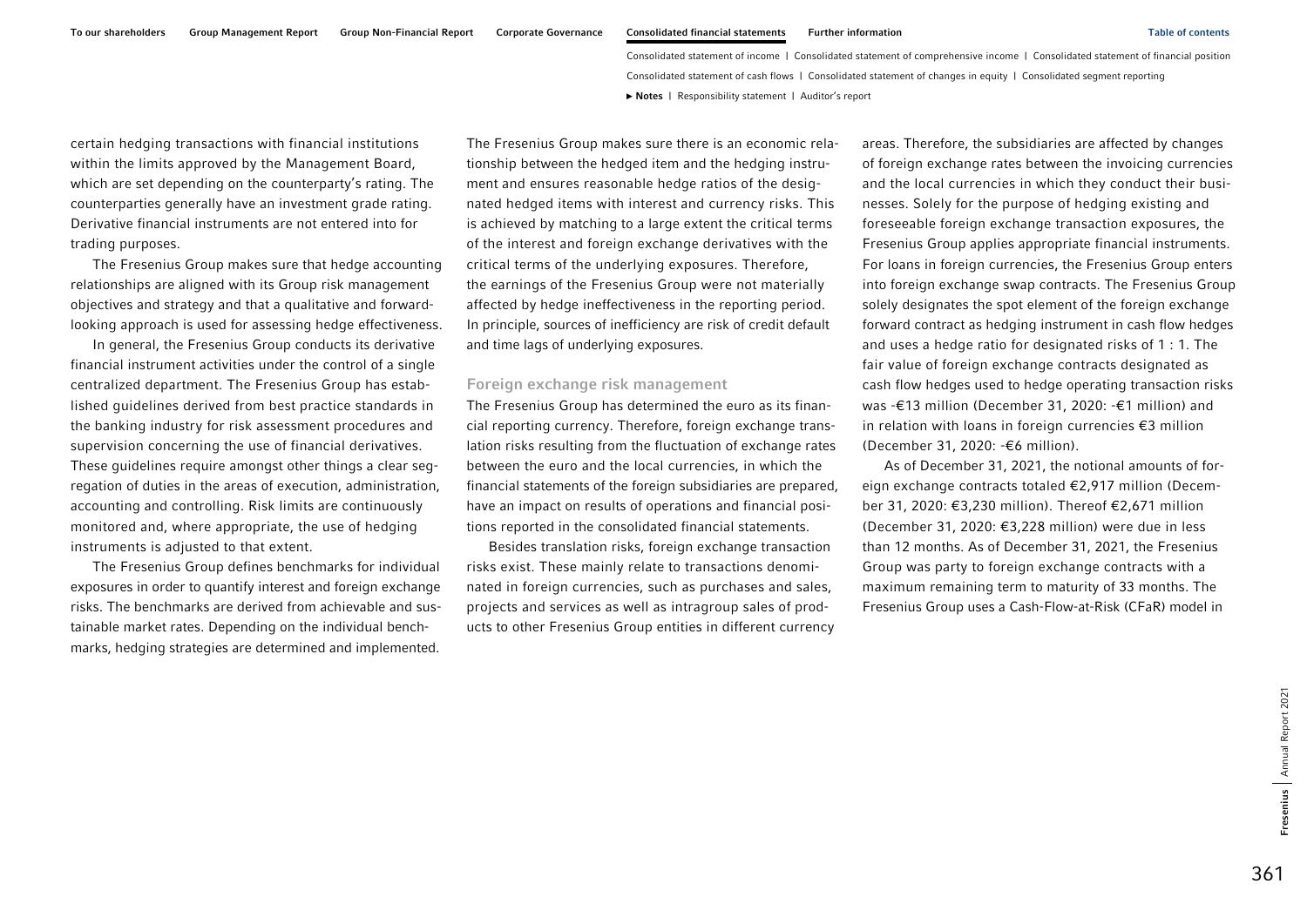certain hedging transactions with financial institutions within the limits approved by the Management Board, which are set depending on the counterparty's rating. The counterparties generally have an investment grade rating. Derivative financial instruments are not entered into for trading purposes.

The Fresenius Group makes sure that hedge accounting relationships are aligned with its Group risk management objectives and strategy and that a qualitative and forward-looking approach is used for assessing hedge effectiveness.

In general, the Fresenius Group conducts its derivative financial instrument activities under the control of a single centralized department. The Fresenius Group has established guidelines derived from best practice standards in the banking industry for risk assessment procedures and supervision concerning the use of financial derivatives. These guidelines require amongst other things a clear segregation of duties in the areas of execution, administration, accounting and controlling. Risk limits are continuously monitored and, where appropriate, the use of hedging instruments is adjusted to that extent.

The Fresenius Group defines benchmarks for individual exposures in order to quantify interest and foreign exchange risks. The benchmarks are derived from achievable and sustainable market rates. Depending on the individual benchmarks, hedging strategies are determined and implemented.

The Fresenius Group makes sure there is an economic relationship between the hedged item and the hedging instrument and ensures reasonable hedge ratios of the designated hedged items with interest and currency risks. This is achieved by matching to a large extent the critical terms of the interest and foreign exchange derivatives with the critical terms of the underlying exposures. Therefore, the earnings of the Fresenius Group were not materially affected by hedge ineffectiveness in the reporting period. In principle, sources of inefficiency are risk of credit default and time lags of underlying exposures.

### Foreign exchange risk management

The Fresenius Group has determined the euro as its financial reporting currency. Therefore, foreign exchange translation risks resulting from the fluctuation of exchange rates between the euro and the local currencies, in which the financial statements of the foreign subsidiaries are prepared, have an impact on results of operations and financial positions reported in the consolidated financial statements.

Besides translation risks, foreign exchange transaction risks exist. These mainly relate to transactions denominated in foreign currencies, such as purchases and sales, projects and services as well as intragroup sales of products to other Fresenius Group entities in different currency areas. Therefore, the subsidiaries are affected by changes of foreign exchange rates between the invoicing currencies and the local currencies in which they conduct their businesses. Solely for the purpose of hedging existing and foreseeable foreign exchange transaction exposures, the Fresenius Group applies appropriate financial instruments. For loans in foreign currencies, the Fresenius Group enters into foreign exchange swap contracts. The Fresenius Group solely designates the spot element of the foreign exchange forward contract as hedging instrument in cash flow hedges and uses a hedge ratio for designated risks of 1 : 1. The fair value of foreign exchange contracts designated as cash flow hedges used to hedge operating transaction risks was -€13 million (December 31, 2020: -€1 million) and in relation with loans in foreign currencies €3 million (December 31, 2020: -€6 million).

As of December 31, 2021, the notional amounts of foreign exchange contracts totaled €2,917 million (December 31, 2020: €3,230 million). Thereof €2,671 million (December 31, 2020: €3,228 million) were due in less than 12 months. As of December 31, 2021, the Fresenius Group was party to foreign exchange contracts with a maximum remaining term to maturity of 33 months. The Fresenius Group uses a Cash-Flow-at-Risk (CFaR) model in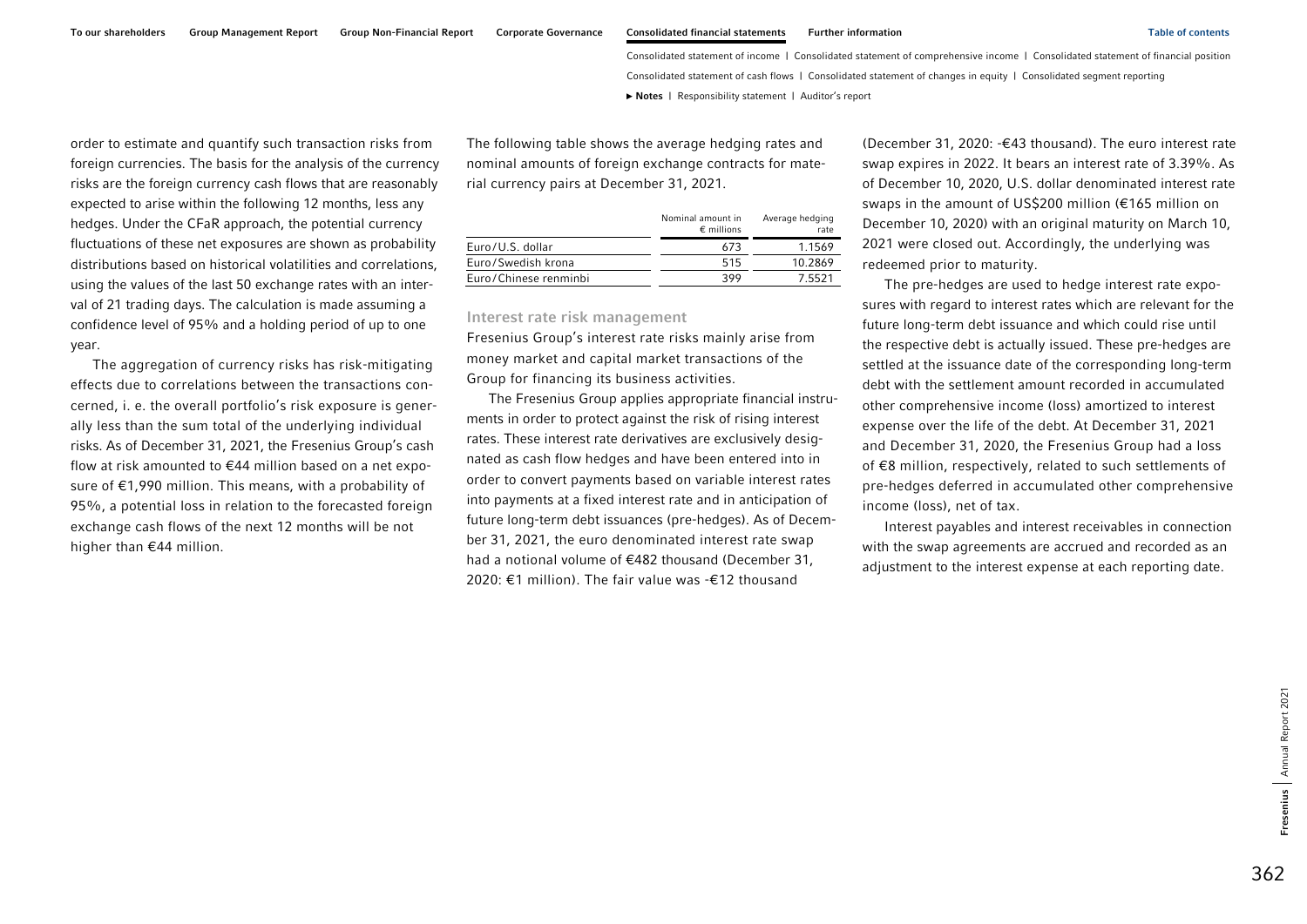order to estimate and quantify such transaction risks from foreign currencies. The basis for the analysis of the currency risks are the foreign currency cash flows that are reasonably expected to arise within the following 12 months, less any hedges. Under the CFaR approach, the potential currency fluctuations of these net exposures are shown as probability distributions based on historical volatilities and correlations, using the values of the last 50 exchange rates with an interval of 21 trading days. The calculation is made assuming a confidence level of 95% and a holding period of up to one year.

The aggregation of currency risks has risk-mitigating effects due to correlations between the transactions concerned, i. e. the overall portfolio's risk exposure is generally less than the sum total of the underlying individual risks. As of December 31, 2021, the Fresenius Group's cash flow at risk amounted to €44 million based on a net exposure of €1,990 million. This means, with a probability of 95%, a potential loss in relation to the forecasted foreign exchange cash flows of the next 12 months will be not higher than €44 million.

The following table shows the average hedging rates and nominal amounts of foreign exchange contracts for material currency pairs at December 31, 2021.

| | Nominal amount in € millions | Average hedging rate |
|---|---|---|
| Euro/U.S. dollar | 673 | 1.1569 |
| Euro/Swedish krona | 515 | 10.2869 |
| Euro/Chinese renminbi | 399 | 7.5521 |

### Interest rate risk management

Fresenius Group's interest rate risks mainly arise from money market and capital market transactions of the Group for financing its business activities.

The Fresenius Group applies appropriate financial instruments in order to protect against the risk of rising interest rates. These interest rate derivatives are exclusively designated as cash flow hedges and have been entered into in order to convert payments based on variable interest rates into payments at a fixed interest rate and in anticipation of future long-term debt issuances (pre-hedges). As of December 31, 2021, the euro denominated interest rate swap had a notional volume of €482 thousand (December 31, 2020: €1 million). The fair value was -€12 thousand (December 31, 2020: -€43 thousand). The euro interest rate swap expires in 2022. It bears an interest rate of 3.39%. As of December 10, 2020, U.S. dollar denominated interest rate swaps in the amount of US$200 million (€165 million on December 10, 2020) with an original maturity on March 10, 2021 were closed out. Accordingly, the underlying was redeemed prior to maturity.

The pre-hedges are used to hedge interest rate exposures with regard to interest rates which are relevant for the future long-term debt issuance and which could rise until the respective debt is actually issued. These pre-hedges are settled at the issuance date of the corresponding long-term debt with the settlement amount recorded in accumulated other comprehensive income (loss) amortized to interest expense over the life of the debt. At December 31, 2021 and December 31, 2020, the Fresenius Group had a loss of €8 million, respectively, related to such settlements of pre-hedges deferred in accumulated other comprehensive income (loss), net of tax.

Interest payables and interest receivables in connection with the swap agreements are accrued and recorded as an adjustment to the interest expense at each reporting date.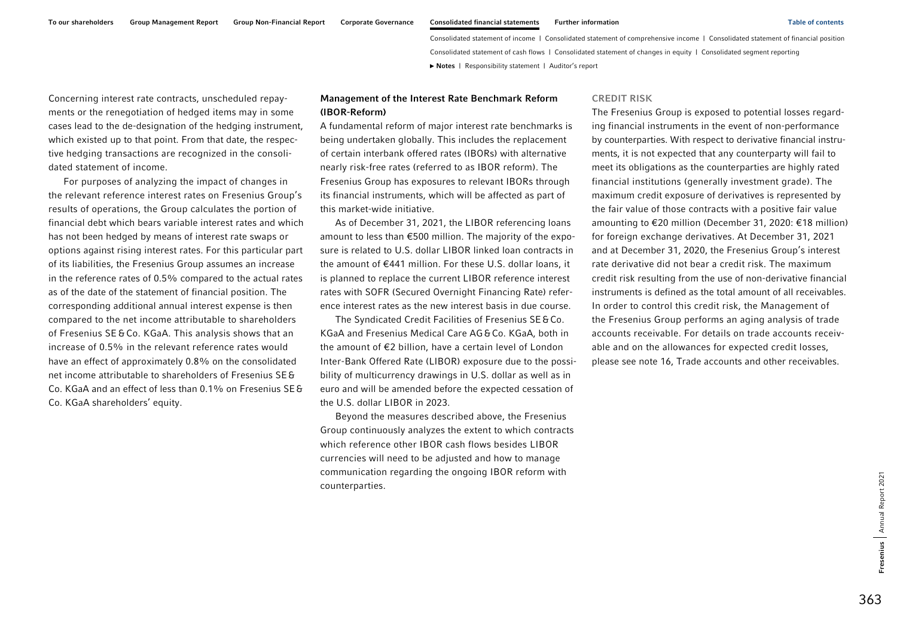Concerning interest rate contracts, unscheduled repayments or the renegotiation of hedged items may in some cases lead to the de-designation of the hedging instrument, which existed up to that point. From that date, the respective hedging transactions are recognized in the consolidated statement of income.

For purposes of analyzing the impact of changes in the relevant reference interest rates on Fresenius Group's results of operations, the Group calculates the portion of financial debt which bears variable interest rates and which has not been hedged by means of interest rate swaps or options against rising interest rates. For this particular part of its liabilities, the Fresenius Group assumes an increase in the reference rates of 0.5% compared to the actual rates as of the date of the statement of financial position. The corresponding additional annual interest expense is then compared to the net income attributable to shareholders of Fresenius SE & Co. KGaA. This analysis shows that an increase of 0.5% in the relevant reference rates would have an effect of approximately 0.8% on the consolidated net income attributable to shareholders of Fresenius SE & Co. KGaA and an effect of less than 0.1% on Fresenius SE & Co. KGaA shareholders' equity.

#### Management of the Interest Rate Benchmark Reform (IBOR-Reform)

A fundamental reform of major interest rate benchmarks is being undertaken globally. This includes the replacement of certain interbank offered rates (IBORs) with alternative nearly risk-free rates (referred to as IBOR reform). The Fresenius Group has exposures to relevant IBORs through its financial instruments, which will be affected as part of this market-wide initiative.

As of December 31, 2021, the LIBOR referencing loans amount to less than €500 million. The majority of the exposure is related to U.S. dollar LIBOR linked loan contracts in the amount of €441 million. For these U.S. dollar loans, it is planned to replace the current LIBOR reference interest rates with SOFR (Secured Overnight Financing Rate) reference interest rates as the new interest basis in due course.

The Syndicated Credit Facilities of Fresenius SE & Co. KGaA and Fresenius Medical Care AG & Co. KGaA, both in the amount of €2 billion, have a certain level of London Inter-Bank Offered Rate (LIBOR) exposure due to the possibility of multicurrency drawings in U.S. dollar as well as in euro and will be amended before the expected cessation of the U.S. dollar LIBOR in 2023.

Beyond the measures described above, the Fresenius Group continuously analyzes the extent to which contracts which reference other IBOR cash flows besides LIBOR currencies will need to be adjusted and how to manage communication regarding the ongoing IBOR reform with counterparties.

### CREDIT RISK

The Fresenius Group is exposed to potential losses regarding financial instruments in the event of non-performance by counterparties. With respect to derivative financial instruments, it is not expected that any counterparty will fail to meet its obligations as the counterparties are highly rated financial institutions (generally investment grade). The maximum credit exposure of derivatives is represented by the fair value of those contracts with a positive fair value amounting to €20 million (December 31, 2020: €18 million) for foreign exchange derivatives. At December 31, 2021 and at December 31, 2020, the Fresenius Group's interest rate derivative did not bear a credit risk. The maximum credit risk resulting from the use of non-derivative financial instruments is defined as the total amount of all receivables. In order to control this credit risk, the Management of the Fresenius Group performs an aging analysis of trade accounts receivable. For details on trade accounts receivable and on the allowances for expected credit losses, please see note 16, Trade accounts and other receivables.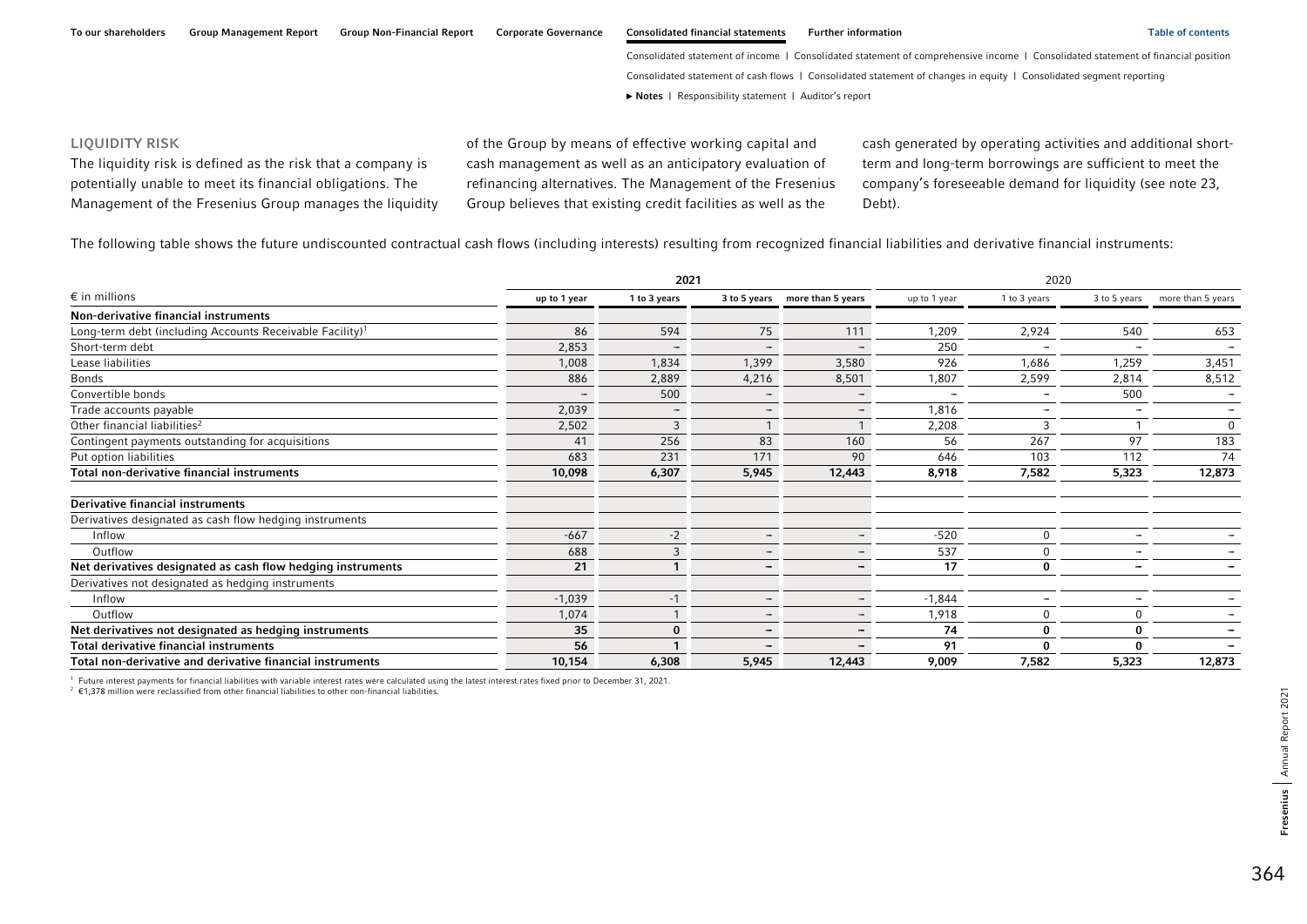### LIQUIDITY RISK

The liquidity risk is defined as the risk that a company is potentially unable to meet its financial obligations. The Management of the Fresenius Group manages the liquidity of the Group by means of effective working capital and cash management as well as an anticipatory evaluation of refinancing alternatives. The Management of the Fresenius Group believes that existing credit facilities as well as the cash generated by operating activities and additional short-term and long-term borrowings are sufficient to meet the company's foreseeable demand for liquidity (see note 23, Debt).

The following table shows the future undiscounted contractual cash flows (including interests) resulting from recognized financial liabilities and derivative financial instruments:

| € in millions | 2021 | | | | 2020 | | | |
|---|---|---|---|---|---|---|---|---|
| | up to 1 year | 1 to 3 years | 3 to 5 years | more than 5 years | up to 1 year | 1 to 3 years | 3 to 5 years | more than 5 years |
| **Non-derivative financial instruments** | | | | | | | | |
| Long-term debt (including Accounts Receivable Facility)[1] | 86 | 594 | 75 | 111 | 1,209 | 2,924 | 540 | 653 |
| Short-term debt | 2,853 | – | – | – | 250 | – | – | – |
| Lease liabilities | 1,008 | 1,834 | 1,399 | 3,580 | 926 | 1,686 | 1,259 | 3,451 |
| Bonds | 886 | 2,889 | 4,216 | 8,501 | 1,807 | 2,599 | 2,814 | 8,512 |
| Convertible bonds | – | 500 | – | – | – | – | 500 | – |
| Trade accounts payable | 2,039 | – | – | – | 1,816 | – | – | – |
| Other financial liabilities[2] | 2,502 | 3 | 1 | 1 | 2,208 | 3 | 1 | 0 |
| Contingent payments outstanding for acquisitions | 41 | 256 | 83 | 160 | 56 | 267 | 97 | 183 |
| Put option liabilities | 683 | 231 | 171 | 90 | 646 | 103 | 112 | 74 |
| **Total non-derivative financial instruments** | **10,098** | **6,307** | **5,945** | **12,443** | **8,918** | **7,582** | **5,323** | **12,873** |
| | | | | | | | | |
| **Derivative financial instruments** | | | | | | | | |
| Derivatives designated as cash flow hedging instruments | | | | | | | | |
| Inflow | -667 | -2 | – | – | -520 | 0 | – | – |
| Outflow | 688 | 3 | – | – | 537 | 0 | – | – |
| **Net derivatives designated as cash flow hedging instruments** | **21** | **1** | **–** | **–** | **17** | **0** | **–** | **–** |
| Derivatives not designated as hedging instruments | | | | | | | | |
| Inflow | -1,039 | -1 | – | – | -1,844 | – | – | – |
| Outflow | 1,074 | 1 | – | – | 1,918 | 0 | 0 | – |
| **Net derivatives not designated as hedging instruments** | **35** | **0** | **–** | **–** | **74** | **0** | **0** | **–** |
| **Total derivative financial instruments** | **56** | **1** | **–** | **–** | **91** | **0** | **0** | **–** |
| **Total non-derivative and derivative financial instruments** | **10,154** | **6,308** | **5,945** | **12,443** | **9,009** | **7,582** | **5,323** | **12,873** |

[1] Future interest payments for financial liabilities with variable interest rates were calculated using the latest interest rates fixed prior to December 31, 2021.

[2] €1,378 million were reclassified from other financial liabilities to other non-financial liabilities.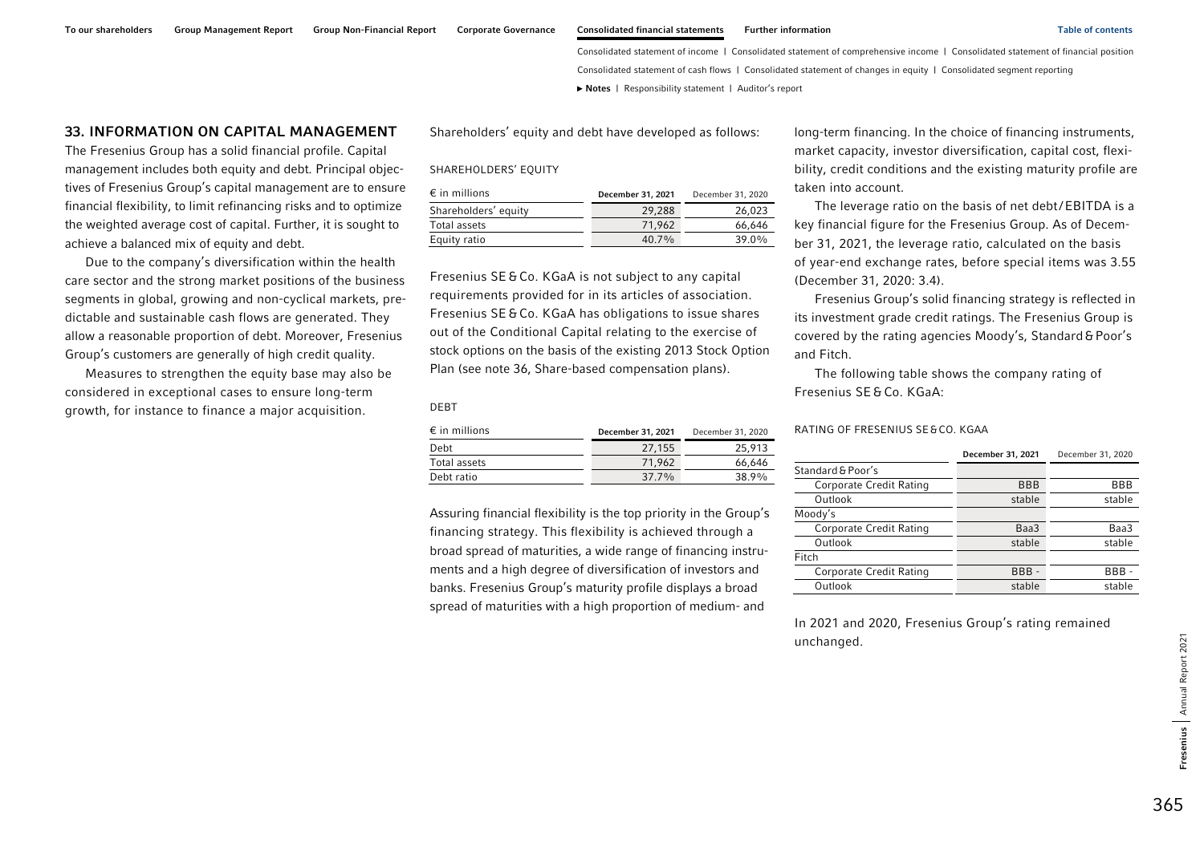## 33. INFORMATION ON CAPITAL MANAGEMENT

The Fresenius Group has a solid financial profile. Capital management includes both equity and debt. Principal objectives of Fresenius Group's capital management are to ensure financial flexibility, to limit refinancing risks and to optimize the weighted average cost of capital. Further, it is sought to achieve a balanced mix of equity and debt.

Due to the company's diversification within the health care sector and the strong market positions of the business segments in global, growing and non-cyclical markets, predictable and sustainable cash flows are generated. They allow a reasonable proportion of debt. Moreover, Fresenius Group's customers are generally of high credit quality.

Measures to strengthen the equity base may also be considered in exceptional cases to ensure long-term growth, for instance to finance a major acquisition.

Shareholders' equity and debt have developed as follows:

SHAREHOLDERS' EQUITY

| € in millions | December 31, 2021 | December 31, 2020 |
|---|---|---|
| Shareholders' equity | 29,288 | 26,023 |
| Total assets | 71,962 | 66,646 |
| Equity ratio | 40.7% | 39.0% |

Fresenius SE & Co. KGaA is not subject to any capital requirements provided for in its articles of association. Fresenius SE & Co. KGaA has obligations to issue shares out of the Conditional Capital relating to the exercise of stock options on the basis of the existing 2013 Stock Option Plan (see note 36, Share-based compensation plans).

DEBT

| € in millions | December 31, 2021 | December 31, 2020 |
|---|---|---|
| Debt | 27,155 | 25,913 |
| Total assets | 71,962 | 66,646 |
| Debt ratio | 37.7% | 38.9% |

Assuring financial flexibility is the top priority in the Group's financing strategy. This flexibility is achieved through a broad spread of maturities, a wide range of financing instruments and a high degree of diversification of investors and banks. Fresenius Group's maturity profile displays a broad spread of maturities with a high proportion of medium- and long-term financing. In the choice of financing instruments, market capacity, investor diversification, capital cost, flexibility, credit conditions and the existing maturity profile are taken into account.

The leverage ratio on the basis of net debt/EBITDA is a key financial figure for the Fresenius Group. As of December 31, 2021, the leverage ratio, calculated on the basis of year-end exchange rates, before special items was 3.55 (December 31, 2020: 3.4).

Fresenius Group's solid financing strategy is reflected in its investment grade credit ratings. The Fresenius Group is covered by the rating agencies Moody's, Standard & Poor's and Fitch.

The following table shows the company rating of Fresenius SE & Co. KGaA:

RATING OF FRESENIUS SE & CO. KGAA

| | December 31, 2021 | December 31, 2020 |
|---|---|---|
| Standard & Poor's | | |
| Corporate Credit Rating | BBB | BBB |
| Outlook | stable | stable |
| Moody's | | |
| Corporate Credit Rating | Baa3 | Baa3 |
| Outlook | stable | stable |
| Fitch | | |
| Corporate Credit Rating | BBB - | BBB - |
| Outlook | stable | stable |

In 2021 and 2020, Fresenius Group's rating remained unchanged.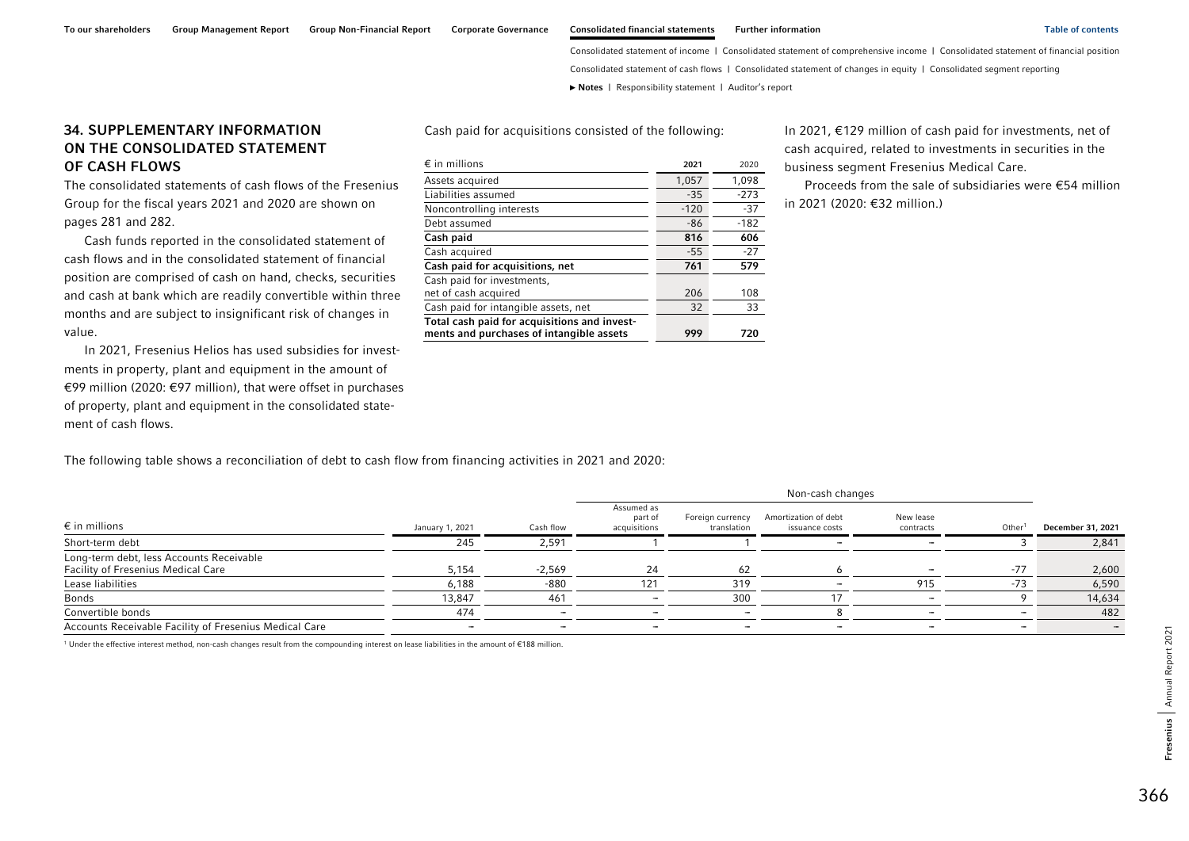## 34. SUPPLEMENTARY INFORMATION ON THE CONSOLIDATED STATEMENT OF CASH FLOWS

The consolidated statements of cash flows of the Fresenius Group for the fiscal years 2021 and 2020 are shown on pages 281 and 282.

Cash funds reported in the consolidated statement of cash flows and in the consolidated statement of financial position are comprised of cash on hand, checks, securities and cash at bank which are readily convertible within three months and are subject to insignificant risk of changes in value.

In 2021, Fresenius Helios has used subsidies for investments in property, plant and equipment in the amount of €99 million (2020: €97 million), that were offset in purchases of property, plant and equipment in the consolidated statement of cash flows.

Cash paid for acquisitions consisted of the following:

| € in millions | 2021 | 2020 |
|---|---|---|
| Assets acquired | 1,057 | 1,098 |
| Liabilities assumed | -35 | -273 |
| Noncontrolling interests | -120 | -37 |
| Debt assumed | -86 | -182 |
| **Cash paid** | **816** | **606** |
| Cash acquired | -55 | -27 |
| **Cash paid for acquisitions, net** | **761** | **579** |
| Cash paid for investments, net of cash acquired | 206 | 108 |
| Cash paid for intangible assets, net | 32 | 33 |
| **Total cash paid for acquisitions and investments and purchases of intangible assets** | **999** | **720** |

In 2021, €129 million of cash paid for investments, net of cash acquired, related to investments in securities in the business segment Fresenius Medical Care.

Proceeds from the sale of subsidiaries were €54 million in 2021 (2020: €32 million.)

The following table shows a reconciliation of debt to cash flow from financing activities in 2021 and 2020:

| € in millions | January 1, 2021 | Cash flow | Non-cash changes | | | | | December 31, 2021 |
|---|---|---|---|---|---|---|---|---|
| | | | Assumed as part of acquisitions | Foreign currency translation | Amortization of debt issuance costs | New lease contracts | Other[1] | |
| Short-term debt | 245 | 2,591 | 1 | 1 | – | – | 3 | 2,841 |
| Long-term debt, less Accounts Receivable Facility of Fresenius Medical Care | 5,154 | -2,569 | 24 | 62 | 6 | – | -77 | 2,600 |
| Lease liabilities | 6,188 | -880 | 121 | 319 | – | 915 | -73 | 6,590 |
| Bonds | 13,847 | 461 | – | 300 | 17 | – | 9 | 14,634 |
| Convertible bonds | 474 | – | – | – | 8 | – | – | 482 |
| Accounts Receivable Facility of Fresenius Medical Care | – | – | – | – | – | – | – | – |

[1] Under the effective interest method, non-cash changes result from the compounding interest on lease liabilities in the amount of €188 million.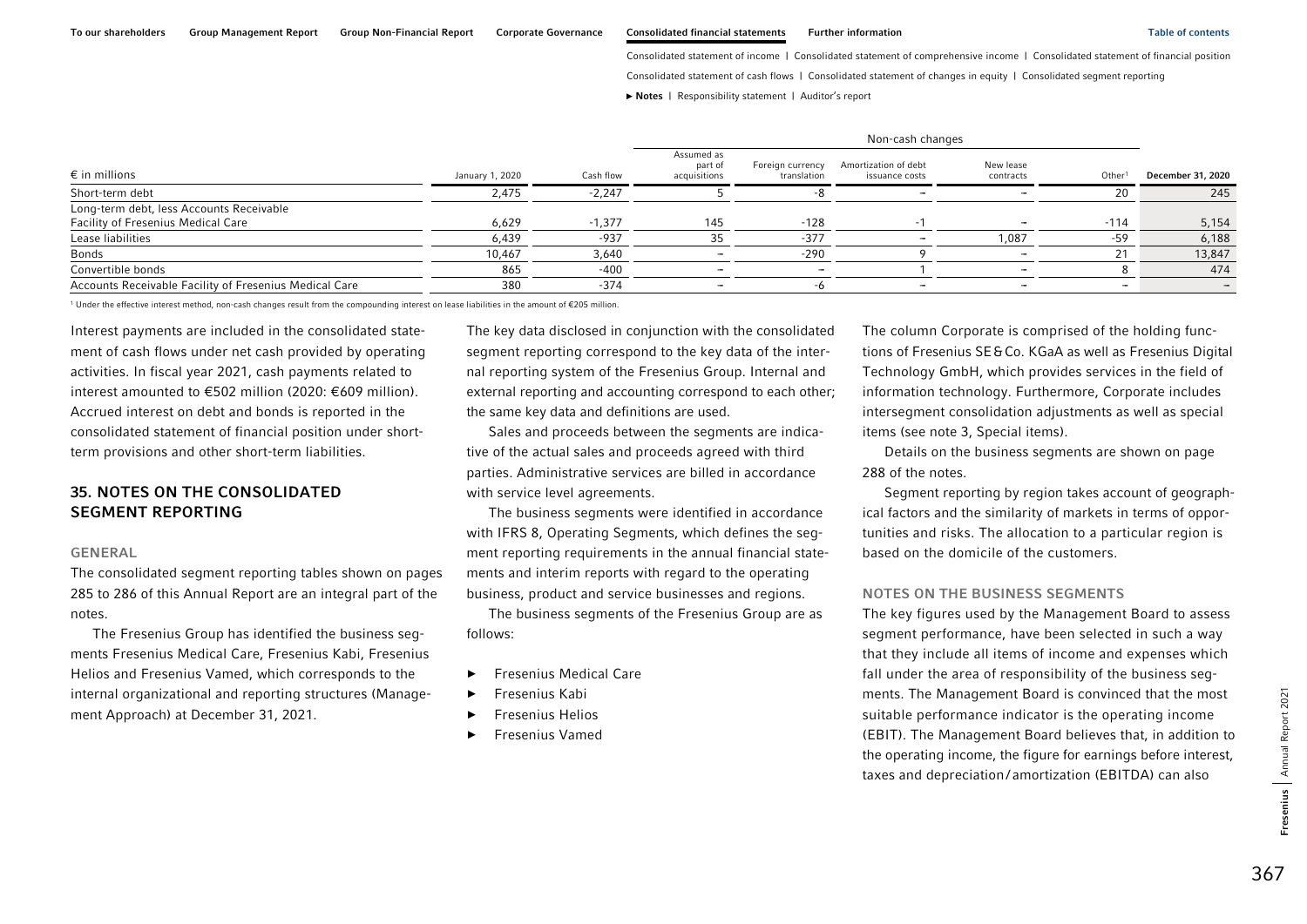| € in millions | January 1, 2020 | Cash flow | Non-cash changes | | | | | December 31, 2020 |
|---|---|---|---|---|---|---|---|---|
| | | | Assumed as part of acquisitions | Foreign currency translation | Amortization of debt issuance costs | New lease contracts | Other[1] | |
| Short-term debt | 2,475 | -2,247 | 5 | -8 | – | – | 20 | 245 |
| Long-term debt, less Accounts Receivable Facility of Fresenius Medical Care | 6,629 | -1,377 | 145 | -128 | -1 | – | -114 | 5,154 |
| Lease liabilities | 6,439 | -937 | 35 | -377 | – | 1,087 | -59 | 6,188 |
| Bonds | 10,467 | 3,640 | – | -290 | 9 | – | 21 | 13,847 |
| Convertible bonds | 865 | -400 | – | – | 1 | – | 8 | 474 |
| Accounts Receivable Facility of Fresenius Medical Care | 380 | -374 | – | -6 | – | – | – | – |

[1] Under the effective interest method, non-cash changes result from the compounding interest on lease liabilities in the amount of €205 million.

Interest payments are included in the consolidated statement of cash flows under net cash provided by operating activities. In fiscal year 2021, cash payments related to interest amounted to €502 million (2020: €609 million). Accrued interest on debt and bonds is reported in the consolidated statement of financial position under short-term provisions and other short-term liabilities.

## 35. NOTES ON THE CONSOLIDATED SEGMENT REPORTING

### GENERAL

The consolidated segment reporting tables shown on pages 285 to 286 of this Annual Report are an integral part of the notes.

The Fresenius Group has identified the business segments Fresenius Medical Care, Fresenius Kabi, Fresenius Helios and Fresenius Vamed, which corresponds to the internal organizational and reporting structures (Management Approach) at December 31, 2021.

The key data disclosed in conjunction with the consolidated segment reporting correspond to the key data of the internal reporting system of the Fresenius Group. Internal and external reporting and accounting correspond to each other; the same key data and definitions are used.

Sales and proceeds between the segments are indicative of the actual sales and proceeds agreed with third parties. Administrative services are billed in accordance with service level agreements.

The business segments were identified in accordance with IFRS 8, Operating Segments, which defines the segment reporting requirements in the annual financial statements and interim reports with regard to the operating business, product and service businesses and regions.

The business segments of the Fresenius Group are as follows:

- Fresenius Medical Care
- Fresenius Kabi
- Fresenius Helios
- Fresenius Vamed

The column Corporate is comprised of the holding functions of Fresenius SE & Co. KGaA as well as Fresenius Digital Technology GmbH, which provides services in the field of information technology. Furthermore, Corporate includes intersegment consolidation adjustments as well as special items (see note 3, Special items).

Details on the business segments are shown on page 288 of the notes.

Segment reporting by region takes account of geographical factors and the similarity of markets in terms of opportunities and risks. The allocation to a particular region is based on the domicile of the customers.

### NOTES ON THE BUSINESS SEGMENTS

The key figures used by the Management Board to assess segment performance, have been selected in such a way that they include all items of income and expenses which fall under the area of responsibility of the business segments. The Management Board is convinced that the most suitable performance indicator is the operating income (EBIT). The Management Board believes that, in addition to the operating income, the figure for earnings before interest, taxes and depreciation / amortization (EBITDA) can also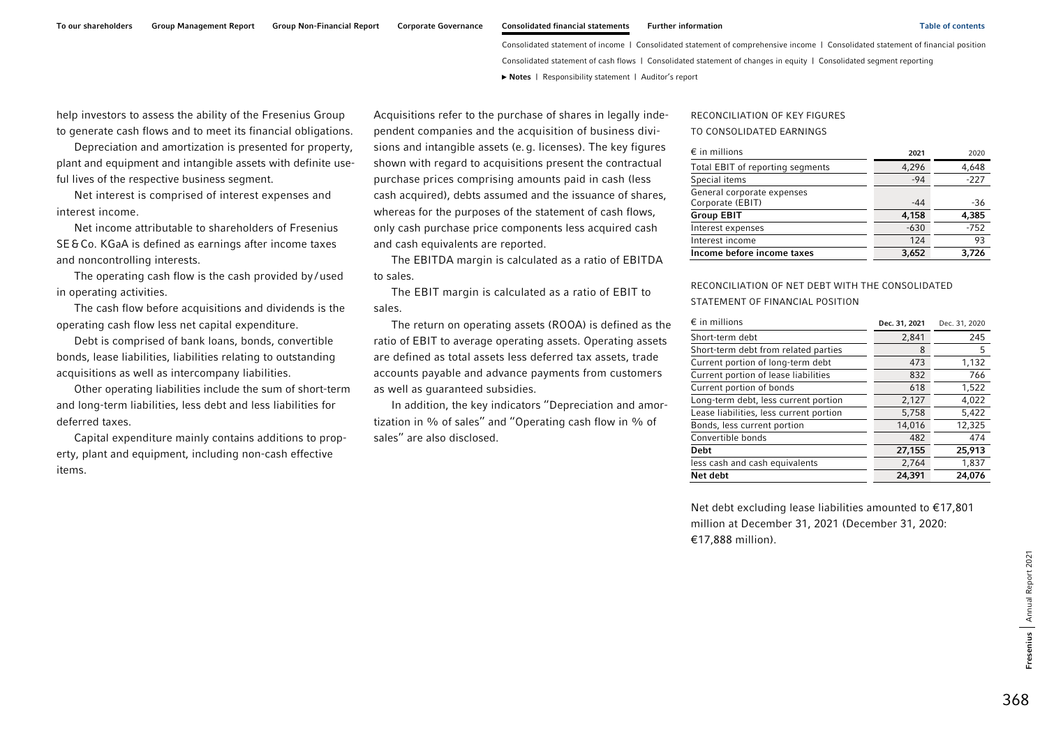help investors to assess the ability of the Fresenius Group to generate cash flows and to meet its financial obligations.

Depreciation and amortization is presented for property, plant and equipment and intangible assets with definite useful lives of the respective business segment.

Net interest is comprised of interest expenses and interest income.

Net income attributable to shareholders of Fresenius SE & Co. KGaA is defined as earnings after income taxes and noncontrolling interests.

The operating cash flow is the cash provided by / used in operating activities.

The cash flow before acquisitions and dividends is the operating cash flow less net capital expenditure.

Debt is comprised of bank loans, bonds, convertible bonds, lease liabilities, liabilities relating to outstanding acquisitions as well as intercompany liabilities.

Other operating liabilities include the sum of short-term and long-term liabilities, less debt and less liabilities for deferred taxes.

Capital expenditure mainly contains additions to property, plant and equipment, including non-cash effective items.

Acquisitions refer to the purchase of shares in legally independent companies and the acquisition of business divisions and intangible assets (e. g. licenses). The key figures shown with regard to acquisitions present the contractual purchase prices comprising amounts paid in cash (less cash acquired), debts assumed and the issuance of shares, whereas for the purposes of the statement of cash flows, only cash purchase price components less acquired cash and cash equivalents are reported.

The EBITDA margin is calculated as a ratio of EBITDA to sales.

The EBIT margin is calculated as a ratio of EBIT to sales.

The return on operating assets (ROOA) is defined as the ratio of EBIT to average operating assets. Operating assets are defined as total assets less deferred tax assets, trade accounts payable and advance payments from customers as well as guaranteed subsidies.

In addition, the key indicators "Depreciation and amortization in % of sales" and "Operating cash flow in % of sales" are also disclosed.

RECONCILIATION OF KEY FIGURES TO CONSOLIDATED EARNINGS

| € in millions | 2021 | 2020 |
|---|---|---|
| Total EBIT of reporting segments | 4,296 | 4,648 |
| Special items | -94 | -227 |
| General corporate expenses Corporate (EBIT) | -44 | -36 |
| **Group EBIT** | **4,158** | **4,385** |
| Interest expenses | -630 | -752 |
| Interest income | 124 | 93 |
| **Income before income taxes** | **3,652** | **3,726** |

RECONCILIATION OF NET DEBT WITH THE CONSOLIDATED STATEMENT OF FINANCIAL POSITION

| € in millions | Dec. 31, 2021 | Dec. 31, 2020 |
|---|---|---|
| Short-term debt | 2,841 | 245 |
| Short-term debt from related parties | 8 | 5 |
| Current portion of long-term debt | 473 | 1,132 |
| Current portion of lease liabilities | 832 | 766 |
| Current portion of bonds | 618 | 1,522 |
| Long-term debt, less current portion | 2,127 | 4,022 |
| Lease liabilities, less current portion | 5,758 | 5,422 |
| Bonds, less current portion | 14,016 | 12,325 |
| Convertible bonds | 482 | 474 |
| **Debt** | **27,155** | **25,913** |
| less cash and cash equivalents | 2,764 | 1,837 |
| **Net debt** | **24,391** | **24,076** |

Net debt excluding lease liabilities amounted to €17,801 million at December 31, 2021 (December 31, 2020: €17,888 million).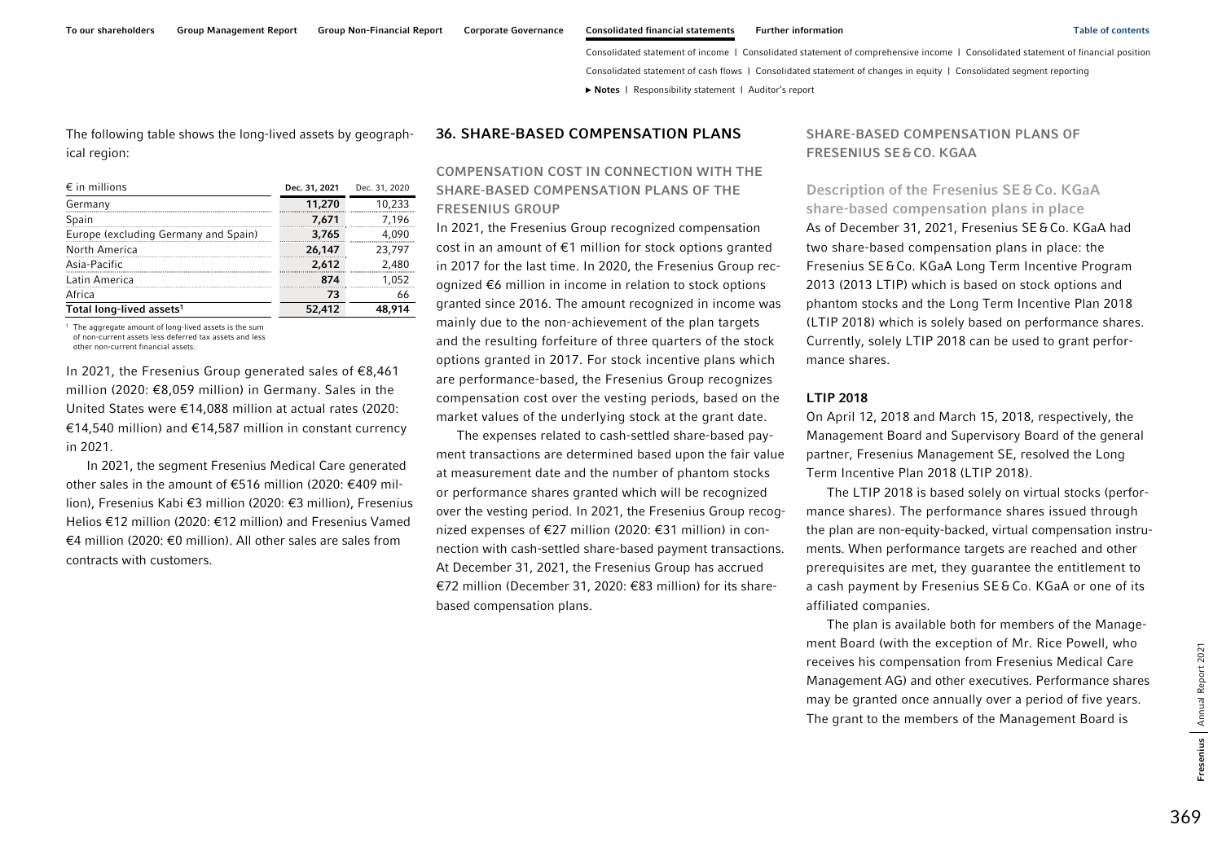The following table shows the long-lived assets by geographical region:

| € in millions | Dec. 31, 2021 | Dec. 31, 2020 |
|---|---|---|
| Germany | 11,270 | 10,233 |
| Spain | 7,671 | 7,196 |
| Europe (excluding Germany and Spain) | 3,765 | 4,090 |
| North America | 26,147 | 23,797 |
| Asia-Pacific | 2,612 | 2,480 |
| Latin America | 874 | 1,052 |
| Africa | 73 | 66 |
| **Total long-lived assets[1]** | **52,412** | **48,914** |

[1] The aggregate amount of long-lived assets is the sum of non-current assets less deferred tax assets and less other non-current financial assets.

In 2021, the Fresenius Group generated sales of €8,461 million (2020: €8,059 million) in Germany. Sales in the United States were €14,088 million at actual rates (2020: €14,540 million) and €14,587 million in constant currency in 2021.

In 2021, the segment Fresenius Medical Care generated other sales in the amount of €516 million (2020: €409 million), Fresenius Kabi €3 million (2020: €3 million), Fresenius Helios €12 million (2020: €12 million) and Fresenius Vamed €4 million (2020: €0 million). All other sales are sales from contracts with customers.

## 36. SHARE-BASED COMPENSATION PLANS

### COMPENSATION COST IN CONNECTION WITH THE SHARE-BASED COMPENSATION PLANS OF THE FRESENIUS GROUP

In 2021, the Fresenius Group recognized compensation cost in an amount of €1 million for stock options granted in 2017 for the last time. In 2020, the Fresenius Group recognized €6 million in income in relation to stock options granted since 2016. The amount recognized in income was mainly due to the non-achievement of the plan targets and the resulting forfeiture of three quarters of the stock options granted in 2017. For stock incentive plans which are performance-based, the Fresenius Group recognizes compensation cost over the vesting periods, based on the market values of the underlying stock at the grant date.

The expenses related to cash-settled share-based payment transactions are determined based upon the fair value at measurement date and the number of phantom stocks or performance shares granted which will be recognized over the vesting period. In 2021, the Fresenius Group recognized expenses of €27 million (2020: €31 million) in connection with cash-settled share-based payment transactions. At December 31, 2021, the Fresenius Group has accrued €72 million (December 31, 2020: €83 million) for its share-based compensation plans.

### SHARE-BASED COMPENSATION PLANS OF FRESENIUS SE & CO. KGAA

#### Description of the Fresenius SE & Co. KGaA share-based compensation plans in place

As of December 31, 2021, Fresenius SE & Co. KGaA had two share-based compensation plans in place: the Fresenius SE & Co. KGaA Long Term Incentive Program 2013 (2013 LTIP) which is based on stock options and phantom stocks and the Long Term Incentive Plan 2018 (LTIP 2018) which is solely based on performance shares. Currently, solely LTIP 2018 can be used to grant performance shares.

**LTIP 2018**

On April 12, 2018 and March 15, 2018, respectively, the Management Board and Supervisory Board of the general partner, Fresenius Management SE, resolved the Long Term Incentive Plan 2018 (LTIP 2018).

The LTIP 2018 is based solely on virtual stocks (performance shares). The performance shares issued through the plan are non-equity-backed, virtual compensation instruments. When performance targets are reached and other prerequisites are met, they guarantee the entitlement to a cash payment by Fresenius SE & Co. KGaA or one of its affiliated companies.

The plan is available both for members of the Management Board (with the exception of Mr. Rice Powell, who receives his compensation from Fresenius Medical Care Management AG) and other executives. Performance shares may be granted once annually over a period of five years. The grant to the members of the Management Board is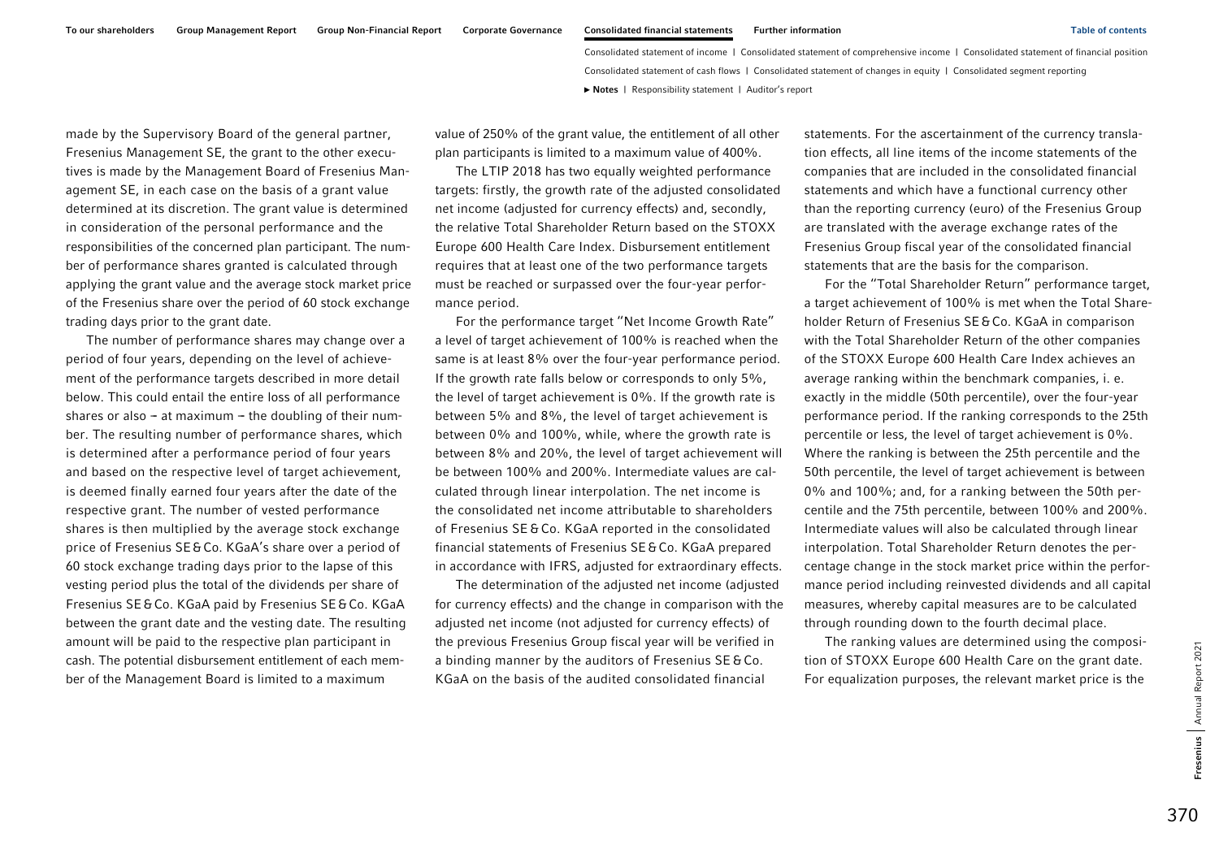made by the Supervisory Board of the general partner, Fresenius Management SE, the grant to the other executives is made by the Management Board of Fresenius Management SE, in each case on the basis of a grant value determined at its discretion. The grant value is determined in consideration of the personal performance and the responsibilities of the concerned plan participant. The number of performance shares granted is calculated through applying the grant value and the average stock market price of the Fresenius share over the period of 60 stock exchange trading days prior to the grant date.

The number of performance shares may change over a period of four years, depending on the level of achievement of the performance targets described in more detail below. This could entail the entire loss of all performance shares or also – at maximum – the doubling of their number. The resulting number of performance shares, which is determined after a performance period of four years and based on the respective level of target achievement, is deemed finally earned four years after the date of the respective grant. The number of vested performance shares is then multiplied by the average stock exchange price of Fresenius SE & Co. KGaA's share over a period of 60 stock exchange trading days prior to the lapse of this vesting period plus the total of the dividends per share of Fresenius SE & Co. KGaA paid by Fresenius SE & Co. KGaA between the grant date and the vesting date. The resulting amount will be paid to the respective plan participant in cash. The potential disbursement entitlement of each member of the Management Board is limited to a maximum value of 250% of the grant value, the entitlement of all other plan participants is limited to a maximum value of 400%.

The LTIP 2018 has two equally weighted performance targets: firstly, the growth rate of the adjusted consolidated net income (adjusted for currency effects) and, secondly, the relative Total Shareholder Return based on the STOXX Europe 600 Health Care Index. Disbursement entitlement requires that at least one of the two performance targets must be reached or surpassed over the four-year performance period.

For the performance target "Net Income Growth Rate" a level of target achievement of 100% is reached when the same is at least 8% over the four-year performance period. If the growth rate falls below or corresponds to only 5%, the level of target achievement is 0%. If the growth rate is between 5% and 8%, the level of target achievement is between 0% and 100%, while, where the growth rate is between 8% and 20%, the level of target achievement will be between 100% and 200%. Intermediate values are calculated through linear interpolation. The net income is the consolidated net income attributable to shareholders of Fresenius SE & Co. KGaA reported in the consolidated financial statements of Fresenius SE & Co. KGaA prepared in accordance with IFRS, adjusted for extraordinary effects.

The determination of the adjusted net income (adjusted for currency effects) and the change in comparison with the adjusted net income (not adjusted for currency effects) of the previous Fresenius Group fiscal year will be verified in a binding manner by the auditors of Fresenius SE & Co. KGaA on the basis of the audited consolidated financial statements. For the ascertainment of the currency translation effects, all line items of the income statements of the companies that are included in the consolidated financial statements and which have a functional currency other than the reporting currency (euro) of the Fresenius Group are translated with the average exchange rates of the Fresenius Group fiscal year of the consolidated financial statements that are the basis for the comparison.

For the "Total Shareholder Return" performance target, a target achievement of 100% is met when the Total Shareholder Return of Fresenius SE & Co. KGaA in comparison with the Total Shareholder Return of the other companies of the STOXX Europe 600 Health Care Index achieves an average ranking within the benchmark companies, i. e. exactly in the middle (50th percentile), over the four-year performance period. If the ranking corresponds to the 25th percentile or less, the level of target achievement is 0%. Where the ranking is between the 25th percentile and the 50th percentile, the level of target achievement is between 0% and 100%; and, for a ranking between the 50th percentile and the 75th percentile, between 100% and 200%. Intermediate values will also be calculated through linear interpolation. Total Shareholder Return denotes the percentage change in the stock market price within the performance period including reinvested dividends and all capital measures, whereby capital measures are to be calculated through rounding down to the fourth decimal place.

The ranking values are determined using the composition of STOXX Europe 600 Health Care on the grant date. For equalization purposes, the relevant market price is the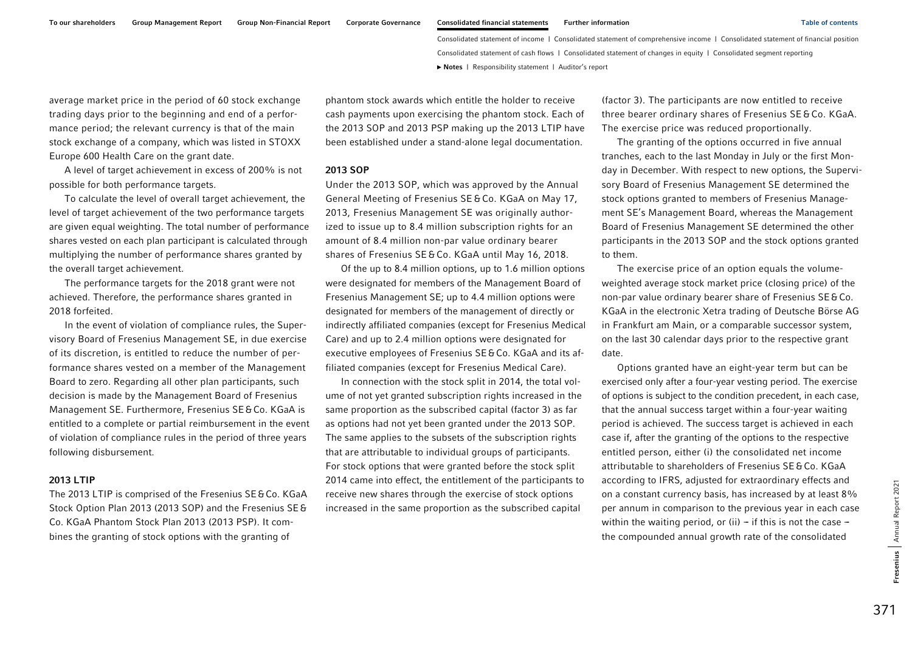average market price in the period of 60 stock exchange trading days prior to the beginning and end of a performance period; the relevant currency is that of the main stock exchange of a company, which was listed in STOXX Europe 600 Health Care on the grant date.

A level of target achievement in excess of 200% is not possible for both performance targets.

To calculate the level of overall target achievement, the level of target achievement of the two performance targets are given equal weighting. The total number of performance shares vested on each plan participant is calculated through multiplying the number of performance shares granted by the overall target achievement.

The performance targets for the 2018 grant were not achieved. Therefore, the performance shares granted in 2018 forfeited.

In the event of violation of compliance rules, the Supervisory Board of Fresenius Management SE, in due exercise of its discretion, is entitled to reduce the number of performance shares vested on a member of the Management Board to zero. Regarding all other plan participants, such decision is made by the Management Board of Fresenius Management SE. Furthermore, Fresenius SE & Co. KGaA is entitled to a complete or partial reimbursement in the event of violation of compliance rules in the period of three years following disbursement.

#### 2013 LTIP

The 2013 LTIP is comprised of the Fresenius SE & Co. KGaA Stock Option Plan 2013 (2013 SOP) and the Fresenius SE & Co. KGaA Phantom Stock Plan 2013 (2013 PSP). It combines the granting of stock options with the granting of phantom stock awards which entitle the holder to receive cash payments upon exercising the phantom stock. Each of the 2013 SOP and 2013 PSP making up the 2013 LTIP have been established under a stand-alone legal documentation.

#### 2013 SOP

Under the 2013 SOP, which was approved by the Annual General Meeting of Fresenius SE & Co. KGaA on May 17, 2013, Fresenius Management SE was originally authorized to issue up to 8.4 million subscription rights for an amount of 8.4 million non-par value ordinary bearer shares of Fresenius SE & Co. KGaA until May 16, 2018.

Of the up to 8.4 million options, up to 1.6 million options were designated for members of the Management Board of Fresenius Management SE; up to 4.4 million options were designated for members of the management of directly or indirectly affiliated companies (except for Fresenius Medical Care) and up to 2.4 million options were designated for executive employees of Fresenius SE & Co. KGaA and its affiliated companies (except for Fresenius Medical Care).

In connection with the stock split in 2014, the total volume of not yet granted subscription rights increased in the same proportion as the subscribed capital (factor 3) as far as options had not yet been granted under the 2013 SOP. The same applies to the subsets of the subscription rights that are attributable to individual groups of participants. For stock options that were granted before the stock split 2014 came into effect, the entitlement of the participants to receive new shares through the exercise of stock options increased in the same proportion as the subscribed capital (factor 3). The participants are now entitled to receive three bearer ordinary shares of Fresenius SE & Co. KGaA. The exercise price was reduced proportionally.

The granting of the options occurred in five annual tranches, each to the last Monday in July or the first Monday in December. With respect to new options, the Supervisory Board of Fresenius Management SE determined the stock options granted to members of Fresenius Management SE's Management Board, whereas the Management Board of Fresenius Management SE determined the other participants in the 2013 SOP and the stock options granted to them.

The exercise price of an option equals the volume-weighted average stock market price (closing price) of the non-par value ordinary bearer share of Fresenius SE & Co. KGaA in the electronic Xetra trading of Deutsche Börse AG in Frankfurt am Main, or a comparable successor system, on the last 30 calendar days prior to the respective grant date.

Options granted have an eight-year term but can be exercised only after a four-year vesting period. The exercise of options is subject to the condition precedent, in each case, that the annual success target within a four-year waiting period is achieved. The success target is achieved in each case if, after the granting of the options to the respective entitled person, either (i) the consolidated net income attributable to shareholders of Fresenius SE & Co. KGaA according to IFRS, adjusted for extraordinary effects and on a constant currency basis, has increased by at least 8% per annum in comparison to the previous year in each case within the waiting period, or (ii) – if this is not the case – the compounded annual growth rate of the consolidated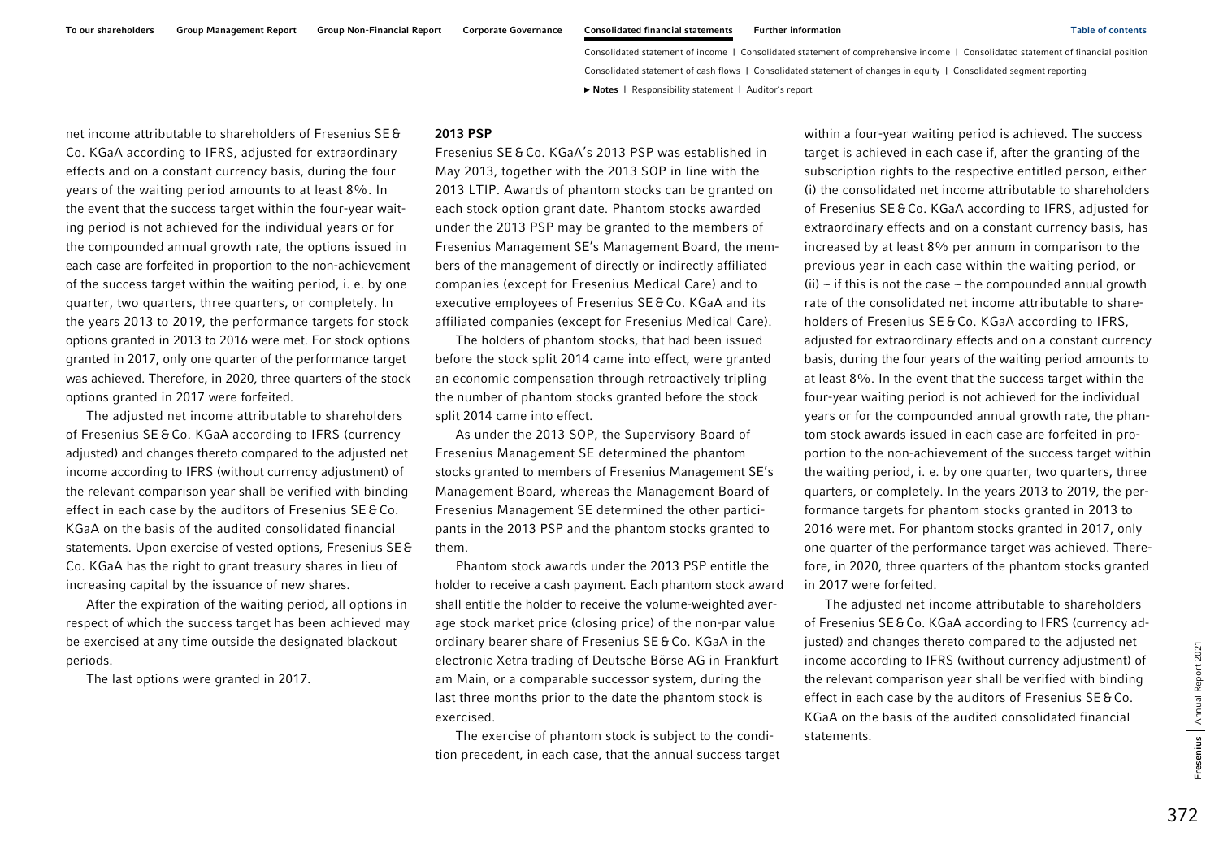net income attributable to shareholders of Fresenius SE & Co. KGaA according to IFRS, adjusted for extraordinary effects and on a constant currency basis, during the four years of the waiting period amounts to at least 8%. In the event that the success target within the four-year waiting period is not achieved for the individual years or for the compounded annual growth rate, the options issued in each case are forfeited in proportion to the non-achievement of the success target within the waiting period, i. e. by one quarter, two quarters, three quarters, or completely. In the years 2013 to 2019, the performance targets for stock options granted in 2013 to 2016 were met. For stock options granted in 2017, only one quarter of the performance target was achieved. Therefore, in 2020, three quarters of the stock options granted in 2017 were forfeited.

The adjusted net income attributable to shareholders of Fresenius SE & Co. KGaA according to IFRS (currency adjusted) and changes thereto compared to the adjusted net income according to IFRS (without currency adjustment) of the relevant comparison year shall be verified with binding effect in each case by the auditors of Fresenius SE & Co. KGaA on the basis of the audited consolidated financial statements. Upon exercise of vested options, Fresenius SE & Co. KGaA has the right to grant treasury shares in lieu of increasing capital by the issuance of new shares.

After the expiration of the waiting period, all options in respect of which the success target has been achieved may be exercised at any time outside the designated blackout periods.

The last options were granted in 2017.

### 2013 PSP

Fresenius SE & Co. KGaA's 2013 PSP was established in May 2013, together with the 2013 SOP in line with the 2013 LTIP. Awards of phantom stocks can be granted on each stock option grant date. Phantom stocks awarded under the 2013 PSP may be granted to the members of Fresenius Management SE's Management Board, the members of the management of directly or indirectly affiliated companies (except for Fresenius Medical Care) and to executive employees of Fresenius SE & Co. KGaA and its affiliated companies (except for Fresenius Medical Care).

The holders of phantom stocks, that had been issued before the stock split 2014 came into effect, were granted an economic compensation through retroactively tripling the number of phantom stocks granted before the stock split 2014 came into effect.

As under the 2013 SOP, the Supervisory Board of Fresenius Management SE determined the phantom stocks granted to members of Fresenius Management SE's Management Board, whereas the Management Board of Fresenius Management SE determined the other participants in the 2013 PSP and the phantom stocks granted to them.

Phantom stock awards under the 2013 PSP entitle the holder to receive a cash payment. Each phantom stock award shall entitle the holder to receive the volume-weighted average stock market price (closing price) of the non-par value ordinary bearer share of Fresenius SE & Co. KGaA in the electronic Xetra trading of Deutsche Börse AG in Frankfurt am Main, or a comparable successor system, during the last three months prior to the date the phantom stock is exercised.

The exercise of phantom stock is subject to the condition precedent, in each case, that the annual success target within a four-year waiting period is achieved. The success target is achieved in each case if, after the granting of the subscription rights to the respective entitled person, either (i) the consolidated net income attributable to shareholders of Fresenius SE & Co. KGaA according to IFRS, adjusted for extraordinary effects and on a constant currency basis, has increased by at least 8% per annum in comparison to the previous year in each case within the waiting period, or (ii) – if this is not the case – the compounded annual growth rate of the consolidated net income attributable to shareholders of Fresenius SE & Co. KGaA according to IFRS, adjusted for extraordinary effects and on a constant currency basis, during the four years of the waiting period amounts to at least 8%. In the event that the success target within the four-year waiting period is not achieved for the individual years or for the compounded annual growth rate, the phantom stock awards issued in each case are forfeited in proportion to the non-achievement of the success target within the waiting period, i. e. by one quarter, two quarters, three quarters, or completely. In the years 2013 to 2019, the performance targets for phantom stocks granted in 2013 to 2016 were met. For phantom stocks granted in 2017, only one quarter of the performance target was achieved. Therefore, in 2020, three quarters of the phantom stocks granted in 2017 were forfeited.

The adjusted net income attributable to shareholders of Fresenius SE & Co. KGaA according to IFRS (currency adjusted) and changes thereto compared to the adjusted net income according to IFRS (without currency adjustment) of the relevant comparison year shall be verified with binding effect in each case by the auditors of Fresenius SE & Co. KGaA on the basis of the audited consolidated financial statements.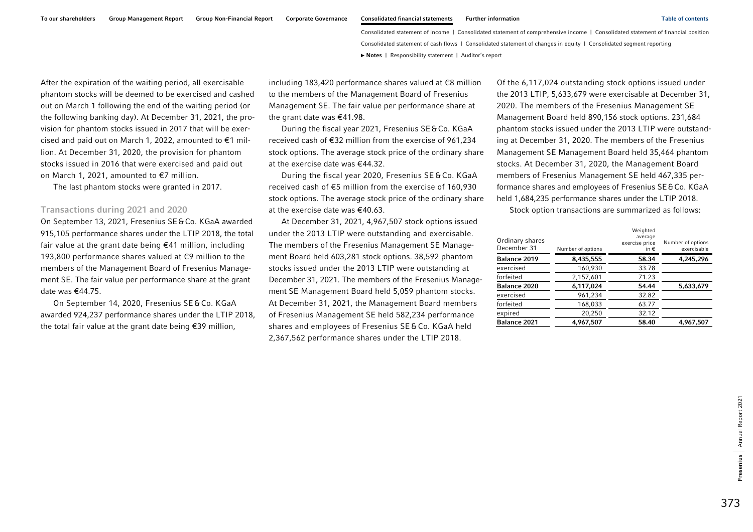After the expiration of the waiting period, all exercisable phantom stocks will be deemed to be exercised and cashed out on March 1 following the end of the waiting period (or the following banking day). At December 31, 2021, the provision for phantom stocks issued in 2017 that will be exercised and paid out on March 1, 2022, amounted to €1 million. At December 31, 2020, the provision for phantom stocks issued in 2016 that were exercised and paid out on March 1, 2021, amounted to €7 million.

The last phantom stocks were granted in 2017.

### Transactions during 2021 and 2020

On September 13, 2021, Fresenius SE & Co. KGaA awarded 915,105 performance shares under the LTIP 2018, the total fair value at the grant date being €41 million, including 193,800 performance shares valued at €9 million to the members of the Management Board of Fresenius Management SE. The fair value per performance share at the grant date was €44.75.

On September 14, 2020, Fresenius SE & Co. KGaA awarded 924,237 performance shares under the LTIP 2018, the total fair value at the grant date being €39 million, including 183,420 performance shares valued at €8 million to the members of the Management Board of Fresenius Management SE. The fair value per performance share at the grant date was €41.98.

During the fiscal year 2021, Fresenius SE & Co. KGaA received cash of €32 million from the exercise of 961,234 stock options. The average stock price of the ordinary share at the exercise date was €44.32.

During the fiscal year 2020, Fresenius SE & Co. KGaA received cash of €5 million from the exercise of 160,930 stock options. The average stock price of the ordinary share at the exercise date was €40.63.

At December 31, 2021, 4,967,507 stock options issued under the 2013 LTIP were outstanding and exercisable. The members of the Fresenius Management SE Management Board held 603,281 stock options. 38,592 phantom stocks issued under the 2013 LTIP were outstanding at December 31, 2021. The members of the Fresenius Management SE Management Board held 5,059 phantom stocks. At December 31, 2021, the Management Board members of Fresenius Management SE held 582,234 performance shares and employees of Fresenius SE & Co. KGaA held 2,367,562 performance shares under the LTIP 2018.

Of the 6,117,024 outstanding stock options issued under the 2013 LTIP, 5,633,679 were exercisable at December 31, 2020. The members of the Fresenius Management SE Management Board held 890,156 stock options. 231,684 phantom stocks issued under the 2013 LTIP were outstanding at December 31, 2020. The members of the Fresenius Management SE Management Board held 35,464 phantom stocks. At December 31, 2020, the Management Board members of Fresenius Management SE held 467,335 performance shares and employees of Fresenius SE & Co. KGaA held 1,684,235 performance shares under the LTIP 2018.

Stock option transactions are summarized as follows:

| Ordinary shares December 31 | Number of options | Weighted average exercise price in € | Number of options exercisable |
|---|---|---|---|
| **Balance 2019** | **8,435,555** | **58.34** | **4,245,296** |
| exercised | 160,930 | 33.78 | |
| forfeited | 2,157,601 | 71.23 | |
| **Balance 2020** | **6,117,024** | **54.44** | **5,633,679** |
| exercised | 961,234 | 32.82 | |
| forfeited | 168,033 | 63.77 | |
| expired | 20,250 | 32.12 | |
| **Balance 2021** | **4,967,507** | **58.40** | **4,967,507** |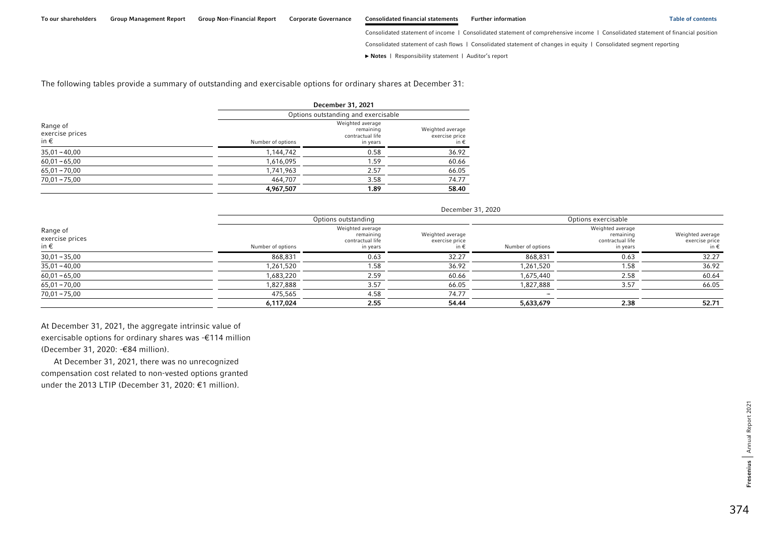The following tables provide a summary of outstanding and exercisable options for ordinary shares at December 31:

| Range of exercise prices in € | December 31, 2021 | | |
|---|---|---|---|
| | Options outstanding and exercisable | | |
| | Number of options | Weighted average remaining contractual life in years | Weighted average exercise price in € |
| 35,01 – 40,00 | 1,144,742 | 0.58 | 36.92 |
| 60,01 – 65,00 | 1,616,095 | 1.59 | 60.66 |
| 65,01 – 70,00 | 1,741,963 | 2.57 | 66.05 |
| 70,01 – 75,00 | 464,707 | 3.58 | 74.77 |
| | **4,967,507** | **1.89** | **58.40** |

| Range of exercise prices in € | December 31, 2020 | | | | | |
|---|---|---|---|---|---|---|
| | Options outstanding | | | Options exercisable | | |
| | Number of options | Weighted average remaining contractual life in years | Weighted average exercise price in € | Number of options | Weighted average remaining contractual life in years | Weighted average exercise price in € |
| 30,01 – 35,00 | 868,831 | 0.63 | 32.27 | 868,831 | 0.63 | 32.27 |
| 35,01 – 40,00 | 1,261,520 | 1.58 | 36.92 | 1,261,520 | 1.58 | 36.92 |
| 60,01 – 65,00 | 1,683,220 | 2.59 | 60.66 | 1,675,440 | 2.58 | 60.64 |
| 65,01 – 70,00 | 1,827,888 | 3.57 | 66.05 | 1,827,888 | 3.57 | 66.05 |
| 70,01 – 75,00 | 475,565 | 4.58 | 74.77 | – | | |
| | **6,117,024** | **2.55** | **54.44** | **5,633,679** | **2.38** | **52.71** |

At December 31, 2021, the aggregate intrinsic value of exercisable options for ordinary shares was -€114 million (December 31, 2020: -€84 million).

At December 31, 2021, there was no unrecognized compensation cost related to non-vested options granted under the 2013 LTIP (December 31, 2020: €1 million).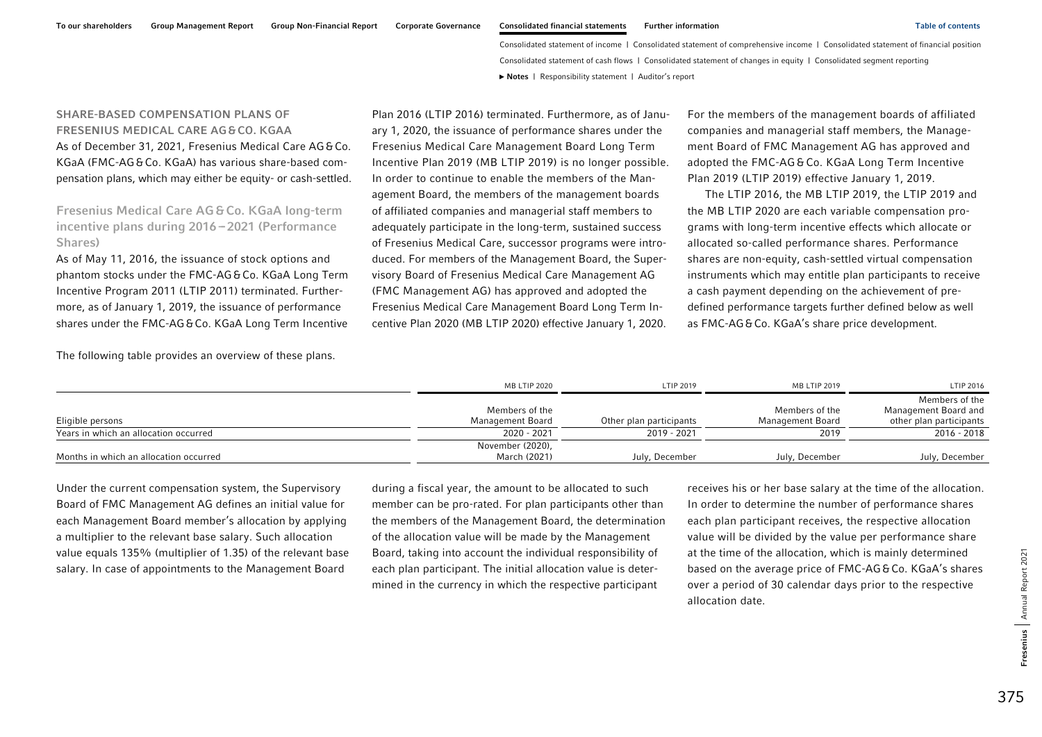## SHARE-BASED COMPENSATION PLANS OF FRESENIUS MEDICAL CARE AG & CO. KGAA

As of December 31, 2021, Fresenius Medical Care AG & Co. KGaA (FMC-AG & Co. KGaA) has various share-based compensation plans, which may either be equity- or cash-settled.

### Fresenius Medical Care AG & Co. KGaA long-term incentive plans during 2016 – 2021 (Performance Shares)

As of May 11, 2016, the issuance of stock options and phantom stocks under the FMC-AG & Co. KGaA Long Term Incentive Program 2011 (LTIP 2011) terminated. Furthermore, as of January 1, 2019, the issuance of performance shares under the FMC-AG & Co. KGaA Long Term Incentive Plan 2016 (LTIP 2016) terminated. Furthermore, as of January 1, 2020, the issuance of performance shares under the Fresenius Medical Care Management Board Long Term Incentive Plan 2019 (MB LTIP 2019) is no longer possible. In order to continue to enable the members of the Management Board, the members of the management boards of affiliated companies and managerial staff members to adequately participate in the long-term, sustained success of Fresenius Medical Care, successor programs were introduced. For members of the Management Board, the Supervisory Board of Fresenius Medical Care Management AG (FMC Management AG) has approved and adopted the Fresenius Medical Care Management Board Long Term Incentive Plan 2020 (MB LTIP 2020) effective January 1, 2020. For the members of the management boards of affiliated companies and managerial staff members, the Management Board of FMC Management AG has approved and adopted the FMC-AG & Co. KGaA Long Term Incentive Plan 2019 (LTIP 2019) effective January 1, 2019.

The LTIP 2016, the MB LTIP 2019, the LTIP 2019 and the MB LTIP 2020 are each variable compensation programs with long-term incentive effects which allocate or allocated so-called performance shares. Performance shares are non-equity, cash-settled virtual compensation instruments which may entitle plan participants to receive a cash payment depending on the achievement of predefined performance targets further defined below as well as FMC-AG & Co. KGaA's share price development.

The following table provides an overview of these plans.

| | MB LTIP 2020 | LTIP 2019 | MB LTIP 2019 | LTIP 2016 |
|---|---|---|---|---|
| Eligible persons | Members of the Management Board | Other plan participants | Members of the Management Board | Members of the Management Board and other plan participants |
| Years in which an allocation occurred | 2020 - 2021 | 2019 - 2021 | 2019 | 2016 - 2018 |
| Months in which an allocation occurred | November (2020), March (2021) | July, December | July, December | July, December |

Under the current compensation system, the Supervisory Board of FMC Management AG defines an initial value for each Management Board member's allocation by applying a multiplier to the relevant base salary. Such allocation value equals 135% (multiplier of 1.35) of the relevant base salary. In case of appointments to the Management Board during a fiscal year, the amount to be allocated to such member can be pro-rated. For plan participants other than the members of the Management Board, the determination of the allocation value will be made by the Management Board, taking into account the individual responsibility of each plan participant. The initial allocation value is determined in the currency in which the respective participant receives his or her base salary at the time of the allocation. In order to determine the number of performance shares each plan participant receives, the respective allocation value will be divided by the value per performance share at the time of the allocation, which is mainly determined based on the average price of FMC-AG & Co. KGaA's shares over a period of 30 calendar days prior to the respective allocation date.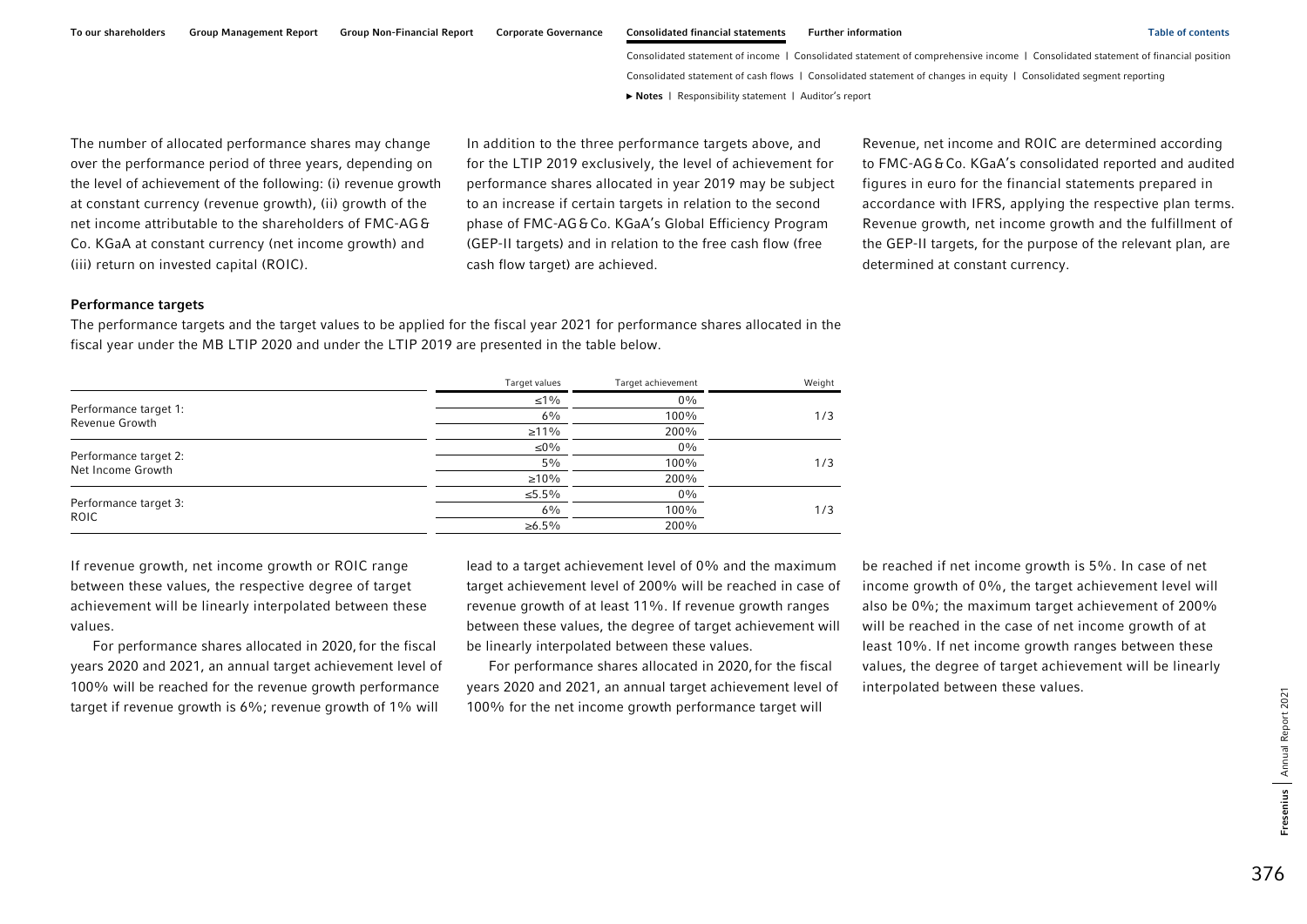The number of allocated performance shares may change over the performance period of three years, depending on the level of achievement of the following: (i) revenue growth at constant currency (revenue growth), (ii) growth of the net income attributable to the shareholders of FMC-AG & Co. KGaA at constant currency (net income growth) and (iii) return on invested capital (ROIC).

In addition to the three performance targets above, and for the LTIP 2019 exclusively, the level of achievement for performance shares allocated in year 2019 may be subject to an increase if certain targets in relation to the second phase of FMC-AG & Co. KGaA's Global Efficiency Program (GEP-II targets) and in relation to the free cash flow (free cash flow target) are achieved.

Revenue, net income and ROIC are determined according to FMC-AG & Co. KGaA's consolidated reported and audited figures in euro for the financial statements prepared in accordance with IFRS, applying the respective plan terms. Revenue growth, net income growth and the fulfillment of the GEP-II targets, for the purpose of the relevant plan, are determined at constant currency.

**Performance targets**

The performance targets and the target values to be applied for the fiscal year 2021 for performance shares allocated in the fiscal year under the MB LTIP 2020 and under the LTIP 2019 are presented in the table below.

| | Target values | Target achievement | Weight |
|---|---|---|---|
| Performance target 1: Revenue Growth | ≤1% | 0% | 1/3 |
| | 6% | 100% | |
| | ≥11% | 200% | |
| Performance target 2: Net Income Growth | ≤0% | 0% | 1/3 |
| | 5% | 100% | |
| | ≥10% | 200% | |
| Performance target 3: ROIC | ≤5.5% | 0% | 1/3 |
| | 6% | 100% | |
| | ≥6.5% | 200% | |

If revenue growth, net income growth or ROIC range between these values, the respective degree of target achievement will be linearly interpolated between these values.

For performance shares allocated in 2020, for the fiscal years 2020 and 2021, an annual target achievement level of 100% will be reached for the revenue growth performance target if revenue growth is 6%; revenue growth of 1% will lead to a target achievement level of 0% and the maximum target achievement level of 200% will be reached in case of revenue growth of at least 11%. If revenue growth ranges between these values, the degree of target achievement will be linearly interpolated between these values.

For performance shares allocated in 2020, for the fiscal years 2020 and 2021, an annual target achievement level of 100% for the net income growth performance target will be reached if net income growth is 5%. In case of net income growth of 0%, the target achievement level will also be 0%; the maximum target achievement of 200% will be reached in the case of net income growth of at least 10%. If net income growth ranges between these values, the degree of target achievement will be linearly interpolated between these values.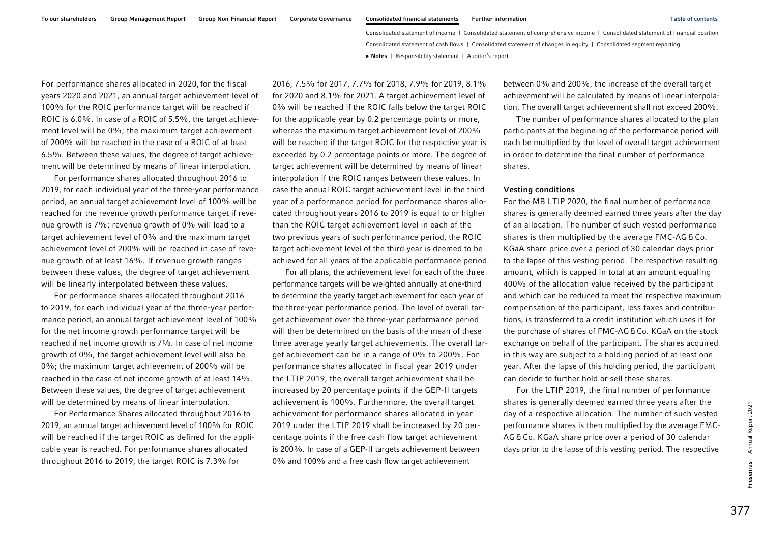For performance shares allocated in 2020, for the fiscal years 2020 and 2021, an annual target achievement level of 100% for the ROIC performance target will be reached if ROIC is 6.0%. In case of a ROIC of 5.5%, the target achievement level will be 0%; the maximum target achievement of 200% will be reached in the case of a ROIC of at least 6.5%. Between these values, the degree of target achievement will be determined by means of linear interpolation.

For performance shares allocated throughout 2016 to 2019, for each individual year of the three-year performance period, an annual target achievement level of 100% will be reached for the revenue growth performance target if revenue growth is 7%; revenue growth of 0% will lead to a target achievement level of 0% and the maximum target achievement level of 200% will be reached in case of revenue growth of at least 16%. If revenue growth ranges between these values, the degree of target achievement will be linearly interpolated between these values.

For performance shares allocated throughout 2016 to 2019, for each individual year of the three-year performance period, an annual target achievement level of 100% for the net income growth performance target will be reached if net income growth is 7%. In case of net income growth of 0%, the target achievement level will also be 0%; the maximum target achievement of 200% will be reached in the case of net income growth of at least 14%. Between these values, the degree of target achievement will be determined by means of linear interpolation.

For Performance Shares allocated throughout 2016 to 2019, an annual target achievement level of 100% for ROIC will be reached if the target ROIC as defined for the applicable year is reached. For performance shares allocated throughout 2016 to 2019, the target ROIC is 7.3% for 2016, 7.5% for 2017, 7.7% for 2018, 7.9% for 2019, 8.1% for 2020 and 8.1% for 2021. A target achievement level of 0% will be reached if the ROIC falls below the target ROIC for the applicable year by 0.2 percentage points or more, whereas the maximum target achievement level of 200% will be reached if the target ROIC for the respective year is exceeded by 0.2 percentage points or more. The degree of target achievement will be determined by means of linear interpolation if the ROIC ranges between these values. In case the annual ROIC target achievement level in the third year of a performance period for performance shares allocated throughout years 2016 to 2019 is equal to or higher than the ROIC target achievement level in each of the two previous years of such performance period, the ROIC target achievement level of the third year is deemed to be achieved for all years of the applicable performance period.

For all plans, the achievement level for each of the three performance targets will be weighted annually at one-third to determine the yearly target achievement for each year of the three-year performance period. The level of overall target achievement over the three-year performance period will then be determined on the basis of the mean of these three average yearly target achievements. The overall target achievement can be in a range of 0% to 200%. For performance shares allocated in fiscal year 2019 under the LTIP 2019, the overall target achievement shall be increased by 20 percentage points if the GEP-II targets achievement is 100%. Furthermore, the overall target achievement for performance shares allocated in year 2019 under the LTIP 2019 shall be increased by 20 percentage points if the free cash flow target achievement is 200%. In case of a GEP-II targets achievement between 0% and 100% and a free cash flow target achievement between 0% and 200%, the increase of the overall target achievement will be calculated by means of linear interpolation. The overall target achievement shall not exceed 200%.

The number of performance shares allocated to the plan participants at the beginning of the performance period will each be multiplied by the level of overall target achievement in order to determine the final number of performance shares.

#### Vesting conditions

For the MB LTIP 2020, the final number of performance shares is generally deemed earned three years after the day of an allocation. The number of such vested performance shares is then multiplied by the average FMC-AG & Co. KGaA share price over a period of 30 calendar days prior to the lapse of this vesting period. The respective resulting amount, which is capped in total at an amount equaling 400% of the allocation value received by the participant and which can be reduced to meet the respective maximum compensation of the participant, less taxes and contributions, is transferred to a credit institution which uses it for the purchase of shares of FMC-AG & Co. KGaA on the stock exchange on behalf of the participant. The shares acquired in this way are subject to a holding period of at least one year. After the lapse of this holding period, the participant can decide to further hold or sell these shares.

For the LTIP 2019, the final number of performance shares is generally deemed earned three years after the day of a respective allocation. The number of such vested performance shares is then multiplied by the average FMC-AG & Co. KGaA share price over a period of 30 calendar days prior to the lapse of this vesting period. The respective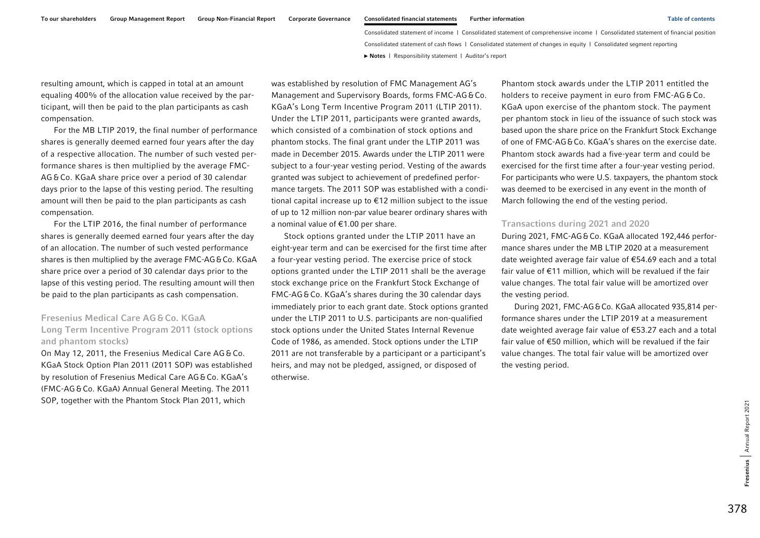resulting amount, which is capped in total at an amount equaling 400% of the allocation value received by the participant, will then be paid to the plan participants as cash compensation.

For the MB LTIP 2019, the final number of performance shares is generally deemed earned four years after the day of a respective allocation. The number of such vested performance shares is then multiplied by the average FMC-AG & Co. KGaA share price over a period of 30 calendar days prior to the lapse of this vesting period. The resulting amount will then be paid to the plan participants as cash compensation.

For the LTIP 2016, the final number of performance shares is generally deemed earned four years after the day of an allocation. The number of such vested performance shares is then multiplied by the average FMC-AG & Co. KGaA share price over a period of 30 calendar days prior to the lapse of this vesting period. The resulting amount will then be paid to the plan participants as cash compensation.

### Fresenius Medical Care AG & Co. KGaA Long Term Incentive Program 2011 (stock options and phantom stocks)

On May 12, 2011, the Fresenius Medical Care AG & Co. KGaA Stock Option Plan 2011 (2011 SOP) was established by resolution of Fresenius Medical Care AG & Co. KGaA's (FMC-AG & Co. KGaA) Annual General Meeting. The 2011 SOP, together with the Phantom Stock Plan 2011, which was established by resolution of FMC Management AG's Management and Supervisory Boards, forms FMC-AG & Co. KGaA's Long Term Incentive Program 2011 (LTIP 2011). Under the LTIP 2011, participants were granted awards, which consisted of a combination of stock options and phantom stocks. The final grant under the LTIP 2011 was made in December 2015. Awards under the LTIP 2011 were subject to a four-year vesting period. Vesting of the awards granted was subject to achievement of predefined performance targets. The 2011 SOP was established with a conditional capital increase up to €12 million subject to the issue of up to 12 million non-par value bearer ordinary shares with a nominal value of €1.00 per share.

Stock options granted under the LTIP 2011 have an eight-year term and can be exercised for the first time after a four-year vesting period. The exercise price of stock options granted under the LTIP 2011 shall be the average stock exchange price on the Frankfurt Stock Exchange of FMC-AG & Co. KGaA's shares during the 30 calendar days immediately prior to each grant date. Stock options granted under the LTIP 2011 to U.S. participants are non-qualified stock options under the United States Internal Revenue Code of 1986, as amended. Stock options under the LTIP 2011 are not transferable by a participant or a participant's heirs, and may not be pledged, assigned, or disposed of otherwise.

Phantom stock awards under the LTIP 2011 entitled the holders to receive payment in euro from FMC-AG & Co. KGaA upon exercise of the phantom stock. The payment per phantom stock in lieu of the issuance of such stock was based upon the share price on the Frankfurt Stock Exchange of one of FMC-AG & Co. KGaA's shares on the exercise date. Phantom stock awards had a five-year term and could be exercised for the first time after a four-year vesting period. For participants who were U.S. taxpayers, the phantom stock was deemed to be exercised in any event in the month of March following the end of the vesting period.

### Transactions during 2021 and 2020

During 2021, FMC-AG & Co. KGaA allocated 192,446 performance shares under the MB LTIP 2020 at a measurement date weighted average fair value of €54.69 each and a total fair value of €11 million, which will be revalued if the fair value changes. The total fair value will be amortized over the vesting period.

During 2021, FMC-AG & Co. KGaA allocated 935,814 performance shares under the LTIP 2019 at a measurement date weighted average fair value of €53.27 each and a total fair value of €50 million, which will be revalued if the fair value changes. The total fair value will be amortized over the vesting period.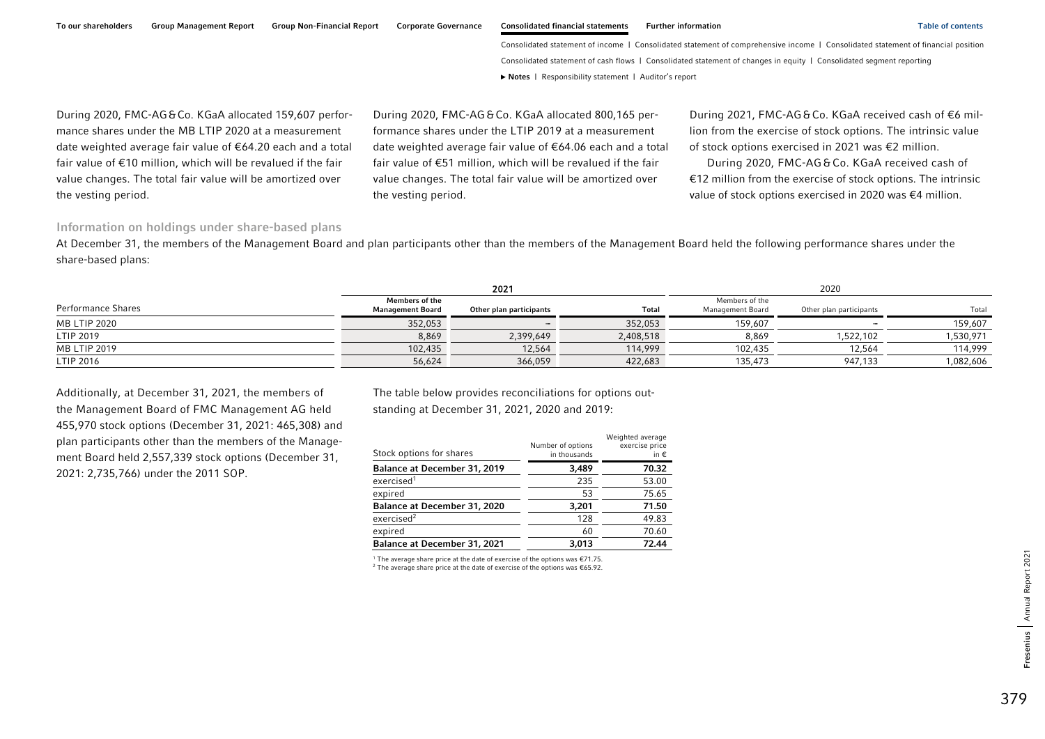During 2020, FMC-AG & Co. KGaA allocated 159,607 performance shares under the MB LTIP 2020 at a measurement date weighted average fair value of €64.20 each and a total fair value of €10 million, which will be revalued if the fair value changes. The total fair value will be amortized over the vesting period.

During 2020, FMC-AG & Co. KGaA allocated 800,165 performance shares under the LTIP 2019 at a measurement date weighted average fair value of €64.06 each and a total fair value of €51 million, which will be revalued if the fair value changes. The total fair value will be amortized over the vesting period.

During 2021, FMC-AG & Co. KGaA received cash of €6 million from the exercise of stock options. The intrinsic value of stock options exercised in 2021 was €2 million.

During 2020, FMC-AG & Co. KGaA received cash of €12 million from the exercise of stock options. The intrinsic value of stock options exercised in 2020 was €4 million.

### Information on holdings under share-based plans

At December 31, the members of the Management Board and plan participants other than the members of the Management Board held the following performance shares under the share-based plans:

| Performance Shares | 2021 | | | 2020 | | |
|---|---|---|---|---|---|---|
| | Members of the Management Board | Other plan participants | Total | Members of the Management Board | Other plan participants | Total |
| MB LTIP 2020 | 352,053 | – | 352,053 | 159,607 | – | 159,607 |
| LTIP 2019 | 8,869 | 2,399,649 | 2,408,518 | 8,869 | 1,522,102 | 1,530,971 |
| MB LTIP 2019 | 102,435 | 12,564 | 114,999 | 102,435 | 12,564 | 114,999 |
| LTIP 2016 | 56,624 | 366,059 | 422,683 | 135,473 | 947,133 | 1,082,606 |

Additionally, at December 31, 2021, the members of the Management Board of FMC Management AG held 455,970 stock options (December 31, 2021: 465,308) and plan participants other than the members of the Management Board held 2,557,339 stock options (December 31, 2021: 2,735,766) under the 2011 SOP.

The table below provides reconciliations for options outstanding at December 31, 2021, 2020 and 2019:

| Stock options for shares | Number of options in thousands | Weighted average exercise price in € |
|---|---|---|
| **Balance at December 31, 2019** | **3,489** | **70.32** |
| exercised[1] | 235 | 53.00 |
| expired | 53 | 75.65 |
| **Balance at December 31, 2020** | **3,201** | **71.50** |
| exercised[2] | 128 | 49.83 |
| expired | 60 | 70.60 |
| **Balance at December 31, 2021** | **3,013** | **72.44** |

[1] The average share price at the date of exercise of the options was €71.75.
[2] The average share price at the date of exercise of the options was €65.92.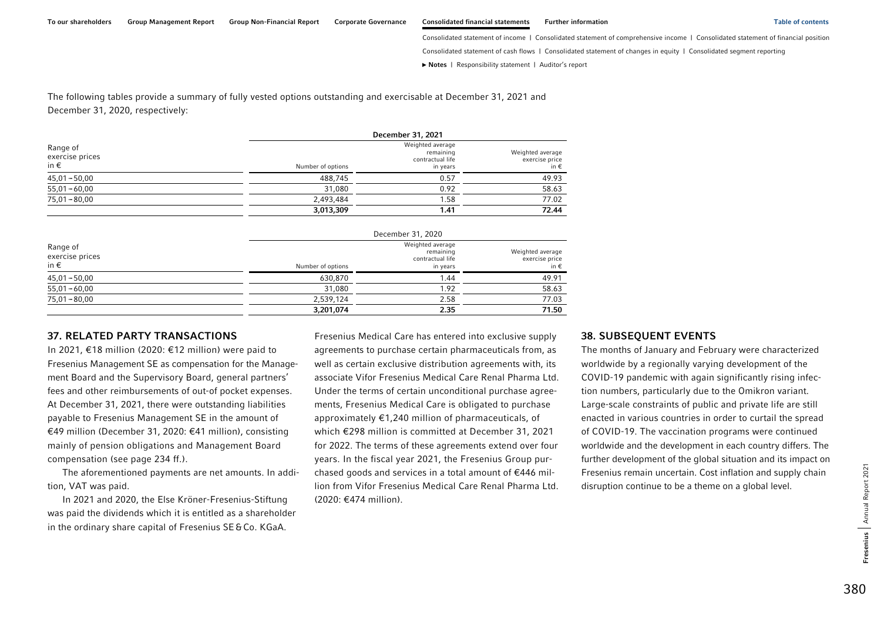The following tables provide a summary of fully vested options outstanding and exercisable at December 31, 2021 and December 31, 2020, respectively:

| Range of exercise prices in € | December 31, 2021 | | |
|---|---|---|---|
| | Number of options | Weighted average remaining contractual life in years | Weighted average exercise price in € |
| 45,01 – 50,00 | 488,745 | 0.57 | 49.93 |
| 55,01 – 60,00 | 31,080 | 0.92 | 58.63 |
| 75,01 – 80,00 | 2,493,484 | 1.58 | 77.02 |
| | **3,013,309** | **1.41** | **72.44** |

| Range of exercise prices in € | December 31, 2020 | | |
|---|---|---|---|
| | Number of options | Weighted average remaining contractual life in years | Weighted average exercise price in € |
| 45,01 – 50,00 | 630,870 | 1.44 | 49.91 |
| 55,01 – 60,00 | 31,080 | 1.92 | 58.63 |
| 75,01 – 80,00 | 2,539,124 | 2.58 | 77.03 |
| | **3,201,074** | **2.35** | **71.50** |

## 37. RELATED PARTY TRANSACTIONS

In 2021, €18 million (2020: €12 million) were paid to Fresenius Management SE as compensation for the Management Board and the Supervisory Board, general partners' fees and other reimbursements of out-of pocket expenses. At December 31, 2021, there were outstanding liabilities payable to Fresenius Management SE in the amount of €49 million (December 31, 2020: €41 million), consisting mainly of pension obligations and Management Board compensation (see page 234 ff.).

The aforementioned payments are net amounts. In addition, VAT was paid.

In 2021 and 2020, the Else Kröner-Fresenius-Stiftung was paid the dividends which it is entitled as a shareholder in the ordinary share capital of Fresenius SE & Co. KGaA.

Fresenius Medical Care has entered into exclusive supply agreements to purchase certain pharmaceuticals from, as well as certain exclusive distribution agreements with, its associate Vifor Fresenius Medical Care Renal Pharma Ltd. Under the terms of certain unconditional purchase agreements, Fresenius Medical Care is obligated to purchase approximately €1,240 million of pharmaceuticals, of which €298 million is committed at December 31, 2021 for 2022. The terms of these agreements extend over four years. In the fiscal year 2021, the Fresenius Group purchased goods and services in a total amount of €446 million from Vifor Fresenius Medical Care Renal Pharma Ltd. (2020: €474 million).

## 38. SUBSEQUENT EVENTS

The months of January and February were characterized worldwide by a regionally varying development of the COVID-19 pandemic with again significantly rising infection numbers, particularly due to the Omikron variant. Large-scale constraints of public and private life are still enacted in various countries in order to curtail the spread of COVID-19. The vaccination programs were continued worldwide and the development in each country differs. The further development of the global situation and its impact on Fresenius remain uncertain. Cost inflation and supply chain disruption continue to be a theme on a global level.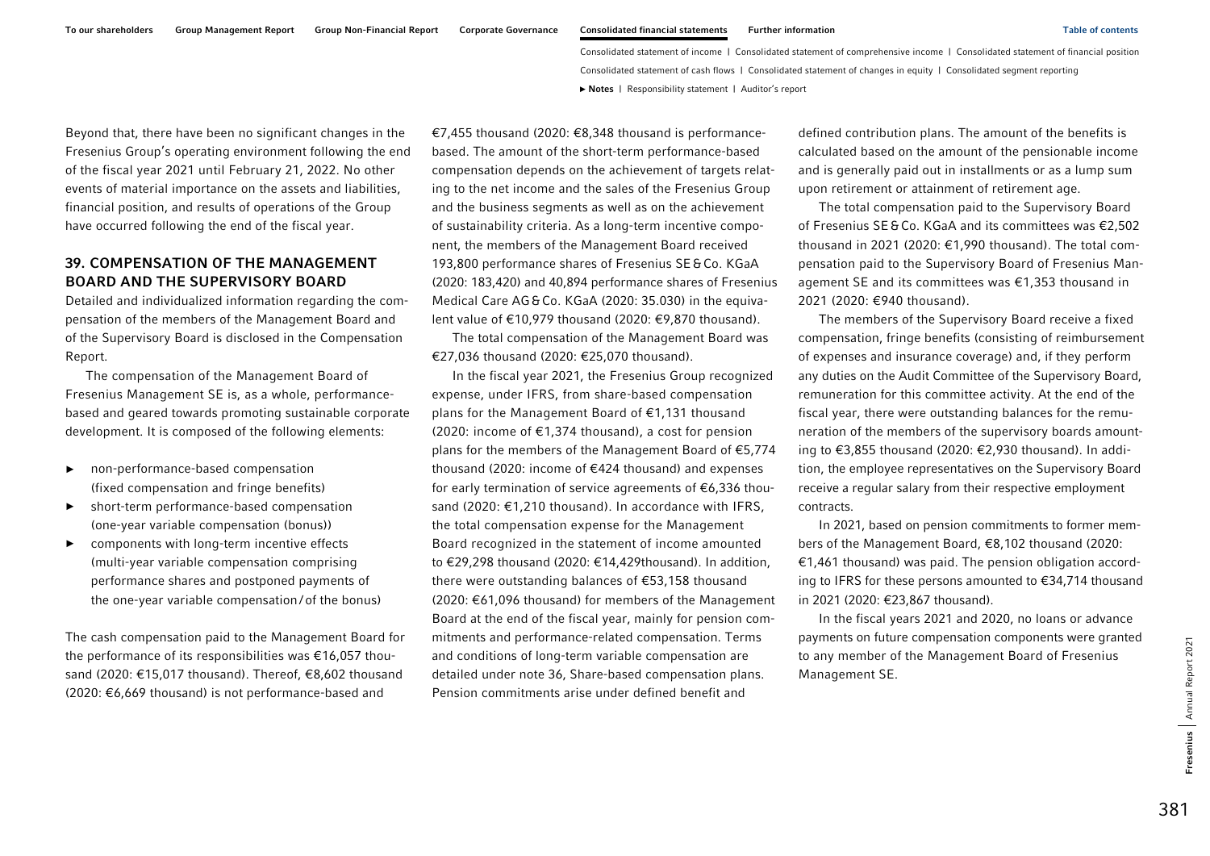Beyond that, there have been no significant changes in the Fresenius Group's operating environment following the end of the fiscal year 2021 until February 21, 2022. No other events of material importance on the assets and liabilities, financial position, and results of operations of the Group have occurred following the end of the fiscal year.

## 39. COMPENSATION OF THE MANAGEMENT BOARD AND THE SUPERVISORY BOARD

Detailed and individualized information regarding the compensation of the members of the Management Board and of the Supervisory Board is disclosed in the Compensation Report.

The compensation of the Management Board of Fresenius Management SE is, as a whole, performance-based and geared towards promoting sustainable corporate development. It is composed of the following elements:

- non-performance-based compensation (fixed compensation and fringe benefits)
- short-term performance-based compensation (one-year variable compensation (bonus))
- components with long-term incentive effects (multi-year variable compensation comprising performance shares and postponed payments of the one-year variable compensation/of the bonus)

The cash compensation paid to the Management Board for the performance of its responsibilities was €16,057 thousand (2020: €15,017 thousand). Thereof, €8,602 thousand (2020: €6,669 thousand) is not performance-based and €7,455 thousand (2020: €8,348 thousand is performance-based. The amount of the short-term performance-based compensation depends on the achievement of targets relating to the net income and the sales of the Fresenius Group and the business segments as well as on the achievement of sustainability criteria. As a long-term incentive component, the members of the Management Board received 193,800 performance shares of Fresenius SE & Co. KGaA (2020: 183,420) and 40,894 performance shares of Fresenius Medical Care AG & Co. KGaA (2020: 35.030) in the equivalent value of €10,979 thousand (2020: €9,870 thousand).

The total compensation of the Management Board was €27,036 thousand (2020: €25,070 thousand).

In the fiscal year 2021, the Fresenius Group recognized expense, under IFRS, from share-based compensation plans for the Management Board of €1,131 thousand (2020: income of €1,374 thousand), a cost for pension plans for the members of the Management Board of €5,774 thousand (2020: income of €424 thousand) and expenses for early termination of service agreements of €6,336 thousand (2020: €1,210 thousand). In accordance with IFRS, the total compensation expense for the Management Board recognized in the statement of income amounted to €29,298 thousand (2020: €14,429thousand). In addition, there were outstanding balances of €53,158 thousand (2020: €61,096 thousand) for members of the Management Board at the end of the fiscal year, mainly for pension commitments and performance-related compensation. Terms and conditions of long-term variable compensation are detailed under note 36, Share-based compensation plans. Pension commitments arise under defined benefit and defined contribution plans. The amount of the benefits is calculated based on the amount of the pensionable income and is generally paid out in installments or as a lump sum upon retirement or attainment of retirement age.

The total compensation paid to the Supervisory Board of Fresenius SE & Co. KGaA and its committees was €2,502 thousand in 2021 (2020: €1,990 thousand). The total compensation paid to the Supervisory Board of Fresenius Management SE and its committees was €1,353 thousand in 2021 (2020: €940 thousand).

The members of the Supervisory Board receive a fixed compensation, fringe benefits (consisting of reimbursement of expenses and insurance coverage) and, if they perform any duties on the Audit Committee of the Supervisory Board, remuneration for this committee activity. At the end of the fiscal year, there were outstanding balances for the remuneration of the members of the supervisory boards amounting to €3,855 thousand (2020: €2,930 thousand). In addition, the employee representatives on the Supervisory Board receive a regular salary from their respective employment contracts.

In 2021, based on pension commitments to former members of the Management Board, €8,102 thousand (2020: €1,461 thousand) was paid. The pension obligation according to IFRS for these persons amounted to €34,714 thousand in 2021 (2020: €23,867 thousand).

In the fiscal years 2021 and 2020, no loans or advance payments on future compensation components were granted to any member of the Management Board of Fresenius Management SE.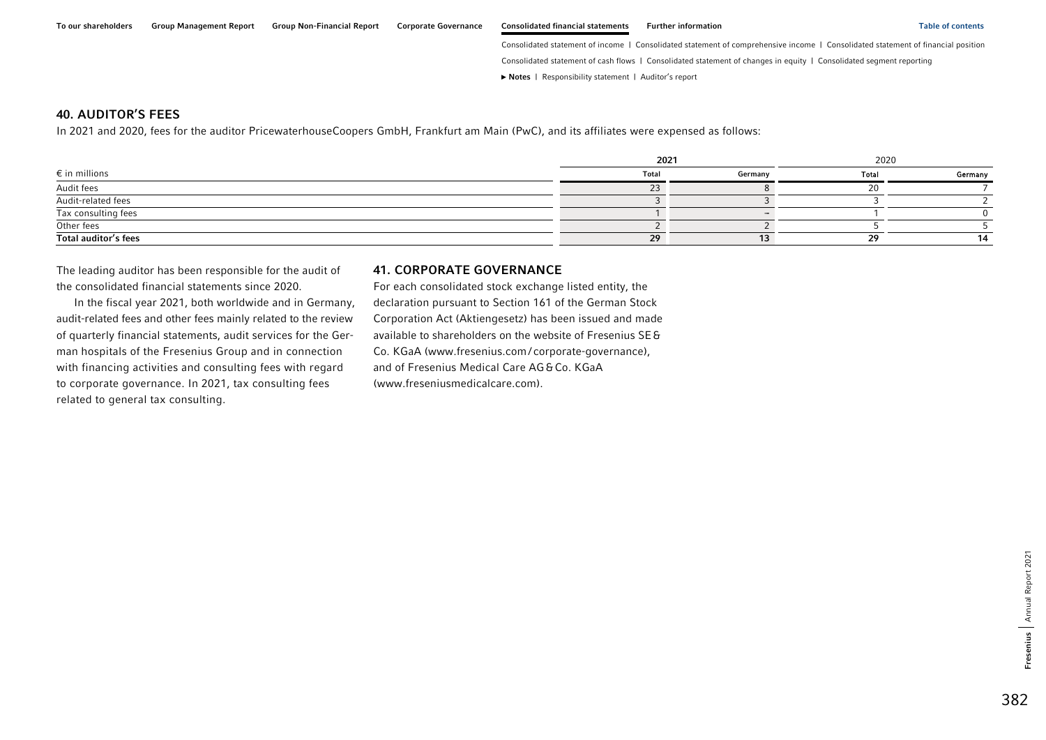## 40. AUDITOR'S FEES

In 2021 and 2020, fees for the auditor PricewaterhouseCoopers GmbH, Frankfurt am Main (PwC), and its affiliates were expensed as follows:

| | 2021 | | 2020 | |
|---|---|---|---|---|
| € in millions | Total | Germany | Total | Germany |
| Audit fees | 23 | 8 | 20 | 7 |
| Audit-related fees | 3 | 3 | 3 | 2 |
| Tax consulting fees | 1 | – | 1 | 0 |
| Other fees | 2 | 2 | 5 | 5 |
| **Total auditor's fees** | **29** | **13** | **29** | **14** |

The leading auditor has been responsible for the audit of the consolidated financial statements since 2020.

In the fiscal year 2021, both worldwide and in Germany, audit-related fees and other fees mainly related to the review of quarterly financial statements, audit services for the German hospitals of the Fresenius Group and in connection with financing activities and consulting fees with regard to corporate governance. In 2021, tax consulting fees related to general tax consulting.

## 41. CORPORATE GOVERNANCE

For each consolidated stock exchange listed entity, the declaration pursuant to Section 161 of the German Stock Corporation Act (Aktiengesetz) has been issued and made available to shareholders on the website of Fresenius SE & Co. KGaA (www.fresenius.com/corporate-governance), and of Fresenius Medical Care AG & Co. KGaA (www.freseniusmedicalcare.com).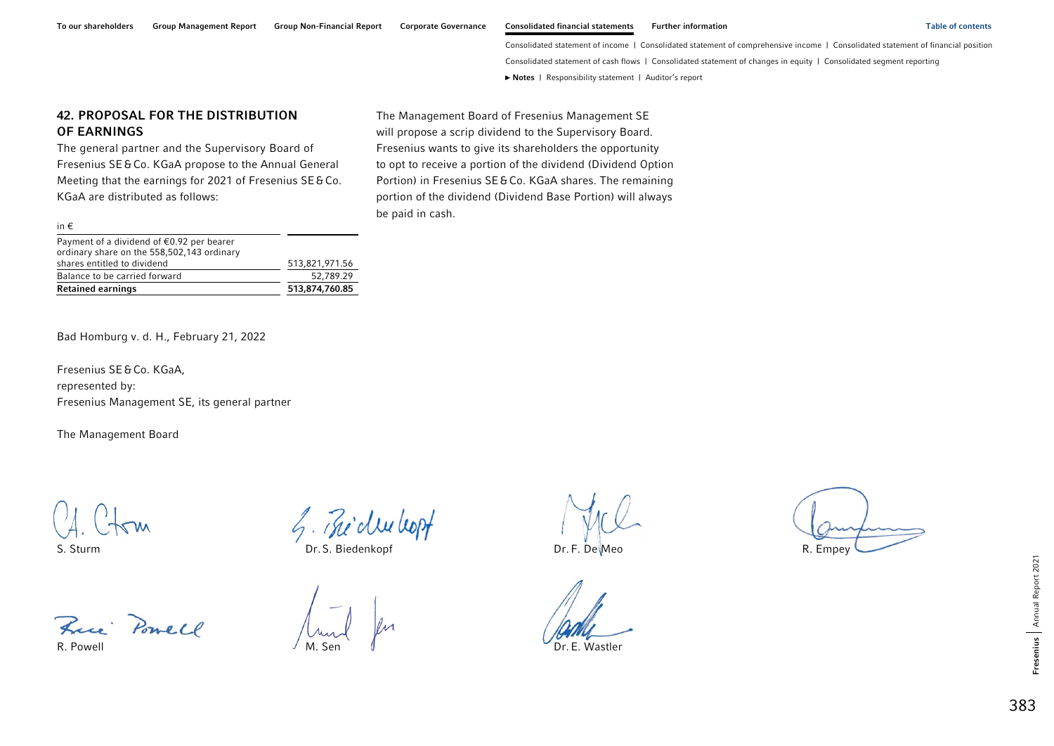## 42. PROPOSAL FOR THE DISTRIBUTION OF EARNINGS

The general partner and the Supervisory Board of Fresenius SE & Co. KGaA propose to the Annual General Meeting that the earnings for 2021 of Fresenius SE & Co. KGaA are distributed as follows:

| in € | |
|---|---|
| Payment of a dividend of €0.92 per bearer ordinary share on the 558,502,143 ordinary shares entitled to dividend | 513,821,971.56 |
| Balance to be carried forward | 52,789.29 |
| **Retained earnings** | **513,874,760.85** |

The Management Board of Fresenius Management SE will propose a scrip dividend to the Supervisory Board. Fresenius wants to give its shareholders the opportunity to opt to receive a portion of the dividend (Dividend Option Portion) in Fresenius SE & Co. KGaA shares. The remaining portion of the dividend (Dividend Base Portion) will always be paid in cash.

Bad Homburg v. d. H., February 21, 2022

Fresenius SE & Co. KGaA,
represented by:
Fresenius Management SE, its general partner

The Management Board

S. Sturm

Dr. S. Biedenkopf

Dr. F. De Meo

R. Empey

R. Powell

M. Sen

Dr. E. Wastler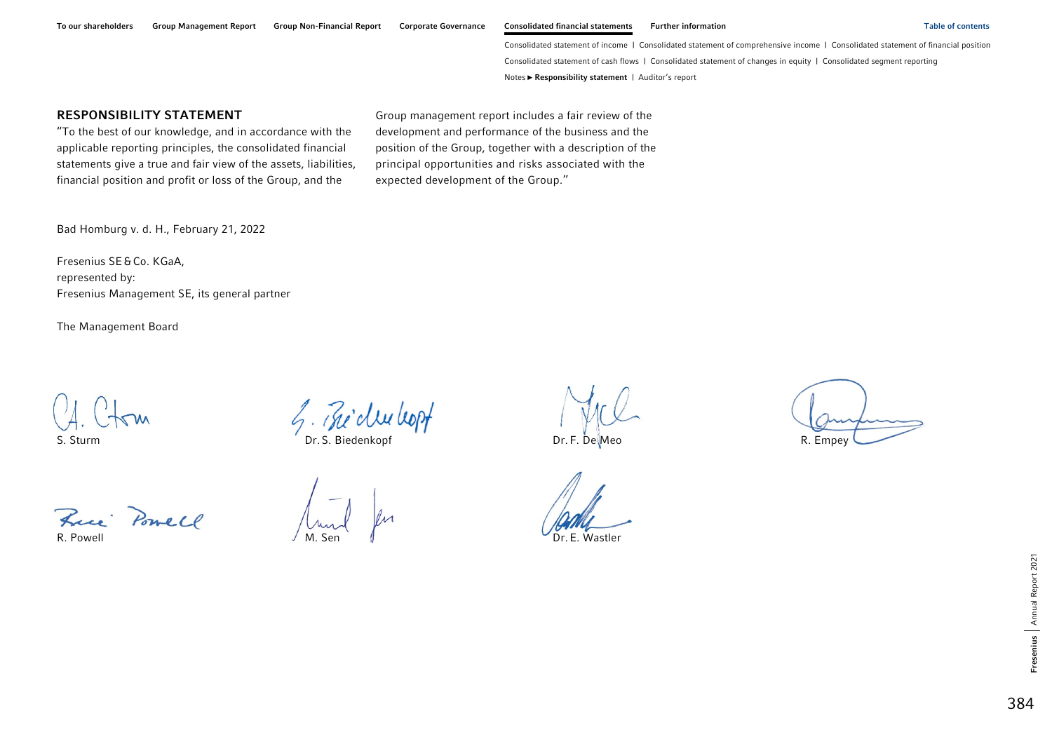## RESPONSIBILITY STATEMENT

"To the best of our knowledge, and in accordance with the applicable reporting principles, the consolidated financial statements give a true and fair view of the assets, liabilities, financial position and profit or loss of the Group, and the Group management report includes a fair review of the development and performance of the business and the position of the Group, together with a description of the principal opportunities and risks associated with the expected development of the Group."

Bad Homburg v. d. H., February 21, 2022

Fresenius SE & Co. KGaA,
represented by:
Fresenius Management SE, its general partner

The Management Board

S. Sturm

Dr. S. Biedenkopf

Dr. F. De Meo

R. Empey

R. Powell

M. Sen

Dr. E. Wastler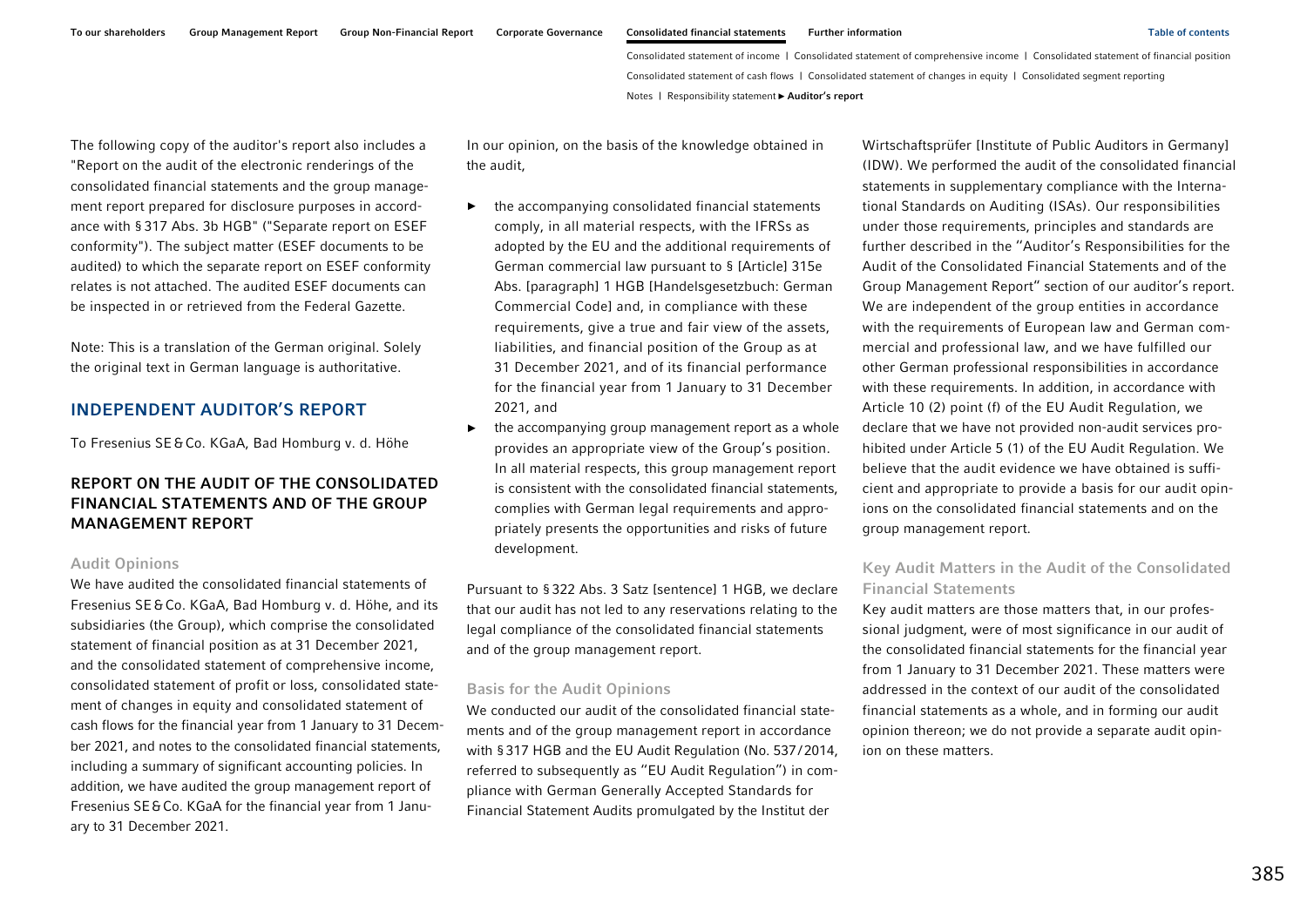The following copy of the auditor's report also includes a "Report on the audit of the electronic renderings of the consolidated financial statements and the group management report prepared for disclosure purposes in accordance with § 317 Abs. 3b HGB" ("Separate report on ESEF conformity"). The subject matter (ESEF documents to be audited) to which the separate report on ESEF conformity relates is not attached. The audited ESEF documents can be inspected in or retrieved from the Federal Gazette.

Note: This is a translation of the German original. Solely the original text in German language is authoritative.

## INDEPENDENT AUDITOR'S REPORT

To Fresenius SE & Co. KGaA, Bad Homburg v. d. Höhe

### REPORT ON THE AUDIT OF THE CONSOLIDATED FINANCIAL STATEMENTS AND OF THE GROUP MANAGEMENT REPORT

#### Audit Opinions

We have audited the consolidated financial statements of Fresenius SE & Co. KGaA, Bad Homburg v. d. Höhe, and its subsidiaries (the Group), which comprise the consolidated statement of financial position as at 31 December 2021, and the consolidated statement of comprehensive income, consolidated statement of profit or loss, consolidated statement of changes in equity and consolidated statement of cash flows for the financial year from 1 January to 31 December 2021, and notes to the consolidated financial statements, including a summary of significant accounting policies. In addition, we have audited the group management report of Fresenius SE & Co. KGaA for the financial year from 1 January to 31 December 2021.

In our opinion, on the basis of the knowledge obtained in the audit,

- the accompanying consolidated financial statements comply, in all material respects, with the IFRSs as adopted by the EU and the additional requirements of German commercial law pursuant to § [Article] 315e Abs. [paragraph] 1 HGB [Handelsgesetzbuch: German Commercial Code] and, in compliance with these requirements, give a true and fair view of the assets, liabilities, and financial position of the Group as at 31 December 2021, and of its financial performance for the financial year from 1 January to 31 December 2021, and
- the accompanying group management report as a whole provides an appropriate view of the Group's position. In all material respects, this group management report is consistent with the consolidated financial statements, complies with German legal requirements and appropriately presents the opportunities and risks of future development.

Pursuant to § 322 Abs. 3 Satz [sentence] 1 HGB, we declare that our audit has not led to any reservations relating to the legal compliance of the consolidated financial statements and of the group management report.

#### Basis for the Audit Opinions

We conducted our audit of the consolidated financial statements and of the group management report in accordance with § 317 HGB and the EU Audit Regulation (No. 537/2014, referred to subsequently as "EU Audit Regulation") in compliance with German Generally Accepted Standards for Financial Statement Audits promulgated by the Institut der Wirtschaftsprüfer [Institute of Public Auditors in Germany] (IDW). We performed the audit of the consolidated financial statements in supplementary compliance with the International Standards on Auditing (ISAs). Our responsibilities under those requirements, principles and standards are further described in the "Auditor's Responsibilities for the Audit of the Consolidated Financial Statements and of the Group Management Report" section of our auditor's report. We are independent of the group entities in accordance with the requirements of European law and German commercial and professional law, and we have fulfilled our other German professional responsibilities in accordance with these requirements. In addition, in accordance with Article 10 (2) point (f) of the EU Audit Regulation, we declare that we have not provided non-audit services prohibited under Article 5 (1) of the EU Audit Regulation. We believe that the audit evidence we have obtained is sufficient and appropriate to provide a basis for our audit opinions on the consolidated financial statements and on the group management report.

#### Key Audit Matters in the Audit of the Consolidated Financial Statements

Key audit matters are those matters that, in our professional judgment, were of most significance in our audit of the consolidated financial statements for the financial year from 1 January to 31 December 2021. These matters were addressed in the context of our audit of the consolidated financial statements as a whole, and in forming our audit opinion thereon; we do not provide a separate audit opinion on these matters.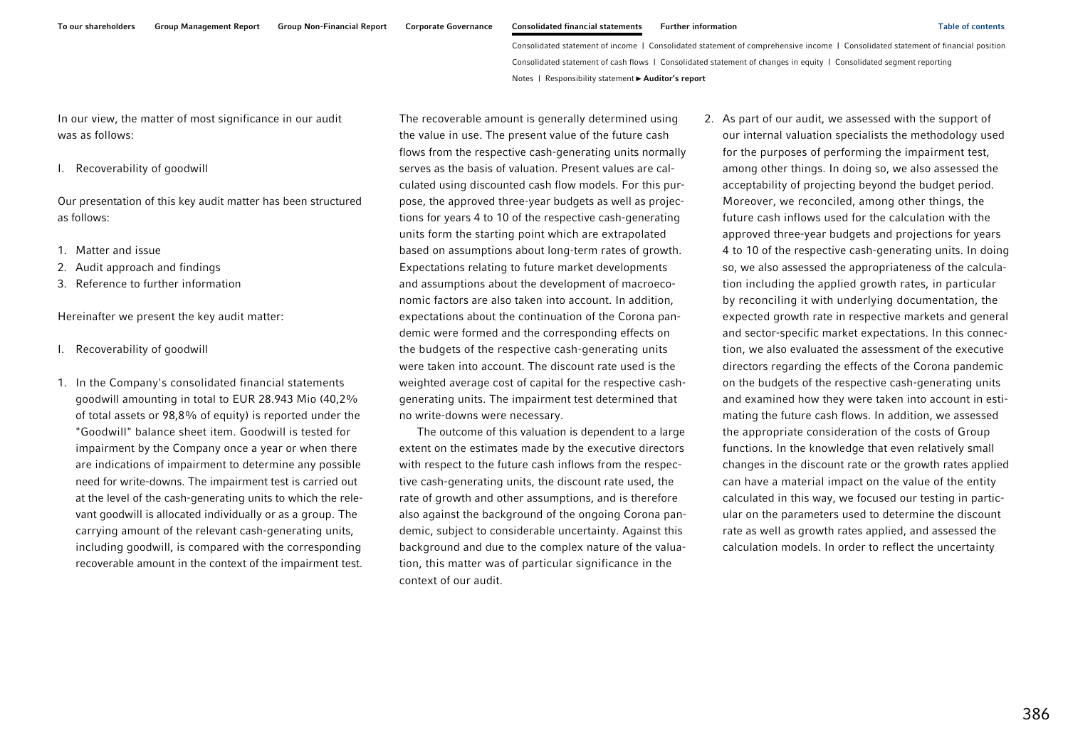In our view, the matter of most significance in our audit was as follows:

I. Recoverability of goodwill

Our presentation of this key audit matter has been structured as follows:

1. Matter and issue
2. Audit approach and findings
3. Reference to further information

Hereinafter we present the key audit matter:

I. Recoverability of goodwill

1. In the Company's consolidated financial statements goodwill amounting in total to EUR 28.943 Mio (40,2% of total assets or 98,8% of equity) is reported under the "Goodwill" balance sheet item. Goodwill is tested for impairment by the Company once a year or when there are indications of impairment to determine any possible need for write-downs. The impairment test is carried out at the level of the cash-generating units to which the relevant goodwill is allocated individually or as a group. The carrying amount of the relevant cash-generating units, including goodwill, is compared with the corresponding recoverable amount in the context of the impairment test. The recoverable amount is generally determined using the value in use. The present value of the future cash flows from the respective cash-generating units normally serves as the basis of valuation. Present values are calculated using discounted cash flow models. For this purpose, the approved three-year budgets as well as projections for years 4 to 10 of the respective cash-generating units form the starting point which are extrapolated based on assumptions about long-term rates of growth. Expectations relating to future market developments and assumptions about the development of macroeconomic factors are also taken into account. In addition, expectations about the continuation of the Corona pandemic were formed and the corresponding effects on the budgets of the respective cash-generating units were taken into account. The discount rate used is the weighted average cost of capital for the respective cash-generating units. The impairment test determined that no write-downs were necessary.

   The outcome of this valuation is dependent to a large extent on the estimates made by the executive directors with respect to the future cash inflows from the respective cash-generating units, the discount rate used, the rate of growth and other assumptions, and is therefore also against the background of the ongoing Corona pandemic, subject to considerable uncertainty. Against this background and due to the complex nature of the valuation, this matter was of particular significance in the context of our audit.

2. As part of our audit, we assessed with the support of our internal valuation specialists the methodology used for the purposes of performing the impairment test, among other things. In doing so, we also assessed the acceptability of projecting beyond the budget period. Moreover, we reconciled, among other things, the future cash inflows used for the calculation with the approved three-year budgets and projections for years 4 to 10 of the respective cash-generating units. In doing so, we also assessed the appropriateness of the calculation including the applied growth rates, in particular by reconciling it with underlying documentation, the expected growth rate in respective markets and general and sector-specific market expectations. In this connection, we also evaluated the assessment of the executive directors regarding the effects of the Corona pandemic on the budgets of the respective cash-generating units and examined how they were taken into account in estimating the future cash flows. In addition, we assessed the appropriate consideration of the costs of Group functions. In the knowledge that even relatively small changes in the discount rate or the growth rates applied can have a material impact on the value of the entity calculated in this way, we focused our testing in particular on the parameters used to determine the discount rate as well as growth rates applied, and assessed the calculation models. In order to reflect the uncertainty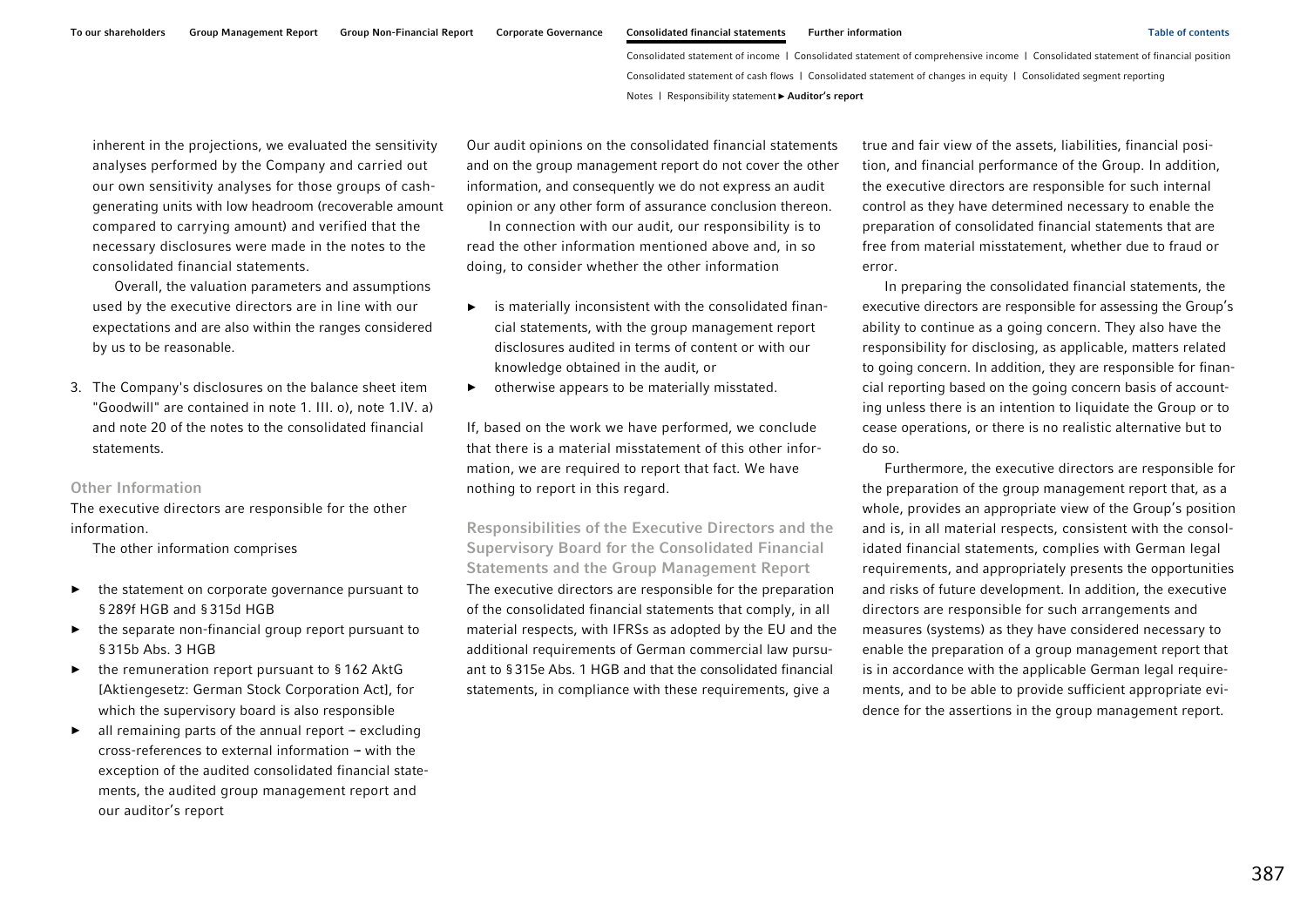inherent in the projections, we evaluated the sensitivity analyses performed by the Company and carried out our own sensitivity analyses for those groups of cash-generating units with low headroom (recoverable amount compared to carrying amount) and verified that the necessary disclosures were made in the notes to the consolidated financial statements.

Overall, the valuation parameters and assumptions used by the executive directors are in line with our expectations and are also within the ranges considered by us to be reasonable.

3. The Company's disclosures on the balance sheet item "Goodwill" are contained in note 1. III. o), note 1.IV. a) and note 20 of the notes to the consolidated financial statements.

### Other Information

The executive directors are responsible for the other information.

The other information comprises

- the statement on corporate governance pursuant to § 289f HGB and § 315d HGB
- the separate non-financial group report pursuant to § 315b Abs. 3 HGB
- the remuneration report pursuant to § 162 AktG [Aktiengesetz: German Stock Corporation Act], for which the supervisory board is also responsible
- all remaining parts of the annual report – excluding cross-references to external information – with the exception of the audited consolidated financial statements, the audited group management report and our auditor's report

Our audit opinions on the consolidated financial statements and on the group management report do not cover the other information, and consequently we do not express an audit opinion or any other form of assurance conclusion thereon.

In connection with our audit, our responsibility is to read the other information mentioned above and, in so doing, to consider whether the other information

- is materially inconsistent with the consolidated financial statements, with the group management report disclosures audited in terms of content or with our knowledge obtained in the audit, or
- otherwise appears to be materially misstated.

If, based on the work we have performed, we conclude that there is a material misstatement of this other information, we are required to report that fact. We have nothing to report in this regard.

### Responsibilities of the Executive Directors and the Supervisory Board for the Consolidated Financial Statements and the Group Management Report

The executive directors are responsible for the preparation of the consolidated financial statements that comply, in all material respects, with IFRSs as adopted by the EU and the additional requirements of German commercial law pursuant to § 315e Abs. 1 HGB and that the consolidated financial statements, in compliance with these requirements, give a true and fair view of the assets, liabilities, financial position, and financial performance of the Group. In addition, the executive directors are responsible for such internal control as they have determined necessary to enable the preparation of consolidated financial statements that are free from material misstatement, whether due to fraud or error.

In preparing the consolidated financial statements, the executive directors are responsible for assessing the Group's ability to continue as a going concern. They also have the responsibility for disclosing, as applicable, matters related to going concern. In addition, they are responsible for financial reporting based on the going concern basis of accounting unless there is an intention to liquidate the Group or to cease operations, or there is no realistic alternative but to do so.

Furthermore, the executive directors are responsible for the preparation of the group management report that, as a whole, provides an appropriate view of the Group's position and is, in all material respects, consistent with the consolidated financial statements, complies with German legal requirements, and appropriately presents the opportunities and risks of future development. In addition, the executive directors are responsible for such arrangements and measures (systems) as they have considered necessary to enable the preparation of a group management report that is in accordance with the applicable German legal requirements, and to be able to provide sufficient appropriate evidence for the assertions in the group management report.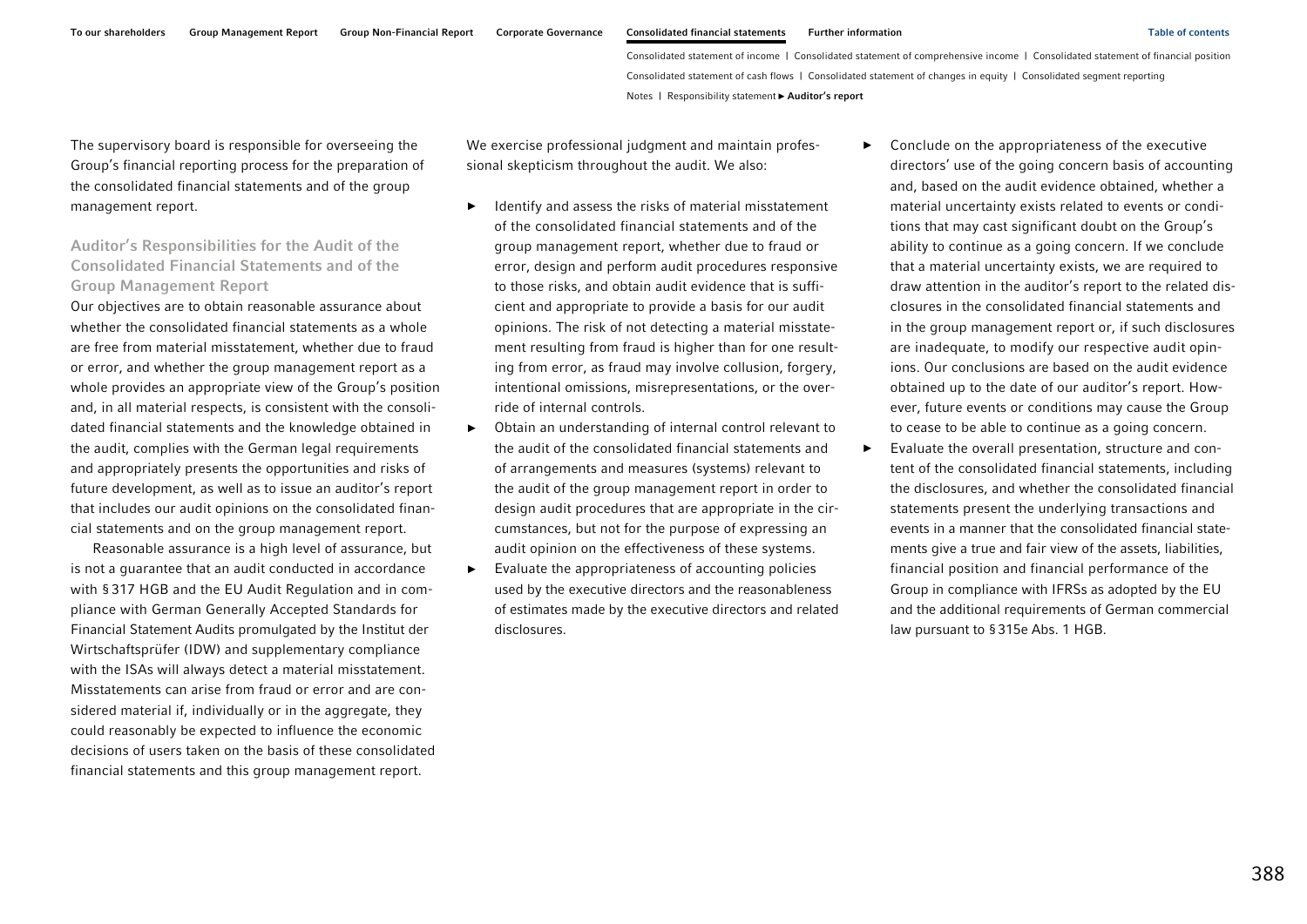The supervisory board is responsible for overseeing the Group's financial reporting process for the preparation of the consolidated financial statements and of the group management report.

### Auditor's Responsibilities for the Audit of the Consolidated Financial Statements and of the Group Management Report

Our objectives are to obtain reasonable assurance about whether the consolidated financial statements as a whole are free from material misstatement, whether due to fraud or error, and whether the group management report as a whole provides an appropriate view of the Group's position and, in all material respects, is consistent with the consolidated financial statements and the knowledge obtained in the audit, complies with the German legal requirements and appropriately presents the opportunities and risks of future development, as well as to issue an auditor's report that includes our audit opinions on the consolidated financial statements and on the group management report.

Reasonable assurance is a high level of assurance, but is not a guarantee that an audit conducted in accordance with § 317 HGB and the EU Audit Regulation and in compliance with German Generally Accepted Standards for Financial Statement Audits promulgated by the Institut der Wirtschaftsprüfer (IDW) and supplementary compliance with the ISAs will always detect a material misstatement. Misstatements can arise from fraud or error and are considered material if, individually or in the aggregate, they could reasonably be expected to influence the economic decisions of users taken on the basis of these consolidated financial statements and this group management report.

We exercise professional judgment and maintain professional skepticism throughout the audit. We also:

- Identify and assess the risks of material misstatement of the consolidated financial statements and of the group management report, whether due to fraud or error, design and perform audit procedures responsive to those risks, and obtain audit evidence that is sufficient and appropriate to provide a basis for our audit opinions. The risk of not detecting a material misstatement resulting from fraud is higher than for one resulting from error, as fraud may involve collusion, forgery, intentional omissions, misrepresentations, or the override of internal controls.
- Obtain an understanding of internal control relevant to the audit of the consolidated financial statements and of arrangements and measures (systems) relevant to the audit of the group management report in order to design audit procedures that are appropriate in the circumstances, but not for the purpose of expressing an audit opinion on the effectiveness of these systems.
- Evaluate the appropriateness of accounting policies used by the executive directors and the reasonableness of estimates made by the executive directors and related disclosures.
- Conclude on the appropriateness of the executive directors' use of the going concern basis of accounting and, based on the audit evidence obtained, whether a material uncertainty exists related to events or conditions that may cast significant doubt on the Group's ability to continue as a going concern. If we conclude that a material uncertainty exists, we are required to draw attention in the auditor's report to the related disclosures in the consolidated financial statements and in the group management report or, if such disclosures are inadequate, to modify our respective audit opinions. Our conclusions are based on the audit evidence obtained up to the date of our auditor's report. However, future events or conditions may cause the Group to cease to be able to continue as a going concern.
- Evaluate the overall presentation, structure and content of the consolidated financial statements, including the disclosures, and whether the consolidated financial statements present the underlying transactions and events in a manner that the consolidated financial statements give a true and fair view of the assets, liabilities, financial position and financial performance of the Group in compliance with IFRSs as adopted by the EU and the additional requirements of German commercial law pursuant to § 315e Abs. 1 HGB.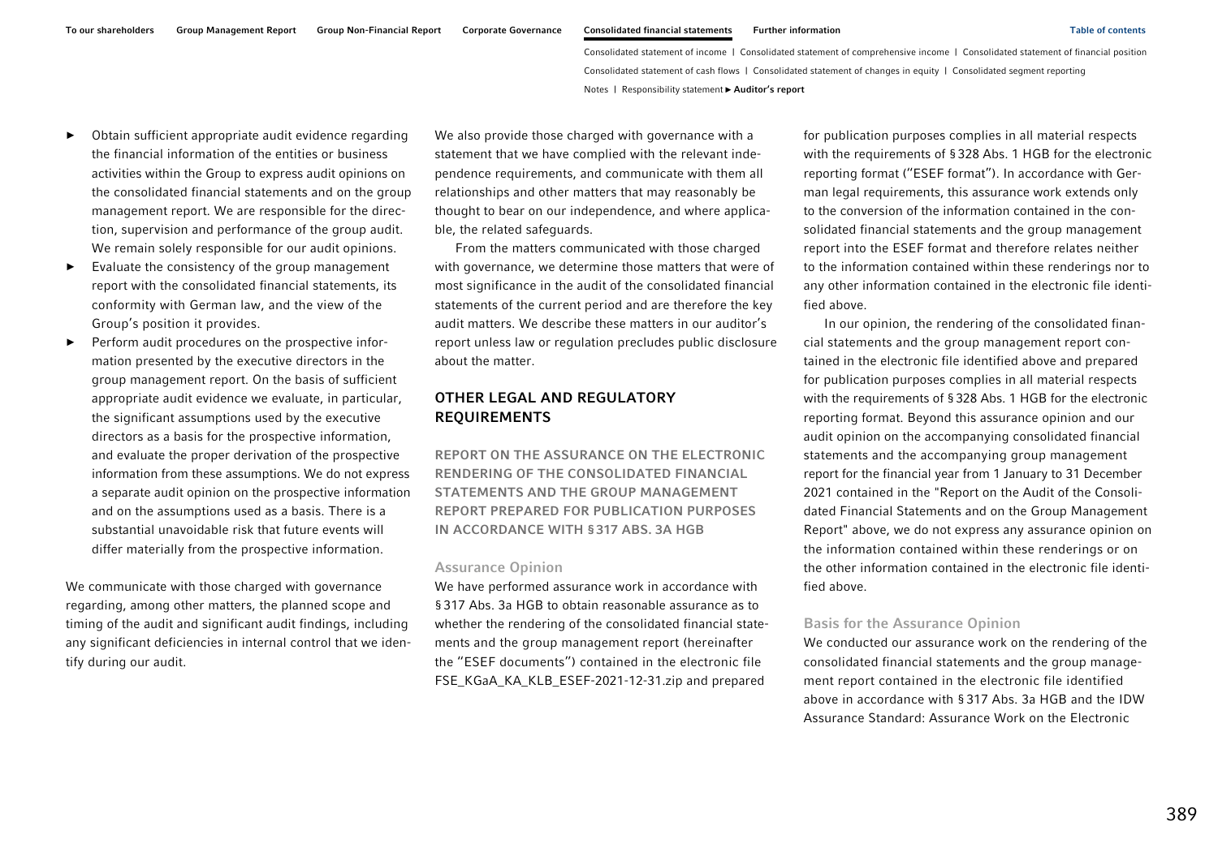- Obtain sufficient appropriate audit evidence regarding the financial information of the entities or business activities within the Group to express audit opinions on the consolidated financial statements and on the group management report. We are responsible for the direction, supervision and performance of the group audit. We remain solely responsible for our audit opinions.
- Evaluate the consistency of the group management report with the consolidated financial statements, its conformity with German law, and the view of the Group's position it provides.
- Perform audit procedures on the prospective information presented by the executive directors in the group management report. On the basis of sufficient appropriate audit evidence we evaluate, in particular, the significant assumptions used by the executive directors as a basis for the prospective information, and evaluate the proper derivation of the prospective information from these assumptions. We do not express a separate audit opinion on the prospective information and on the assumptions used as a basis. There is a substantial unavoidable risk that future events will differ materially from the prospective information.

We communicate with those charged with governance regarding, among other matters, the planned scope and timing of the audit and significant audit findings, including any significant deficiencies in internal control that we identify during our audit.

We also provide those charged with governance with a statement that we have complied with the relevant independence requirements, and communicate with them all relationships and other matters that may reasonably be thought to bear on our independence, and where applicable, the related safeguards.

From the matters communicated with those charged with governance, we determine those matters that were of most significance in the audit of the consolidated financial statements of the current period and are therefore the key audit matters. We describe these matters in our auditor's report unless law or regulation precludes public disclosure about the matter.

## OTHER LEGAL AND REGULATORY REQUIREMENTS

### REPORT ON THE ASSURANCE ON THE ELECTRONIC RENDERING OF THE CONSOLIDATED FINANCIAL STATEMENTS AND THE GROUP MANAGEMENT REPORT PREPARED FOR PUBLICATION PURPOSES IN ACCORDANCE WITH § 317 ABS. 3A HGB

#### Assurance Opinion

We have performed assurance work in accordance with § 317 Abs. 3a HGB to obtain reasonable assurance as to whether the rendering of the consolidated financial statements and the group management report (hereinafter the "ESEF documents") contained in the electronic file FSE_KGaA_KA_KLB_ESEF-2021-12-31.zip and prepared for publication purposes complies in all material respects with the requirements of § 328 Abs. 1 HGB for the electronic reporting format ("ESEF format"). In accordance with German legal requirements, this assurance work extends only to the conversion of the information contained in the consolidated financial statements and the group management report into the ESEF format and therefore relates neither to the information contained within these renderings nor to any other information contained in the electronic file identified above.

In our opinion, the rendering of the consolidated financial statements and the group management report contained in the electronic file identified above and prepared for publication purposes complies in all material respects with the requirements of § 328 Abs. 1 HGB for the electronic reporting format. Beyond this assurance opinion and our audit opinion on the accompanying consolidated financial statements and the accompanying group management report for the financial year from 1 January to 31 December 2021 contained in the "Report on the Audit of the Consolidated Financial Statements and on the Group Management Report" above, we do not express any assurance opinion on the information contained within these renderings or on the other information contained in the electronic file identified above.

#### Basis for the Assurance Opinion

We conducted our assurance work on the rendering of the consolidated financial statements and the group management report contained in the electronic file identified above in accordance with § 317 Abs. 3a HGB and the IDW Assurance Standard: Assurance Work on the Electronic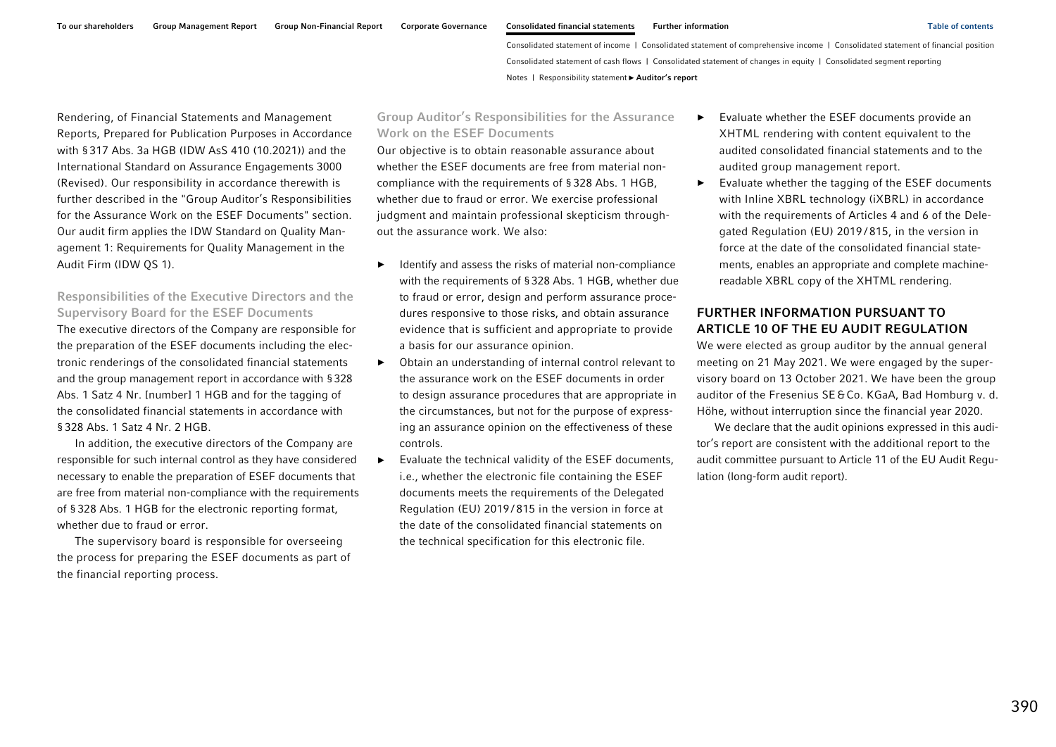Rendering, of Financial Statements and Management Reports, Prepared for Publication Purposes in Accordance with § 317 Abs. 3a HGB (IDW AsS 410 (10.2021)) and the International Standard on Assurance Engagements 3000 (Revised). Our responsibility in accordance therewith is further described in the "Group Auditor's Responsibilities for the Assurance Work on the ESEF Documents" section. Our audit firm applies the IDW Standard on Quality Management 1: Requirements for Quality Management in the Audit Firm (IDW QS 1).

### Responsibilities of the Executive Directors and the Supervisory Board for the ESEF Documents

The executive directors of the Company are responsible for the preparation of the ESEF documents including the electronic renderings of the consolidated financial statements and the group management report in accordance with § 328 Abs. 1 Satz 4 Nr. [number] 1 HGB and for the tagging of the consolidated financial statements in accordance with § 328 Abs. 1 Satz 4 Nr. 2 HGB.

In addition, the executive directors of the Company are responsible for such internal control as they have considered necessary to enable the preparation of ESEF documents that are free from material non-compliance with the requirements of § 328 Abs. 1 HGB for the electronic reporting format, whether due to fraud or error.

The supervisory board is responsible for overseeing the process for preparing the ESEF documents as part of the financial reporting process.

### Group Auditor's Responsibilities for the Assurance Work on the ESEF Documents

Our objective is to obtain reasonable assurance about whether the ESEF documents are free from material non-compliance with the requirements of § 328 Abs. 1 HGB, whether due to fraud or error. We exercise professional judgment and maintain professional skepticism throughout the assurance work. We also:

- Identify and assess the risks of material non-compliance with the requirements of § 328 Abs. 1 HGB, whether due to fraud or error, design and perform assurance procedures responsive to those risks, and obtain assurance evidence that is sufficient and appropriate to provide a basis for our assurance opinion.
- Obtain an understanding of internal control relevant to the assurance work on the ESEF documents in order to design assurance procedures that are appropriate in the circumstances, but not for the purpose of expressing an assurance opinion on the effectiveness of these controls.
- Evaluate the technical validity of the ESEF documents, i.e., whether the electronic file containing the ESEF documents meets the requirements of the Delegated Regulation (EU) 2019/815 in the version in force at the date of the consolidated financial statements on the technical specification for this electronic file.
- Evaluate whether the ESEF documents provide an XHTML rendering with content equivalent to the audited consolidated financial statements and to the audited group management report.
- Evaluate whether the tagging of the ESEF documents with Inline XBRL technology (iXBRL) in accordance with the requirements of Articles 4 and 6 of the Delegated Regulation (EU) 2019/815, in the version in force at the date of the consolidated financial statements, enables an appropriate and complete machine-readable XBRL copy of the XHTML rendering.

## FURTHER INFORMATION PURSUANT TO ARTICLE 10 OF THE EU AUDIT REGULATION

We were elected as group auditor by the annual general meeting on 21 May 2021. We were engaged by the supervisory board on 13 October 2021. We have been the group auditor of the Fresenius SE & Co. KGaA, Bad Homburg v. d. Höhe, without interruption since the financial year 2020.

We declare that the audit opinions expressed in this auditor's report are consistent with the additional report to the audit committee pursuant to Article 11 of the EU Audit Regulation (long-form audit report).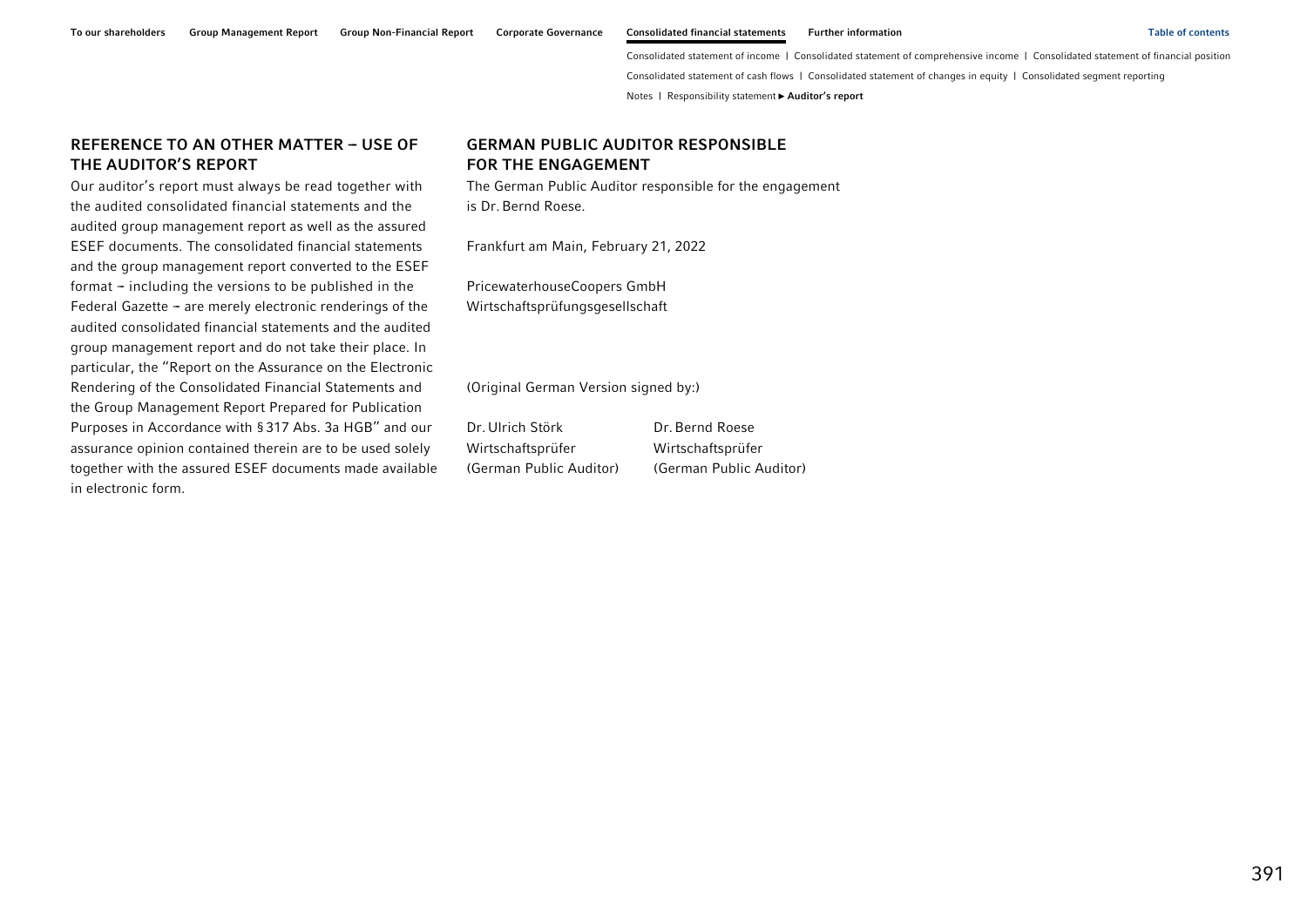## REFERENCE TO AN OTHER MATTER – USE OF THE AUDITOR'S REPORT

Our auditor's report must always be read together with the audited consolidated financial statements and the audited group management report as well as the assured ESEF documents. The consolidated financial statements and the group management report converted to the ESEF format – including the versions to be published in the Federal Gazette – are merely electronic renderings of the audited consolidated financial statements and the audited group management report and do not take their place. In particular, the "Report on the Assurance on the Electronic Rendering of the Consolidated Financial Statements and the Group Management Report Prepared for Publication Purposes in Accordance with § 317 Abs. 3a HGB" and our assurance opinion contained therein are to be used solely together with the assured ESEF documents made available in electronic form.

## GERMAN PUBLIC AUDITOR RESPONSIBLE FOR THE ENGAGEMENT

The German Public Auditor responsible for the engagement is Dr. Bernd Roese.

Frankfurt am Main, February 21, 2022

PricewaterhouseCoopers GmbH
Wirtschaftsprüfungsgesellschaft

(Original German Version signed by:)

| | |
|---|---|
| Dr. Ulrich Störk | Dr. Bernd Roese |
| Wirtschaftsprüfer | Wirtschaftsprüfer |
| (German Public Auditor) | (German Public Auditor) |